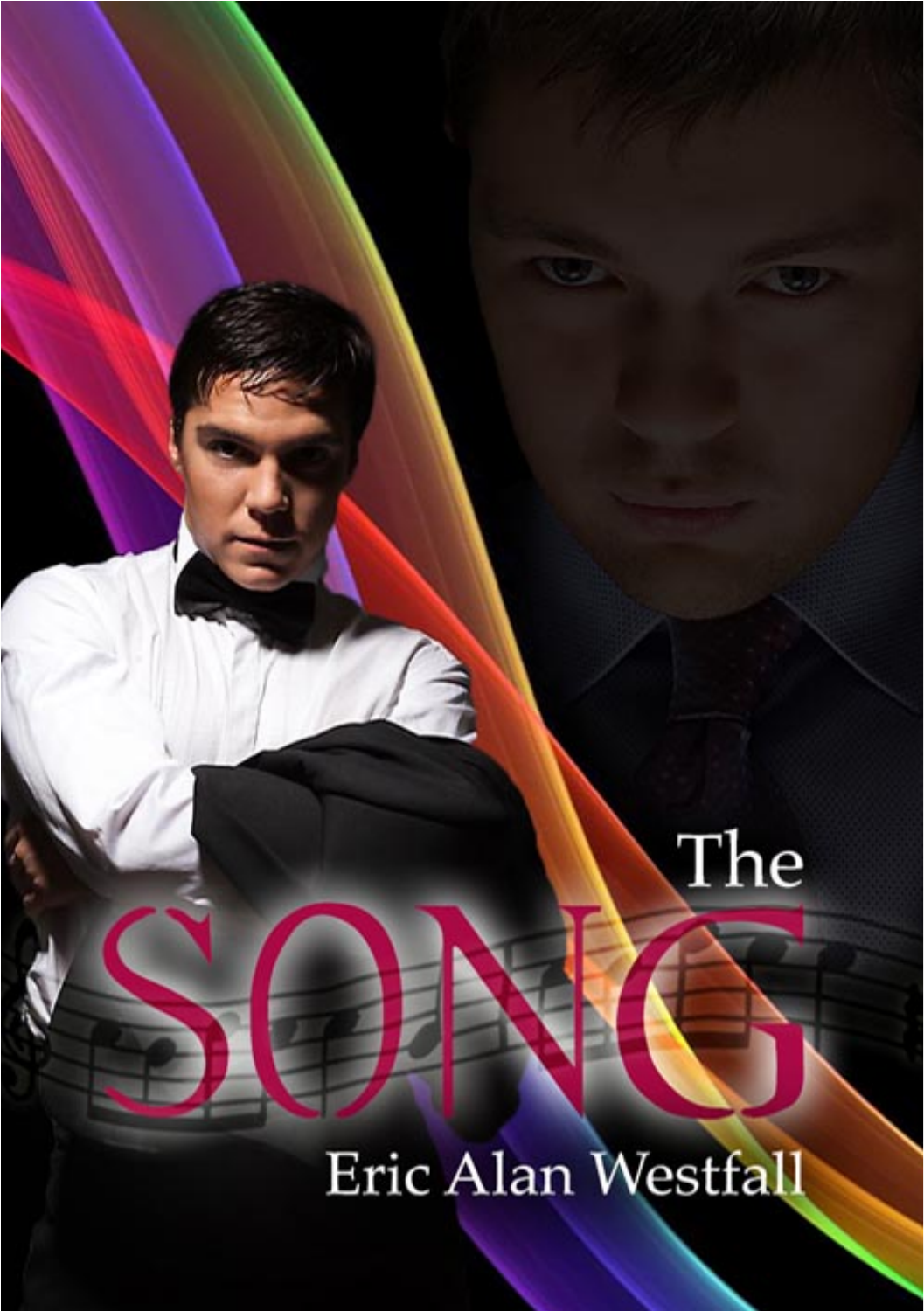# The SONG

Eric Alan Westfall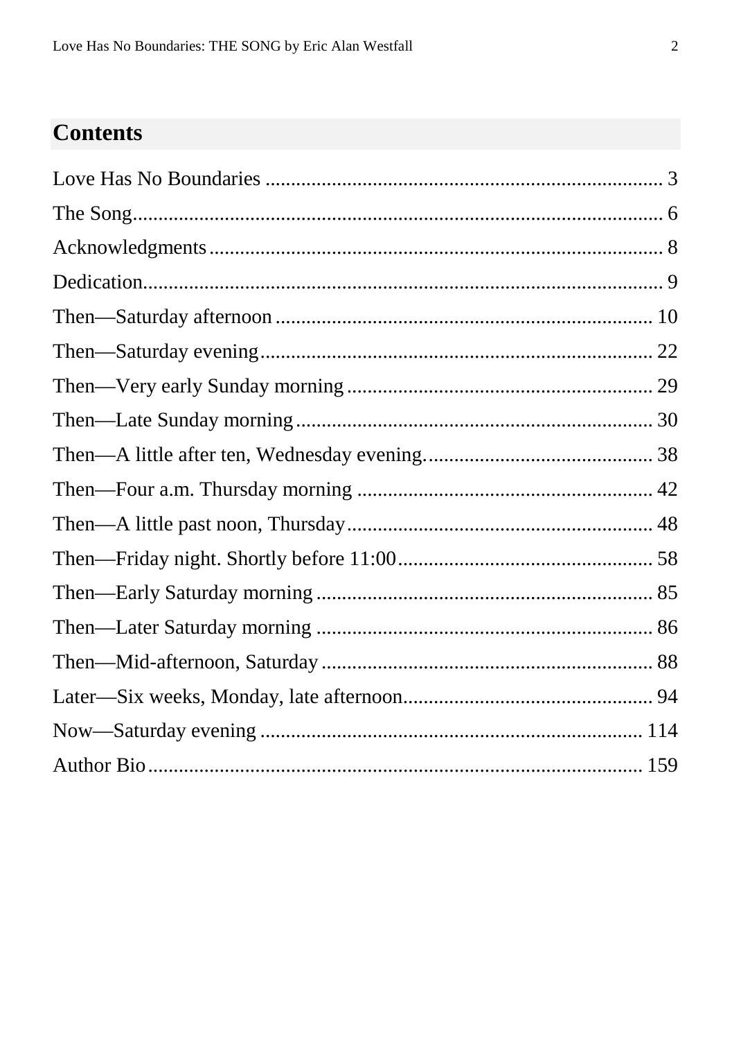## Contents

Love Has No Boundaries ............................................................................. 3

The Song........................................................................................ 6

Acknowledgments........................................................................... 8

Dedication...................................................................................... 9

Then—Saturday afternoon .......................................................................... 10

Then—Saturday evening............................................................................. 22

Then—Very early Sunday morning ............................................................ 29

Then—Late Sunday morning...................................................................... 30

Then—A little after ten, Wednesday evening............................................. 38

Then—Four a.m. Thursday morning .......................................................... 42

Then—A little past noon, Thursday............................................................ 48

Then—Friday night. Shortly before 11:00.................................................. 58

Then—Early Saturday morning .................................................................. 85

Then—Later Saturday morning .................................................................. 86

Then—Mid-afternoon, Saturday ................................................................. 88

Later—Six weeks, Monday, late afternoon................................................. 94

Now—Saturday evening ........................................................................... 114

Author Bio.................................................................................. 159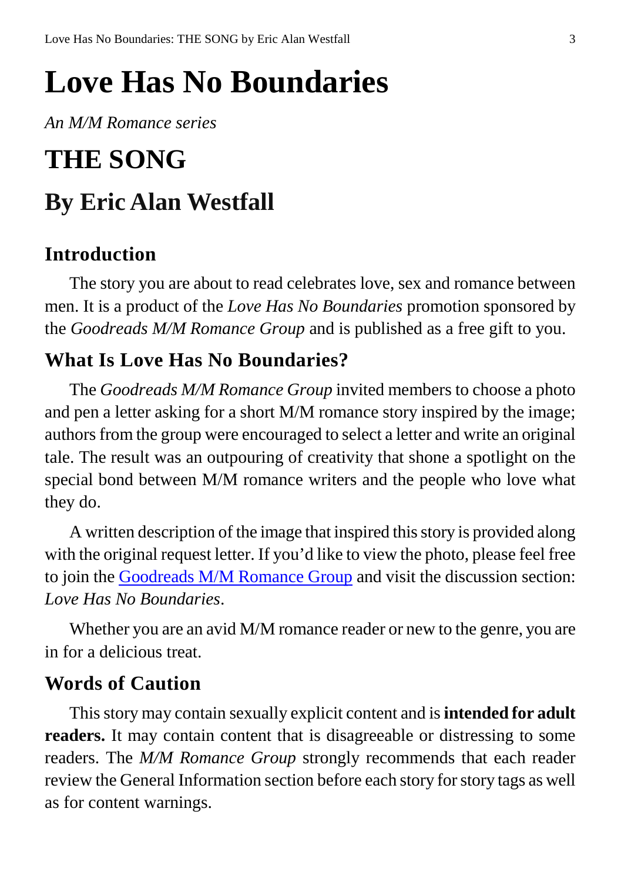# Love Has No Boundaries

*An M/M Romance series*

# THE SONG

# By Eric Alan Westfall

## Introduction

The story you are about to read celebrates love, sex and romance between men. It is a product of the *Love Has No Boundaries* promotion sponsored by the *Goodreads M/M Romance Group* and is published as a free gift to you.

## What Is Love Has No Boundaries?

The *Goodreads M/M Romance Group* invited members to choose a photo and pen a letter asking for a short M/M romance story inspired by the image; authors from the group were encouraged to select a letter and write an original tale. The result was an outpouring of creativity that shone a spotlight on the special bond between M/M romance writers and the people who love what they do.

A written description of the image that inspired this story is provided along with the original request letter. If you'd like to view the photo, please feel free to join the Goodreads M/M Romance Group and visit the discussion section: *Love Has No Boundaries*.

Whether you are an avid M/M romance reader or new to the genre, you are in for a delicious treat.

## Words of Caution

This story may contain sexually explicit content and is **intended for adult readers.** It may contain content that is disagreeable or distressing to some readers. The *M/M Romance Group* strongly recommends that each reader review the General Information section before each story for story tags as well as for content warnings.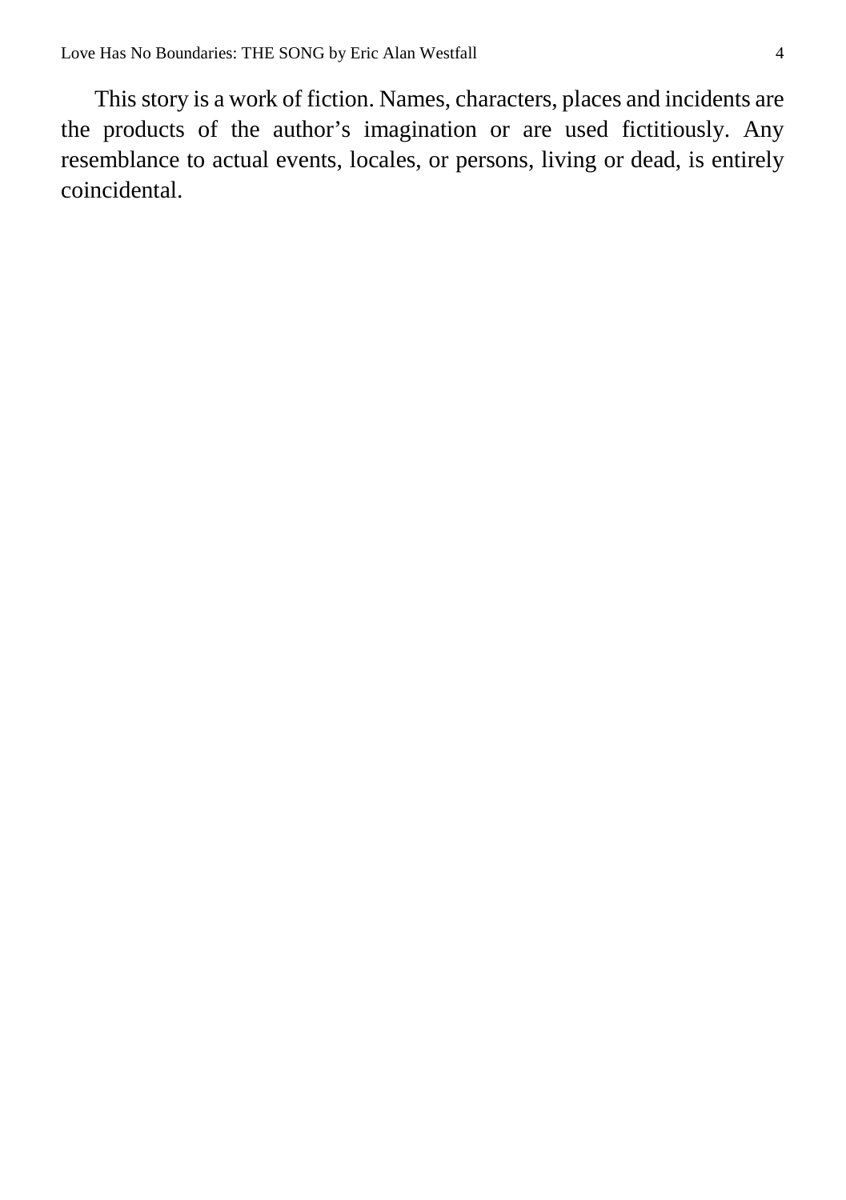This story is a work of fiction. Names, characters, places and incidents are the products of the author's imagination or are used fictitiously. Any resemblance to actual events, locales, or persons, living or dead, is entirely coincidental.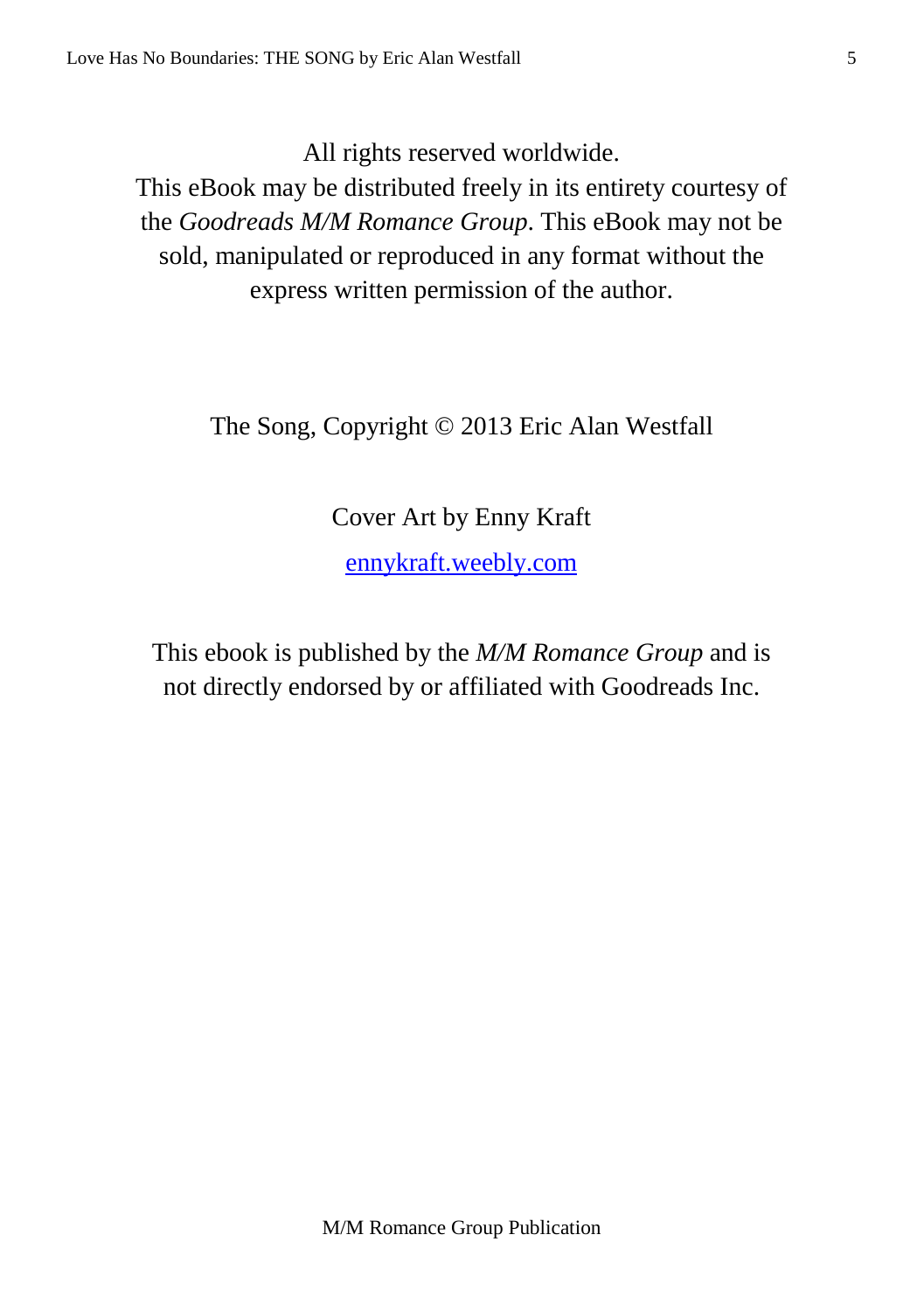All rights reserved worldwide.
This eBook may be distributed freely in its entirety courtesy of the *Goodreads M/M Romance Group*. This eBook may not be sold, manipulated or reproduced in any format without the express written permission of the author.

The Song, Copyright © 2013 Eric Alan Westfall

Cover Art by Enny Kraft

[ennykraft.weebly.com](http://ennykraft.weebly.com)

This ebook is published by the *M/M Romance Group* and is not directly endorsed by or affiliated with Goodreads Inc.

M/M Romance Group Publication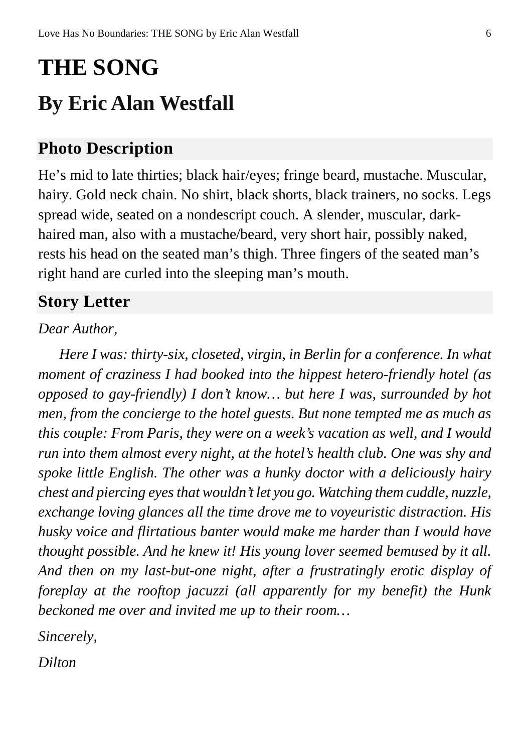# THE SONG

# By Eric Alan Westfall

## Photo Description

He's mid to late thirties; black hair/eyes; fringe beard, mustache. Muscular, hairy. Gold neck chain. No shirt, black shorts, black trainers, no socks. Legs spread wide, seated on a nondescript couch. A slender, muscular, dark-haired man, also with a mustache/beard, very short hair, possibly naked, rests his head on the seated man's thigh. Three fingers of the seated man's right hand are curled into the sleeping man's mouth.

## Story Letter

*Dear Author,*

*Here I was: thirty-six, closeted, virgin, in Berlin for a conference. In what moment of craziness I had booked into the hippest hetero-friendly hotel (as opposed to gay-friendly) I don't know… but here I was, surrounded by hot men, from the concierge to the hotel guests. But none tempted me as much as this couple: From Paris, they were on a week's vacation as well, and I would run into them almost every night, at the hotel's health club. One was shy and spoke little English. The other was a hunky doctor with a deliciously hairy chest and piercing eyes that wouldn't let you go. Watching them cuddle, nuzzle, exchange loving glances all the time drove me to voyeuristic distraction. His husky voice and flirtatious banter would make me harder than I would have thought possible. And he knew it! His young lover seemed bemused by it all. And then on my last-but-one night, after a frustratingly erotic display of foreplay at the rooftop jacuzzi (all apparently for my benefit) the Hunk beckoned me over and invited me up to their room…*

*Sincerely,*

*Dilton*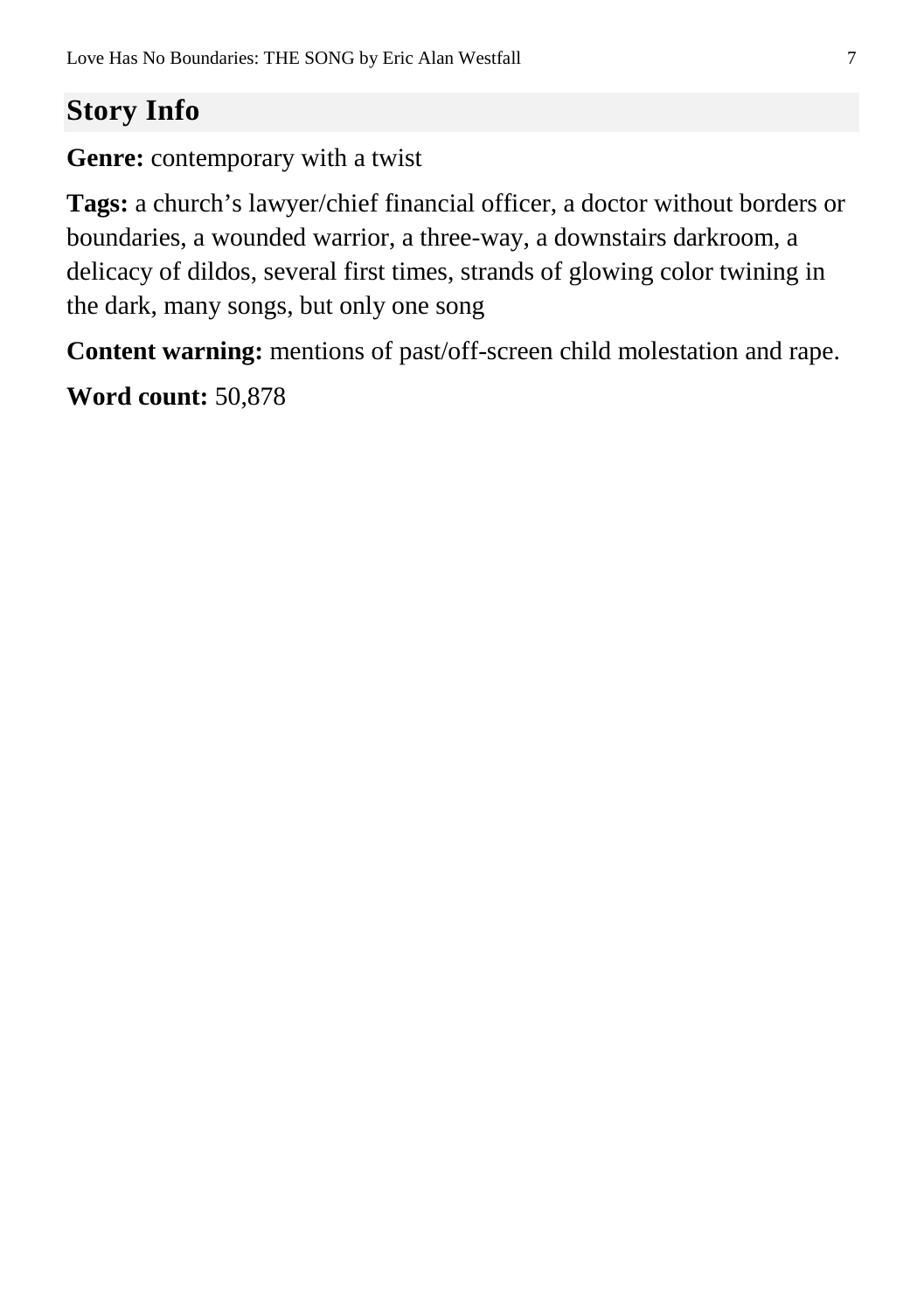## Story Info

**Genre:** contemporary with a twist

**Tags:** a church's lawyer/chief financial officer, a doctor without borders or boundaries, a wounded warrior, a three-way, a downstairs darkroom, a delicacy of dildos, several first times, strands of glowing color twining in the dark, many songs, but only one song

**Content warning:** mentions of past/off-screen child molestation and rape.

**Word count:** 50,878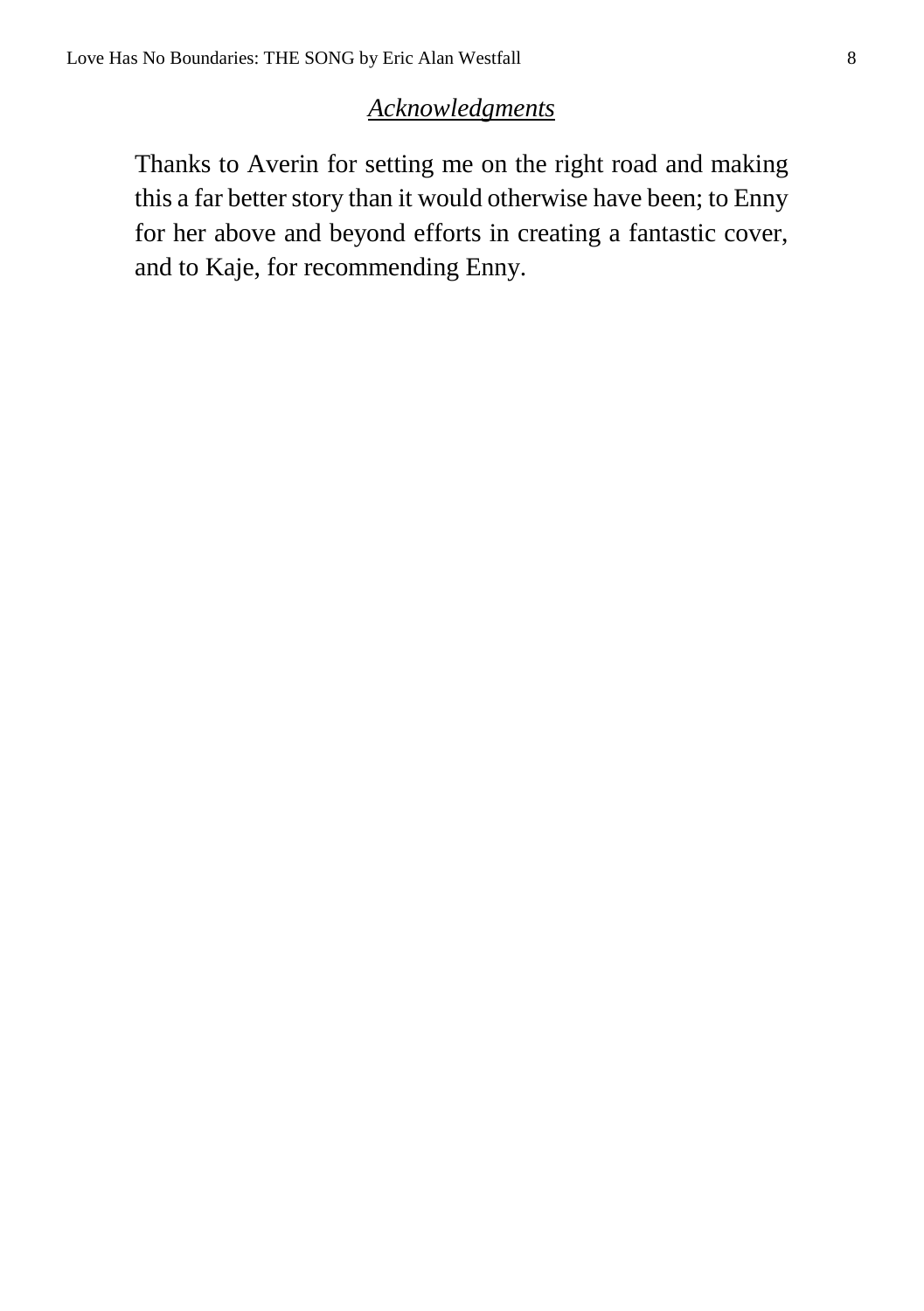## *Acknowledgments*

Thanks to Averin for setting me on the right road and making this a far better story than it would otherwise have been; to Enny for her above and beyond efforts in creating a fantastic cover, and to Kaje, for recommending Enny.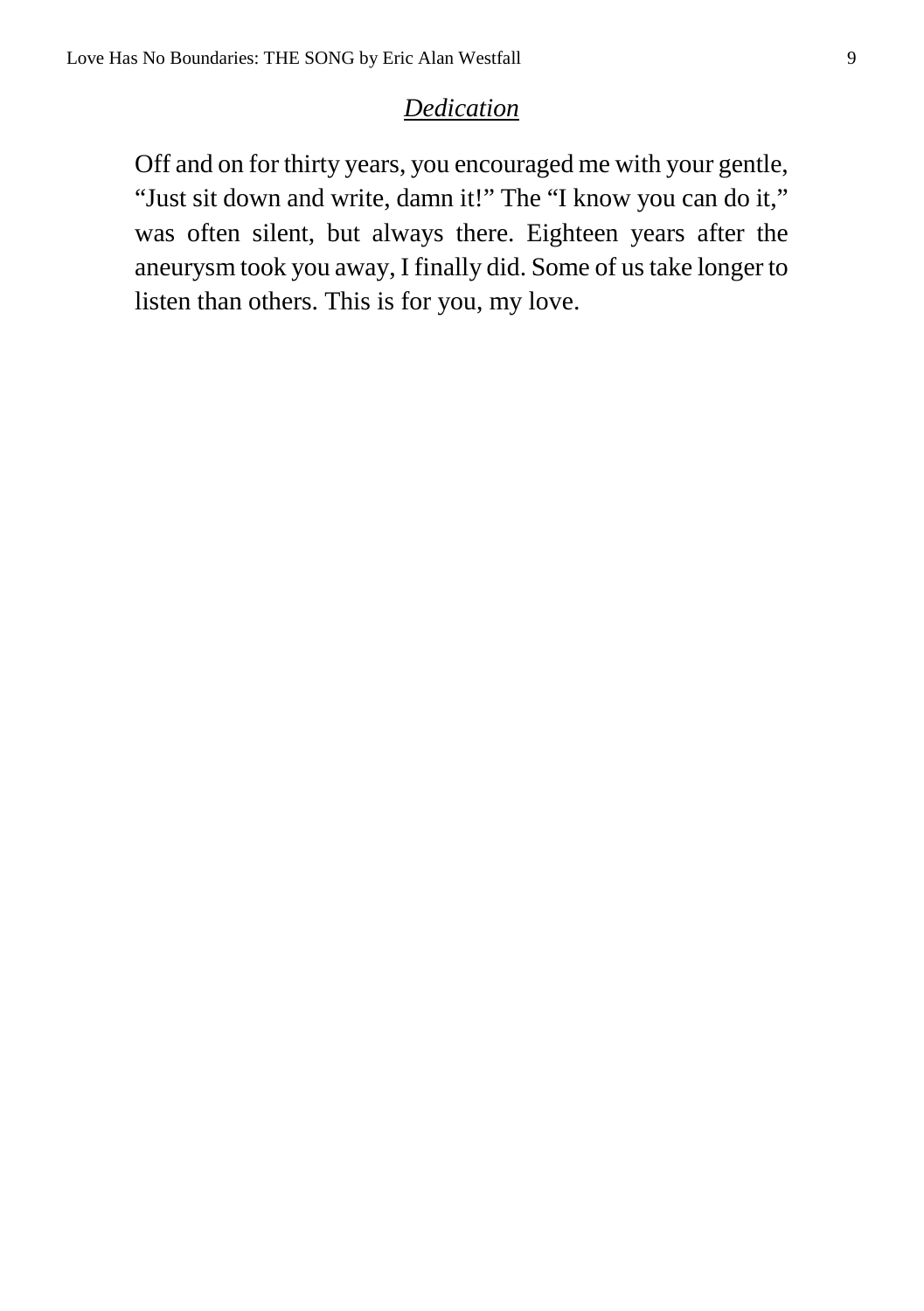## *Dedication*

Off and on for thirty years, you encouraged me with your gentle, "Just sit down and write, damn it!" The "I know you can do it," was often silent, but always there. Eighteen years after the aneurysm took you away, I finally did. Some of us take longer to listen than others. This is for you, my love.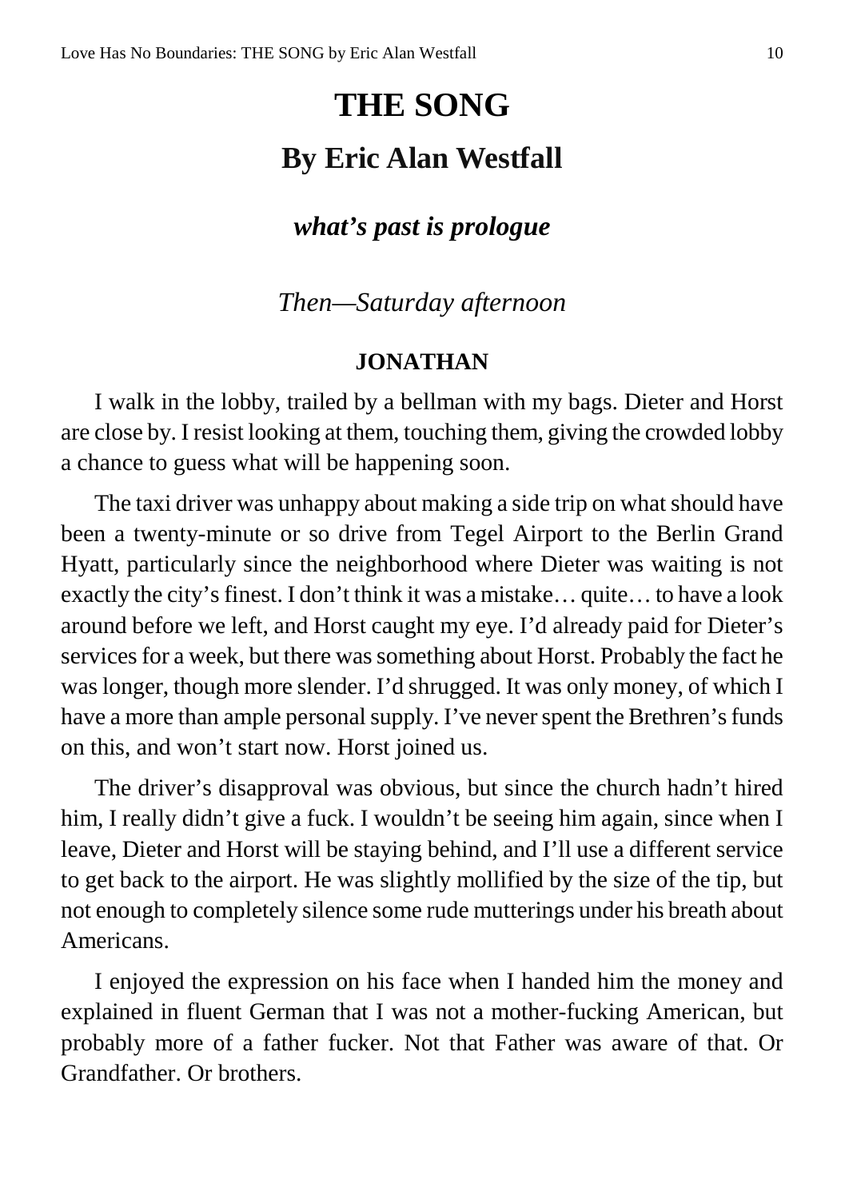# THE SONG

## By Eric Alan Westfall

### *what's past is prologue*

*Then—Saturday afternoon*

**JONATHAN**

I walk in the lobby, trailed by a bellman with my bags. Dieter and Horst are close by. I resist looking at them, touching them, giving the crowded lobby a chance to guess what will be happening soon.

The taxi driver was unhappy about making a side trip on what should have been a twenty-minute or so drive from Tegel Airport to the Berlin Grand Hyatt, particularly since the neighborhood where Dieter was waiting is not exactly the city's finest. I don't think it was a mistake… quite… to have a look around before we left, and Horst caught my eye. I'd already paid for Dieter's services for a week, but there was something about Horst. Probably the fact he was longer, though more slender. I'd shrugged. It was only money, of which I have a more than ample personal supply. I've never spent the Brethren's funds on this, and won't start now. Horst joined us.

The driver's disapproval was obvious, but since the church hadn't hired him, I really didn't give a fuck. I wouldn't be seeing him again, since when I leave, Dieter and Horst will be staying behind, and I'll use a different service to get back to the airport. He was slightly mollified by the size of the tip, but not enough to completely silence some rude mutterings under his breath about Americans.

I enjoyed the expression on his face when I handed him the money and explained in fluent German that I was not a mother-fucking American, but probably more of a father fucker. Not that Father was aware of that. Or Grandfather. Or brothers.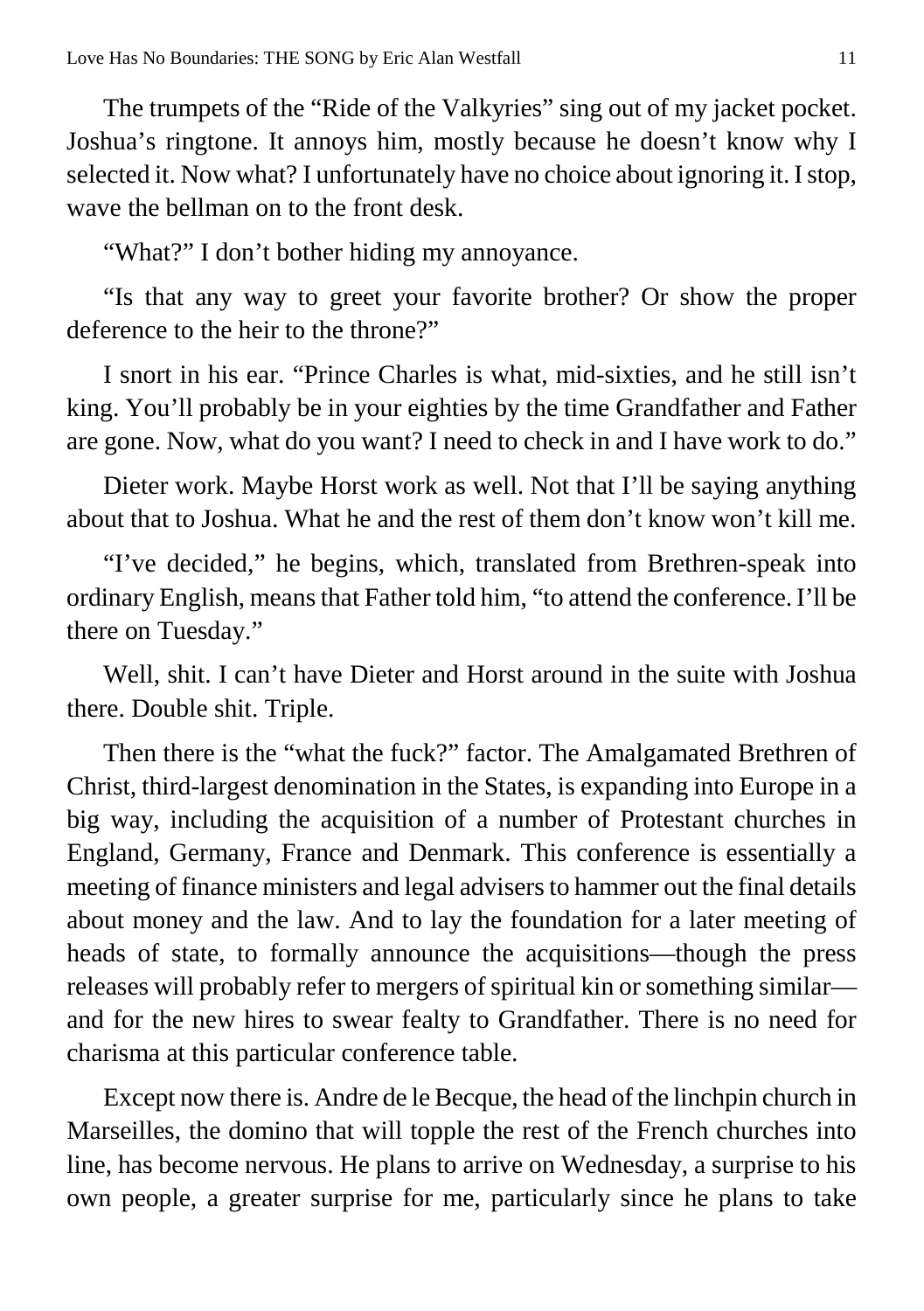The trumpets of the "Ride of the Valkyries" sing out of my jacket pocket. Joshua's ringtone. It annoys him, mostly because he doesn't know why I selected it. Now what? I unfortunately have no choice about ignoring it. I stop, wave the bellman on to the front desk.

"What?" I don't bother hiding my annoyance.

"Is that any way to greet your favorite brother? Or show the proper deference to the heir to the throne?"

I snort in his ear. "Prince Charles is what, mid-sixties, and he still isn't king. You'll probably be in your eighties by the time Grandfather and Father are gone. Now, what do you want? I need to check in and I have work to do."

Dieter work. Maybe Horst work as well. Not that I'll be saying anything about that to Joshua. What he and the rest of them don't know won't kill me.

"I've decided," he begins, which, translated from Brethren-speak into ordinary English, means that Father told him, "to attend the conference. I'll be there on Tuesday."

Well, shit. I can't have Dieter and Horst around in the suite with Joshua there. Double shit. Triple.

Then there is the "what the fuck?" factor. The Amalgamated Brethren of Christ, third-largest denomination in the States, is expanding into Europe in a big way, including the acquisition of a number of Protestant churches in England, Germany, France and Denmark. This conference is essentially a meeting of finance ministers and legal advisers to hammer out the final details about money and the law. And to lay the foundation for a later meeting of heads of state, to formally announce the acquisitions—though the press releases will probably refer to mergers of spiritual kin or something similar—and for the new hires to swear fealty to Grandfather. There is no need for charisma at this particular conference table.

Except now there is. Andre de le Becque, the head of the linchpin church in Marseilles, the domino that will topple the rest of the French churches into line, has become nervous. He plans to arrive on Wednesday, a surprise to his own people, a greater surprise for me, particularly since he plans to take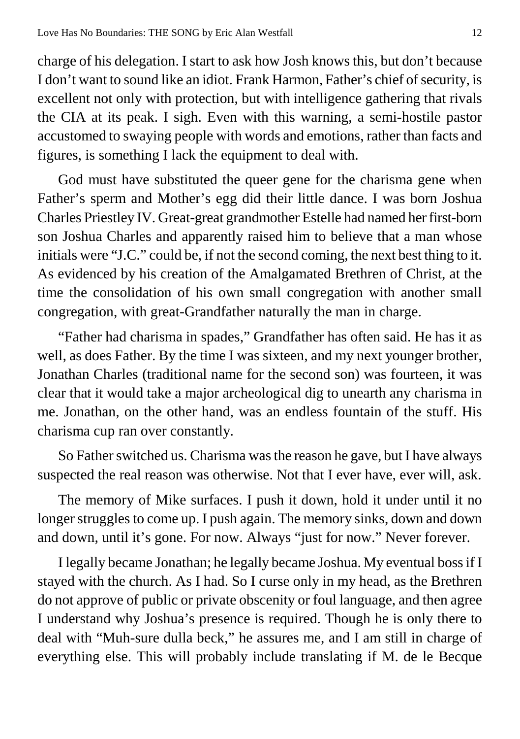charge of his delegation. I start to ask how Josh knows this, but don't because I don't want to sound like an idiot. Frank Harmon, Father's chief of security, is excellent not only with protection, but with intelligence gathering that rivals the CIA at its peak. I sigh. Even with this warning, a semi-hostile pastor accustomed to swaying people with words and emotions, rather than facts and figures, is something I lack the equipment to deal with.

God must have substituted the queer gene for the charisma gene when Father's sperm and Mother's egg did their little dance. I was born Joshua Charles Priestley IV. Great-great grandmother Estelle had named her first-born son Joshua Charles and apparently raised him to believe that a man whose initials were "J.C." could be, if not the second coming, the next best thing to it. As evidenced by his creation of the Amalgamated Brethren of Christ, at the time the consolidation of his own small congregation with another small congregation, with great-Grandfather naturally the man in charge.

"Father had charisma in spades," Grandfather has often said. He has it as well, as does Father. By the time I was sixteen, and my next younger brother, Jonathan Charles (traditional name for the second son) was fourteen, it was clear that it would take a major archeological dig to unearth any charisma in me. Jonathan, on the other hand, was an endless fountain of the stuff. His charisma cup ran over constantly.

So Father switched us. Charisma was the reason he gave, but I have always suspected the real reason was otherwise. Not that I ever have, ever will, ask.

The memory of Mike surfaces. I push it down, hold it under until it no longer struggles to come up. I push again. The memory sinks, down and down and down, until it's gone. For now. Always "just for now." Never forever.

I legally became Jonathan; he legally became Joshua. My eventual boss if I stayed with the church. As I had. So I curse only in my head, as the Brethren do not approve of public or private obscenity or foul language, and then agree I understand why Joshua's presence is required. Though he is only there to deal with "Muh-sure dulla beck," he assures me, and I am still in charge of everything else. This will probably include translating if M. de le Becque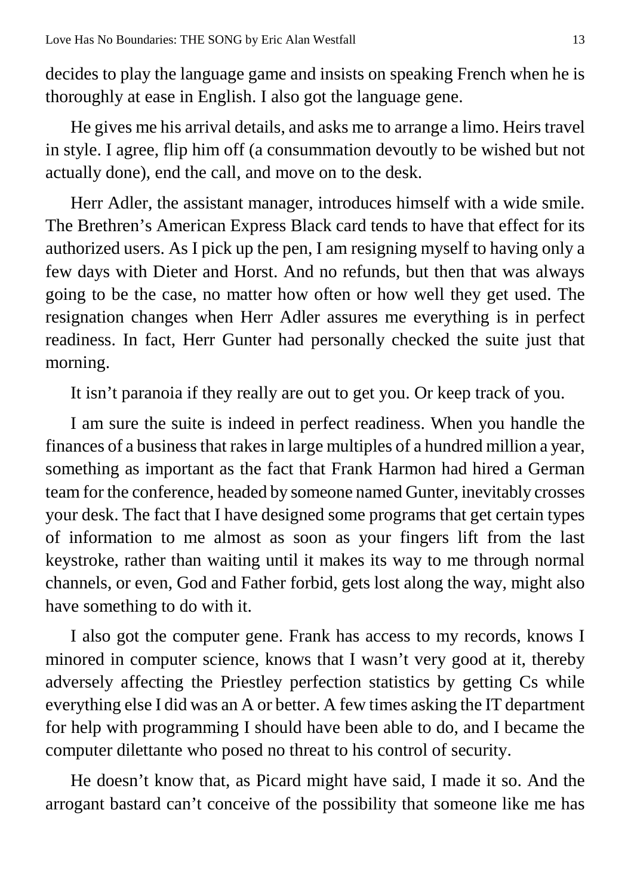decides to play the language game and insists on speaking French when he is thoroughly at ease in English. I also got the language gene.

He gives me his arrival details, and asks me to arrange a limo. Heirs travel in style. I agree, flip him off (a consummation devoutly to be wished but not actually done), end the call, and move on to the desk.

Herr Adler, the assistant manager, introduces himself with a wide smile. The Brethren's American Express Black card tends to have that effect for its authorized users. As I pick up the pen, I am resigning myself to having only a few days with Dieter and Horst. And no refunds, but then that was always going to be the case, no matter how often or how well they get used. The resignation changes when Herr Adler assures me everything is in perfect readiness. In fact, Herr Gunter had personally checked the suite just that morning.

It isn't paranoia if they really are out to get you. Or keep track of you.

I am sure the suite is indeed in perfect readiness. When you handle the finances of a business that rakes in large multiples of a hundred million a year, something as important as the fact that Frank Harmon had hired a German team for the conference, headed by someone named Gunter, inevitably crosses your desk. The fact that I have designed some programs that get certain types of information to me almost as soon as your fingers lift from the last keystroke, rather than waiting until it makes its way to me through normal channels, or even, God and Father forbid, gets lost along the way, might also have something to do with it.

I also got the computer gene. Frank has access to my records, knows I minored in computer science, knows that I wasn't very good at it, thereby adversely affecting the Priestley perfection statistics by getting Cs while everything else I did was an A or better. A few times asking the IT department for help with programming I should have been able to do, and I became the computer dilettante who posed no threat to his control of security.

He doesn't know that, as Picard might have said, I made it so. And the arrogant bastard can't conceive of the possibility that someone like me has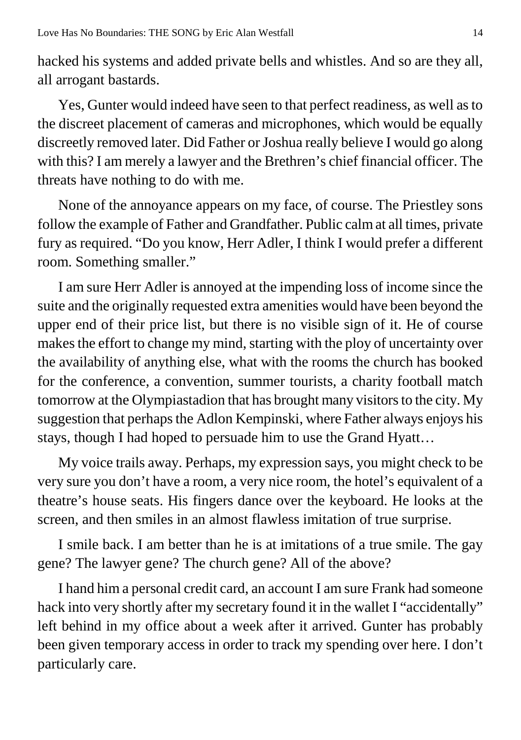hacked his systems and added private bells and whistles. And so are they all, all arrogant bastards.

Yes, Gunter would indeed have seen to that perfect readiness, as well as to the discreet placement of cameras and microphones, which would be equally discreetly removed later. Did Father or Joshua really believe I would go along with this? I am merely a lawyer and the Brethren's chief financial officer. The threats have nothing to do with me.

None of the annoyance appears on my face, of course. The Priestley sons follow the example of Father and Grandfather. Public calm at all times, private fury as required. "Do you know, Herr Adler, I think I would prefer a different room. Something smaller."

I am sure Herr Adler is annoyed at the impending loss of income since the suite and the originally requested extra amenities would have been beyond the upper end of their price list, but there is no visible sign of it. He of course makes the effort to change my mind, starting with the ploy of uncertainty over the availability of anything else, what with the rooms the church has booked for the conference, a convention, summer tourists, a charity football match tomorrow at the Olympiastadion that has brought many visitors to the city. My suggestion that perhaps the Adlon Kempinski, where Father always enjoys his stays, though I had hoped to persuade him to use the Grand Hyatt…

My voice trails away. Perhaps, my expression says, you might check to be very sure you don't have a room, a very nice room, the hotel's equivalent of a theatre's house seats. His fingers dance over the keyboard. He looks at the screen, and then smiles in an almost flawless imitation of true surprise.

I smile back. I am better than he is at imitations of a true smile. The gay gene? The lawyer gene? The church gene? All of the above?

I hand him a personal credit card, an account I am sure Frank had someone hack into very shortly after my secretary found it in the wallet I "accidentally" left behind in my office about a week after it arrived. Gunter has probably been given temporary access in order to track my spending over here. I don't particularly care.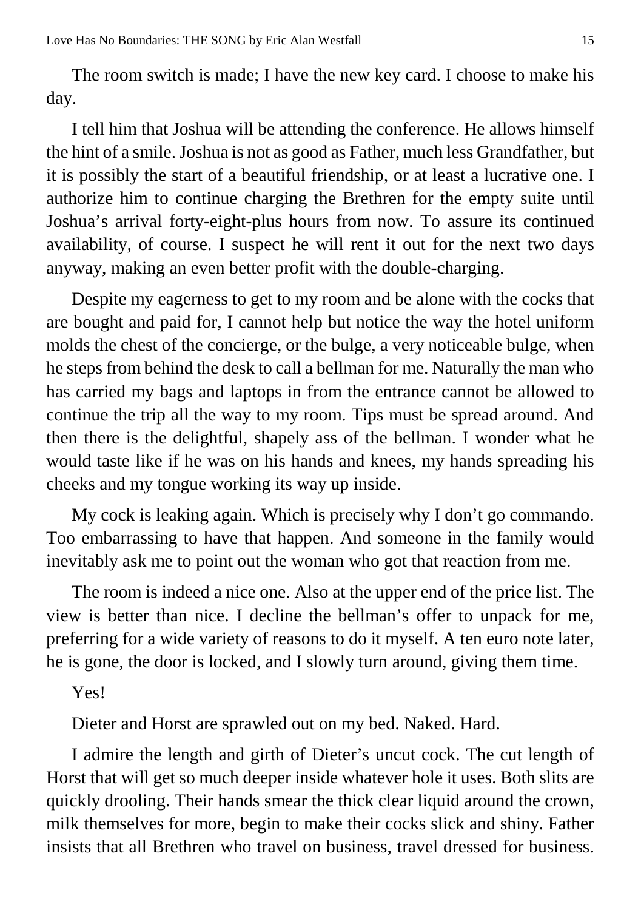The room switch is made; I have the new key card. I choose to make his day.

I tell him that Joshua will be attending the conference. He allows himself the hint of a smile. Joshua is not as good as Father, much less Grandfather, but it is possibly the start of a beautiful friendship, or at least a lucrative one. I authorize him to continue charging the Brethren for the empty suite until Joshua's arrival forty-eight-plus hours from now. To assure its continued availability, of course. I suspect he will rent it out for the next two days anyway, making an even better profit with the double-charging.

Despite my eagerness to get to my room and be alone with the cocks that are bought and paid for, I cannot help but notice the way the hotel uniform molds the chest of the concierge, or the bulge, a very noticeable bulge, when he steps from behind the desk to call a bellman for me. Naturally the man who has carried my bags and laptops in from the entrance cannot be allowed to continue the trip all the way to my room. Tips must be spread around. And then there is the delightful, shapely ass of the bellman. I wonder what he would taste like if he was on his hands and knees, my hands spreading his cheeks and my tongue working its way up inside.

My cock is leaking again. Which is precisely why I don't go commando. Too embarrassing to have that happen. And someone in the family would inevitably ask me to point out the woman who got that reaction from me.

The room is indeed a nice one. Also at the upper end of the price list. The view is better than nice. I decline the bellman's offer to unpack for me, preferring for a wide variety of reasons to do it myself. A ten euro note later, he is gone, the door is locked, and I slowly turn around, giving them time.

Yes!

Dieter and Horst are sprawled out on my bed. Naked. Hard.

I admire the length and girth of Dieter's uncut cock. The cut length of Horst that will get so much deeper inside whatever hole it uses. Both slits are quickly drooling. Their hands smear the thick clear liquid around the crown, milk themselves for more, begin to make their cocks slick and shiny. Father insists that all Brethren who travel on business, travel dressed for business.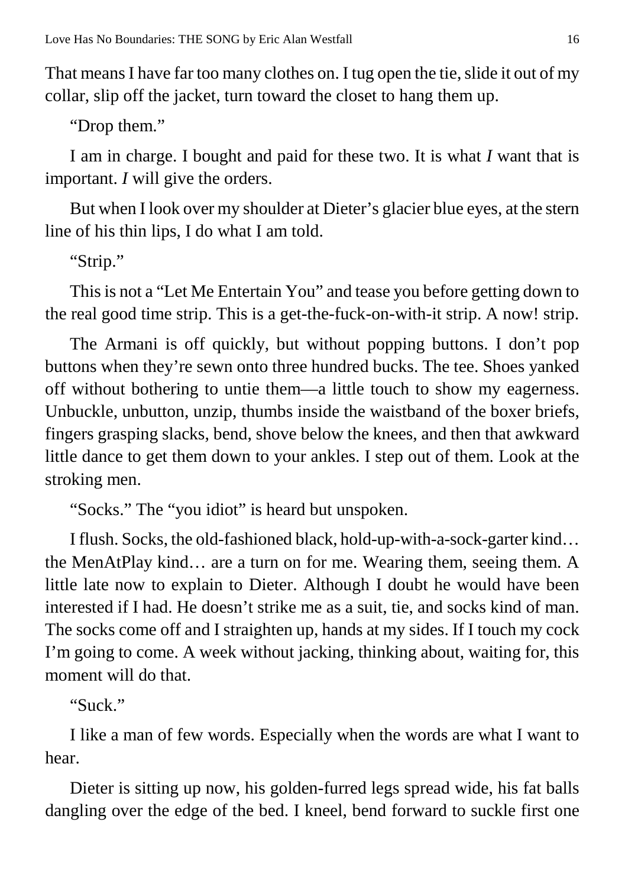That means I have far too many clothes on. I tug open the tie, slide it out of my collar, slip off the jacket, turn toward the closet to hang them up.

"Drop them."

I am in charge. I bought and paid for these two. It is what *I* want that is important. *I* will give the orders.

But when I look over my shoulder at Dieter's glacier blue eyes, at the stern line of his thin lips, I do what I am told.

"Strip."

This is not a "Let Me Entertain You" and tease you before getting down to the real good time strip. This is a get-the-fuck-on-with-it strip. A now! strip.

The Armani is off quickly, but without popping buttons. I don't pop buttons when they're sewn onto three hundred bucks. The tee. Shoes yanked off without bothering to untie them—a little touch to show my eagerness. Unbuckle, unbutton, unzip, thumbs inside the waistband of the boxer briefs, fingers grasping slacks, bend, shove below the knees, and then that awkward little dance to get them down to your ankles. I step out of them. Look at the stroking men.

"Socks." The "you idiot" is heard but unspoken.

I flush. Socks, the old-fashioned black, hold-up-with-a-sock-garter kind… the MenAtPlay kind… are a turn on for me. Wearing them, seeing them. A little late now to explain to Dieter. Although I doubt he would have been interested if I had. He doesn't strike me as a suit, tie, and socks kind of man. The socks come off and I straighten up, hands at my sides. If I touch my cock I'm going to come. A week without jacking, thinking about, waiting for, this moment will do that.

"Suck."

I like a man of few words. Especially when the words are what I want to hear.

Dieter is sitting up now, his golden-furred legs spread wide, his fat balls dangling over the edge of the bed. I kneel, bend forward to suckle first one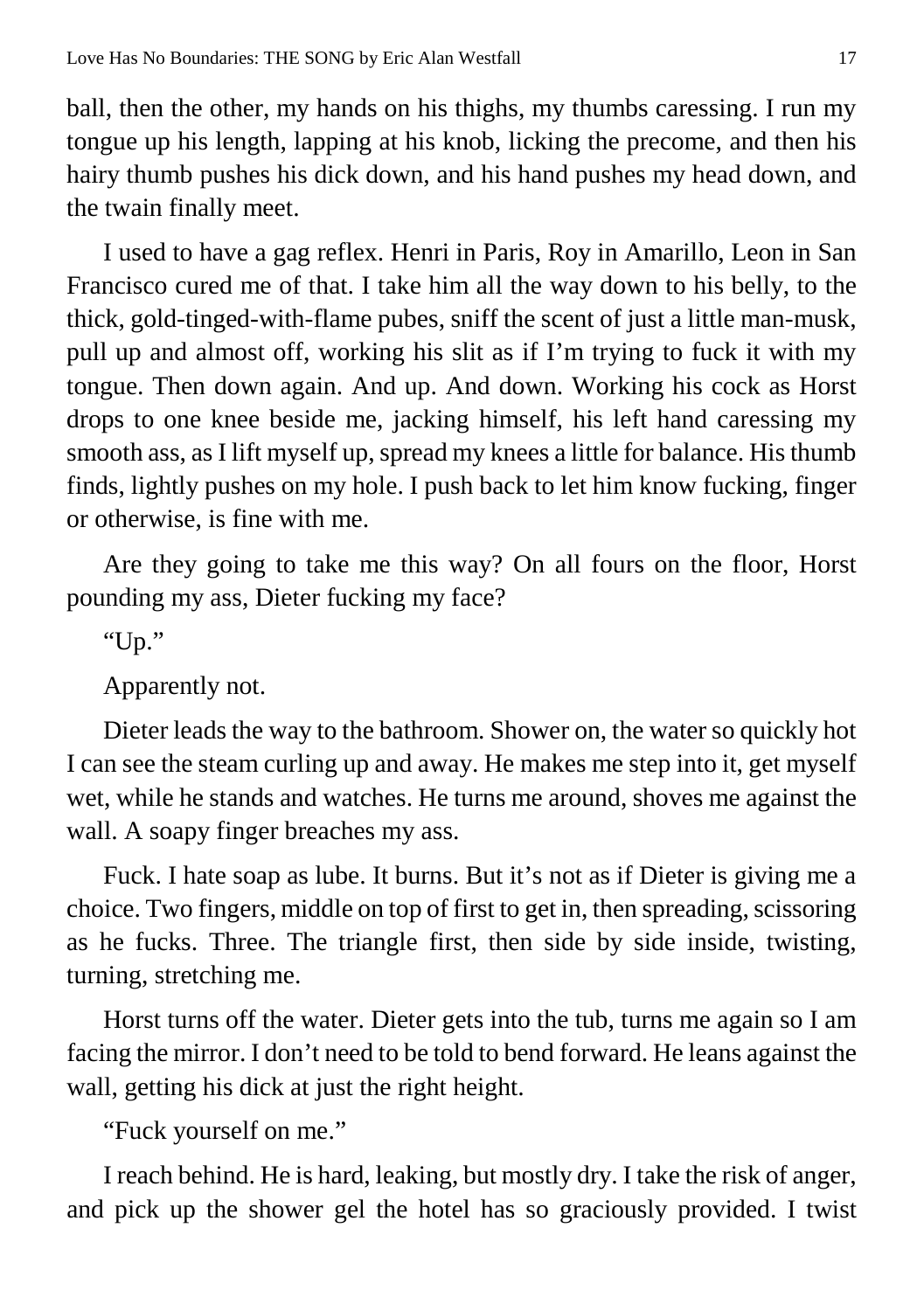ball, then the other, my hands on his thighs, my thumbs caressing. I run my tongue up his length, lapping at his knob, licking the precome, and then his hairy thumb pushes his dick down, and his hand pushes my head down, and the twain finally meet.

I used to have a gag reflex. Henri in Paris, Roy in Amarillo, Leon in San Francisco cured me of that. I take him all the way down to his belly, to the thick, gold-tinged-with-flame pubes, sniff the scent of just a little man-musk, pull up and almost off, working his slit as if I'm trying to fuck it with my tongue. Then down again. And up. And down. Working his cock as Horst drops to one knee beside me, jacking himself, his left hand caressing my smooth ass, as I lift myself up, spread my knees a little for balance. His thumb finds, lightly pushes on my hole. I push back to let him know fucking, finger or otherwise, is fine with me.

Are they going to take me this way? On all fours on the floor, Horst pounding my ass, Dieter fucking my face?

"Up."

Apparently not.

Dieter leads the way to the bathroom. Shower on, the water so quickly hot I can see the steam curling up and away. He makes me step into it, get myself wet, while he stands and watches. He turns me around, shoves me against the wall. A soapy finger breaches my ass.

Fuck. I hate soap as lube. It burns. But it's not as if Dieter is giving me a choice. Two fingers, middle on top of first to get in, then spreading, scissoring as he fucks. Three. The triangle first, then side by side inside, twisting, turning, stretching me.

Horst turns off the water. Dieter gets into the tub, turns me again so I am facing the mirror. I don't need to be told to bend forward. He leans against the wall, getting his dick at just the right height.

"Fuck yourself on me."

I reach behind. He is hard, leaking, but mostly dry. I take the risk of anger, and pick up the shower gel the hotel has so graciously provided. I twist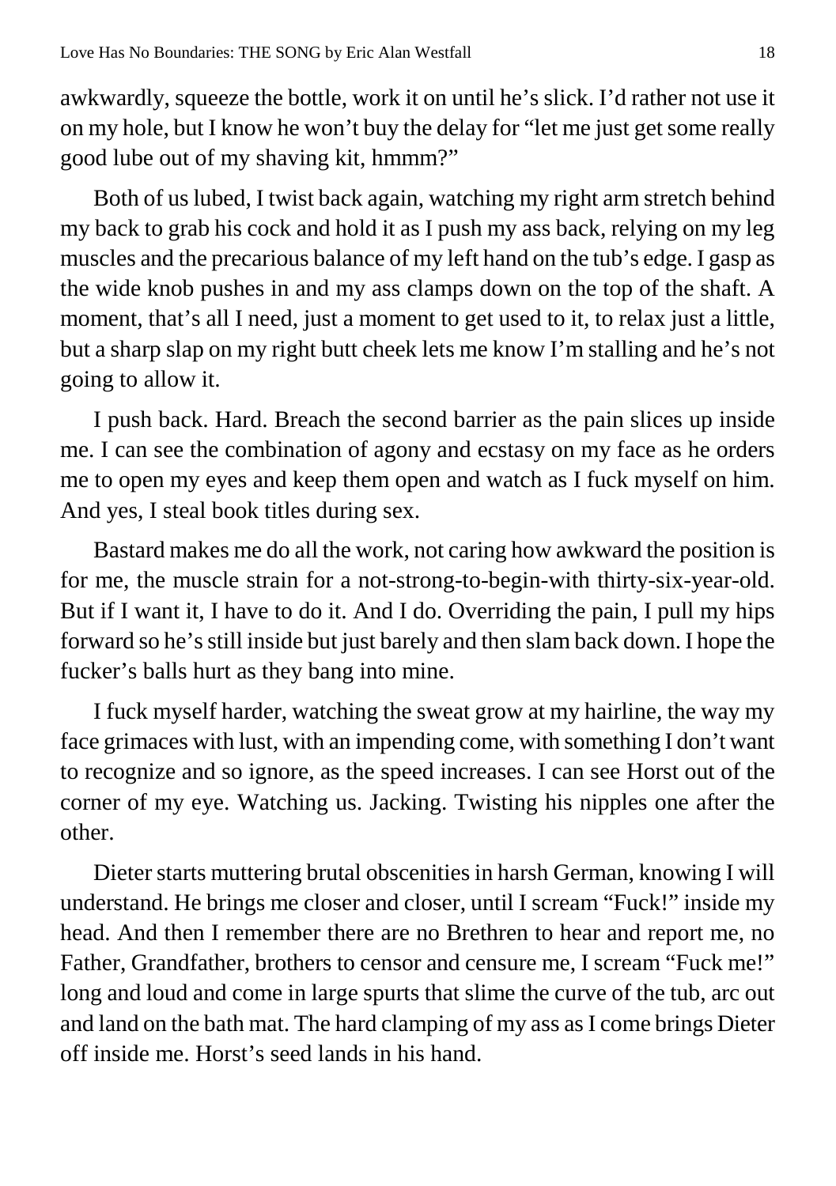awkwardly, squeeze the bottle, work it on until he's slick. I'd rather not use it on my hole, but I know he won't buy the delay for "let me just get some really good lube out of my shaving kit, hmmm?"

Both of us lubed, I twist back again, watching my right arm stretch behind my back to grab his cock and hold it as I push my ass back, relying on my leg muscles and the precarious balance of my left hand on the tub's edge. I gasp as the wide knob pushes in and my ass clamps down on the top of the shaft. A moment, that's all I need, just a moment to get used to it, to relax just a little, but a sharp slap on my right butt cheek lets me know I'm stalling and he's not going to allow it.

I push back. Hard. Breach the second barrier as the pain slices up inside me. I can see the combination of agony and ecstasy on my face as he orders me to open my eyes and keep them open and watch as I fuck myself on him. And yes, I steal book titles during sex.

Bastard makes me do all the work, not caring how awkward the position is for me, the muscle strain for a not-strong-to-begin-with thirty-six-year-old. But if I want it, I have to do it. And I do. Overriding the pain, I pull my hips forward so he's still inside but just barely and then slam back down. I hope the fucker's balls hurt as they bang into mine.

I fuck myself harder, watching the sweat grow at my hairline, the way my face grimaces with lust, with an impending come, with something I don't want to recognize and so ignore, as the speed increases. I can see Horst out of the corner of my eye. Watching us. Jacking. Twisting his nipples one after the other.

Dieter starts muttering brutal obscenities in harsh German, knowing I will understand. He brings me closer and closer, until I scream "Fuck!" inside my head. And then I remember there are no Brethren to hear and report me, no Father, Grandfather, brothers to censor and censure me, I scream "Fuck me!" long and loud and come in large spurts that slime the curve of the tub, arc out and land on the bath mat. The hard clamping of my ass as I come brings Dieter off inside me. Horst's seed lands in his hand.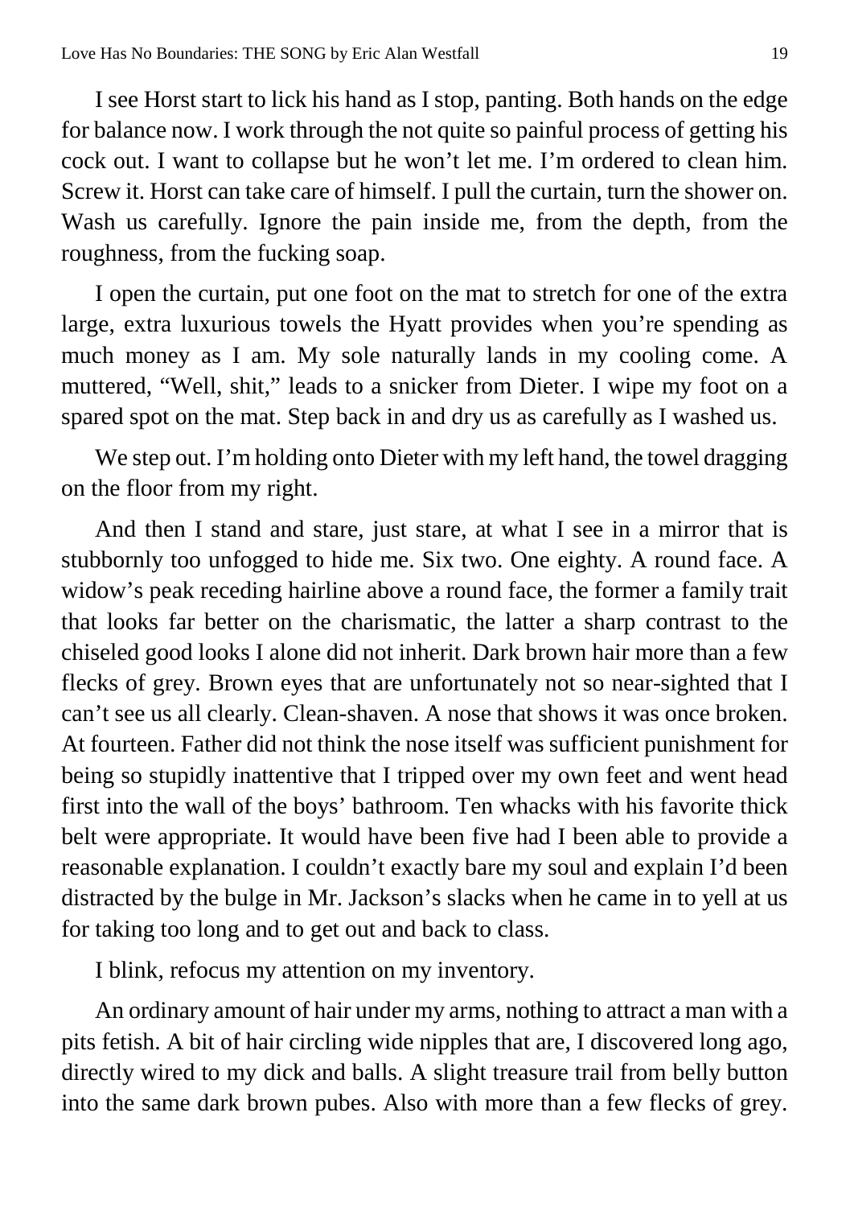I see Horst start to lick his hand as I stop, panting. Both hands on the edge for balance now. I work through the not quite so painful process of getting his cock out. I want to collapse but he won't let me. I'm ordered to clean him. Screw it. Horst can take care of himself. I pull the curtain, turn the shower on. Wash us carefully. Ignore the pain inside me, from the depth, from the roughness, from the fucking soap.

I open the curtain, put one foot on the mat to stretch for one of the extra large, extra luxurious towels the Hyatt provides when you're spending as much money as I am. My sole naturally lands in my cooling come. A muttered, "Well, shit," leads to a snicker from Dieter. I wipe my foot on a spared spot on the mat. Step back in and dry us as carefully as I washed us.

We step out. I'm holding onto Dieter with my left hand, the towel dragging on the floor from my right.

And then I stand and stare, just stare, at what I see in a mirror that is stubbornly too unfogged to hide me. Six two. One eighty. A round face. A widow's peak receding hairline above a round face, the former a family trait that looks far better on the charismatic, the latter a sharp contrast to the chiseled good looks I alone did not inherit. Dark brown hair more than a few flecks of grey. Brown eyes that are unfortunately not so near-sighted that I can't see us all clearly. Clean-shaven. A nose that shows it was once broken. At fourteen. Father did not think the nose itself was sufficient punishment for being so stupidly inattentive that I tripped over my own feet and went head first into the wall of the boys' bathroom. Ten whacks with his favorite thick belt were appropriate. It would have been five had I been able to provide a reasonable explanation. I couldn't exactly bare my soul and explain I'd been distracted by the bulge in Mr. Jackson's slacks when he came in to yell at us for taking too long and to get out and back to class.

I blink, refocus my attention on my inventory.

An ordinary amount of hair under my arms, nothing to attract a man with a pits fetish. A bit of hair circling wide nipples that are, I discovered long ago, directly wired to my dick and balls. A slight treasure trail from belly button into the same dark brown pubes. Also with more than a few flecks of grey.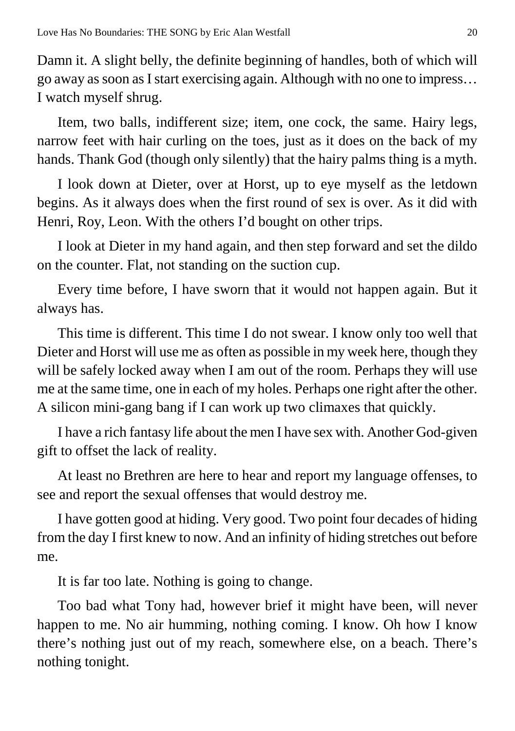Damn it. A slight belly, the definite beginning of handles, both of which will go away as soon as I start exercising again. Although with no one to impress… I watch myself shrug.

Item, two balls, indifferent size; item, one cock, the same. Hairy legs, narrow feet with hair curling on the toes, just as it does on the back of my hands. Thank God (though only silently) that the hairy palms thing is a myth.

I look down at Dieter, over at Horst, up to eye myself as the letdown begins. As it always does when the first round of sex is over. As it did with Henri, Roy, Leon. With the others I'd bought on other trips.

I look at Dieter in my hand again, and then step forward and set the dildo on the counter. Flat, not standing on the suction cup.

Every time before, I have sworn that it would not happen again. But it always has.

This time is different. This time I do not swear. I know only too well that Dieter and Horst will use me as often as possible in my week here, though they will be safely locked away when I am out of the room. Perhaps they will use me at the same time, one in each of my holes. Perhaps one right after the other. A silicon mini-gang bang if I can work up two climaxes that quickly.

I have a rich fantasy life about the men I have sex with. Another God-given gift to offset the lack of reality.

At least no Brethren are here to hear and report my language offenses, to see and report the sexual offenses that would destroy me.

I have gotten good at hiding. Very good. Two point four decades of hiding from the day I first knew to now. And an infinity of hiding stretches out before me.

It is far too late. Nothing is going to change.

Too bad what Tony had, however brief it might have been, will never happen to me. No air humming, nothing coming. I know. Oh how I know there's nothing just out of my reach, somewhere else, on a beach. There's nothing tonight.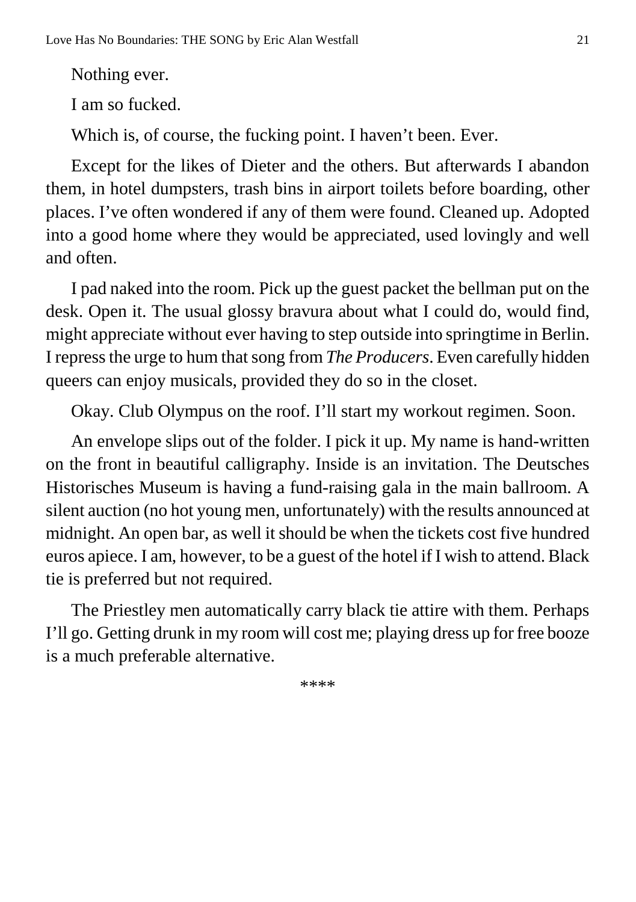Nothing ever.

I am so fucked.

Which is, of course, the fucking point. I haven't been. Ever.

Except for the likes of Dieter and the others. But afterwards I abandon them, in hotel dumpsters, trash bins in airport toilets before boarding, other places. I've often wondered if any of them were found. Cleaned up. Adopted into a good home where they would be appreciated, used lovingly and well and often.

I pad naked into the room. Pick up the guest packet the bellman put on the desk. Open it. The usual glossy bravura about what I could do, would find, might appreciate without ever having to step outside into springtime in Berlin. I repress the urge to hum that song from *The Producers*. Even carefully hidden queers can enjoy musicals, provided they do so in the closet.

Okay. Club Olympus on the roof. I'll start my workout regimen. Soon.

An envelope slips out of the folder. I pick it up. My name is hand-written on the front in beautiful calligraphy. Inside is an invitation. The Deutsches Historisches Museum is having a fund-raising gala in the main ballroom. A silent auction (no hot young men, unfortunately) with the results announced at midnight. An open bar, as well it should be when the tickets cost five hundred euros apiece. I am, however, to be a guest of the hotel if I wish to attend. Black tie is preferred but not required.

The Priestley men automatically carry black tie attire with them. Perhaps I'll go. Getting drunk in my room will cost me; playing dress up for free booze is a much preferable alternative.

****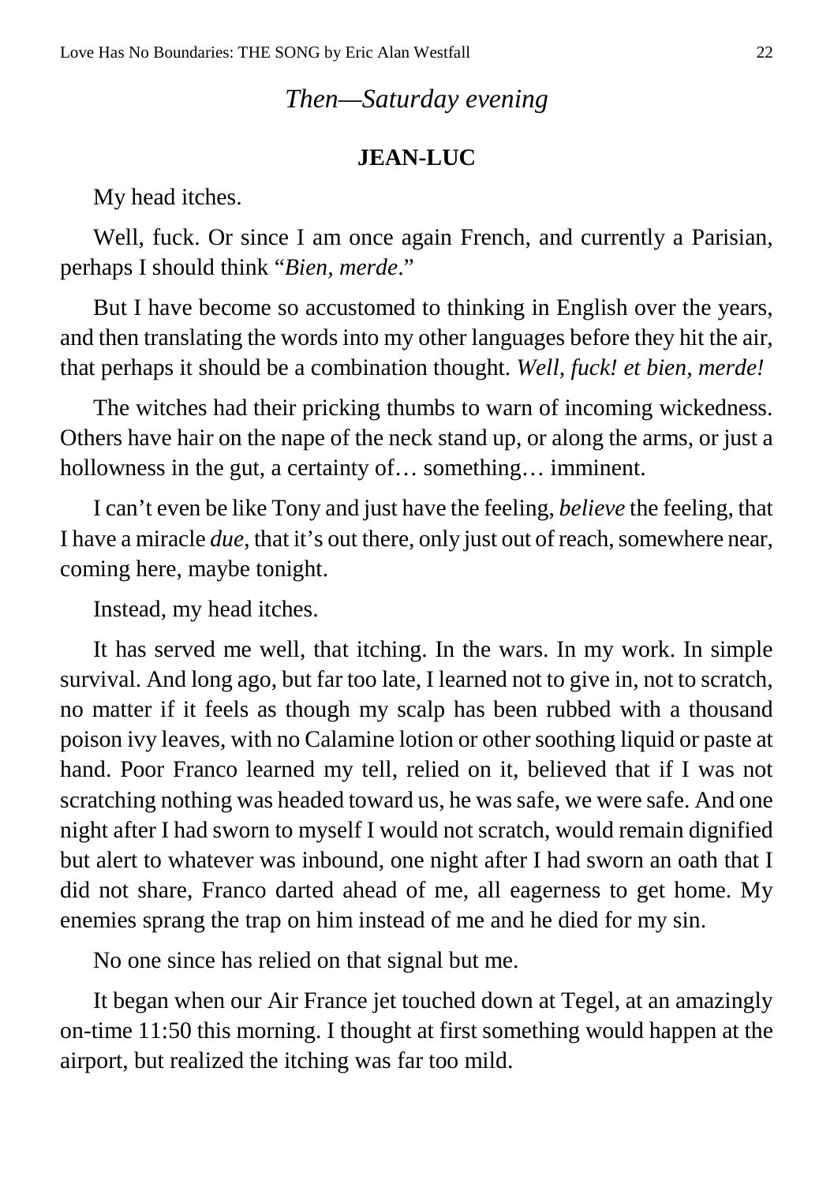*Then—Saturday evening*

**JEAN-LUC**

My head itches.

Well, fuck. Or since I am once again French, and currently a Parisian, perhaps I should think “*Bien, merde*.”

But I have become so accustomed to thinking in English over the years, and then translating the words into my other languages before they hit the air, that perhaps it should be a combination thought. *Well, fuck! et bien, merde!*

The witches had their pricking thumbs to warn of incoming wickedness. Others have hair on the nape of the neck stand up, or along the arms, or just a hollowness in the gut, a certainty of… something… imminent.

I can’t even be like Tony and just have the feeling, *believe* the feeling, that I have a miracle *due*, that it’s out there, only just out of reach, somewhere near, coming here, maybe tonight.

Instead, my head itches.

It has served me well, that itching. In the wars. In my work. In simple survival. And long ago, but far too late, I learned not to give in, not to scratch, no matter if it feels as though my scalp has been rubbed with a thousand poison ivy leaves, with no Calamine lotion or other soothing liquid or paste at hand. Poor Franco learned my tell, relied on it, believed that if I was not scratching nothing was headed toward us, he was safe, we were safe. And one night after I had sworn to myself I would not scratch, would remain dignified but alert to whatever was inbound, one night after I had sworn an oath that I did not share, Franco darted ahead of me, all eagerness to get home. My enemies sprang the trap on him instead of me and he died for my sin.

No one since has relied on that signal but me.

It began when our Air France jet touched down at Tegel, at an amazingly on-time 11:50 this morning. I thought at first something would happen at the airport, but realized the itching was far too mild.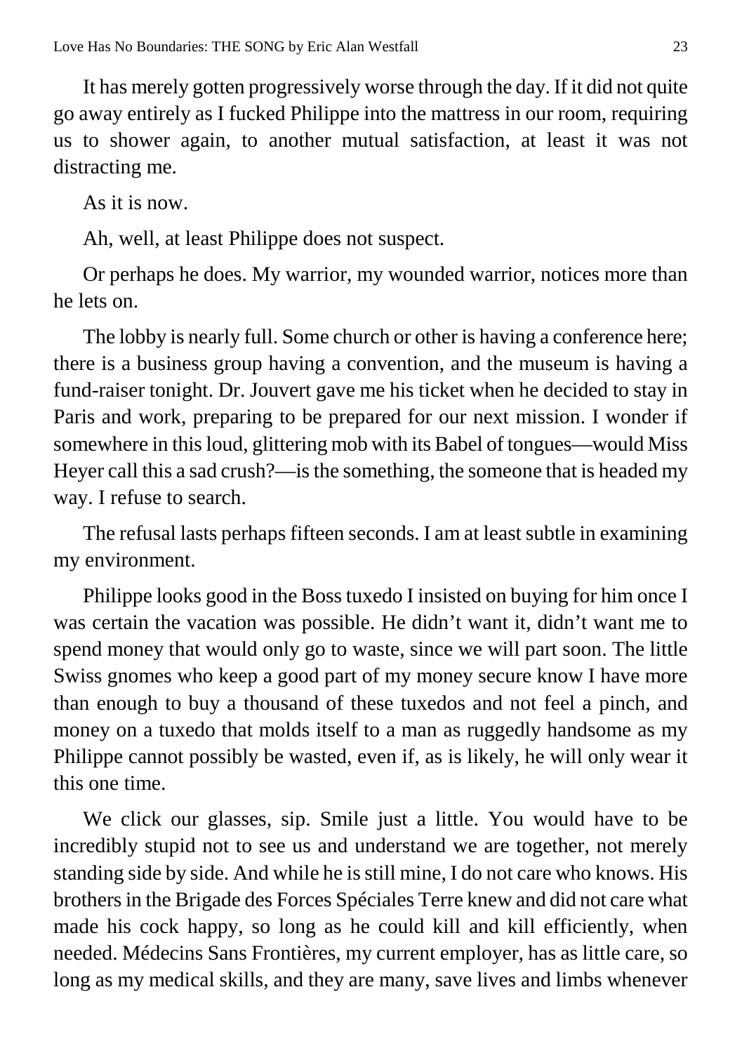It has merely gotten progressively worse through the day. If it did not quite go away entirely as I fucked Philippe into the mattress in our room, requiring us to shower again, to another mutual satisfaction, at least it was not distracting me.

As it is now.

Ah, well, at least Philippe does not suspect.

Or perhaps he does. My warrior, my wounded warrior, notices more than he lets on.

The lobby is nearly full. Some church or other is having a conference here; there is a business group having a convention, and the museum is having a fund-raiser tonight. Dr. Jouvert gave me his ticket when he decided to stay in Paris and work, preparing to be prepared for our next mission. I wonder if somewhere in this loud, glittering mob with its Babel of tongues—would Miss Heyer call this a sad crush?—is the something, the someone that is headed my way. I refuse to search.

The refusal lasts perhaps fifteen seconds. I am at least subtle in examining my environment.

Philippe looks good in the Boss tuxedo I insisted on buying for him once I was certain the vacation was possible. He didn't want it, didn't want me to spend money that would only go to waste, since we will part soon. The little Swiss gnomes who keep a good part of my money secure know I have more than enough to buy a thousand of these tuxedos and not feel a pinch, and money on a tuxedo that molds itself to a man as ruggedly handsome as my Philippe cannot possibly be wasted, even if, as is likely, he will only wear it this one time.

We click our glasses, sip. Smile just a little. You would have to be incredibly stupid not to see us and understand we are together, not merely standing side by side. And while he is still mine, I do not care who knows. His brothers in the Brigade des Forces Spéciales Terre knew and did not care what made his cock happy, so long as he could kill and kill efficiently, when needed. Médecins Sans Frontières, my current employer, has as little care, so long as my medical skills, and they are many, save lives and limbs whenever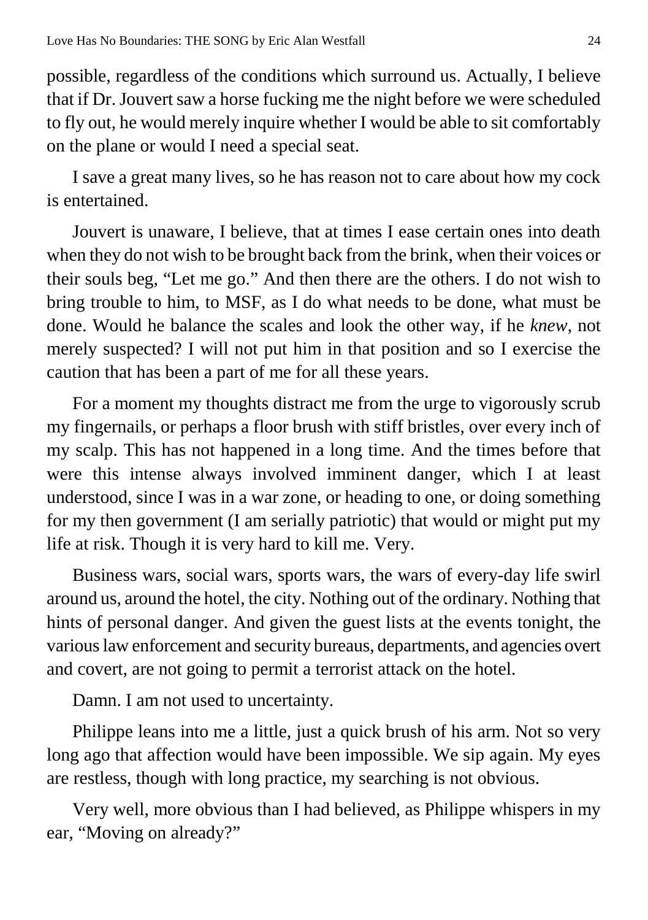possible, regardless of the conditions which surround us. Actually, I believe that if Dr. Jouvert saw a horse fucking me the night before we were scheduled to fly out, he would merely inquire whether I would be able to sit comfortably on the plane or would I need a special seat.

I save a great many lives, so he has reason not to care about how my cock is entertained.

Jouvert is unaware, I believe, that at times I ease certain ones into death when they do not wish to be brought back from the brink, when their voices or their souls beg, "Let me go." And then there are the others. I do not wish to bring trouble to him, to MSF, as I do what needs to be done, what must be done. Would he balance the scales and look the other way, if he *knew*, not merely suspected? I will not put him in that position and so I exercise the caution that has been a part of me for all these years.

For a moment my thoughts distract me from the urge to vigorously scrub my fingernails, or perhaps a floor brush with stiff bristles, over every inch of my scalp. This has not happened in a long time. And the times before that were this intense always involved imminent danger, which I at least understood, since I was in a war zone, or heading to one, or doing something for my then government (I am serially patriotic) that would or might put my life at risk. Though it is very hard to kill me. Very.

Business wars, social wars, sports wars, the wars of every-day life swirl around us, around the hotel, the city. Nothing out of the ordinary. Nothing that hints of personal danger. And given the guest lists at the events tonight, the various law enforcement and security bureaus, departments, and agencies overt and covert, are not going to permit a terrorist attack on the hotel.

Damn. I am not used to uncertainty.

Philippe leans into me a little, just a quick brush of his arm. Not so very long ago that affection would have been impossible. We sip again. My eyes are restless, though with long practice, my searching is not obvious.

Very well, more obvious than I had believed, as Philippe whispers in my ear, "Moving on already?"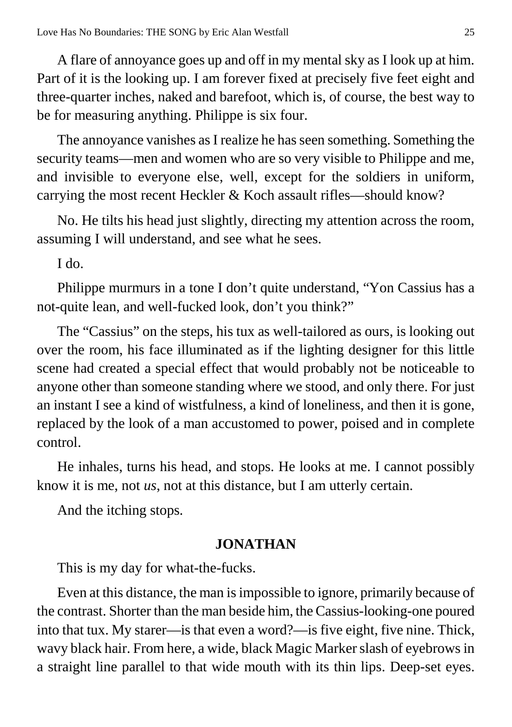A flare of annoyance goes up and off in my mental sky as I look up at him. Part of it is the looking up. I am forever fixed at precisely five feet eight and three-quarter inches, naked and barefoot, which is, of course, the best way to be for measuring anything. Philippe is six four.

The annoyance vanishes as I realize he has seen something. Something the security teams—men and women who are so very visible to Philippe and me, and invisible to everyone else, well, except for the soldiers in uniform, carrying the most recent Heckler & Koch assault rifles—should know?

No. He tilts his head just slightly, directing my attention across the room, assuming I will understand, and see what he sees.

I do.

Philippe murmurs in a tone I don't quite understand, "Yon Cassius has a not-quite lean, and well-fucked look, don't you think?"

The "Cassius" on the steps, his tux as well-tailored as ours, is looking out over the room, his face illuminated as if the lighting designer for this little scene had created a special effect that would probably not be noticeable to anyone other than someone standing where we stood, and only there. For just an instant I see a kind of wistfulness, a kind of loneliness, and then it is gone, replaced by the look of a man accustomed to power, poised and in complete control.

He inhales, turns his head, and stops. He looks at me. I cannot possibly know it is me, not *us*, not at this distance, but I am utterly certain.

And the itching stops.

**JONATHAN**

This is my day for what-the-fucks.

Even at this distance, the man is impossible to ignore, primarily because of the contrast. Shorter than the man beside him, the Cassius-looking-one poured into that tux. My starer—is that even a word?—is five eight, five nine. Thick, wavy black hair. From here, a wide, black Magic Marker slash of eyebrows in a straight line parallel to that wide mouth with its thin lips. Deep-set eyes.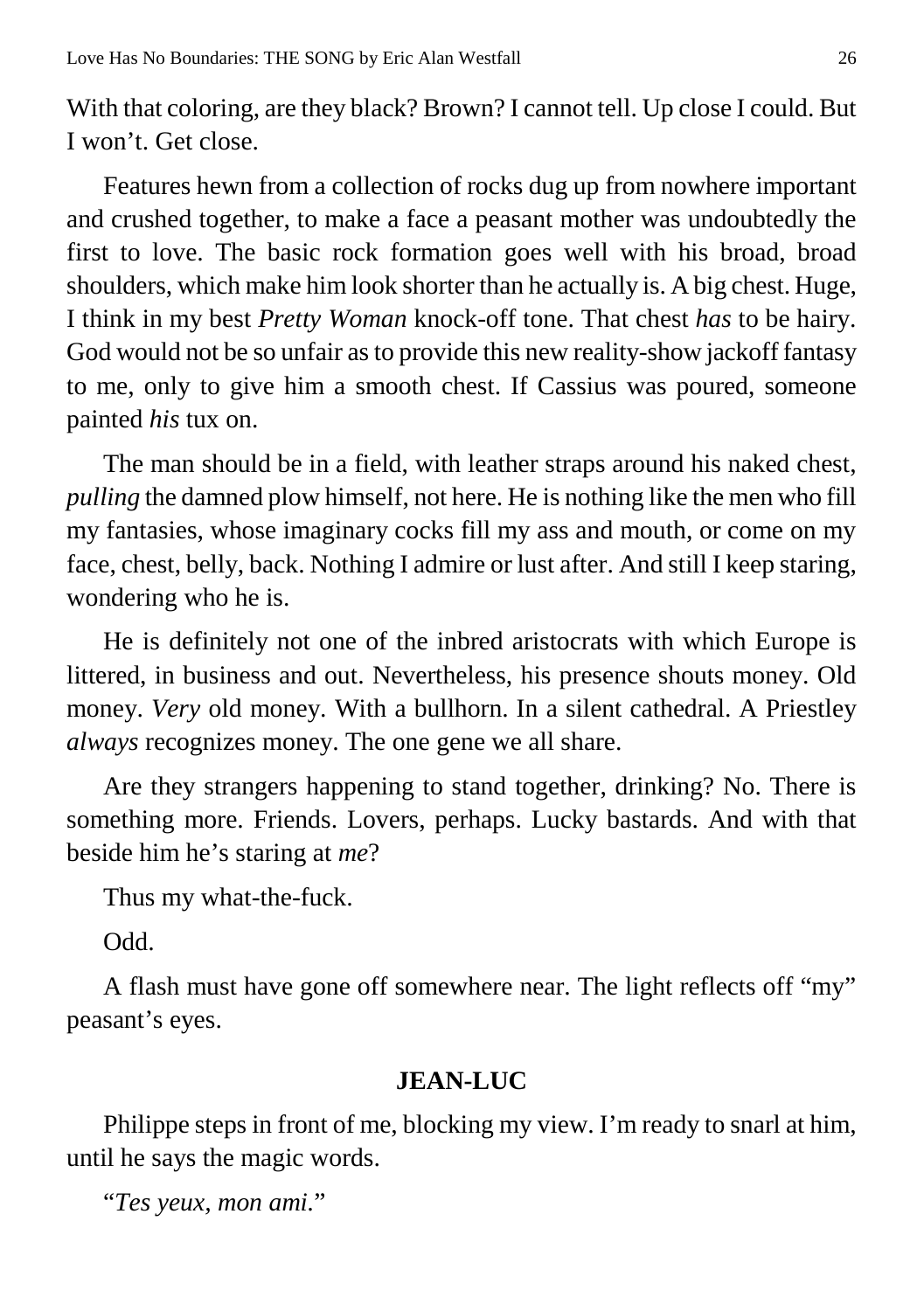With that coloring, are they black? Brown? I cannot tell. Up close I could. But I won't. Get close.

Features hewn from a collection of rocks dug up from nowhere important and crushed together, to make a face a peasant mother was undoubtedly the first to love. The basic rock formation goes well with his broad, broad shoulders, which make him look shorter than he actually is. A big chest. Huge, I think in my best *Pretty Woman* knock-off tone. That chest *has* to be hairy. God would not be so unfair as to provide this new reality-show jackoff fantasy to me, only to give him a smooth chest. If Cassius was poured, someone painted *his* tux on.

The man should be in a field, with leather straps around his naked chest, *pulling* the damned plow himself, not here. He is nothing like the men who fill my fantasies, whose imaginary cocks fill my ass and mouth, or come on my face, chest, belly, back. Nothing I admire or lust after. And still I keep staring, wondering who he is.

He is definitely not one of the inbred aristocrats with which Europe is littered, in business and out. Nevertheless, his presence shouts money. Old money. *Very* old money. With a bullhorn. In a silent cathedral. A Priestley *always* recognizes money. The one gene we all share.

Are they strangers happening to stand together, drinking? No. There is something more. Friends. Lovers, perhaps. Lucky bastards. And with that beside him he's staring at *me*?

Thus my what-the-fuck.

Odd.

A flash must have gone off somewhere near. The light reflects off "my" peasant's eyes.

**JEAN-LUC**

Philippe steps in front of me, blocking my view. I'm ready to snarl at him, until he says the magic words.

"*Tes yeux, mon ami.*"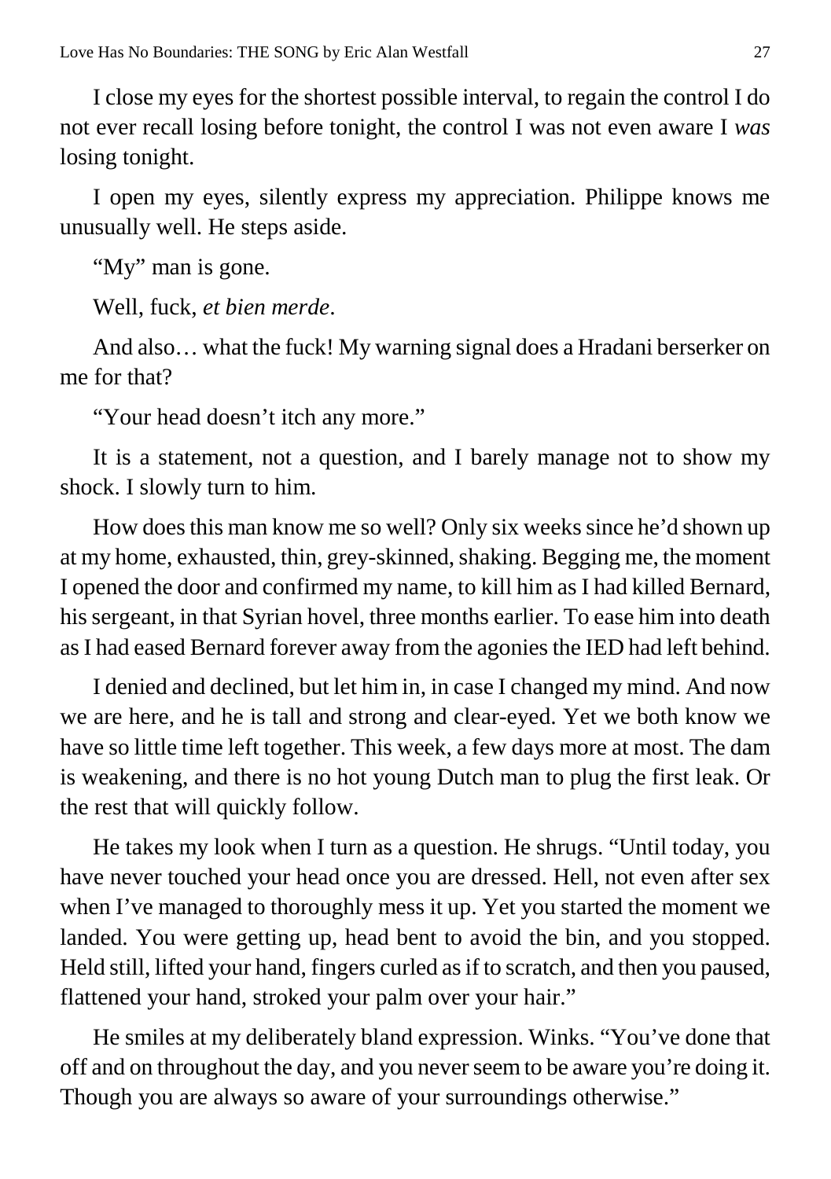I close my eyes for the shortest possible interval, to regain the control I do not ever recall losing before tonight, the control I was not even aware I *was* losing tonight.

I open my eyes, silently express my appreciation. Philippe knows me unusually well. He steps aside.

"My" man is gone.

Well, fuck, *et bien merde*.

And also… what the fuck! My warning signal does a Hradani berserker on me for that?

"Your head doesn't itch any more."

It is a statement, not a question, and I barely manage not to show my shock. I slowly turn to him.

How does this man know me so well? Only six weeks since he'd shown up at my home, exhausted, thin, grey-skinned, shaking. Begging me, the moment I opened the door and confirmed my name, to kill him as I had killed Bernard, his sergeant, in that Syrian hovel, three months earlier. To ease him into death as I had eased Bernard forever away from the agonies the IED had left behind.

I denied and declined, but let him in, in case I changed my mind. And now we are here, and he is tall and strong and clear-eyed. Yet we both know we have so little time left together. This week, a few days more at most. The dam is weakening, and there is no hot young Dutch man to plug the first leak. Or the rest that will quickly follow.

He takes my look when I turn as a question. He shrugs. "Until today, you have never touched your head once you are dressed. Hell, not even after sex when I've managed to thoroughly mess it up. Yet you started the moment we landed. You were getting up, head bent to avoid the bin, and you stopped. Held still, lifted your hand, fingers curled as if to scratch, and then you paused, flattened your hand, stroked your palm over your hair."

He smiles at my deliberately bland expression. Winks. "You've done that off and on throughout the day, and you never seem to be aware you're doing it. Though you are always so aware of your surroundings otherwise."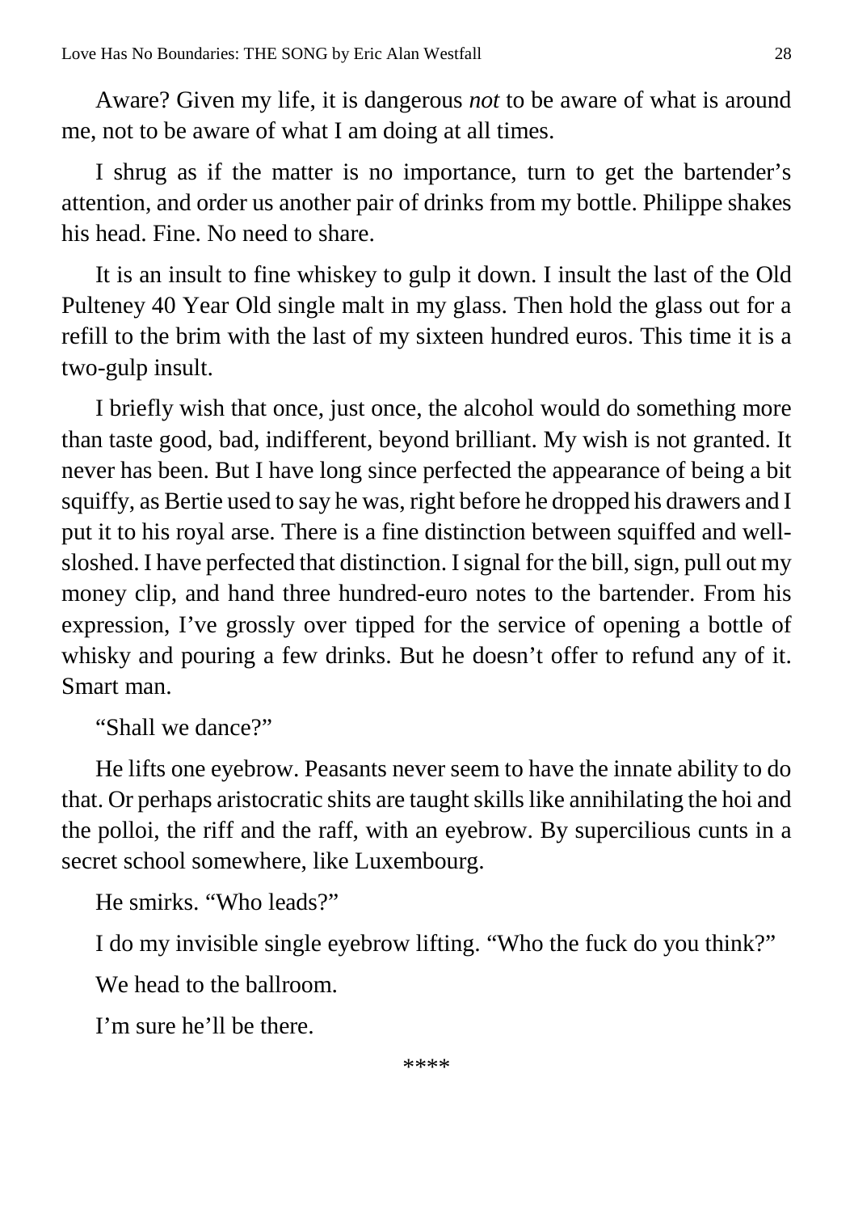Aware? Given my life, it is dangerous *not* to be aware of what is around me, not to be aware of what I am doing at all times.

I shrug as if the matter is no importance, turn to get the bartender's attention, and order us another pair of drinks from my bottle. Philippe shakes his head. Fine. No need to share.

It is an insult to fine whiskey to gulp it down. I insult the last of the Old Pulteney 40 Year Old single malt in my glass. Then hold the glass out for a refill to the brim with the last of my sixteen hundred euros. This time it is a two-gulp insult.

I briefly wish that once, just once, the alcohol would do something more than taste good, bad, indifferent, beyond brilliant. My wish is not granted. It never has been. But I have long since perfected the appearance of being a bit squiffy, as Bertie used to say he was, right before he dropped his drawers and I put it to his royal arse. There is a fine distinction between squiffed and well-sloshed. I have perfected that distinction. I signal for the bill, sign, pull out my money clip, and hand three hundred-euro notes to the bartender. From his expression, I've grossly over tipped for the service of opening a bottle of whisky and pouring a few drinks. But he doesn't offer to refund any of it. Smart man.

"Shall we dance?"

He lifts one eyebrow. Peasants never seem to have the innate ability to do that. Or perhaps aristocratic shits are taught skills like annihilating the hoi and the polloi, the riff and the raff, with an eyebrow. By supercilious cunts in a secret school somewhere, like Luxembourg.

He smirks. "Who leads?"

I do my invisible single eyebrow lifting. "Who the fuck do you think?"

We head to the ballroom.

I'm sure he'll be there.

****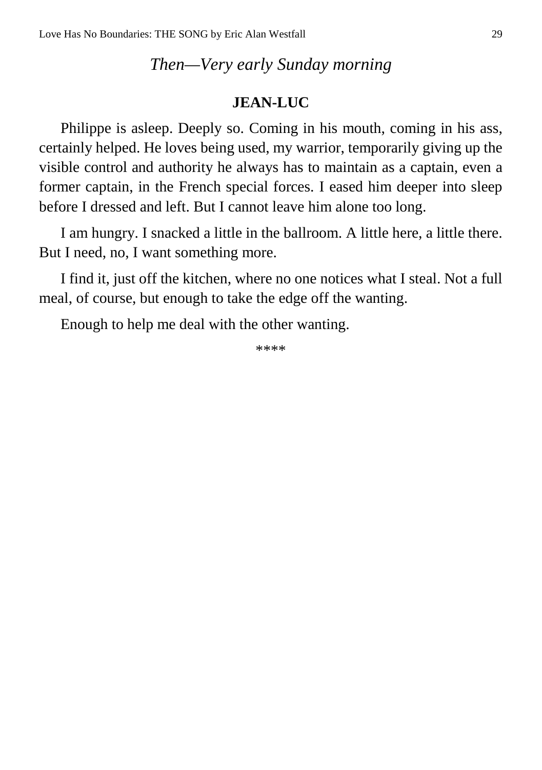*Then—Very early Sunday morning*

**JEAN-LUC**

Philippe is asleep. Deeply so. Coming in his mouth, coming in his ass, certainly helped. He loves being used, my warrior, temporarily giving up the visible control and authority he always has to maintain as a captain, even a former captain, in the French special forces. I eased him deeper into sleep before I dressed and left. But I cannot leave him alone too long.

I am hungry. I snacked a little in the ballroom. A little here, a little there. But I need, no, I want something more.

I find it, just off the kitchen, where no one notices what I steal. Not a full meal, of course, but enough to take the edge off the wanting.

Enough to help me deal with the other wanting.

****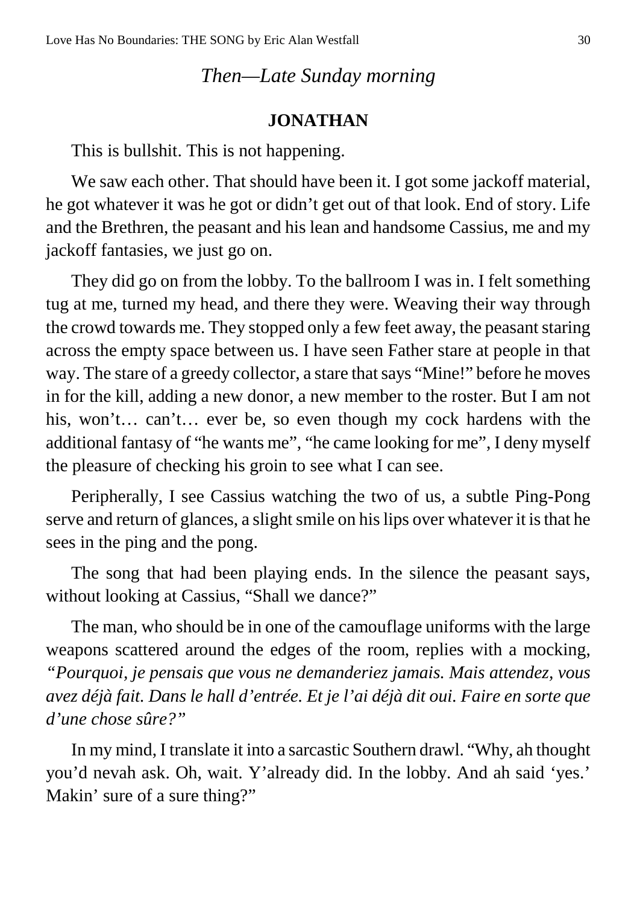*Then—Late Sunday morning*

**JONATHAN**

This is bullshit. This is not happening.

We saw each other. That should have been it. I got some jackoff material, he got whatever it was he got or didn't get out of that look. End of story. Life and the Brethren, the peasant and his lean and handsome Cassius, me and my jackoff fantasies, we just go on.

They did go on from the lobby. To the ballroom I was in. I felt something tug at me, turned my head, and there they were. Weaving their way through the crowd towards me. They stopped only a few feet away, the peasant staring across the empty space between us. I have seen Father stare at people in that way. The stare of a greedy collector, a stare that says "Mine!" before he moves in for the kill, adding a new donor, a new member to the roster. But I am not his, won't… can't… ever be, so even though my cock hardens with the additional fantasy of "he wants me", "he came looking for me", I deny myself the pleasure of checking his groin to see what I can see.

Peripherally, I see Cassius watching the two of us, a subtle Ping-Pong serve and return of glances, a slight smile on his lips over whatever it is that he sees in the ping and the pong.

The song that had been playing ends. In the silence the peasant says, without looking at Cassius, "Shall we dance?"

The man, who should be in one of the camouflage uniforms with the large weapons scattered around the edges of the room, replies with a mocking, *"Pourquoi, je pensais que vous ne demanderiez jamais. Mais attendez, vous avez déjà fait. Dans le hall d'entrée. Et je l'ai déjà dit oui. Faire en sorte que d'une chose sûre?"*

In my mind, I translate it into a sarcastic Southern drawl. "Why, ah thought you'd nevah ask. Oh, wait. Y'already did. In the lobby. And ah said 'yes.' Makin' sure of a sure thing?"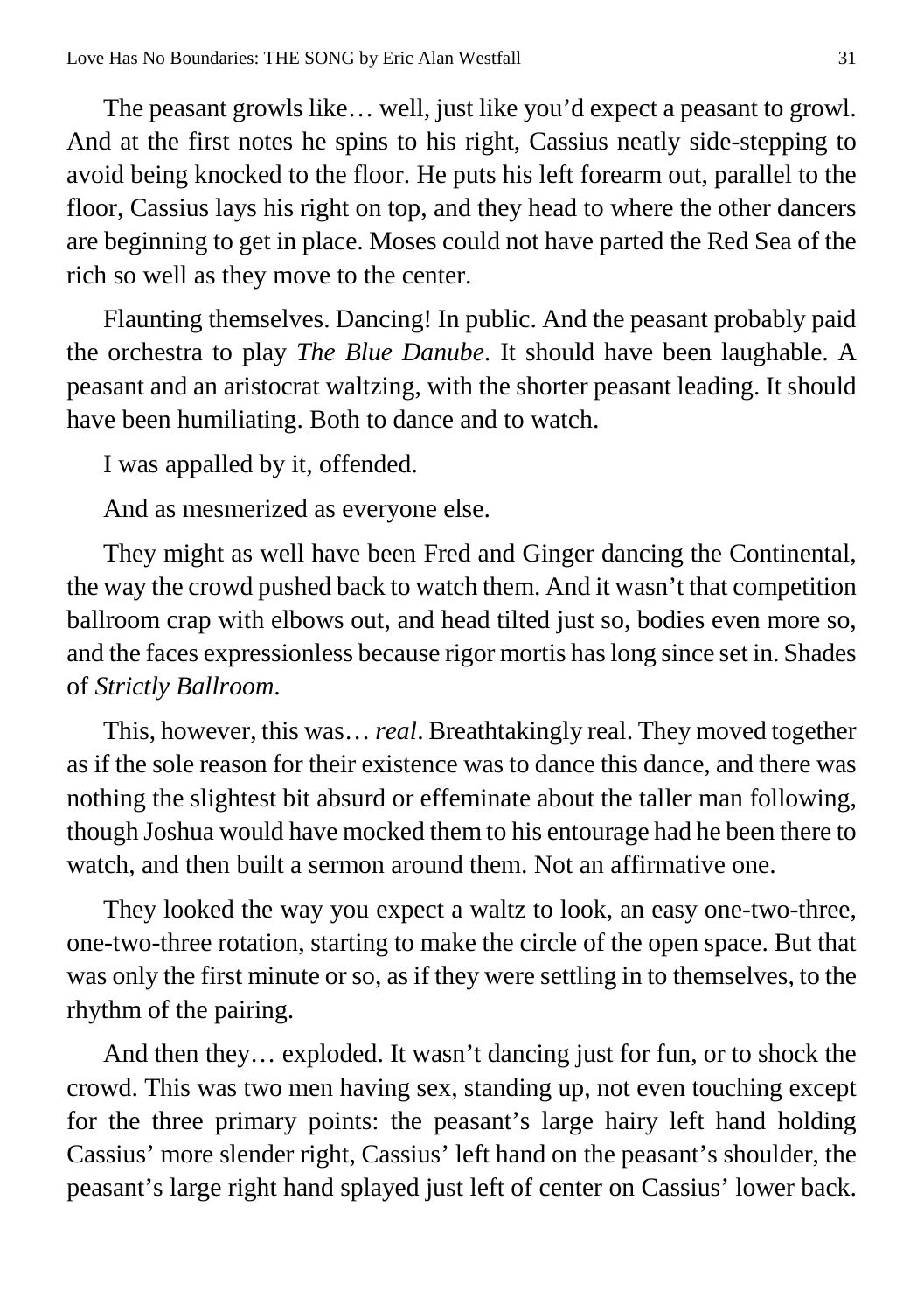The peasant growls like… well, just like you'd expect a peasant to growl. And at the first notes he spins to his right, Cassius neatly side-stepping to avoid being knocked to the floor. He puts his left forearm out, parallel to the floor, Cassius lays his right on top, and they head to where the other dancers are beginning to get in place. Moses could not have parted the Red Sea of the rich so well as they move to the center.

Flaunting themselves. Dancing! In public. And the peasant probably paid the orchestra to play *The Blue Danube*. It should have been laughable. A peasant and an aristocrat waltzing, with the shorter peasant leading. It should have been humiliating. Both to dance and to watch.

I was appalled by it, offended.

And as mesmerized as everyone else.

They might as well have been Fred and Ginger dancing the Continental, the way the crowd pushed back to watch them. And it wasn't that competition ballroom crap with elbows out, and head tilted just so, bodies even more so, and the faces expressionless because rigor mortis has long since set in. Shades of *Strictly Ballroom*.

This, however, this was… *real*. Breathtakingly real. They moved together as if the sole reason for their existence was to dance this dance, and there was nothing the slightest bit absurd or effeminate about the taller man following, though Joshua would have mocked them to his entourage had he been there to watch, and then built a sermon around them. Not an affirmative one.

They looked the way you expect a waltz to look, an easy one-two-three, one-two-three rotation, starting to make the circle of the open space. But that was only the first minute or so, as if they were settling in to themselves, to the rhythm of the pairing.

And then they… exploded. It wasn't dancing just for fun, or to shock the crowd. This was two men having sex, standing up, not even touching except for the three primary points: the peasant's large hairy left hand holding Cassius' more slender right, Cassius' left hand on the peasant's shoulder, the peasant's large right hand splayed just left of center on Cassius' lower back.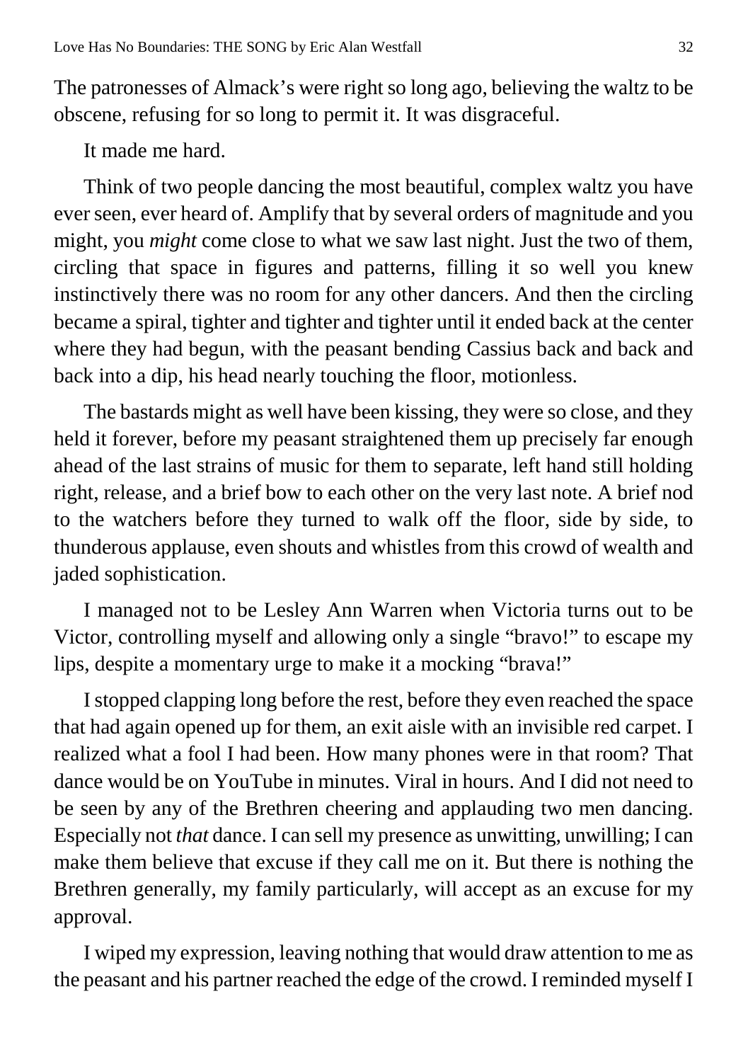The patronesses of Almack's were right so long ago, believing the waltz to be obscene, refusing for so long to permit it. It was disgraceful.

It made me hard.

Think of two people dancing the most beautiful, complex waltz you have ever seen, ever heard of. Amplify that by several orders of magnitude and you might, you *might* come close to what we saw last night. Just the two of them, circling that space in figures and patterns, filling it so well you knew instinctively there was no room for any other dancers. And then the circling became a spiral, tighter and tighter and tighter until it ended back at the center where they had begun, with the peasant bending Cassius back and back and back into a dip, his head nearly touching the floor, motionless.

The bastards might as well have been kissing, they were so close, and they held it forever, before my peasant straightened them up precisely far enough ahead of the last strains of music for them to separate, left hand still holding right, release, and a brief bow to each other on the very last note. A brief nod to the watchers before they turned to walk off the floor, side by side, to thunderous applause, even shouts and whistles from this crowd of wealth and jaded sophistication.

I managed not to be Lesley Ann Warren when Victoria turns out to be Victor, controlling myself and allowing only a single "bravo!" to escape my lips, despite a momentary urge to make it a mocking "brava!"

I stopped clapping long before the rest, before they even reached the space that had again opened up for them, an exit aisle with an invisible red carpet. I realized what a fool I had been. How many phones were in that room? That dance would be on YouTube in minutes. Viral in hours. And I did not need to be seen by any of the Brethren cheering and applauding two men dancing. Especially not *that* dance. I can sell my presence as unwitting, unwilling; I can make them believe that excuse if they call me on it. But there is nothing the Brethren generally, my family particularly, will accept as an excuse for my approval.

I wiped my expression, leaving nothing that would draw attention to me as the peasant and his partner reached the edge of the crowd. I reminded myself I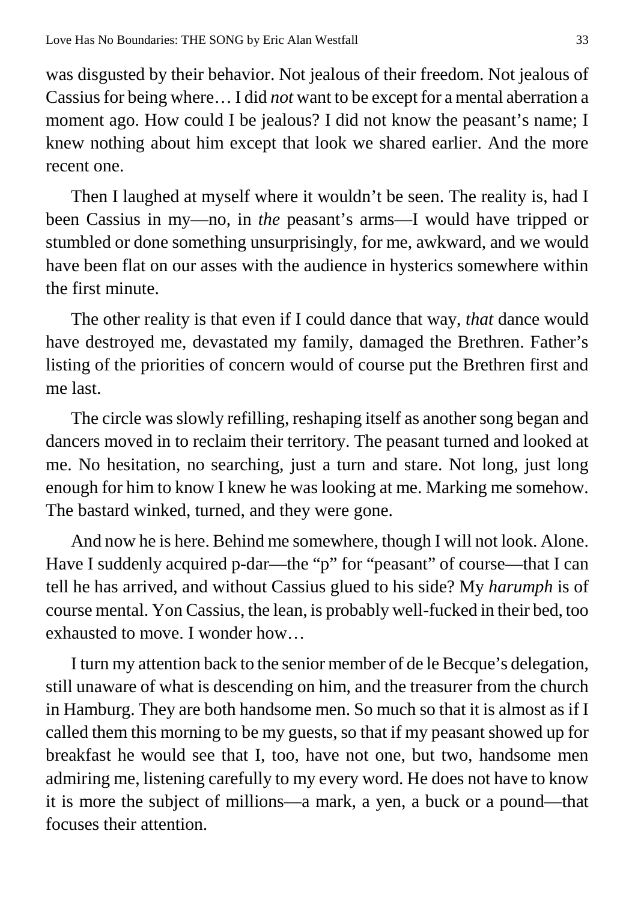was disgusted by their behavior. Not jealous of their freedom. Not jealous of Cassius for being where… I did *not* want to be except for a mental aberration a moment ago. How could I be jealous? I did not know the peasant's name; I knew nothing about him except that look we shared earlier. And the more recent one.

Then I laughed at myself where it wouldn't be seen. The reality is, had I been Cassius in my—no, in *the* peasant's arms—I would have tripped or stumbled or done something unsurprisingly, for me, awkward, and we would have been flat on our asses with the audience in hysterics somewhere within the first minute.

The other reality is that even if I could dance that way, *that* dance would have destroyed me, devastated my family, damaged the Brethren. Father's listing of the priorities of concern would of course put the Brethren first and me last.

The circle was slowly refilling, reshaping itself as another song began and dancers moved in to reclaim their territory. The peasant turned and looked at me. No hesitation, no searching, just a turn and stare. Not long, just long enough for him to know I knew he was looking at me. Marking me somehow. The bastard winked, turned, and they were gone.

And now he is here. Behind me somewhere, though I will not look. Alone. Have I suddenly acquired p-dar—the "p" for "peasant" of course—that I can tell he has arrived, and without Cassius glued to his side? My *harumph* is of course mental. Yon Cassius, the lean, is probably well-fucked in their bed, too exhausted to move. I wonder how…

I turn my attention back to the senior member of de le Becque's delegation, still unaware of what is descending on him, and the treasurer from the church in Hamburg. They are both handsome men. So much so that it is almost as if I called them this morning to be my guests, so that if my peasant showed up for breakfast he would see that I, too, have not one, but two, handsome men admiring me, listening carefully to my every word. He does not have to know it is more the subject of millions—a mark, a yen, a buck or a pound—that focuses their attention.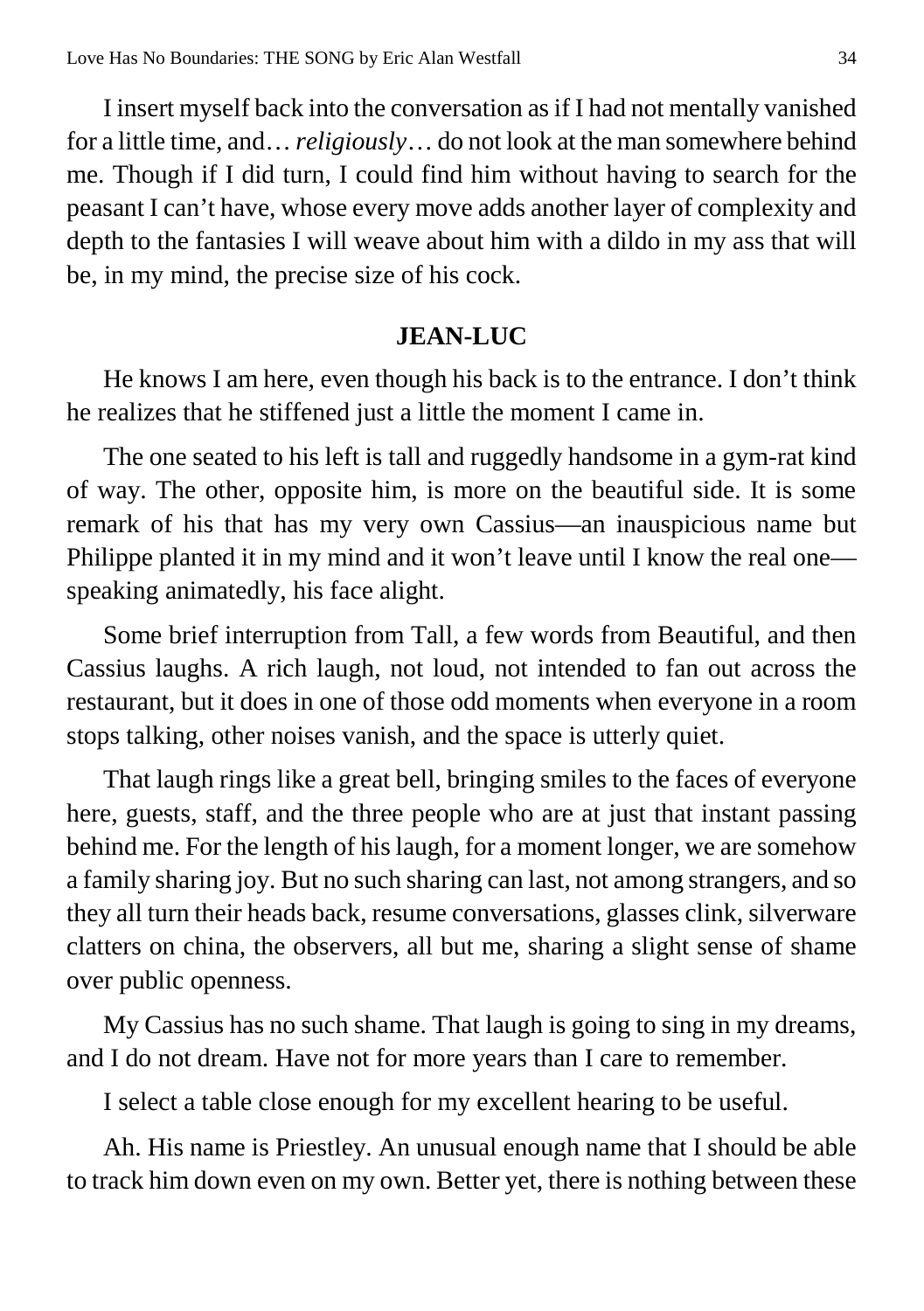I insert myself back into the conversation as if I had not mentally vanished for a little time, and… *religiously*… do not look at the man somewhere behind me. Though if I did turn, I could find him without having to search for the peasant I can't have, whose every move adds another layer of complexity and depth to the fantasies I will weave about him with a dildo in my ass that will be, in my mind, the precise size of his cock.

**JEAN-LUC**

He knows I am here, even though his back is to the entrance. I don't think he realizes that he stiffened just a little the moment I came in.

The one seated to his left is tall and ruggedly handsome in a gym-rat kind of way. The other, opposite him, is more on the beautiful side. It is some remark of his that has my very own Cassius—an inauspicious name but Philippe planted it in my mind and it won't leave until I know the real one—speaking animatedly, his face alight.

Some brief interruption from Tall, a few words from Beautiful, and then Cassius laughs. A rich laugh, not loud, not intended to fan out across the restaurant, but it does in one of those odd moments when everyone in a room stops talking, other noises vanish, and the space is utterly quiet.

That laugh rings like a great bell, bringing smiles to the faces of everyone here, guests, staff, and the three people who are at just that instant passing behind me. For the length of his laugh, for a moment longer, we are somehow a family sharing joy. But no such sharing can last, not among strangers, and so they all turn their heads back, resume conversations, glasses clink, silverware clatters on china, the observers, all but me, sharing a slight sense of shame over public openness.

My Cassius has no such shame. That laugh is going to sing in my dreams, and I do not dream. Have not for more years than I care to remember.

I select a table close enough for my excellent hearing to be useful.

Ah. His name is Priestley. An unusual enough name that I should be able to track him down even on my own. Better yet, there is nothing between these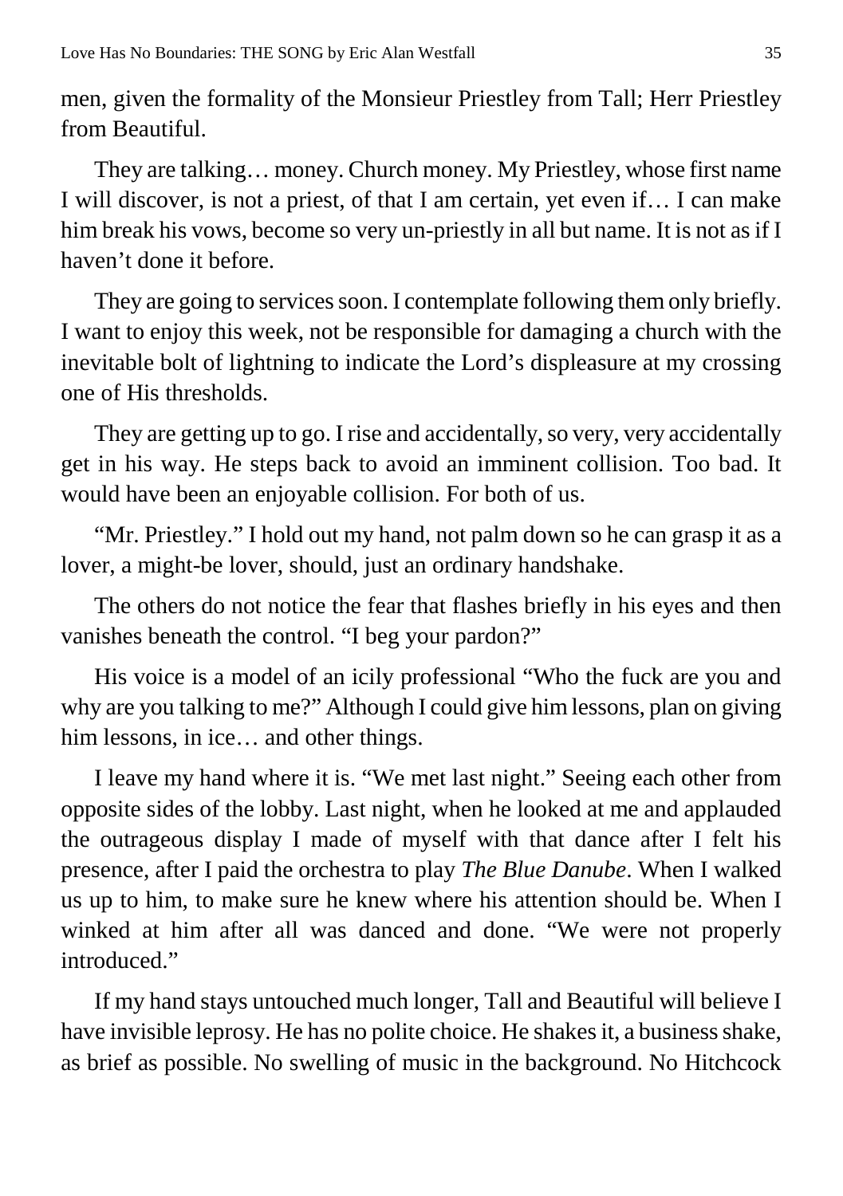men, given the formality of the Monsieur Priestley from Tall; Herr Priestley from Beautiful.

They are talking… money. Church money. My Priestley, whose first name I will discover, is not a priest, of that I am certain, yet even if… I can make him break his vows, become so very un-priestly in all but name. It is not as if I haven't done it before.

They are going to services soon. I contemplate following them only briefly. I want to enjoy this week, not be responsible for damaging a church with the inevitable bolt of lightning to indicate the Lord's displeasure at my crossing one of His thresholds.

They are getting up to go. I rise and accidentally, so very, very accidentally get in his way. He steps back to avoid an imminent collision. Too bad. It would have been an enjoyable collision. For both of us.

"Mr. Priestley." I hold out my hand, not palm down so he can grasp it as a lover, a might-be lover, should, just an ordinary handshake.

The others do not notice the fear that flashes briefly in his eyes and then vanishes beneath the control. "I beg your pardon?"

His voice is a model of an icily professional "Who the fuck are you and why are you talking to me?" Although I could give him lessons, plan on giving him lessons, in ice… and other things.

I leave my hand where it is. "We met last night." Seeing each other from opposite sides of the lobby. Last night, when he looked at me and applauded the outrageous display I made of myself with that dance after I felt his presence, after I paid the orchestra to play *The Blue Danube*. When I walked us up to him, to make sure he knew where his attention should be. When I winked at him after all was danced and done. "We were not properly introduced."

If my hand stays untouched much longer, Tall and Beautiful will believe I have invisible leprosy. He has no polite choice. He shakes it, a business shake, as brief as possible. No swelling of music in the background. No Hitchcock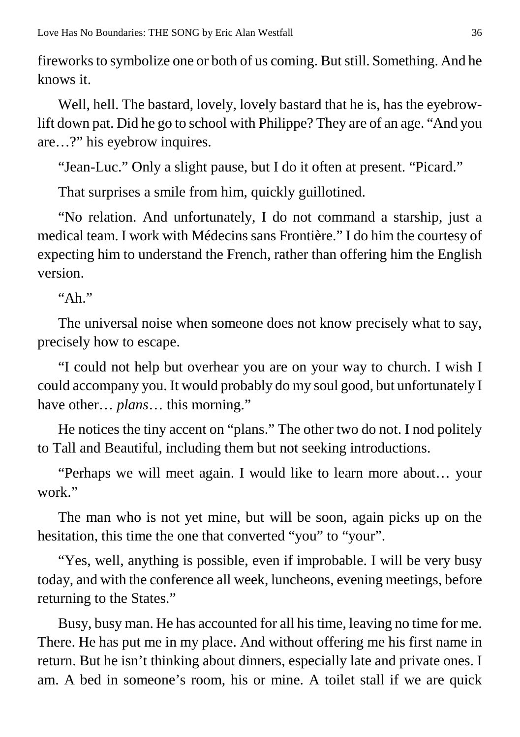fireworks to symbolize one or both of us coming. But still. Something. And he knows it.

Well, hell. The bastard, lovely, lovely bastard that he is, has the eyebrow-lift down pat. Did he go to school with Philippe? They are of an age. "And you are…?" his eyebrow inquires.

"Jean-Luc." Only a slight pause, but I do it often at present. "Picard."

That surprises a smile from him, quickly guillotined.

"No relation. And unfortunately, I do not command a starship, just a medical team. I work with Médecins sans Frontière." I do him the courtesy of expecting him to understand the French, rather than offering him the English version.

"Ah."

The universal noise when someone does not know precisely what to say, precisely how to escape.

"I could not help but overhear you are on your way to church. I wish I could accompany you. It would probably do my soul good, but unfortunately I have other… *plans*… this morning."

He notices the tiny accent on "plans." The other two do not. I nod politely to Tall and Beautiful, including them but not seeking introductions.

"Perhaps we will meet again. I would like to learn more about… your work."

The man who is not yet mine, but will be soon, again picks up on the hesitation, this time the one that converted "you" to "your".

"Yes, well, anything is possible, even if improbable. I will be very busy today, and with the conference all week, luncheons, evening meetings, before returning to the States."

Busy, busy man. He has accounted for all his time, leaving no time for me. There. He has put me in my place. And without offering me his first name in return. But he isn't thinking about dinners, especially late and private ones. I am. A bed in someone's room, his or mine. A toilet stall if we are quick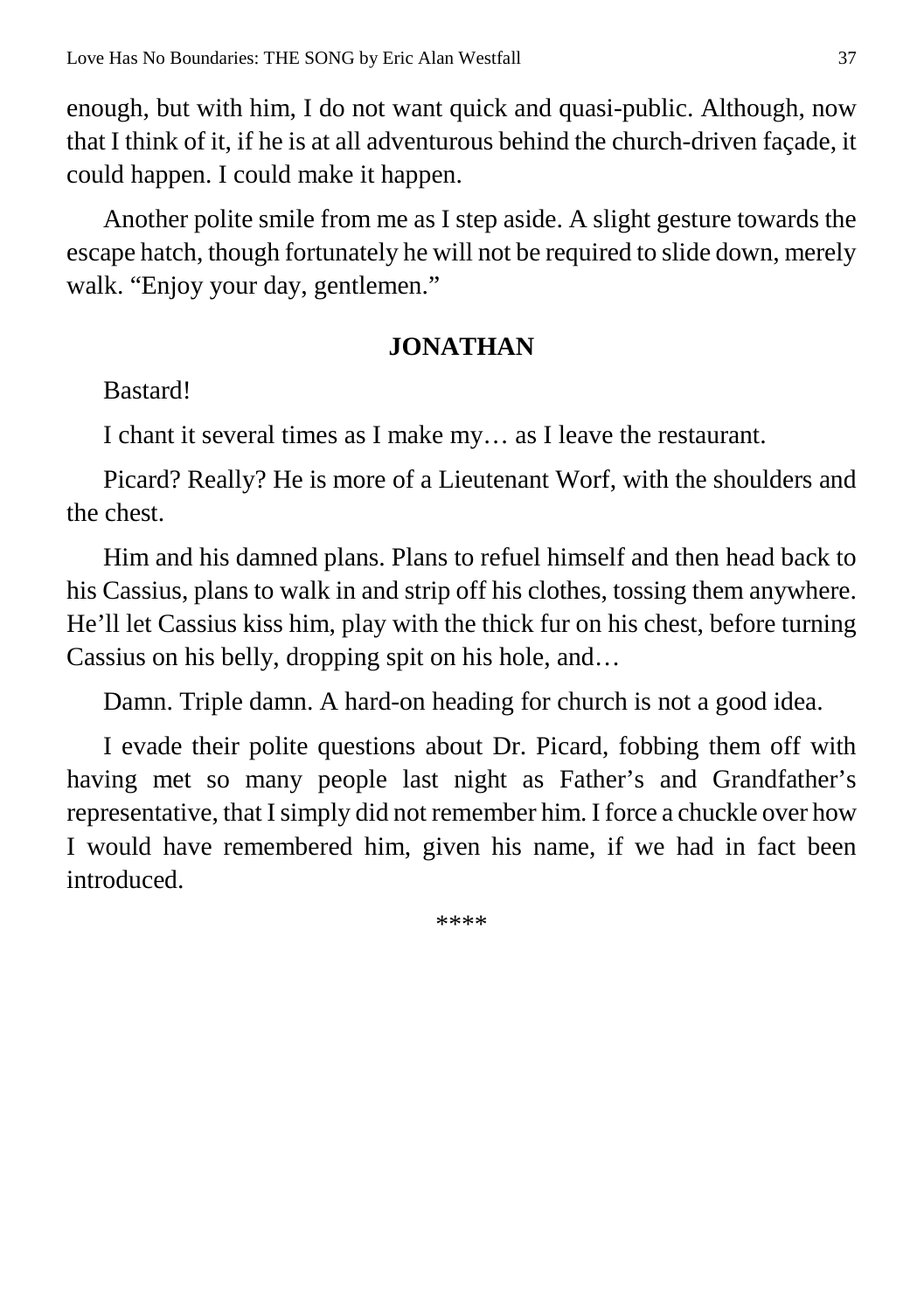enough, but with him, I do not want quick and quasi-public. Although, now that I think of it, if he is at all adventurous behind the church-driven façade, it could happen. I could make it happen.

Another polite smile from me as I step aside. A slight gesture towards the escape hatch, though fortunately he will not be required to slide down, merely walk. “Enjoy your day, gentlemen.”

**JONATHAN**

Bastard!

I chant it several times as I make my… as I leave the restaurant.

Picard? Really? He is more of a Lieutenant Worf, with the shoulders and the chest.

Him and his damned plans. Plans to refuel himself and then head back to his Cassius, plans to walk in and strip off his clothes, tossing them anywhere. He’ll let Cassius kiss him, play with the thick fur on his chest, before turning Cassius on his belly, dropping spit on his hole, and…

Damn. Triple damn. A hard-on heading for church is not a good idea.

I evade their polite questions about Dr. Picard, fobbing them off with having met so many people last night as Father’s and Grandfather’s representative, that I simply did not remember him. I force a chuckle over how I would have remembered him, given his name, if we had in fact been introduced.

****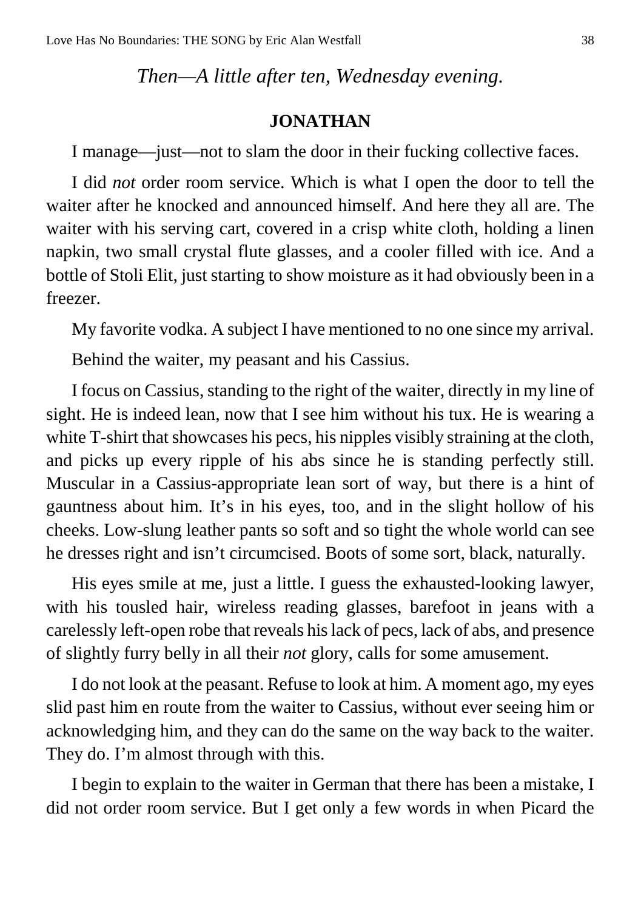*Then—A little after ten, Wednesday evening.*

**JONATHAN**

I manage—just—not to slam the door in their fucking collective faces.

I did *not* order room service. Which is what I open the door to tell the waiter after he knocked and announced himself. And here they all are. The waiter with his serving cart, covered in a crisp white cloth, holding a linen napkin, two small crystal flute glasses, and a cooler filled with ice. And a bottle of Stoli Elit, just starting to show moisture as it had obviously been in a freezer.

My favorite vodka. A subject I have mentioned to no one since my arrival.

Behind the waiter, my peasant and his Cassius.

I focus on Cassius, standing to the right of the waiter, directly in my line of sight. He is indeed lean, now that I see him without his tux. He is wearing a white T-shirt that showcases his pecs, his nipples visibly straining at the cloth, and picks up every ripple of his abs since he is standing perfectly still. Muscular in a Cassius-appropriate lean sort of way, but there is a hint of gauntness about him. It's in his eyes, too, and in the slight hollow of his cheeks. Low-slung leather pants so soft and so tight the whole world can see he dresses right and isn't circumcised. Boots of some sort, black, naturally.

His eyes smile at me, just a little. I guess the exhausted-looking lawyer, with his tousled hair, wireless reading glasses, barefoot in jeans with a carelessly left-open robe that reveals his lack of pecs, lack of abs, and presence of slightly furry belly in all their *not* glory, calls for some amusement.

I do not look at the peasant. Refuse to look at him. A moment ago, my eyes slid past him en route from the waiter to Cassius, without ever seeing him or acknowledging him, and they can do the same on the way back to the waiter. They do. I'm almost through with this.

I begin to explain to the waiter in German that there has been a mistake, I did not order room service. But I get only a few words in when Picard the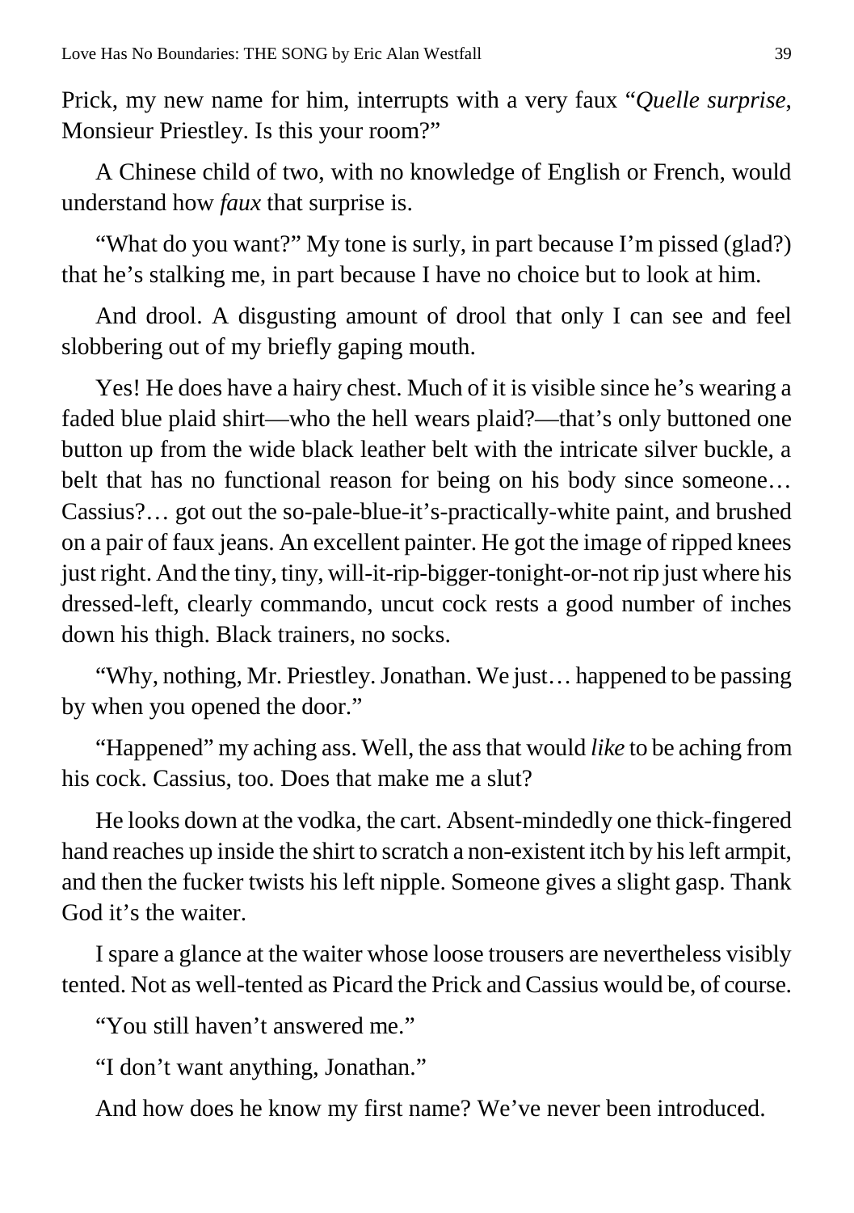Prick, my new name for him, interrupts with a very faux "*Quelle surprise*, Monsieur Priestley. Is this your room?"

A Chinese child of two, with no knowledge of English or French, would understand how *faux* that surprise is.

"What do you want?" My tone is surly, in part because I'm pissed (glad?) that he's stalking me, in part because I have no choice but to look at him.

And drool. A disgusting amount of drool that only I can see and feel slobbering out of my briefly gaping mouth.

Yes! He does have a hairy chest. Much of it is visible since he's wearing a faded blue plaid shirt—who the hell wears plaid?—that's only buttoned one button up from the wide black leather belt with the intricate silver buckle, a belt that has no functional reason for being on his body since someone… Cassius?… got out the so-pale-blue-it's-practically-white paint, and brushed on a pair of faux jeans. An excellent painter. He got the image of ripped knees just right. And the tiny, tiny, will-it-rip-bigger-tonight-or-not rip just where his dressed-left, clearly commando, uncut cock rests a good number of inches down his thigh. Black trainers, no socks.

"Why, nothing, Mr. Priestley. Jonathan. We just… happened to be passing by when you opened the door."

"Happened" my aching ass. Well, the ass that would *like* to be aching from his cock. Cassius, too. Does that make me a slut?

He looks down at the vodka, the cart. Absent-mindedly one thick-fingered hand reaches up inside the shirt to scratch a non-existent itch by his left armpit, and then the fucker twists his left nipple. Someone gives a slight gasp. Thank God it's the waiter.

I spare a glance at the waiter whose loose trousers are nevertheless visibly tented. Not as well-tented as Picard the Prick and Cassius would be, of course.

"You still haven't answered me."

"I don't want anything, Jonathan."

And how does he know my first name? We've never been introduced.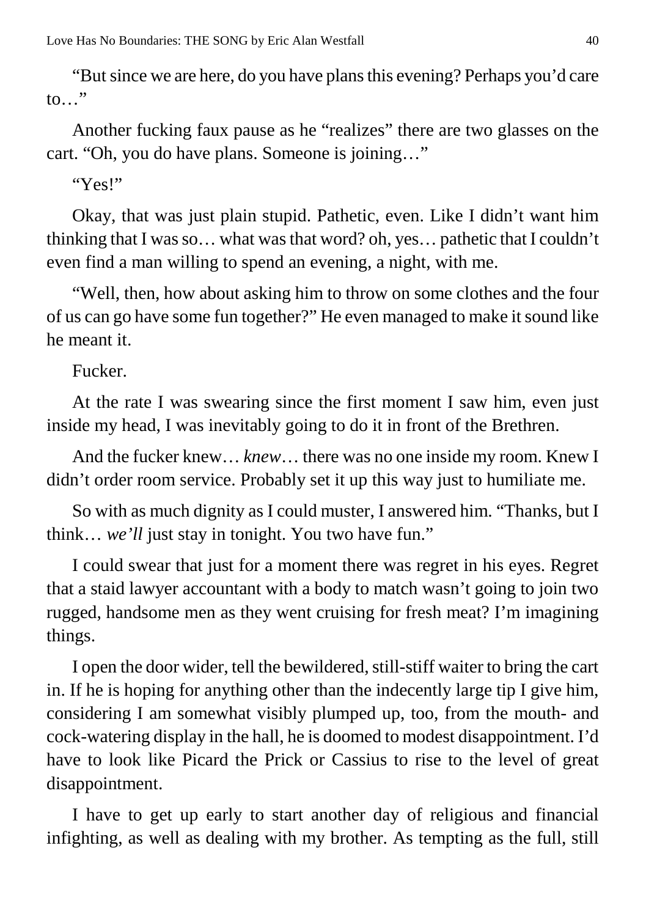"But since we are here, do you have plans this evening? Perhaps you'd care to…"

Another fucking faux pause as he "realizes" there are two glasses on the cart. "Oh, you do have plans. Someone is joining…"

"Yes!"

Okay, that was just plain stupid. Pathetic, even. Like I didn't want him thinking that I was so… what was that word? oh, yes… pathetic that I couldn't even find a man willing to spend an evening, a night, with me.

"Well, then, how about asking him to throw on some clothes and the four of us can go have some fun together?" He even managed to make it sound like he meant it.

Fucker.

At the rate I was swearing since the first moment I saw him, even just inside my head, I was inevitably going to do it in front of the Brethren.

And the fucker knew… *knew*… there was no one inside my room. Knew I didn't order room service. Probably set it up this way just to humiliate me.

So with as much dignity as I could muster, I answered him. "Thanks, but I think… *we'll* just stay in tonight. You two have fun."

I could swear that just for a moment there was regret in his eyes. Regret that a staid lawyer accountant with a body to match wasn't going to join two rugged, handsome men as they went cruising for fresh meat? I'm imagining things.

I open the door wider, tell the bewildered, still-stiff waiter to bring the cart in. If he is hoping for anything other than the indecently large tip I give him, considering I am somewhat visibly plumped up, too, from the mouth- and cock-watering display in the hall, he is doomed to modest disappointment. I'd have to look like Picard the Prick or Cassius to rise to the level of great disappointment.

I have to get up early to start another day of religious and financial infighting, as well as dealing with my brother. As tempting as the full, still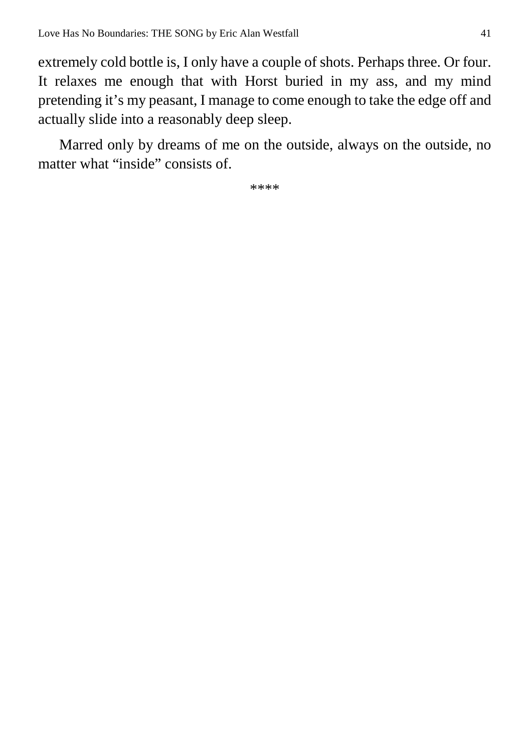extremely cold bottle is, I only have a couple of shots. Perhaps three. Or four. It relaxes me enough that with Horst buried in my ass, and my mind pretending it's my peasant, I manage to come enough to take the edge off and actually slide into a reasonably deep sleep.

Marred only by dreams of me on the outside, always on the outside, no matter what "inside" consists of.

****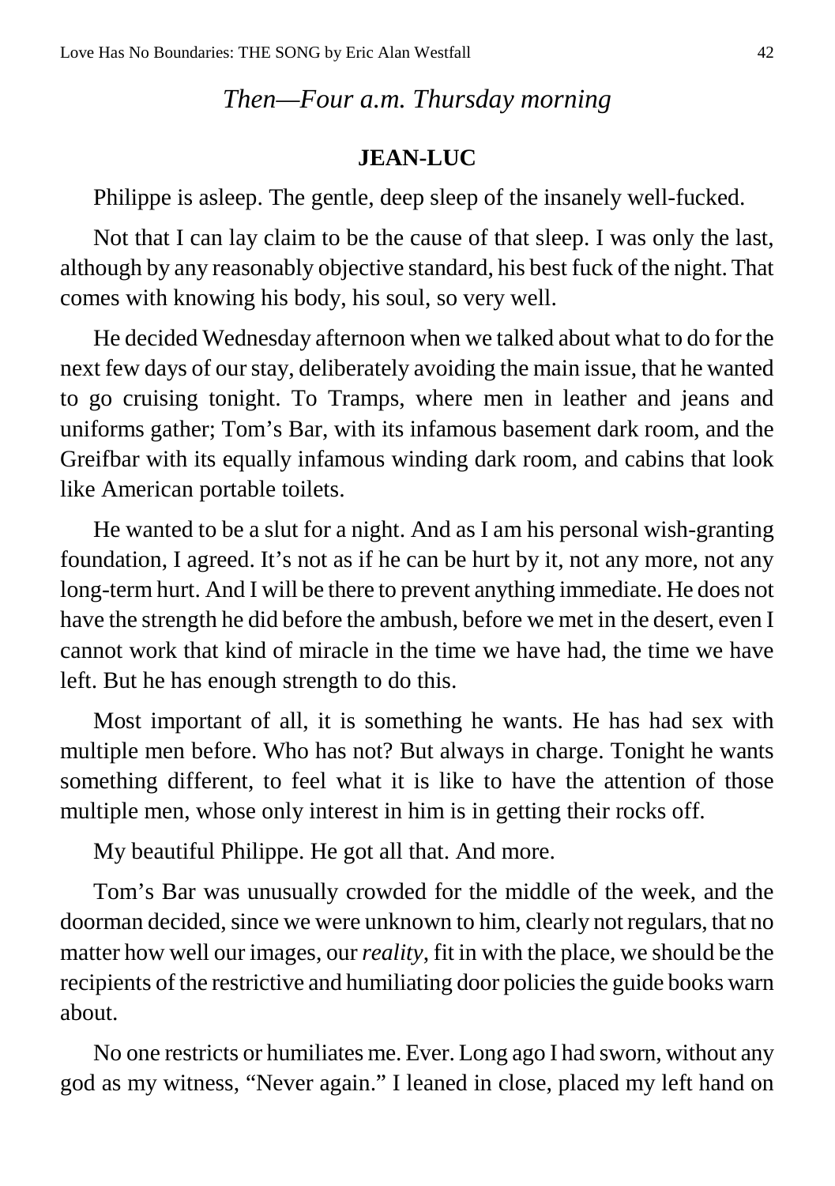*Then—Four a.m. Thursday morning*

**JEAN-LUC**

Philippe is asleep. The gentle, deep sleep of the insanely well-fucked.

Not that I can lay claim to be the cause of that sleep. I was only the last, although by any reasonably objective standard, his best fuck of the night. That comes with knowing his body, his soul, so very well.

He decided Wednesday afternoon when we talked about what to do for the next few days of our stay, deliberately avoiding the main issue, that he wanted to go cruising tonight. To Tramps, where men in leather and jeans and uniforms gather; Tom's Bar, with its infamous basement dark room, and the Greifbar with its equally infamous winding dark room, and cabins that look like American portable toilets.

He wanted to be a slut for a night. And as I am his personal wish-granting foundation, I agreed. It's not as if he can be hurt by it, not any more, not any long-term hurt. And I will be there to prevent anything immediate. He does not have the strength he did before the ambush, before we met in the desert, even I cannot work that kind of miracle in the time we have had, the time we have left. But he has enough strength to do this.

Most important of all, it is something he wants. He has had sex with multiple men before. Who has not? But always in charge. Tonight he wants something different, to feel what it is like to have the attention of those multiple men, whose only interest in him is in getting their rocks off.

My beautiful Philippe. He got all that. And more.

Tom's Bar was unusually crowded for the middle of the week, and the doorman decided, since we were unknown to him, clearly not regulars, that no matter how well our images, our *reality*, fit in with the place, we should be the recipients of the restrictive and humiliating door policies the guide books warn about.

No one restricts or humiliates me. Ever. Long ago I had sworn, without any god as my witness, "Never again." I leaned in close, placed my left hand on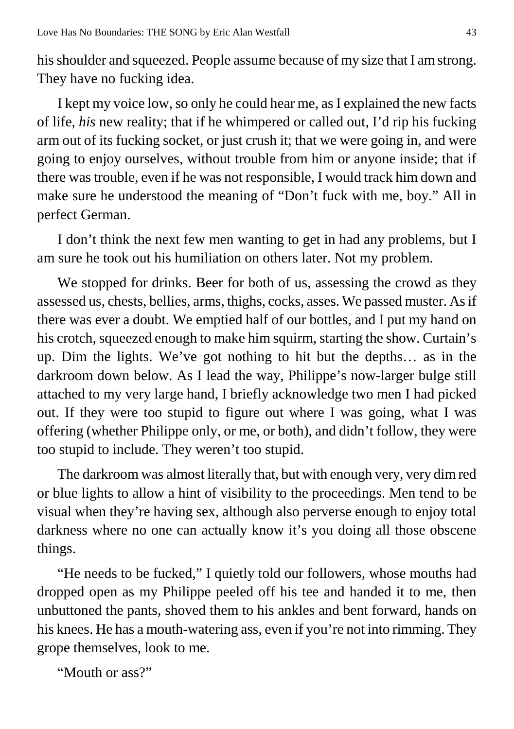his shoulder and squeezed. People assume because of my size that I am strong. They have no fucking idea.

I kept my voice low, so only he could hear me, as I explained the new facts of life, *his* new reality; that if he whimpered or called out, I'd rip his fucking arm out of its fucking socket, or just crush it; that we were going in, and were going to enjoy ourselves, without trouble from him or anyone inside; that if there was trouble, even if he was not responsible, I would track him down and make sure he understood the meaning of "Don't fuck with me, boy." All in perfect German.

I don't think the next few men wanting to get in had any problems, but I am sure he took out his humiliation on others later. Not my problem.

We stopped for drinks. Beer for both of us, assessing the crowd as they assessed us, chests, bellies, arms, thighs, cocks, asses. We passed muster. As if there was ever a doubt. We emptied half of our bottles, and I put my hand on his crotch, squeezed enough to make him squirm, starting the show. Curtain's up. Dim the lights. We've got nothing to hit but the depths… as in the darkroom down below. As I lead the way, Philippe's now-larger bulge still attached to my very large hand, I briefly acknowledge two men I had picked out. If they were too stupid to figure out where I was going, what I was offering (whether Philippe only, or me, or both), and didn't follow, they were too stupid to include. They weren't too stupid.

The darkroom was almost literally that, but with enough very, very dim red or blue lights to allow a hint of visibility to the proceedings. Men tend to be visual when they're having sex, although also perverse enough to enjoy total darkness where no one can actually know it's you doing all those obscene things.

"He needs to be fucked," I quietly told our followers, whose mouths had dropped open as my Philippe peeled off his tee and handed it to me, then unbuttoned the pants, shoved them to his ankles and bent forward, hands on his knees. He has a mouth-watering ass, even if you're not into rimming. They grope themselves, look to me.

"Mouth or ass?"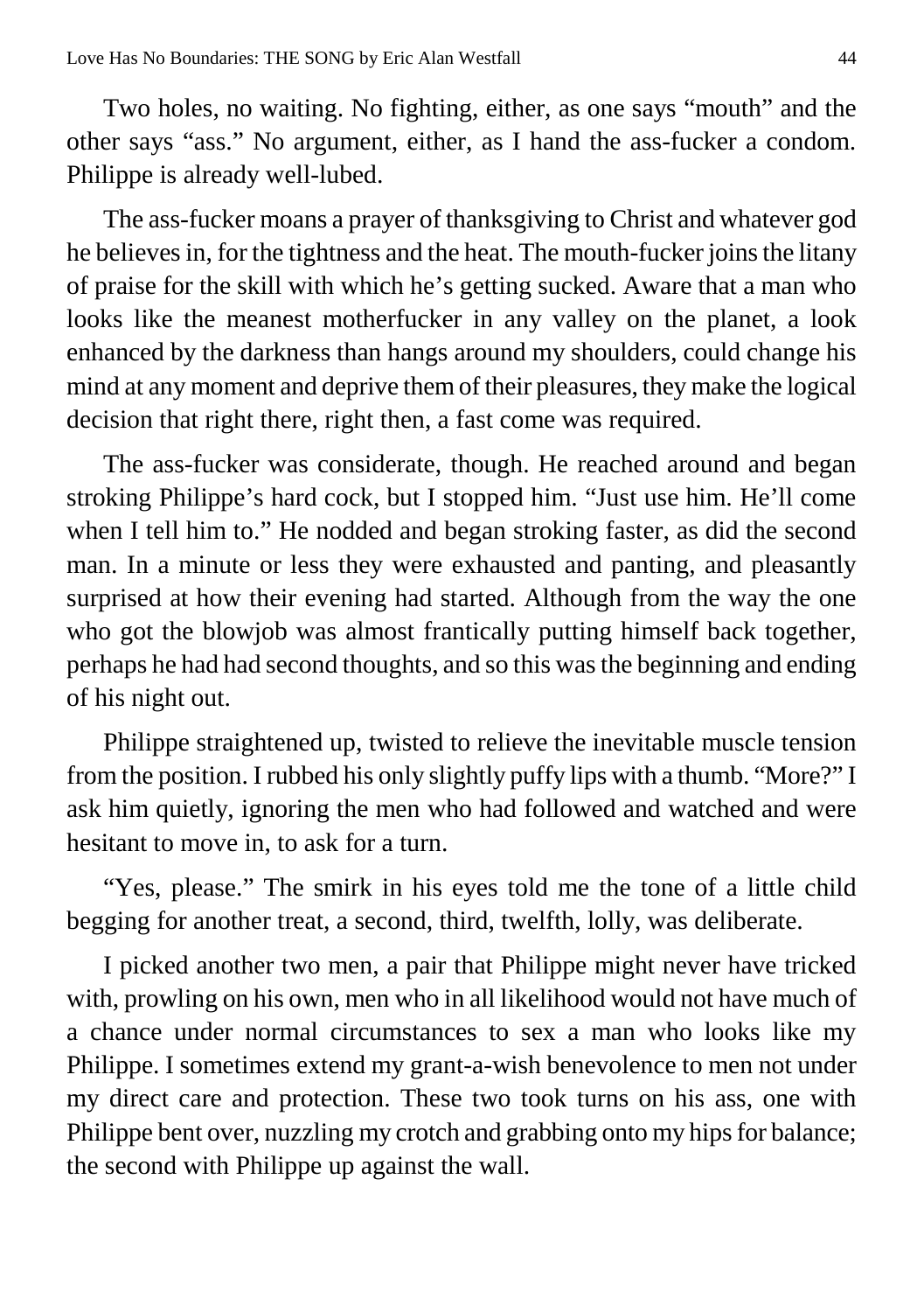Two holes, no waiting. No fighting, either, as one says "mouth" and the other says "ass." No argument, either, as I hand the ass-fucker a condom. Philippe is already well-lubed.

The ass-fucker moans a prayer of thanksgiving to Christ and whatever god he believes in, for the tightness and the heat. The mouth-fucker joins the litany of praise for the skill with which he's getting sucked. Aware that a man who looks like the meanest motherfucker in any valley on the planet, a look enhanced by the darkness than hangs around my shoulders, could change his mind at any moment and deprive them of their pleasures, they make the logical decision that right there, right then, a fast come was required.

The ass-fucker was considerate, though. He reached around and began stroking Philippe's hard cock, but I stopped him. "Just use him. He'll come when I tell him to." He nodded and began stroking faster, as did the second man. In a minute or less they were exhausted and panting, and pleasantly surprised at how their evening had started. Although from the way the one who got the blowjob was almost frantically putting himself back together, perhaps he had had second thoughts, and so this was the beginning and ending of his night out.

Philippe straightened up, twisted to relieve the inevitable muscle tension from the position. I rubbed his only slightly puffy lips with a thumb. "More?" I ask him quietly, ignoring the men who had followed and watched and were hesitant to move in, to ask for a turn.

"Yes, please." The smirk in his eyes told me the tone of a little child begging for another treat, a second, third, twelfth, lolly, was deliberate.

I picked another two men, a pair that Philippe might never have tricked with, prowling on his own, men who in all likelihood would not have much of a chance under normal circumstances to sex a man who looks like my Philippe. I sometimes extend my grant-a-wish benevolence to men not under my direct care and protection. These two took turns on his ass, one with Philippe bent over, nuzzling my crotch and grabbing onto my hips for balance; the second with Philippe up against the wall.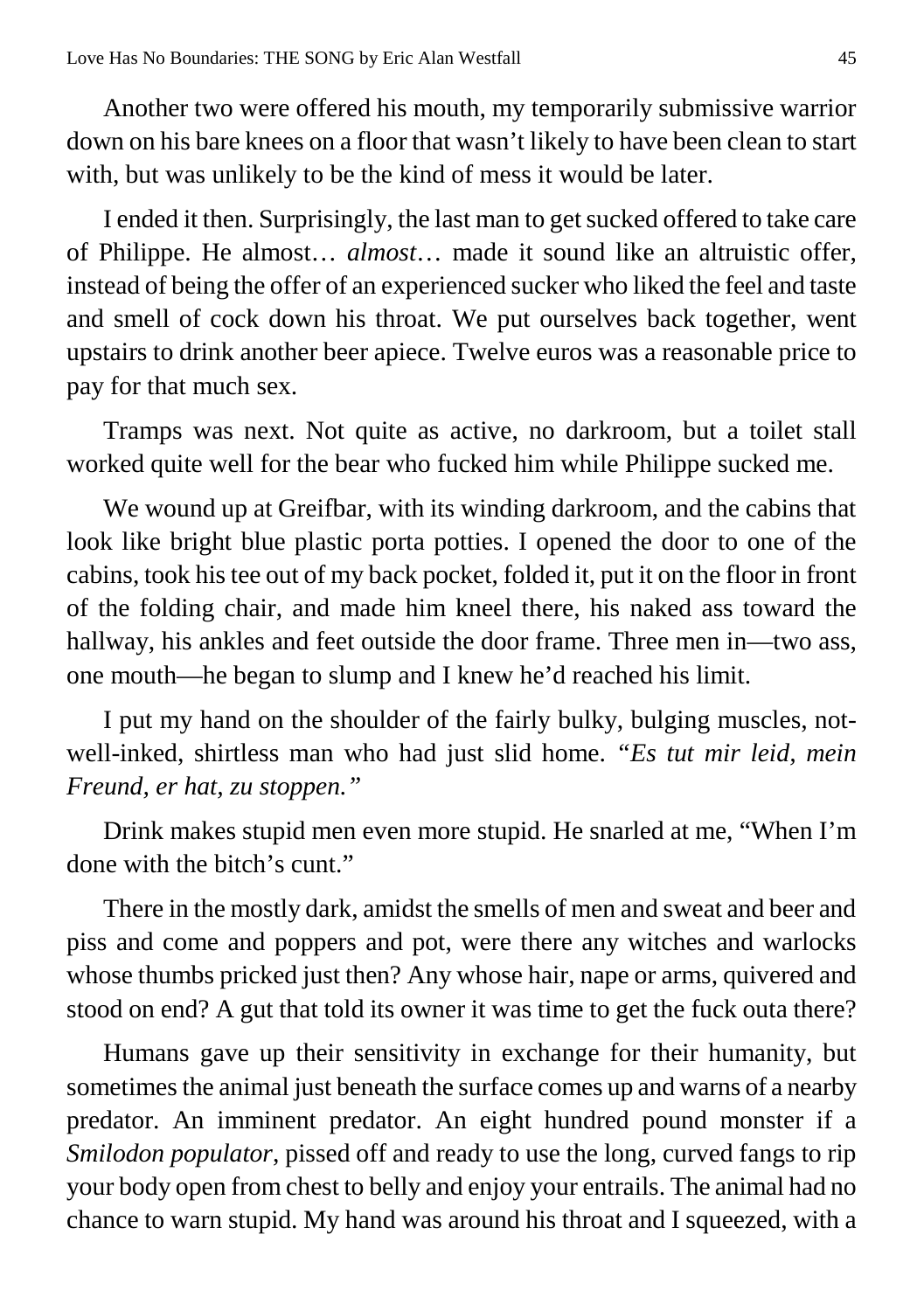Another two were offered his mouth, my temporarily submissive warrior down on his bare knees on a floor that wasn't likely to have been clean to start with, but was unlikely to be the kind of mess it would be later.

I ended it then. Surprisingly, the last man to get sucked offered to take care of Philippe. He almost… *almost*… made it sound like an altruistic offer, instead of being the offer of an experienced sucker who liked the feel and taste and smell of cock down his throat. We put ourselves back together, went upstairs to drink another beer apiece. Twelve euros was a reasonable price to pay for that much sex.

Tramps was next. Not quite as active, no darkroom, but a toilet stall worked quite well for the bear who fucked him while Philippe sucked me.

We wound up at Greifbar, with its winding darkroom, and the cabins that look like bright blue plastic porta potties. I opened the door to one of the cabins, took his tee out of my back pocket, folded it, put it on the floor in front of the folding chair, and made him kneel there, his naked ass toward the hallway, his ankles and feet outside the door frame. Three men in—two ass, one mouth—he began to slump and I knew he'd reached his limit.

I put my hand on the shoulder of the fairly bulky, bulging muscles, not-well-inked, shirtless man who had just slid home. "*Es tut mir leid, mein Freund, er hat, zu stoppen.*"

Drink makes stupid men even more stupid. He snarled at me, "When I'm done with the bitch's cunt."

There in the mostly dark, amidst the smells of men and sweat and beer and piss and come and poppers and pot, were there any witches and warlocks whose thumbs pricked just then? Any whose hair, nape or arms, quivered and stood on end? A gut that told its owner it was time to get the fuck outa there?

Humans gave up their sensitivity in exchange for their humanity, but sometimes the animal just beneath the surface comes up and warns of a nearby predator. An imminent predator. An eight hundred pound monster if a *Smilodon populator*, pissed off and ready to use the long, curved fangs to rip your body open from chest to belly and enjoy your entrails. The animal had no chance to warn stupid. My hand was around his throat and I squeezed, with a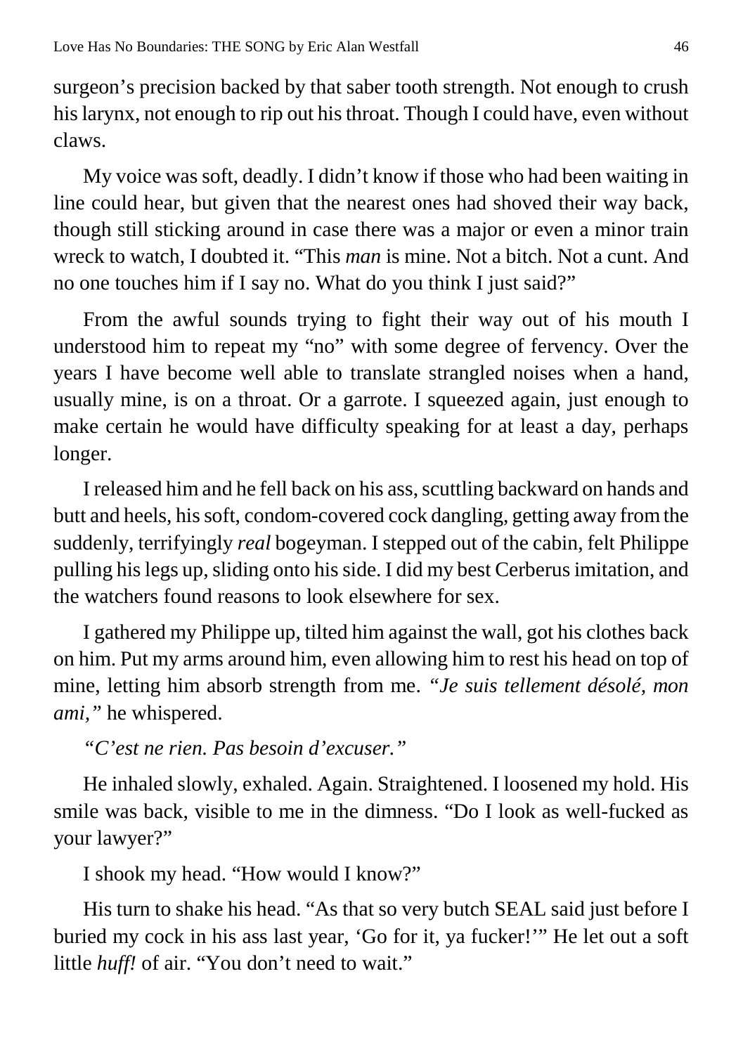surgeon's precision backed by that saber tooth strength. Not enough to crush his larynx, not enough to rip out his throat. Though I could have, even without claws.

My voice was soft, deadly. I didn't know if those who had been waiting in line could hear, but given that the nearest ones had shoved their way back, though still sticking around in case there was a major or even a minor train wreck to watch, I doubted it. "This *man* is mine. Not a bitch. Not a cunt. And no one touches him if I say no. What do you think I just said?"

From the awful sounds trying to fight their way out of his mouth I understood him to repeat my "no" with some degree of fervency. Over the years I have become well able to translate strangled noises when a hand, usually mine, is on a throat. Or a garrote. I squeezed again, just enough to make certain he would have difficulty speaking for at least a day, perhaps longer.

I released him and he fell back on his ass, scuttling backward on hands and butt and heels, his soft, condom-covered cock dangling, getting away from the suddenly, terrifyingly *real* bogeyman. I stepped out of the cabin, felt Philippe pulling his legs up, sliding onto his side. I did my best Cerberus imitation, and the watchers found reasons to look elsewhere for sex.

I gathered my Philippe up, tilted him against the wall, got his clothes back on him. Put my arms around him, even allowing him to rest his head on top of mine, letting him absorb strength from me. *"Je suis tellement désolé, mon ami,"* he whispered.

*"C'est ne rien. Pas besoin d'excuser."*

He inhaled slowly, exhaled. Again. Straightened. I loosened my hold. His smile was back, visible to me in the dimness. "Do I look as well-fucked as your lawyer?"

I shook my head. "How would I know?"

His turn to shake his head. "As that so very butch SEAL said just before I buried my cock in his ass last year, 'Go for it, ya fucker!'" He let out a soft little *huff!* of air. "You don't need to wait."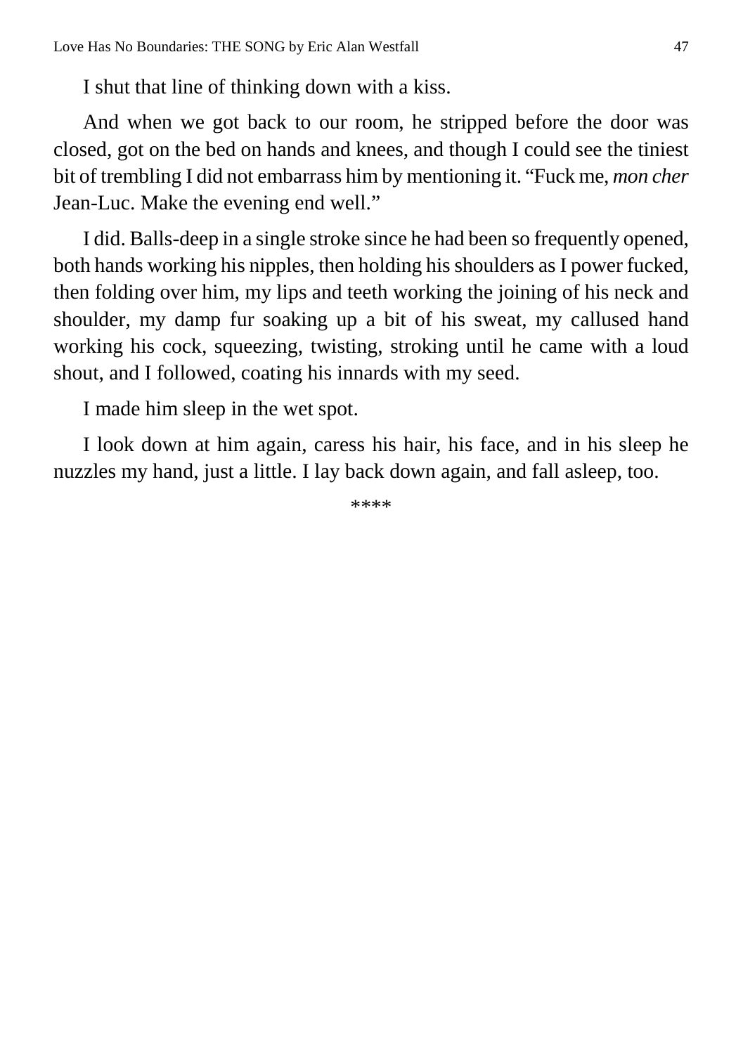I shut that line of thinking down with a kiss.

And when we got back to our room, he stripped before the door was closed, got on the bed on hands and knees, and though I could see the tiniest bit of trembling I did not embarrass him by mentioning it. "Fuck me, *mon cher* Jean-Luc. Make the evening end well."

I did. Balls-deep in a single stroke since he had been so frequently opened, both hands working his nipples, then holding his shoulders as I power fucked, then folding over him, my lips and teeth working the joining of his neck and shoulder, my damp fur soaking up a bit of his sweat, my callused hand working his cock, squeezing, twisting, stroking until he came with a loud shout, and I followed, coating his innards with my seed.

I made him sleep in the wet spot.

I look down at him again, caress his hair, his face, and in his sleep he nuzzles my hand, just a little. I lay back down again, and fall asleep, too.

****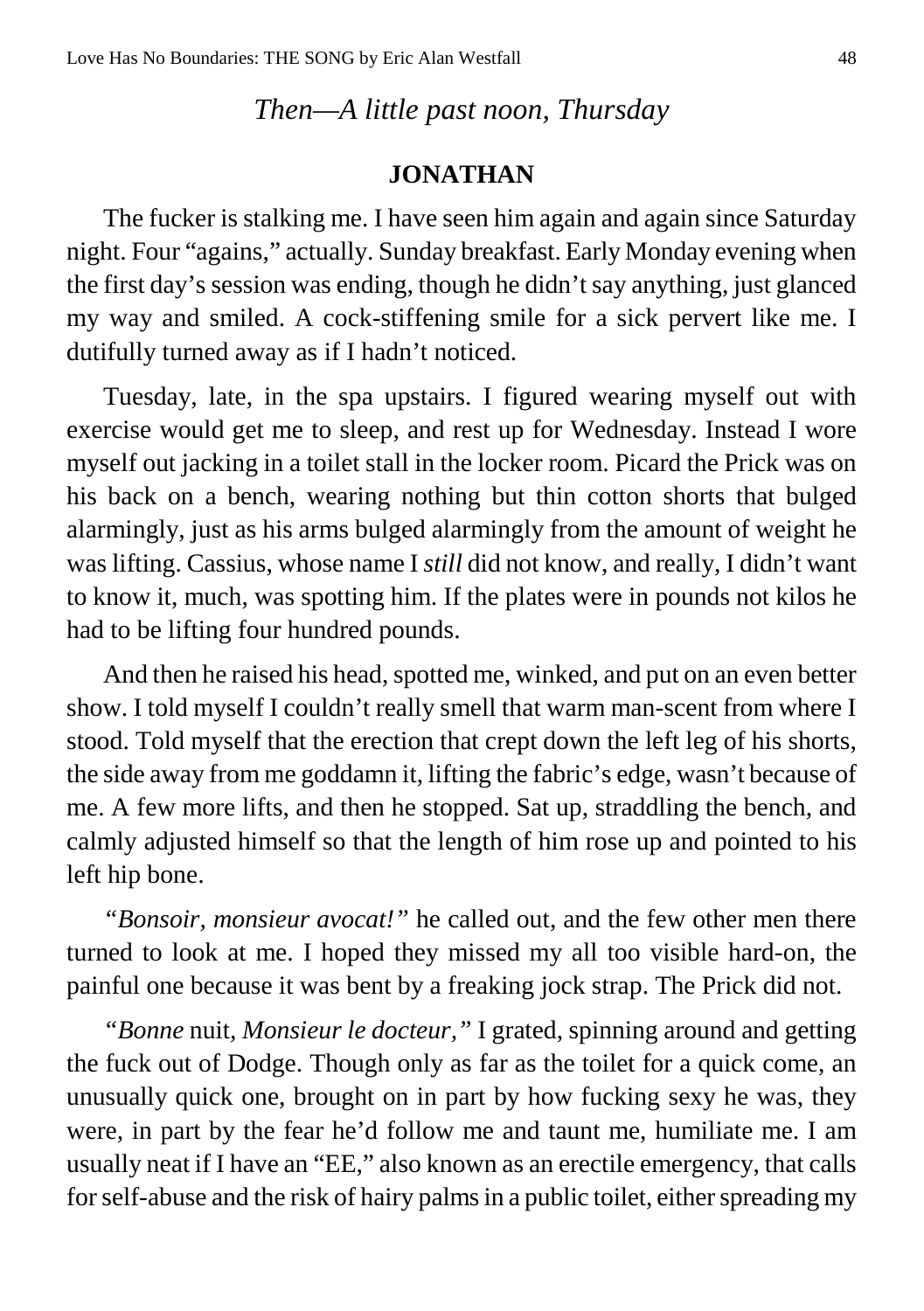*Then—A little past noon, Thursday*

**JONATHAN**

The fucker is stalking me. I have seen him again and again since Saturday night. Four "agains," actually. Sunday breakfast. Early Monday evening when the first day's session was ending, though he didn't say anything, just glanced my way and smiled. A cock-stiffening smile for a sick pervert like me. I dutifully turned away as if I hadn't noticed.

Tuesday, late, in the spa upstairs. I figured wearing myself out with exercise would get me to sleep, and rest up for Wednesday. Instead I wore myself out jacking in a toilet stall in the locker room. Picard the Prick was on his back on a bench, wearing nothing but thin cotton shorts that bulged alarmingly, just as his arms bulged alarmingly from the amount of weight he was lifting. Cassius, whose name I *still* did not know, and really, I didn't want to know it, much, was spotting him. If the plates were in pounds not kilos he had to be lifting four hundred pounds.

And then he raised his head, spotted me, winked, and put on an even better show. I told myself I couldn't really smell that warm man-scent from where I stood. Told myself that the erection that crept down the left leg of his shorts, the side away from me goddamn it, lifting the fabric's edge, wasn't because of me. A few more lifts, and then he stopped. Sat up, straddling the bench, and calmly adjusted himself so that the length of him rose up and pointed to his left hip bone.

*"Bonsoir, monsieur avocat!"* he called out, and the few other men there turned to look at me. I hoped they missed my all too visible hard-on, the painful one because it was bent by a freaking jock strap. The Prick did not.

*"Bonne* nuit, *Monsieur le docteur,"* I grated, spinning around and getting the fuck out of Dodge. Though only as far as the toilet for a quick come, an unusually quick one, brought on in part by how fucking sexy he was, they were, in part by the fear he'd follow me and taunt me, humiliate me. I am usually neat if I have an "EE," also known as an erectile emergency, that calls for self-abuse and the risk of hairy palms in a public toilet, either spreading my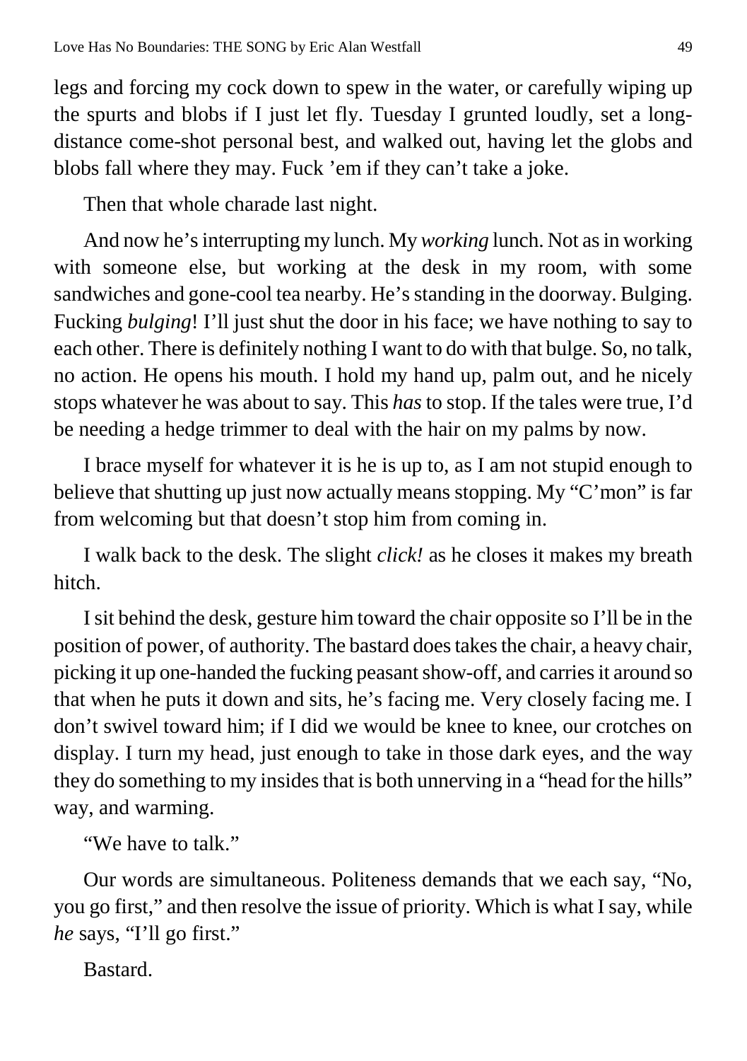legs and forcing my cock down to spew in the water, or carefully wiping up the spurts and blobs if I just let fly. Tuesday I grunted loudly, set a long-distance come-shot personal best, and walked out, having let the globs and blobs fall where they may. Fuck 'em if they can't take a joke.

Then that whole charade last night.

And now he's interrupting my lunch. My *working* lunch. Not as in working with someone else, but working at the desk in my room, with some sandwiches and gone-cool tea nearby. He's standing in the doorway. Bulging. Fucking *bulging*! I'll just shut the door in his face; we have nothing to say to each other. There is definitely nothing I want to do with that bulge. So, no talk, no action. He opens his mouth. I hold my hand up, palm out, and he nicely stops whatever he was about to say. This *has* to stop. If the tales were true, I'd be needing a hedge trimmer to deal with the hair on my palms by now.

I brace myself for whatever it is he is up to, as I am not stupid enough to believe that shutting up just now actually means stopping. My "C'mon" is far from welcoming but that doesn't stop him from coming in.

I walk back to the desk. The slight *click!* as he closes it makes my breath hitch.

I sit behind the desk, gesture him toward the chair opposite so I'll be in the position of power, of authority. The bastard does takes the chair, a heavy chair, picking it up one-handed the fucking peasant show-off, and carries it around so that when he puts it down and sits, he's facing me. Very closely facing me. I don't swivel toward him; if I did we would be knee to knee, our crotches on display. I turn my head, just enough to take in those dark eyes, and the way they do something to my insides that is both unnerving in a "head for the hills" way, and warming.

"We have to talk."

Our words are simultaneous. Politeness demands that we each say, "No, you go first," and then resolve the issue of priority. Which is what I say, while *he* says, "I'll go first."

Bastard.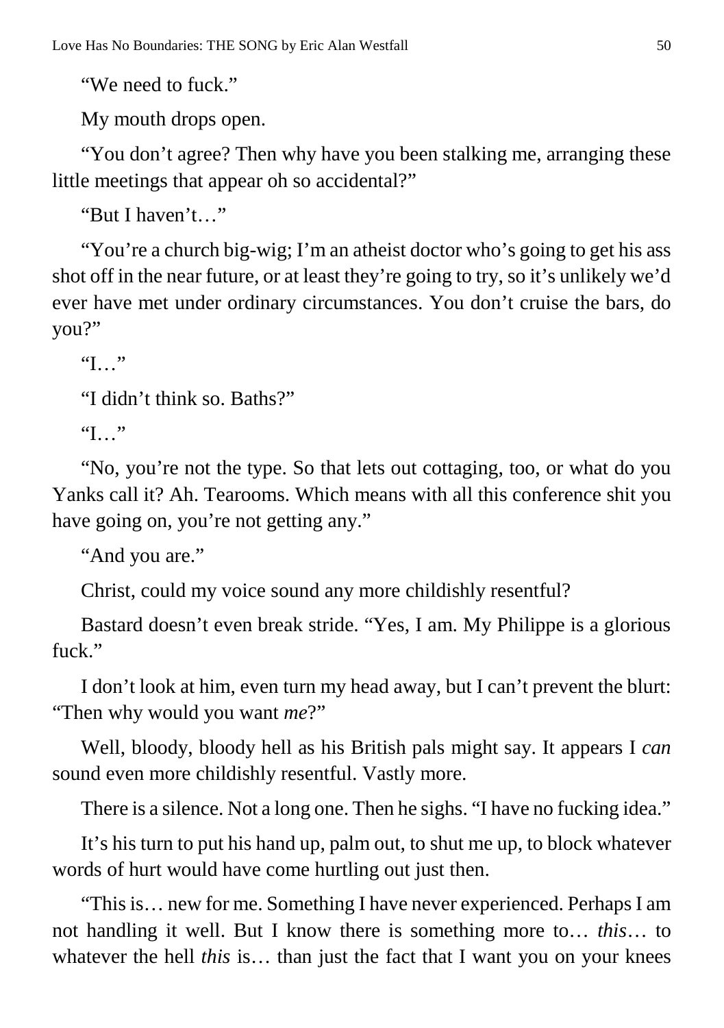"We need to fuck."

My mouth drops open.

"You don't agree? Then why have you been stalking me, arranging these little meetings that appear oh so accidental?"

"But I haven't…"

"You're a church big-wig; I'm an atheist doctor who's going to get his ass shot off in the near future, or at least they're going to try, so it's unlikely we'd ever have met under ordinary circumstances. You don't cruise the bars, do you?"

"I…"

"I didn't think so. Baths?"

"I…"

"No, you're not the type. So that lets out cottaging, too, or what do you Yanks call it? Ah. Tearooms. Which means with all this conference shit you have going on, you're not getting any."

"And you are."

Christ, could my voice sound any more childishly resentful?

Bastard doesn't even break stride. "Yes, I am. My Philippe is a glorious fuck."

I don't look at him, even turn my head away, but I can't prevent the blurt: "Then why would you want *me*?"

Well, bloody, bloody hell as his British pals might say. It appears I *can* sound even more childishly resentful. Vastly more.

There is a silence. Not a long one. Then he sighs. "I have no fucking idea."

It's his turn to put his hand up, palm out, to shut me up, to block whatever words of hurt would have come hurtling out just then.

"This is… new for me. Something I have never experienced. Perhaps I am not handling it well. But I know there is something more to… *this*… to whatever the hell *this* is… than just the fact that I want you on your knees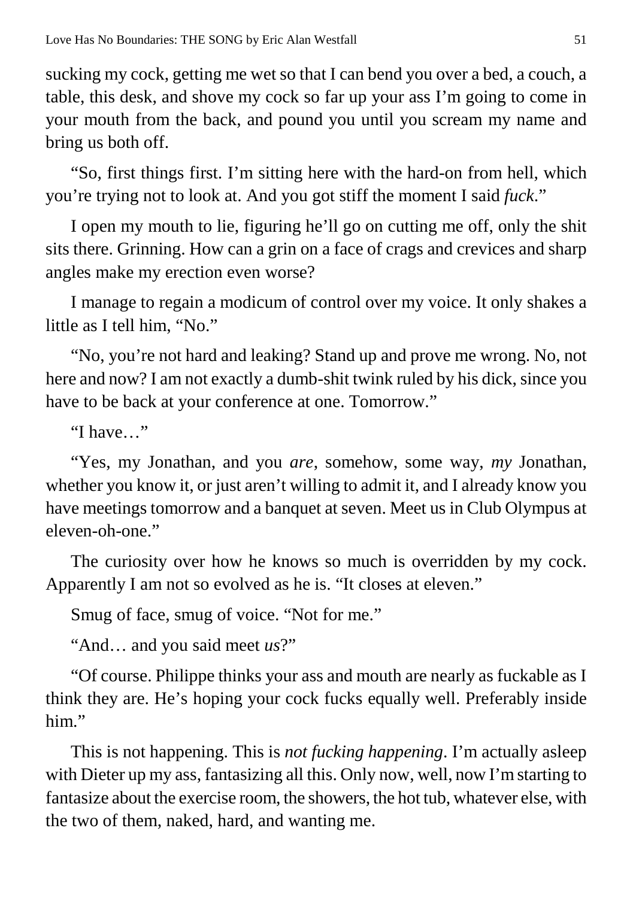sucking my cock, getting me wet so that I can bend you over a bed, a couch, a table, this desk, and shove my cock so far up your ass I'm going to come in your mouth from the back, and pound you until you scream my name and bring us both off.

"So, first things first. I'm sitting here with the hard-on from hell, which you're trying not to look at. And you got stiff the moment I said *fuck*."

I open my mouth to lie, figuring he'll go on cutting me off, only the shit sits there. Grinning. How can a grin on a face of crags and crevices and sharp angles make my erection even worse?

I manage to regain a modicum of control over my voice. It only shakes a little as I tell him, "No."

"No, you're not hard and leaking? Stand up and prove me wrong. No, not here and now? I am not exactly a dumb-shit twink ruled by his dick, since you have to be back at your conference at one. Tomorrow."

"I have…"

"Yes, my Jonathan, and you *are*, somehow, some way, *my* Jonathan, whether you know it, or just aren't willing to admit it, and I already know you have meetings tomorrow and a banquet at seven. Meet us in Club Olympus at eleven-oh-one."

The curiosity over how he knows so much is overridden by my cock. Apparently I am not so evolved as he is. "It closes at eleven."

Smug of face, smug of voice. "Not for me."

"And… and you said meet *us*?"

"Of course. Philippe thinks your ass and mouth are nearly as fuckable as I think they are. He's hoping your cock fucks equally well. Preferably inside him."

This is not happening. This is *not fucking happening*. I'm actually asleep with Dieter up my ass, fantasizing all this. Only now, well, now I'm starting to fantasize about the exercise room, the showers, the hot tub, whatever else, with the two of them, naked, hard, and wanting me.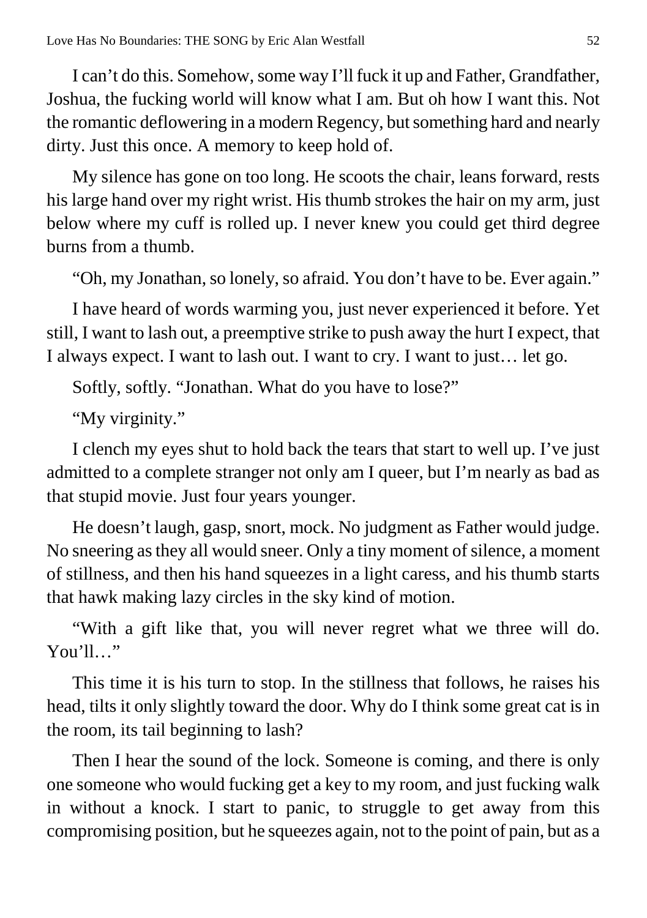I can't do this. Somehow, some way I'll fuck it up and Father, Grandfather, Joshua, the fucking world will know what I am. But oh how I want this. Not the romantic deflowering in a modern Regency, but something hard and nearly dirty. Just this once. A memory to keep hold of.

My silence has gone on too long. He scoots the chair, leans forward, rests his large hand over my right wrist. His thumb strokes the hair on my arm, just below where my cuff is rolled up. I never knew you could get third degree burns from a thumb.

"Oh, my Jonathan, so lonely, so afraid. You don't have to be. Ever again."

I have heard of words warming you, just never experienced it before. Yet still, I want to lash out, a preemptive strike to push away the hurt I expect, that I always expect. I want to lash out. I want to cry. I want to just… let go.

Softly, softly. "Jonathan. What do you have to lose?"

"My virginity."

I clench my eyes shut to hold back the tears that start to well up. I've just admitted to a complete stranger not only am I queer, but I'm nearly as bad as that stupid movie. Just four years younger.

He doesn't laugh, gasp, snort, mock. No judgment as Father would judge. No sneering as they all would sneer. Only a tiny moment of silence, a moment of stillness, and then his hand squeezes in a light caress, and his thumb starts that hawk making lazy circles in the sky kind of motion.

"With a gift like that, you will never regret what we three will do. You'll…"

This time it is his turn to stop. In the stillness that follows, he raises his head, tilts it only slightly toward the door. Why do I think some great cat is in the room, its tail beginning to lash?

Then I hear the sound of the lock. Someone is coming, and there is only one someone who would fucking get a key to my room, and just fucking walk in without a knock. I start to panic, to struggle to get away from this compromising position, but he squeezes again, not to the point of pain, but as a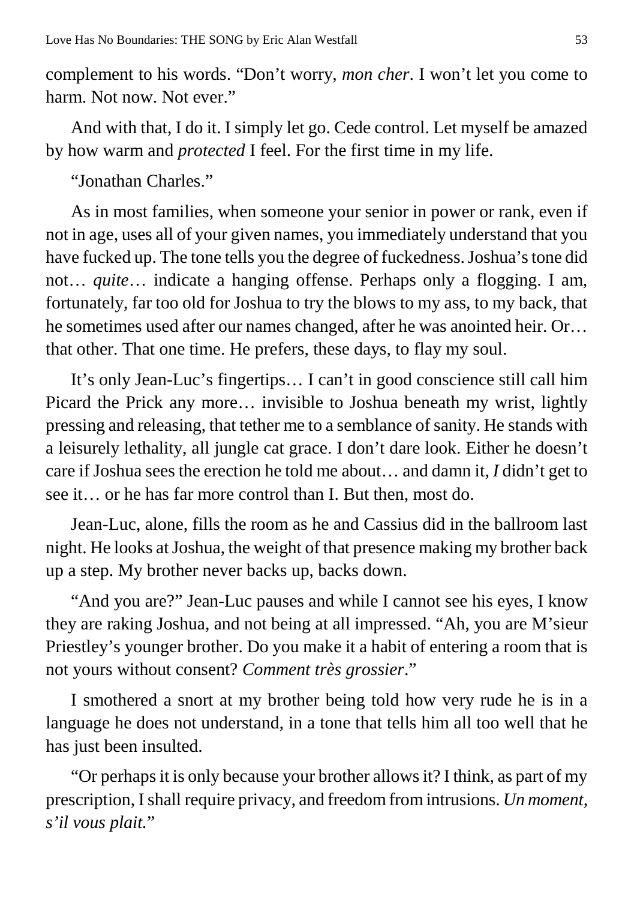complement to his words. “Don’t worry, *mon cher*. I won’t let you come to harm. Not now. Not ever.”

And with that, I do it. I simply let go. Cede control. Let myself be amazed by how warm and *protected* I feel. For the first time in my life.

“Jonathan Charles.”

As in most families, when someone your senior in power or rank, even if not in age, uses all of your given names, you immediately understand that you have fucked up. The tone tells you the degree of fuckedness. Joshua’s tone did not… *quite*… indicate a hanging offense. Perhaps only a flogging. I am, fortunately, far too old for Joshua to try the blows to my ass, to my back, that he sometimes used after our names changed, after he was anointed heir. Or… that other. That one time. He prefers, these days, to flay my soul.

It’s only Jean-Luc’s fingertips… I can’t in good conscience still call him Picard the Prick any more… invisible to Joshua beneath my wrist, lightly pressing and releasing, that tether me to a semblance of sanity. He stands with a leisurely lethality, all jungle cat grace. I don’t dare look. Either he doesn’t care if Joshua sees the erection he told me about… and damn it, *I* didn’t get to see it… or he has far more control than I. But then, most do.

Jean-Luc, alone, fills the room as he and Cassius did in the ballroom last night. He looks at Joshua, the weight of that presence making my brother back up a step. My brother never backs up, backs down.

“And you are?” Jean-Luc pauses and while I cannot see his eyes, I know they are raking Joshua, and not being at all impressed. “Ah, you are M’sieur Priestley’s younger brother. Do you make it a habit of entering a room that is not yours without consent? *Comment très grossier*.”

I smothered a snort at my brother being told how very rude he is in a language he does not understand, in a tone that tells him all too well that he has just been insulted.

“Or perhaps it is only because your brother allows it? I think, as part of my prescription, I shall require privacy, and freedom from intrusions. *Un moment, s’il vous plait.*”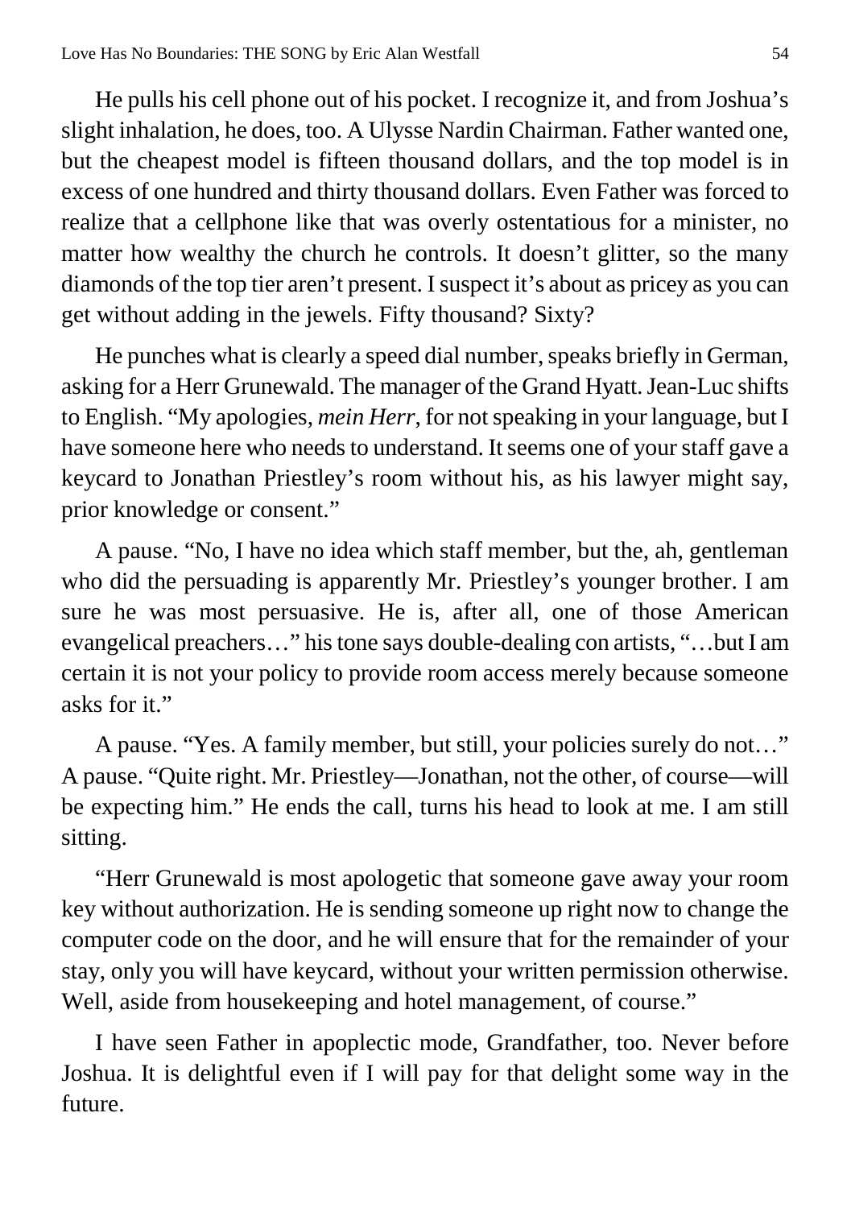He pulls his cell phone out of his pocket. I recognize it, and from Joshua's slight inhalation, he does, too. A Ulysse Nardin Chairman. Father wanted one, but the cheapest model is fifteen thousand dollars, and the top model is in excess of one hundred and thirty thousand dollars. Even Father was forced to realize that a cellphone like that was overly ostentatious for a minister, no matter how wealthy the church he controls. It doesn't glitter, so the many diamonds of the top tier aren't present. I suspect it's about as pricey as you can get without adding in the jewels. Fifty thousand? Sixty?

He punches what is clearly a speed dial number, speaks briefly in German, asking for a Herr Grunewald. The manager of the Grand Hyatt. Jean-Luc shifts to English. "My apologies, *mein Herr*, for not speaking in your language, but I have someone here who needs to understand. It seems one of your staff gave a keycard to Jonathan Priestley's room without his, as his lawyer might say, prior knowledge or consent."

A pause. "No, I have no idea which staff member, but the, ah, gentleman who did the persuading is apparently Mr. Priestley's younger brother. I am sure he was most persuasive. He is, after all, one of those American evangelical preachers…" his tone says double-dealing con artists, "…but I am certain it is not your policy to provide room access merely because someone asks for it."

A pause. "Yes. A family member, but still, your policies surely do not…" A pause. "Quite right. Mr. Priestley—Jonathan, not the other, of course—will be expecting him." He ends the call, turns his head to look at me. I am still sitting.

"Herr Grunewald is most apologetic that someone gave away your room key without authorization. He is sending someone up right now to change the computer code on the door, and he will ensure that for the remainder of your stay, only you will have keycard, without your written permission otherwise. Well, aside from housekeeping and hotel management, of course."

I have seen Father in apoplectic mode, Grandfather, too. Never before Joshua. It is delightful even if I will pay for that delight some way in the future.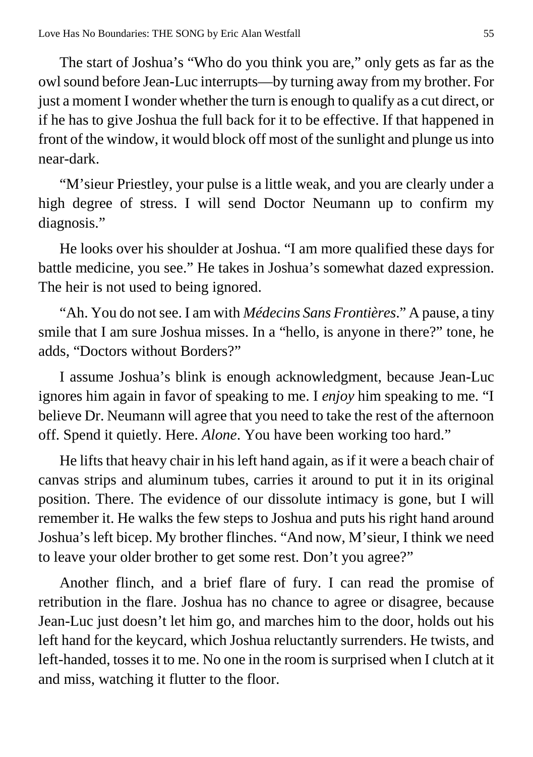The start of Joshua's "Who do you think you are," only gets as far as the owl sound before Jean-Luc interrupts—by turning away from my brother. For just a moment I wonder whether the turn is enough to qualify as a cut direct, or if he has to give Joshua the full back for it to be effective. If that happened in front of the window, it would block off most of the sunlight and plunge us into near-dark.

"M'sieur Priestley, your pulse is a little weak, and you are clearly under a high degree of stress. I will send Doctor Neumann up to confirm my diagnosis."

He looks over his shoulder at Joshua. "I am more qualified these days for battle medicine, you see." He takes in Joshua's somewhat dazed expression. The heir is not used to being ignored.

"Ah. You do not see. I am with *Médecins Sans Frontières*." A pause, a tiny smile that I am sure Joshua misses. In a "hello, is anyone in there?" tone, he adds, "Doctors without Borders?"

I assume Joshua's blink is enough acknowledgment, because Jean-Luc ignores him again in favor of speaking to me. I *enjoy* him speaking to me. "I believe Dr. Neumann will agree that you need to take the rest of the afternoon off. Spend it quietly. Here. *Alone*. You have been working too hard."

He lifts that heavy chair in his left hand again, as if it were a beach chair of canvas strips and aluminum tubes, carries it around to put it in its original position. There. The evidence of our dissolute intimacy is gone, but I will remember it. He walks the few steps to Joshua and puts his right hand around Joshua's left bicep. My brother flinches. "And now, M'sieur, I think we need to leave your older brother to get some rest. Don't you agree?"

Another flinch, and a brief flare of fury. I can read the promise of retribution in the flare. Joshua has no chance to agree or disagree, because Jean-Luc just doesn't let him go, and marches him to the door, holds out his left hand for the keycard, which Joshua reluctantly surrenders. He twists, and left-handed, tosses it to me. No one in the room is surprised when I clutch at it and miss, watching it flutter to the floor.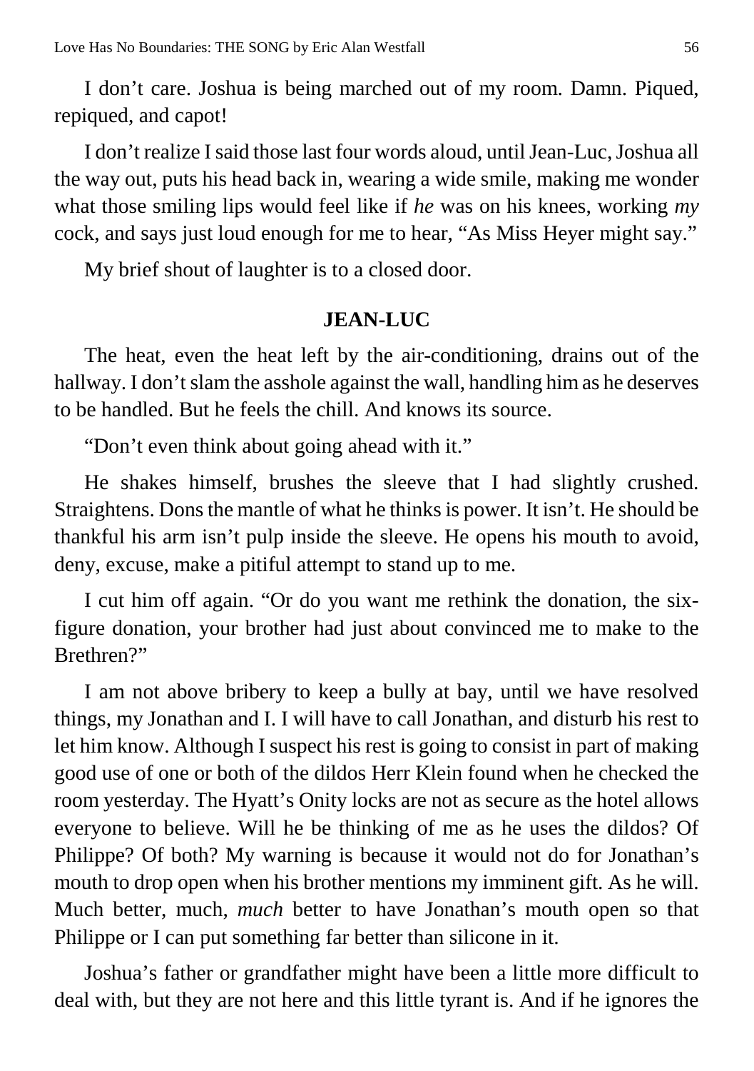I don't care. Joshua is being marched out of my room. Damn. Piqued, repiqued, and capot!

I don't realize I said those last four words aloud, until Jean-Luc, Joshua all the way out, puts his head back in, wearing a wide smile, making me wonder what those smiling lips would feel like if *he* was on his knees, working *my* cock, and says just loud enough for me to hear, "As Miss Heyer might say."

My brief shout of laughter is to a closed door.

**JEAN-LUC**

The heat, even the heat left by the air-conditioning, drains out of the hallway. I don't slam the asshole against the wall, handling him as he deserves to be handled. But he feels the chill. And knows its source.

"Don't even think about going ahead with it."

He shakes himself, brushes the sleeve that I had slightly crushed. Straightens. Dons the mantle of what he thinks is power. It isn't. He should be thankful his arm isn't pulp inside the sleeve. He opens his mouth to avoid, deny, excuse, make a pitiful attempt to stand up to me.

I cut him off again. "Or do you want me rethink the donation, the six-figure donation, your brother had just about convinced me to make to the Brethren?"

I am not above bribery to keep a bully at bay, until we have resolved things, my Jonathan and I. I will have to call Jonathan, and disturb his rest to let him know. Although I suspect his rest is going to consist in part of making good use of one or both of the dildos Herr Klein found when he checked the room yesterday. The Hyatt's Onity locks are not as secure as the hotel allows everyone to believe. Will he be thinking of me as he uses the dildos? Of Philippe? Of both? My warning is because it would not do for Jonathan's mouth to drop open when his brother mentions my imminent gift. As he will. Much better, much, *much* better to have Jonathan's mouth open so that Philippe or I can put something far better than silicone in it.

Joshua's father or grandfather might have been a little more difficult to deal with, but they are not here and this little tyrant is. And if he ignores the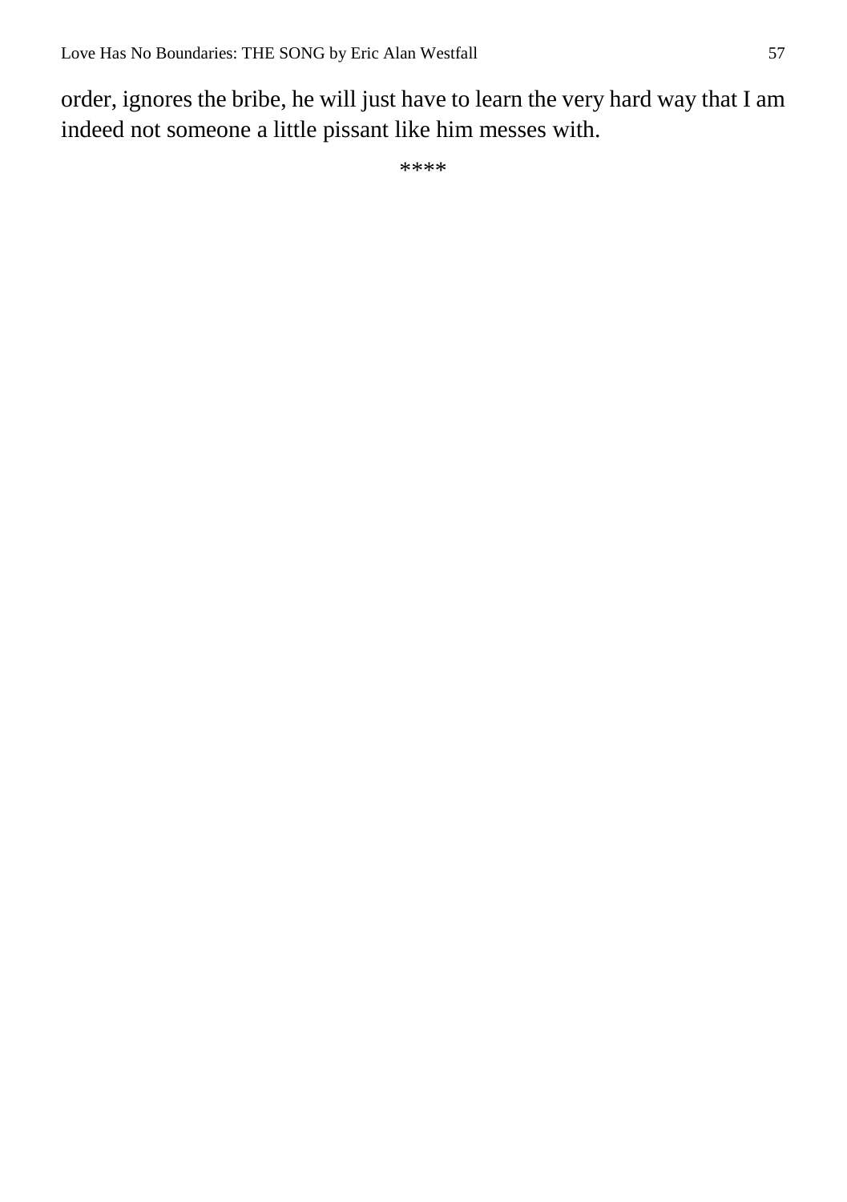order, ignores the bribe, he will just have to learn the very hard way that I am indeed not someone a little pissant like him messes with.

****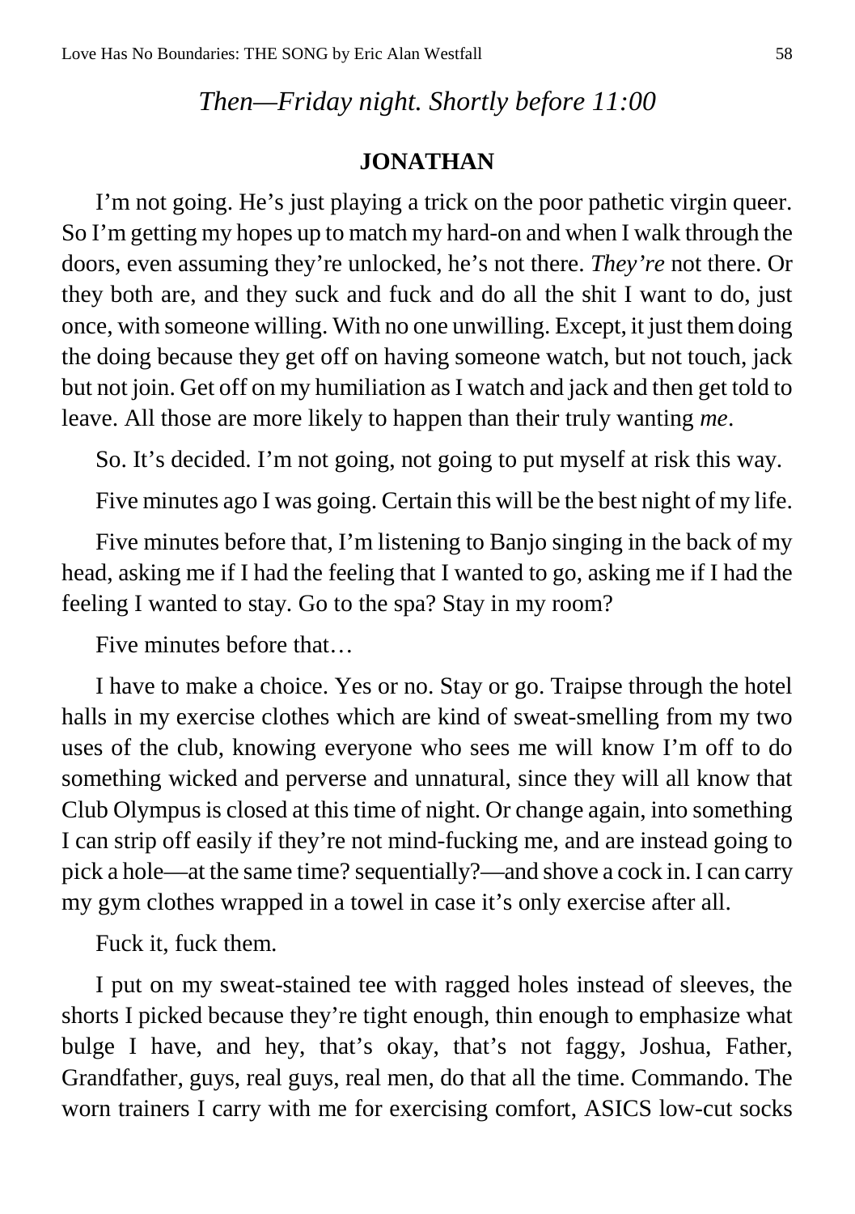*Then—Friday night. Shortly before 11:00*

**JONATHAN**

I'm not going. He's just playing a trick on the poor pathetic virgin queer. So I'm getting my hopes up to match my hard-on and when I walk through the doors, even assuming they're unlocked, he's not there. *They're* not there. Or they both are, and they suck and fuck and do all the shit I want to do, just once, with someone willing. With no one unwilling. Except, it just them doing the doing because they get off on having someone watch, but not touch, jack but not join. Get off on my humiliation as I watch and jack and then get told to leave. All those are more likely to happen than their truly wanting *me*.

So. It's decided. I'm not going, not going to put myself at risk this way.

Five minutes ago I was going. Certain this will be the best night of my life.

Five minutes before that, I'm listening to Banjo singing in the back of my head, asking me if I had the feeling that I wanted to go, asking me if I had the feeling I wanted to stay. Go to the spa? Stay in my room?

Five minutes before that…

I have to make a choice. Yes or no. Stay or go. Traipse through the hotel halls in my exercise clothes which are kind of sweat-smelling from my two uses of the club, knowing everyone who sees me will know I'm off to do something wicked and perverse and unnatural, since they will all know that Club Olympus is closed at this time of night. Or change again, into something I can strip off easily if they're not mind-fucking me, and are instead going to pick a hole—at the same time? sequentially?—and shove a cock in. I can carry my gym clothes wrapped in a towel in case it's only exercise after all.

Fuck it, fuck them.

I put on my sweat-stained tee with ragged holes instead of sleeves, the shorts I picked because they're tight enough, thin enough to emphasize what bulge I have, and hey, that's okay, that's not faggy, Joshua, Father, Grandfather, guys, real guys, real men, do that all the time. Commando. The worn trainers I carry with me for exercising comfort, ASICS low-cut socks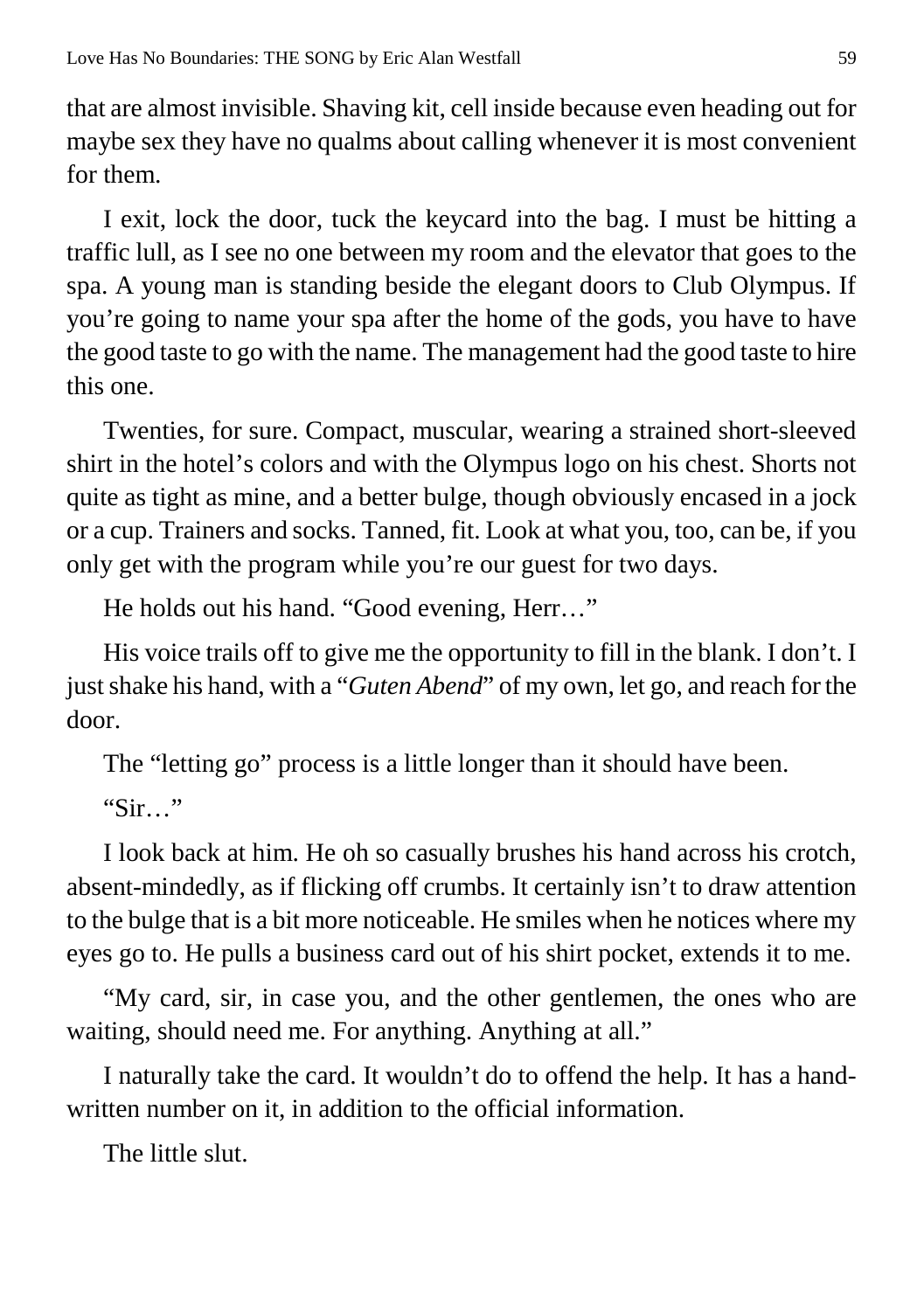that are almost invisible. Shaving kit, cell inside because even heading out for maybe sex they have no qualms about calling whenever it is most convenient for them.

I exit, lock the door, tuck the keycard into the bag. I must be hitting a traffic lull, as I see no one between my room and the elevator that goes to the spa. A young man is standing beside the elegant doors to Club Olympus. If you're going to name your spa after the home of the gods, you have to have the good taste to go with the name. The management had the good taste to hire this one.

Twenties, for sure. Compact, muscular, wearing a strained short-sleeved shirt in the hotel's colors and with the Olympus logo on his chest. Shorts not quite as tight as mine, and a better bulge, though obviously encased in a jock or a cup. Trainers and socks. Tanned, fit. Look at what you, too, can be, if you only get with the program while you're our guest for two days.

He holds out his hand. "Good evening, Herr…"

His voice trails off to give me the opportunity to fill in the blank. I don't. I just shake his hand, with a "*Guten Abend*" of my own, let go, and reach for the door.

The "letting go" process is a little longer than it should have been.

"Sir…"

I look back at him. He oh so casually brushes his hand across his crotch, absent-mindedly, as if flicking off crumbs. It certainly isn't to draw attention to the bulge that is a bit more noticeable. He smiles when he notices where my eyes go to. He pulls a business card out of his shirt pocket, extends it to me.

"My card, sir, in case you, and the other gentlemen, the ones who are waiting, should need me. For anything. Anything at all."

I naturally take the card. It wouldn't do to offend the help. It has a hand-written number on it, in addition to the official information.

The little slut.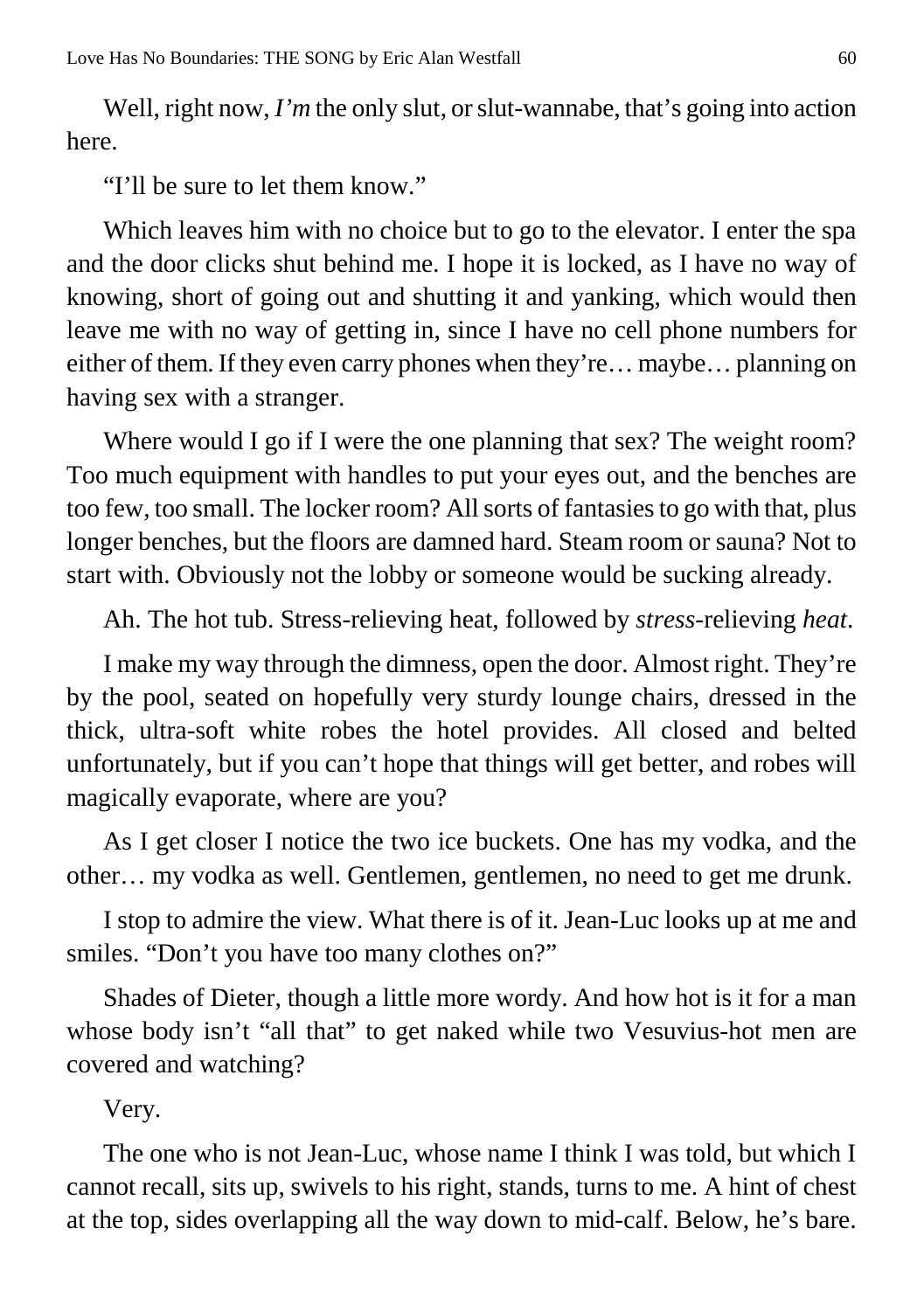Well, right now, *I'm* the only slut, or slut-wannabe, that's going into action here.

"I'll be sure to let them know."

Which leaves him with no choice but to go to the elevator. I enter the spa and the door clicks shut behind me. I hope it is locked, as I have no way of knowing, short of going out and shutting it and yanking, which would then leave me with no way of getting in, since I have no cell phone numbers for either of them. If they even carry phones when they're… maybe… planning on having sex with a stranger.

Where would I go if I were the one planning that sex? The weight room? Too much equipment with handles to put your eyes out, and the benches are too few, too small. The locker room? All sorts of fantasies to go with that, plus longer benches, but the floors are damned hard. Steam room or sauna? Not to start with. Obviously not the lobby or someone would be sucking already.

Ah. The hot tub. Stress-relieving heat, followed by *stress*-relieving *heat*.

I make my way through the dimness, open the door. Almost right. They're by the pool, seated on hopefully very sturdy lounge chairs, dressed in the thick, ultra-soft white robes the hotel provides. All closed and belted unfortunately, but if you can't hope that things will get better, and robes will magically evaporate, where are you?

As I get closer I notice the two ice buckets. One has my vodka, and the other… my vodka as well. Gentlemen, gentlemen, no need to get me drunk.

I stop to admire the view. What there is of it. Jean-Luc looks up at me and smiles. "Don't you have too many clothes on?"

Shades of Dieter, though a little more wordy. And how hot is it for a man whose body isn't "all that" to get naked while two Vesuvius-hot men are covered and watching?

Very.

The one who is not Jean-Luc, whose name I think I was told, but which I cannot recall, sits up, swivels to his right, stands, turns to me. A hint of chest at the top, sides overlapping all the way down to mid-calf. Below, he's bare.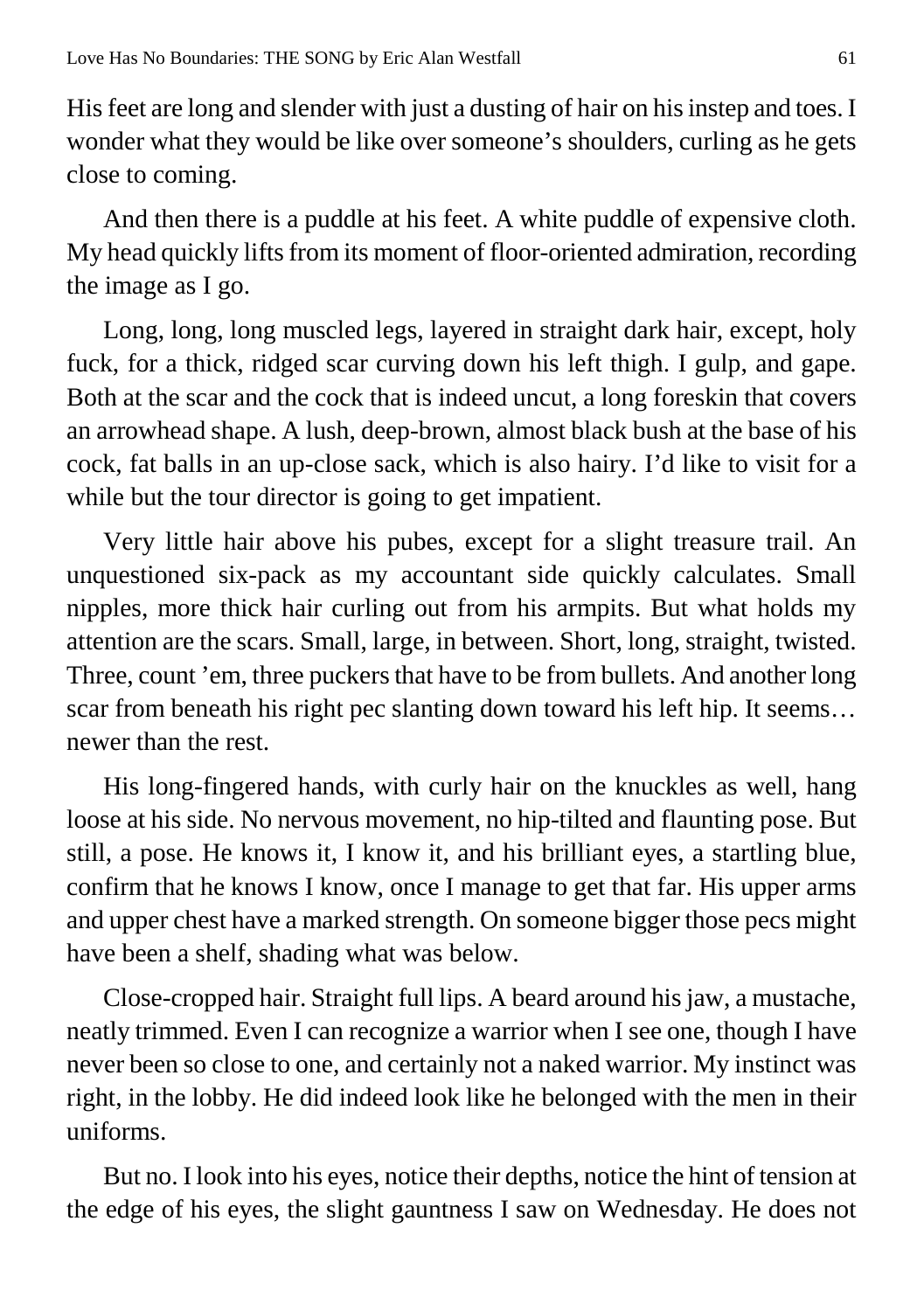His feet are long and slender with just a dusting of hair on his instep and toes. I wonder what they would be like over someone's shoulders, curling as he gets close to coming.

And then there is a puddle at his feet. A white puddle of expensive cloth. My head quickly lifts from its moment of floor-oriented admiration, recording the image as I go.

Long, long, long muscled legs, layered in straight dark hair, except, holy fuck, for a thick, ridged scar curving down his left thigh. I gulp, and gape. Both at the scar and the cock that is indeed uncut, a long foreskin that covers an arrowhead shape. A lush, deep-brown, almost black bush at the base of his cock, fat balls in an up-close sack, which is also hairy. I'd like to visit for a while but the tour director is going to get impatient.

Very little hair above his pubes, except for a slight treasure trail. An unquestioned six-pack as my accountant side quickly calculates. Small nipples, more thick hair curling out from his armpits. But what holds my attention are the scars. Small, large, in between. Short, long, straight, twisted. Three, count 'em, three puckers that have to be from bullets. And another long scar from beneath his right pec slanting down toward his left hip. It seems… newer than the rest.

His long-fingered hands, with curly hair on the knuckles as well, hang loose at his side. No nervous movement, no hip-tilted and flaunting pose. But still, a pose. He knows it, I know it, and his brilliant eyes, a startling blue, confirm that he knows I know, once I manage to get that far. His upper arms and upper chest have a marked strength. On someone bigger those pecs might have been a shelf, shading what was below.

Close-cropped hair. Straight full lips. A beard around his jaw, a mustache, neatly trimmed. Even I can recognize a warrior when I see one, though I have never been so close to one, and certainly not a naked warrior. My instinct was right, in the lobby. He did indeed look like he belonged with the men in their uniforms.

But no. I look into his eyes, notice their depths, notice the hint of tension at the edge of his eyes, the slight gauntness I saw on Wednesday. He does not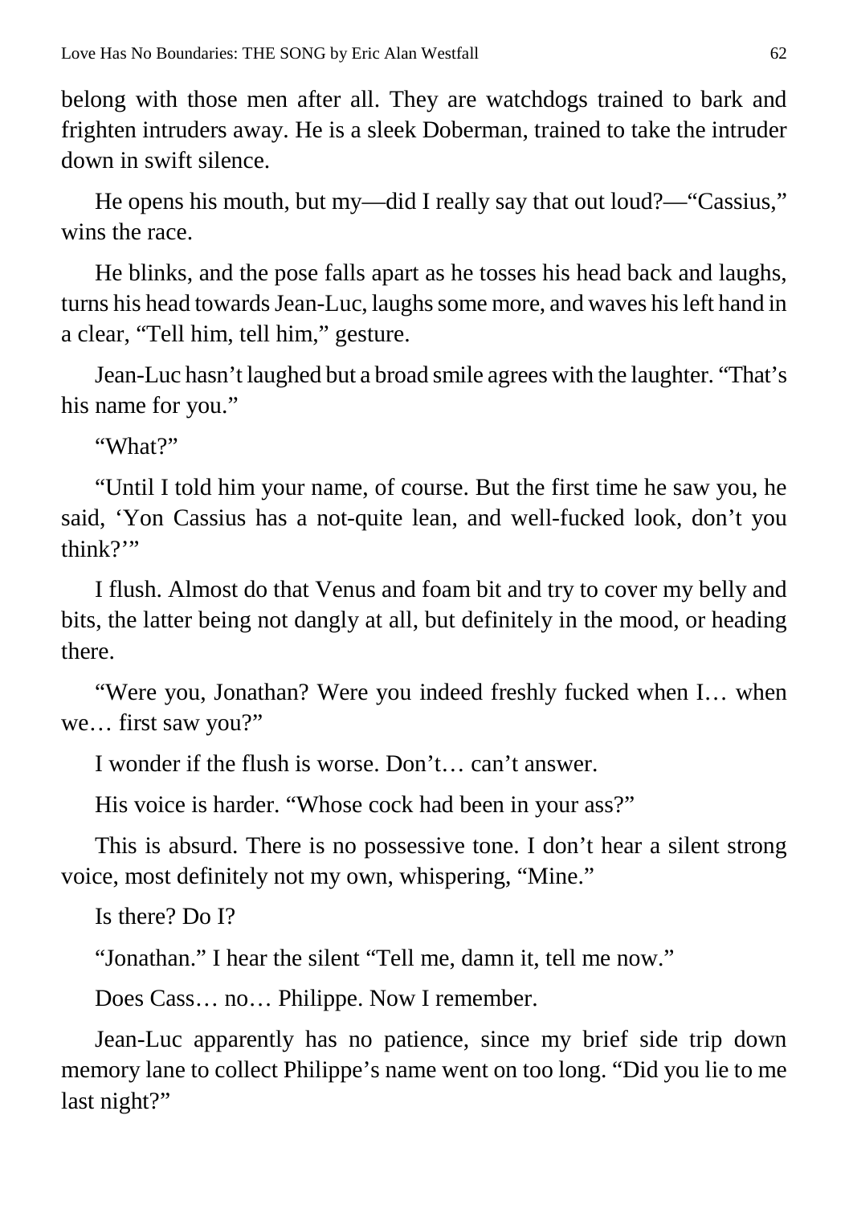belong with those men after all. They are watchdogs trained to bark and frighten intruders away. He is a sleek Doberman, trained to take the intruder down in swift silence.

He opens his mouth, but my—did I really say that out loud?—"Cassius," wins the race.

He blinks, and the pose falls apart as he tosses his head back and laughs, turns his head towards Jean-Luc, laughs some more, and waves his left hand in a clear, "Tell him, tell him," gesture.

Jean-Luc hasn't laughed but a broad smile agrees with the laughter. "That's his name for you."

"What?"

"Until I told him your name, of course. But the first time he saw you, he said, 'Yon Cassius has a not-quite lean, and well-fucked look, don't you think?'"

I flush. Almost do that Venus and foam bit and try to cover my belly and bits, the latter being not dangly at all, but definitely in the mood, or heading there.

"Were you, Jonathan? Were you indeed freshly fucked when I… when we… first saw you?"

I wonder if the flush is worse. Don't… can't answer.

His voice is harder. "Whose cock had been in your ass?"

This is absurd. There is no possessive tone. I don't hear a silent strong voice, most definitely not my own, whispering, "Mine."

Is there? Do I?

"Jonathan." I hear the silent "Tell me, damn it, tell me now."

Does Cass… no… Philippe. Now I remember.

Jean-Luc apparently has no patience, since my brief side trip down memory lane to collect Philippe's name went on too long. "Did you lie to me last night?"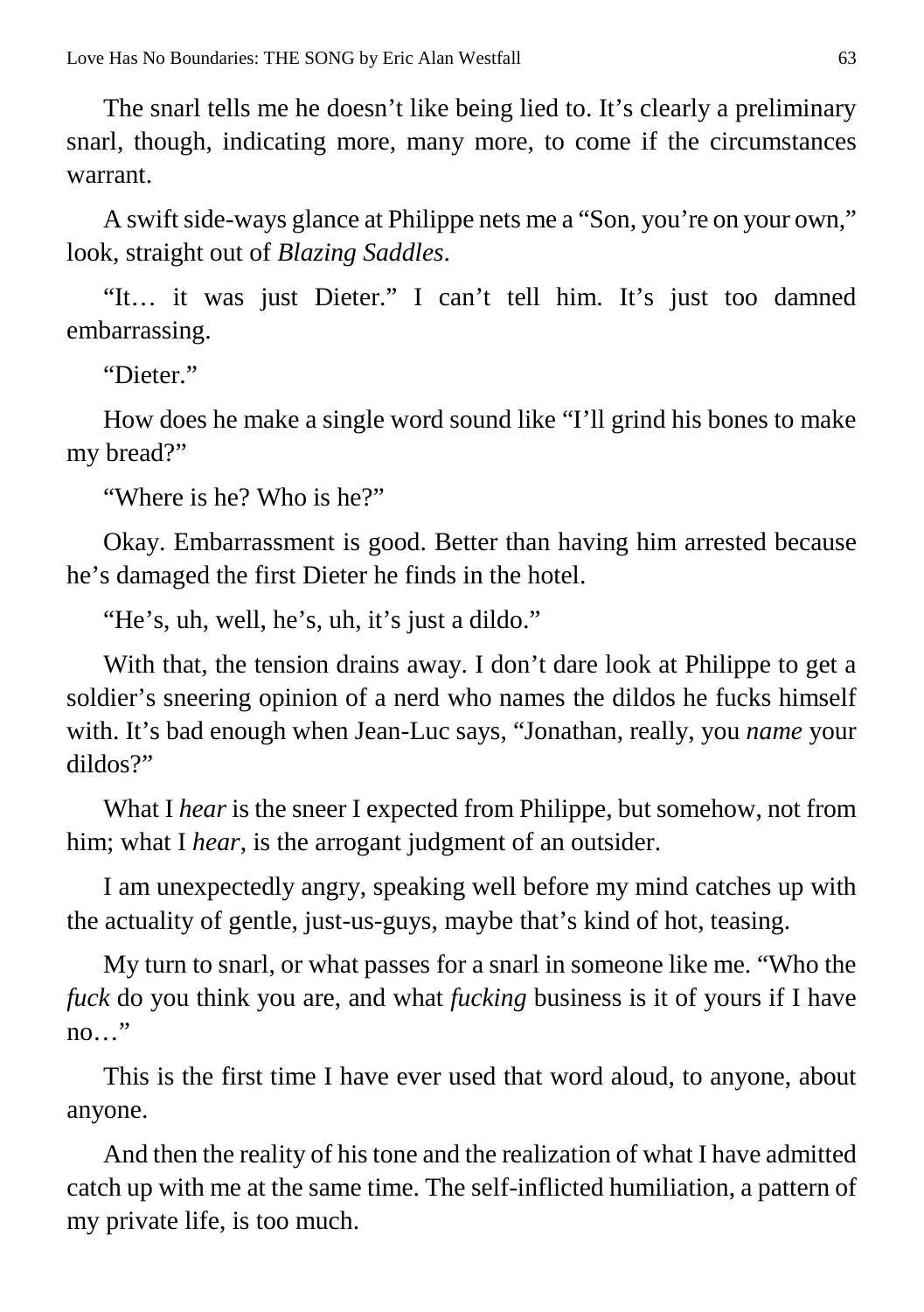The snarl tells me he doesn't like being lied to. It's clearly a preliminary snarl, though, indicating more, many more, to come if the circumstances warrant.

A swift side-ways glance at Philippe nets me a "Son, you're on your own," look, straight out of *Blazing Saddles*.

"It… it was just Dieter." I can't tell him. It's just too damned embarrassing.

"Dieter."

How does he make a single word sound like "I'll grind his bones to make my bread?"

"Where is he? Who is he?"

Okay. Embarrassment is good. Better than having him arrested because he's damaged the first Dieter he finds in the hotel.

"He's, uh, well, he's, uh, it's just a dildo."

With that, the tension drains away. I don't dare look at Philippe to get a soldier's sneering opinion of a nerd who names the dildos he fucks himself with. It's bad enough when Jean-Luc says, "Jonathan, really, you *name* your dildos?"

What I *hear* is the sneer I expected from Philippe, but somehow, not from him; what I *hear*, is the arrogant judgment of an outsider.

I am unexpectedly angry, speaking well before my mind catches up with the actuality of gentle, just-us-guys, maybe that's kind of hot, teasing.

My turn to snarl, or what passes for a snarl in someone like me. "Who the *fuck* do you think you are, and what *fucking* business is it of yours if I have no…"

This is the first time I have ever used that word aloud, to anyone, about anyone.

And then the reality of his tone and the realization of what I have admitted catch up with me at the same time. The self-inflicted humiliation, a pattern of my private life, is too much.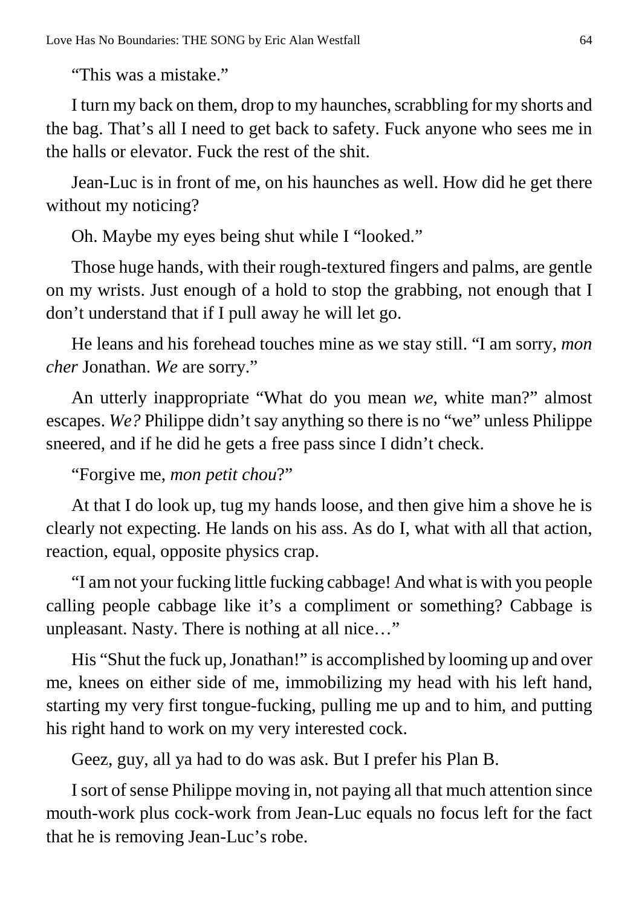“This was a mistake.”

I turn my back on them, drop to my haunches, scrabbling for my shorts and the bag. That’s all I need to get back to safety. Fuck anyone who sees me in the halls or elevator. Fuck the rest of the shit.

Jean-Luc is in front of me, on his haunches as well. How did he get there without my noticing?

Oh. Maybe my eyes being shut while I “looked.”

Those huge hands, with their rough-textured fingers and palms, are gentle on my wrists. Just enough of a hold to stop the grabbing, not enough that I don’t understand that if I pull away he will let go.

He leans and his forehead touches mine as we stay still. “I am sorry, *mon cher* Jonathan. *We* are sorry.”

An utterly inappropriate “What do you mean *we*, white man?” almost escapes. *We?* Philippe didn’t say anything so there is no “we” unless Philippe sneered, and if he did he gets a free pass since I didn’t check.

“Forgive me, *mon petit chou*?”

At that I do look up, tug my hands loose, and then give him a shove he is clearly not expecting. He lands on his ass. As do I, what with all that action, reaction, equal, opposite physics crap.

“I am not your fucking little fucking cabbage! And what is with you people calling people cabbage like it’s a compliment or something? Cabbage is unpleasant. Nasty. There is nothing at all nice…”

His “Shut the fuck up, Jonathan!” is accomplished by looming up and over me, knees on either side of me, immobilizing my head with his left hand, starting my very first tongue-fucking, pulling me up and to him, and putting his right hand to work on my very interested cock.

Geez, guy, all ya had to do was ask. But I prefer his Plan B.

I sort of sense Philippe moving in, not paying all that much attention since mouth-work plus cock-work from Jean-Luc equals no focus left for the fact that he is removing Jean-Luc’s robe.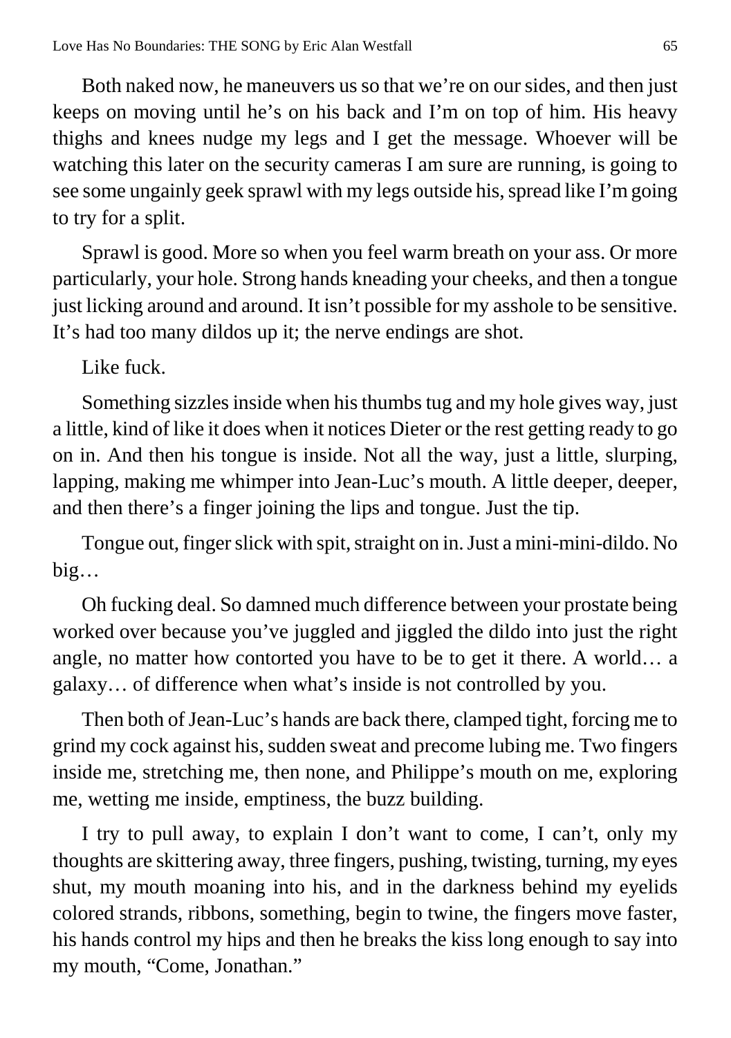Both naked now, he maneuvers us so that we're on our sides, and then just keeps on moving until he's on his back and I'm on top of him. His heavy thighs and knees nudge my legs and I get the message. Whoever will be watching this later on the security cameras I am sure are running, is going to see some ungainly geek sprawl with my legs outside his, spread like I'm going to try for a split.

Sprawl is good. More so when you feel warm breath on your ass. Or more particularly, your hole. Strong hands kneading your cheeks, and then a tongue just licking around and around. It isn't possible for my asshole to be sensitive. It's had too many dildos up it; the nerve endings are shot.

Like fuck.

Something sizzles inside when his thumbs tug and my hole gives way, just a little, kind of like it does when it notices Dieter or the rest getting ready to go on in. And then his tongue is inside. Not all the way, just a little, slurping, lapping, making me whimper into Jean-Luc's mouth. A little deeper, deeper, and then there's a finger joining the lips and tongue. Just the tip.

Tongue out, finger slick with spit, straight on in. Just a mini-mini-dildo. No big…

Oh fucking deal. So damned much difference between your prostate being worked over because you've juggled and jiggled the dildo into just the right angle, no matter how contorted you have to be to get it there. A world… a galaxy… of difference when what's inside is not controlled by you.

Then both of Jean-Luc's hands are back there, clamped tight, forcing me to grind my cock against his, sudden sweat and precome lubing me. Two fingers inside me, stretching me, then none, and Philippe's mouth on me, exploring me, wetting me inside, emptiness, the buzz building.

I try to pull away, to explain I don't want to come, I can't, only my thoughts are skittering away, three fingers, pushing, twisting, turning, my eyes shut, my mouth moaning into his, and in the darkness behind my eyelids colored strands, ribbons, something, begin to twine, the fingers move faster, his hands control my hips and then he breaks the kiss long enough to say into my mouth, "Come, Jonathan."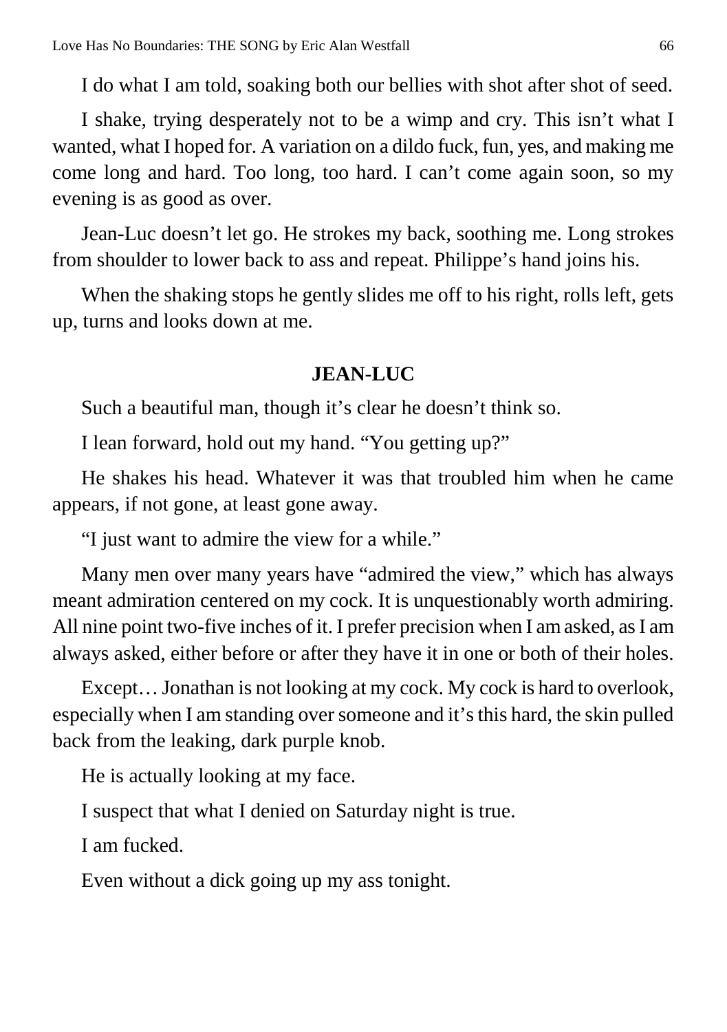I do what I am told, soaking both our bellies with shot after shot of seed.

I shake, trying desperately not to be a wimp and cry. This isn't what I wanted, what I hoped for. A variation on a dildo fuck, fun, yes, and making me come long and hard. Too long, too hard. I can't come again soon, so my evening is as good as over.

Jean-Luc doesn't let go. He strokes my back, soothing me. Long strokes from shoulder to lower back to ass and repeat. Philippe's hand joins his.

When the shaking stops he gently slides me off to his right, rolls left, gets up, turns and looks down at me.

**JEAN-LUC**

Such a beautiful man, though it's clear he doesn't think so.

I lean forward, hold out my hand. "You getting up?"

He shakes his head. Whatever it was that troubled him when he came appears, if not gone, at least gone away.

"I just want to admire the view for a while."

Many men over many years have "admired the view," which has always meant admiration centered on my cock. It is unquestionably worth admiring. All nine point two-five inches of it. I prefer precision when I am asked, as I am always asked, either before or after they have it in one or both of their holes.

Except… Jonathan is not looking at my cock. My cock is hard to overlook, especially when I am standing over someone and it's this hard, the skin pulled back from the leaking, dark purple knob.

He is actually looking at my face.

I suspect that what I denied on Saturday night is true.

I am fucked.

Even without a dick going up my ass tonight.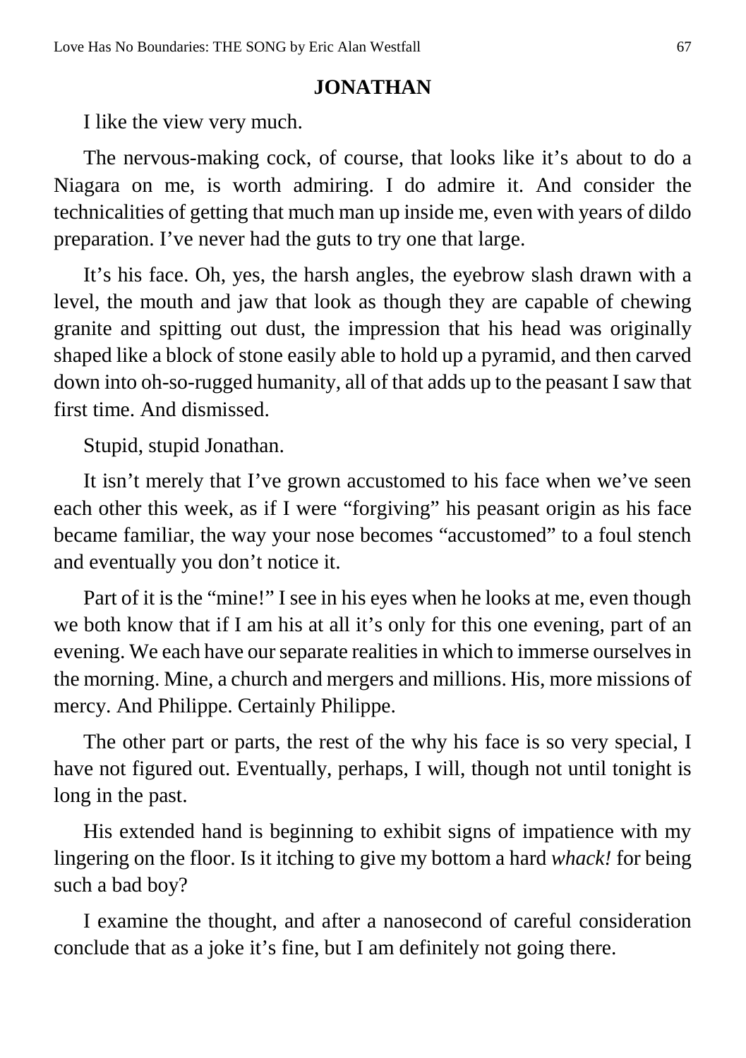**JONATHAN**

I like the view very much.

The nervous-making cock, of course, that looks like it's about to do a Niagara on me, is worth admiring. I do admire it. And consider the technicalities of getting that much man up inside me, even with years of dildo preparation. I've never had the guts to try one that large.

It's his face. Oh, yes, the harsh angles, the eyebrow slash drawn with a level, the mouth and jaw that look as though they are capable of chewing granite and spitting out dust, the impression that his head was originally shaped like a block of stone easily able to hold up a pyramid, and then carved down into oh-so-rugged humanity, all of that adds up to the peasant I saw that first time. And dismissed.

Stupid, stupid Jonathan.

It isn't merely that I've grown accustomed to his face when we've seen each other this week, as if I were "forgiving" his peasant origin as his face became familiar, the way your nose becomes "accustomed" to a foul stench and eventually you don't notice it.

Part of it is the "mine!" I see in his eyes when he looks at me, even though we both know that if I am his at all it's only for this one evening, part of an evening. We each have our separate realities in which to immerse ourselves in the morning. Mine, a church and mergers and millions. His, more missions of mercy. And Philippe. Certainly Philippe.

The other part or parts, the rest of the why his face is so very special, I have not figured out. Eventually, perhaps, I will, though not until tonight is long in the past.

His extended hand is beginning to exhibit signs of impatience with my lingering on the floor. Is it itching to give my bottom a hard *whack!* for being such a bad boy?

I examine the thought, and after a nanosecond of careful consideration conclude that as a joke it's fine, but I am definitely not going there.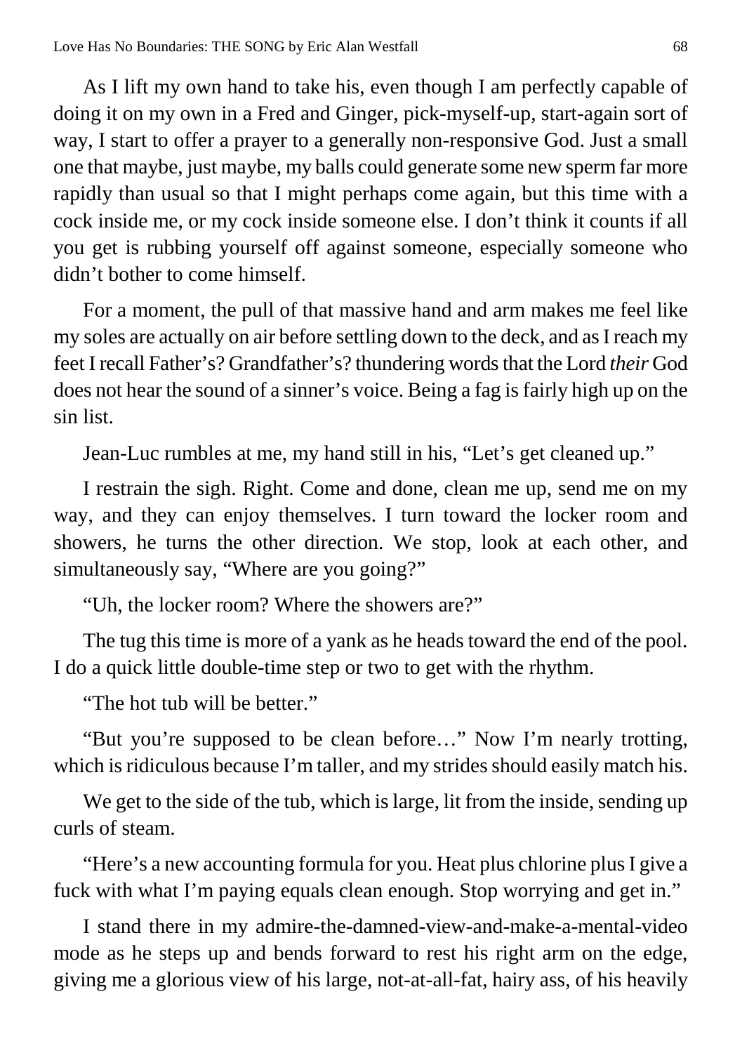As I lift my own hand to take his, even though I am perfectly capable of doing it on my own in a Fred and Ginger, pick-myself-up, start-again sort of way, I start to offer a prayer to a generally non-responsive God. Just a small one that maybe, just maybe, my balls could generate some new sperm far more rapidly than usual so that I might perhaps come again, but this time with a cock inside me, or my cock inside someone else. I don't think it counts if all you get is rubbing yourself off against someone, especially someone who didn't bother to come himself.

For a moment, the pull of that massive hand and arm makes me feel like my soles are actually on air before settling down to the deck, and as I reach my feet I recall Father's? Grandfather's? thundering words that the Lord *their* God does not hear the sound of a sinner's voice. Being a fag is fairly high up on the sin list.

Jean-Luc rumbles at me, my hand still in his, "Let's get cleaned up."

I restrain the sigh. Right. Come and done, clean me up, send me on my way, and they can enjoy themselves. I turn toward the locker room and showers, he turns the other direction. We stop, look at each other, and simultaneously say, "Where are you going?"

"Uh, the locker room? Where the showers are?"

The tug this time is more of a yank as he heads toward the end of the pool. I do a quick little double-time step or two to get with the rhythm.

"The hot tub will be better."

"But you're supposed to be clean before…" Now I'm nearly trotting, which is ridiculous because I'm taller, and my strides should easily match his.

We get to the side of the tub, which is large, lit from the inside, sending up curls of steam.

"Here's a new accounting formula for you. Heat plus chlorine plus I give a fuck with what I'm paying equals clean enough. Stop worrying and get in."

I stand there in my admire-the-damned-view-and-make-a-mental-video mode as he steps up and bends forward to rest his right arm on the edge, giving me a glorious view of his large, not-at-all-fat, hairy ass, of his heavily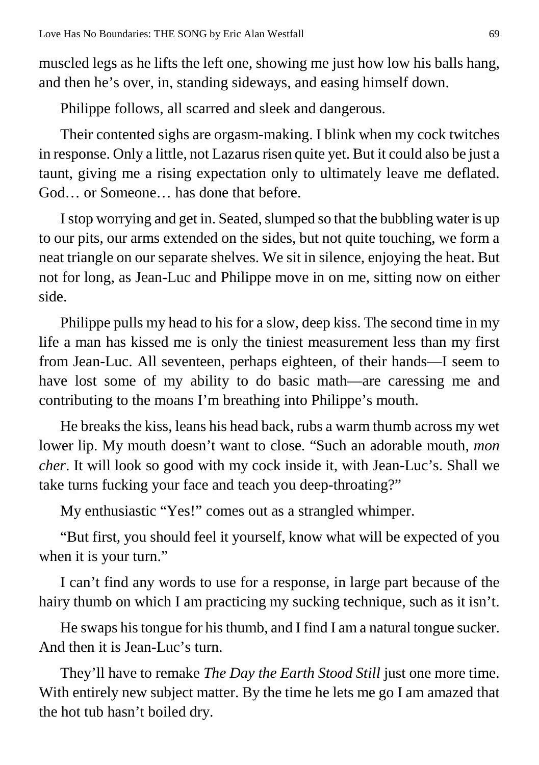muscled legs as he lifts the left one, showing me just how low his balls hang, and then he's over, in, standing sideways, and easing himself down.

Philippe follows, all scarred and sleek and dangerous.

Their contented sighs are orgasm-making. I blink when my cock twitches in response. Only a little, not Lazarus risen quite yet. But it could also be just a taunt, giving me a rising expectation only to ultimately leave me deflated. God… or Someone… has done that before.

I stop worrying and get in. Seated, slumped so that the bubbling water is up to our pits, our arms extended on the sides, but not quite touching, we form a neat triangle on our separate shelves. We sit in silence, enjoying the heat. But not for long, as Jean-Luc and Philippe move in on me, sitting now on either side.

Philippe pulls my head to his for a slow, deep kiss. The second time in my life a man has kissed me is only the tiniest measurement less than my first from Jean-Luc. All seventeen, perhaps eighteen, of their hands—I seem to have lost some of my ability to do basic math—are caressing me and contributing to the moans I'm breathing into Philippe's mouth.

He breaks the kiss, leans his head back, rubs a warm thumb across my wet lower lip. My mouth doesn't want to close. "Such an adorable mouth, *mon cher*. It will look so good with my cock inside it, with Jean-Luc's. Shall we take turns fucking your face and teach you deep-throating?"

My enthusiastic "Yes!" comes out as a strangled whimper.

"But first, you should feel it yourself, know what will be expected of you when it is your turn."

I can't find any words to use for a response, in large part because of the hairy thumb on which I am practicing my sucking technique, such as it isn't.

He swaps his tongue for his thumb, and I find I am a natural tongue sucker. And then it is Jean-Luc's turn.

They'll have to remake *The Day the Earth Stood Still* just one more time. With entirely new subject matter. By the time he lets me go I am amazed that the hot tub hasn't boiled dry.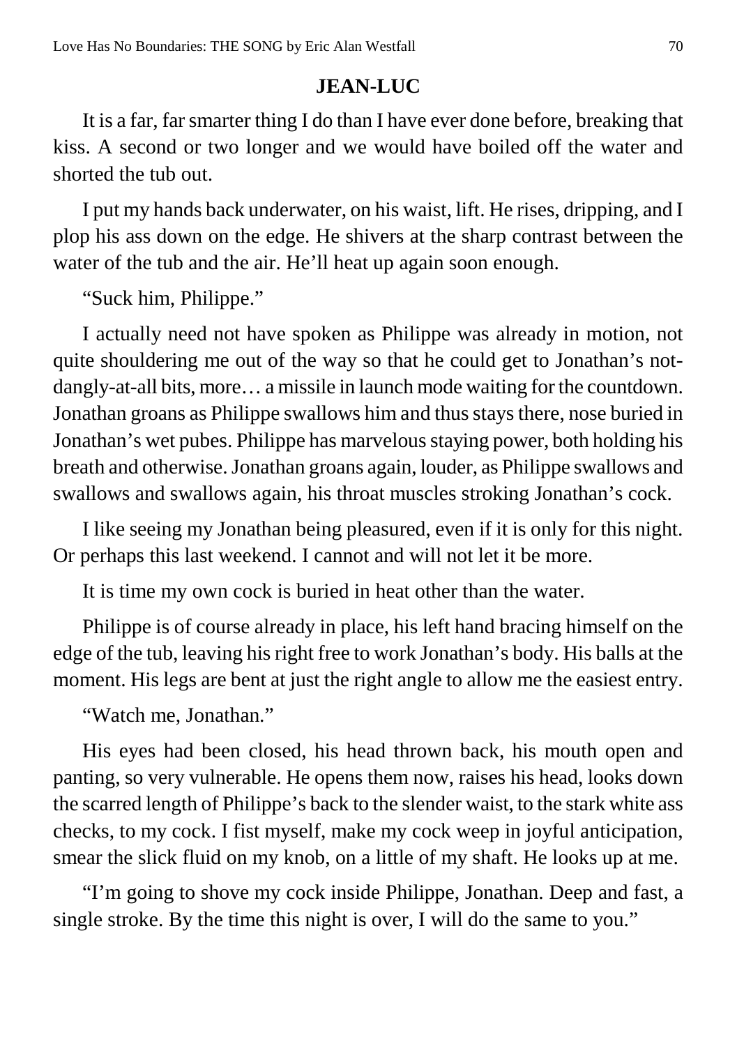**JEAN-LUC**

It is a far, far smarter thing I do than I have ever done before, breaking that kiss. A second or two longer and we would have boiled off the water and shorted the tub out.

I put my hands back underwater, on his waist, lift. He rises, dripping, and I plop his ass down on the edge. He shivers at the sharp contrast between the water of the tub and the air. He'll heat up again soon enough.

"Suck him, Philippe."

I actually need not have spoken as Philippe was already in motion, not quite shouldering me out of the way so that he could get to Jonathan's not-dangly-at-all bits, more… a missile in launch mode waiting for the countdown. Jonathan groans as Philippe swallows him and thus stays there, nose buried in Jonathan's wet pubes. Philippe has marvelous staying power, both holding his breath and otherwise. Jonathan groans again, louder, as Philippe swallows and swallows and swallows again, his throat muscles stroking Jonathan's cock.

I like seeing my Jonathan being pleasured, even if it is only for this night. Or perhaps this last weekend. I cannot and will not let it be more.

It is time my own cock is buried in heat other than the water.

Philippe is of course already in place, his left hand bracing himself on the edge of the tub, leaving his right free to work Jonathan's body. His balls at the moment. His legs are bent at just the right angle to allow me the easiest entry.

"Watch me, Jonathan."

His eyes had been closed, his head thrown back, his mouth open and panting, so very vulnerable. He opens them now, raises his head, looks down the scarred length of Philippe's back to the slender waist, to the stark white ass checks, to my cock. I fist myself, make my cock weep in joyful anticipation, smear the slick fluid on my knob, on a little of my shaft. He looks up at me.

"I'm going to shove my cock inside Philippe, Jonathan. Deep and fast, a single stroke. By the time this night is over, I will do the same to you."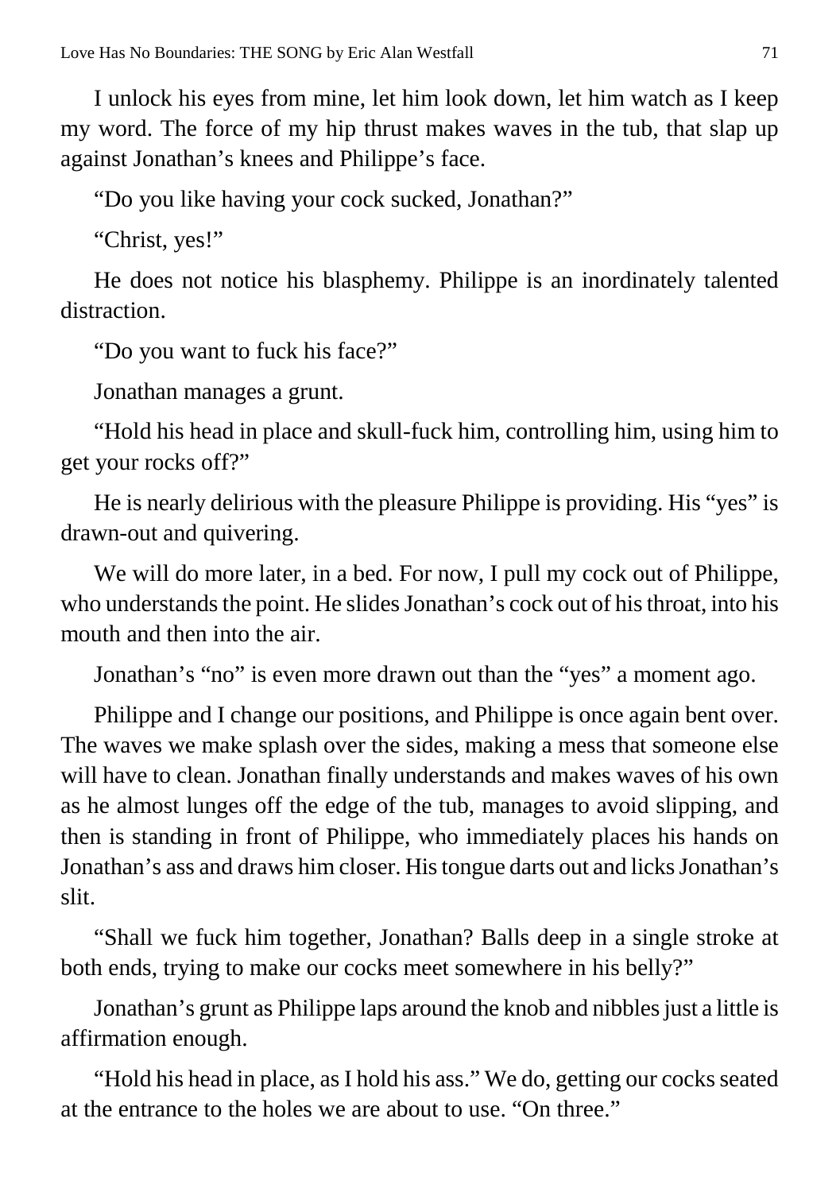I unlock his eyes from mine, let him look down, let him watch as I keep my word. The force of my hip thrust makes waves in the tub, that slap up against Jonathan's knees and Philippe's face.

"Do you like having your cock sucked, Jonathan?"

"Christ, yes!"

He does not notice his blasphemy. Philippe is an inordinately talented distraction.

"Do you want to fuck his face?"

Jonathan manages a grunt.

"Hold his head in place and skull-fuck him, controlling him, using him to get your rocks off?"

He is nearly delirious with the pleasure Philippe is providing. His "yes" is drawn-out and quivering.

We will do more later, in a bed. For now, I pull my cock out of Philippe, who understands the point. He slides Jonathan's cock out of his throat, into his mouth and then into the air.

Jonathan's "no" is even more drawn out than the "yes" a moment ago.

Philippe and I change our positions, and Philippe is once again bent over. The waves we make splash over the sides, making a mess that someone else will have to clean. Jonathan finally understands and makes waves of his own as he almost lunges off the edge of the tub, manages to avoid slipping, and then is standing in front of Philippe, who immediately places his hands on Jonathan's ass and draws him closer. His tongue darts out and licks Jonathan's slit.

"Shall we fuck him together, Jonathan? Balls deep in a single stroke at both ends, trying to make our cocks meet somewhere in his belly?"

Jonathan's grunt as Philippe laps around the knob and nibbles just a little is affirmation enough.

"Hold his head in place, as I hold his ass." We do, getting our cocks seated at the entrance to the holes we are about to use. "On three."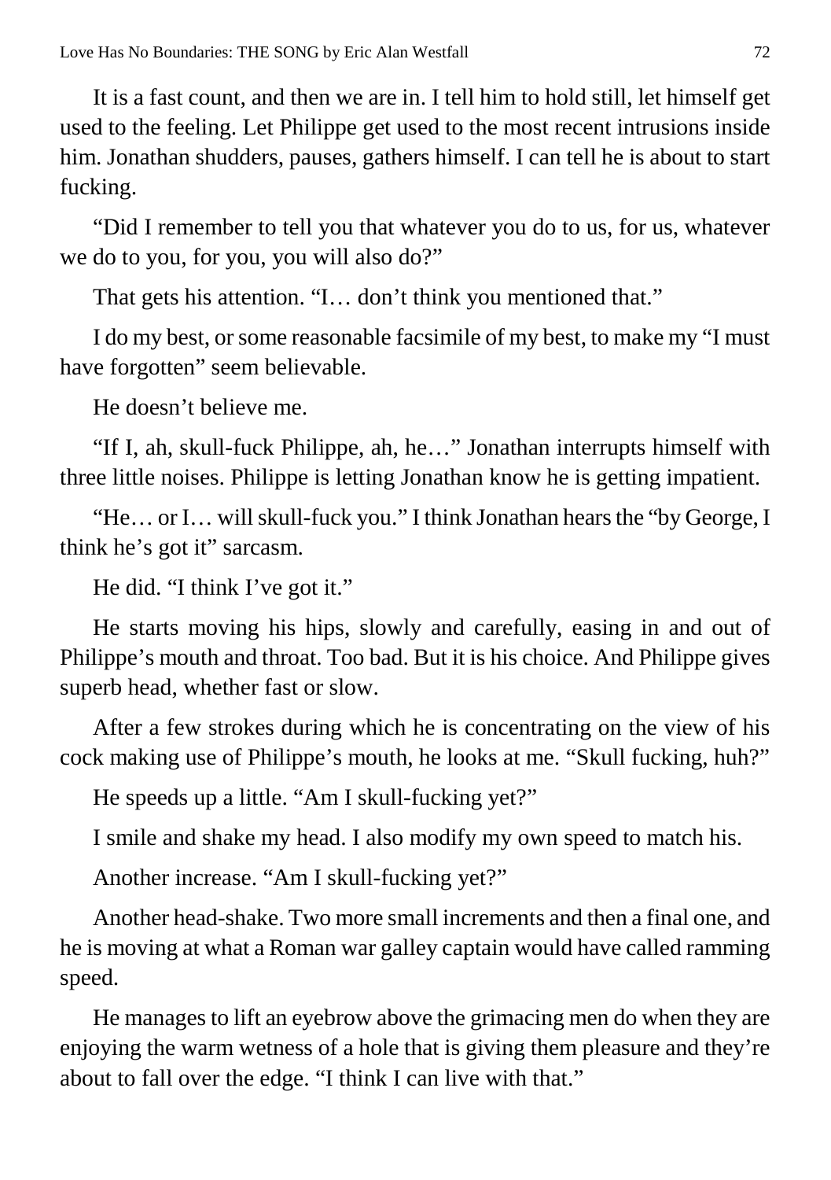It is a fast count, and then we are in. I tell him to hold still, let himself get used to the feeling. Let Philippe get used to the most recent intrusions inside him. Jonathan shudders, pauses, gathers himself. I can tell he is about to start fucking.

"Did I remember to tell you that whatever you do to us, for us, whatever we do to you, for you, you will also do?"

That gets his attention. "I… don't think you mentioned that."

I do my best, or some reasonable facsimile of my best, to make my "I must have forgotten" seem believable.

He doesn't believe me.

"If I, ah, skull-fuck Philippe, ah, he…" Jonathan interrupts himself with three little noises. Philippe is letting Jonathan know he is getting impatient.

"He… or I… will skull-fuck you." I think Jonathan hears the "by George, I think he's got it" sarcasm.

He did. "I think I've got it."

He starts moving his hips, slowly and carefully, easing in and out of Philippe's mouth and throat. Too bad. But it is his choice. And Philippe gives superb head, whether fast or slow.

After a few strokes during which he is concentrating on the view of his cock making use of Philippe's mouth, he looks at me. "Skull fucking, huh?"

He speeds up a little. "Am I skull-fucking yet?"

I smile and shake my head. I also modify my own speed to match his.

Another increase. "Am I skull-fucking yet?"

Another head-shake. Two more small increments and then a final one, and he is moving at what a Roman war galley captain would have called ramming speed.

He manages to lift an eyebrow above the grimacing men do when they are enjoying the warm wetness of a hole that is giving them pleasure and they're about to fall over the edge. "I think I can live with that."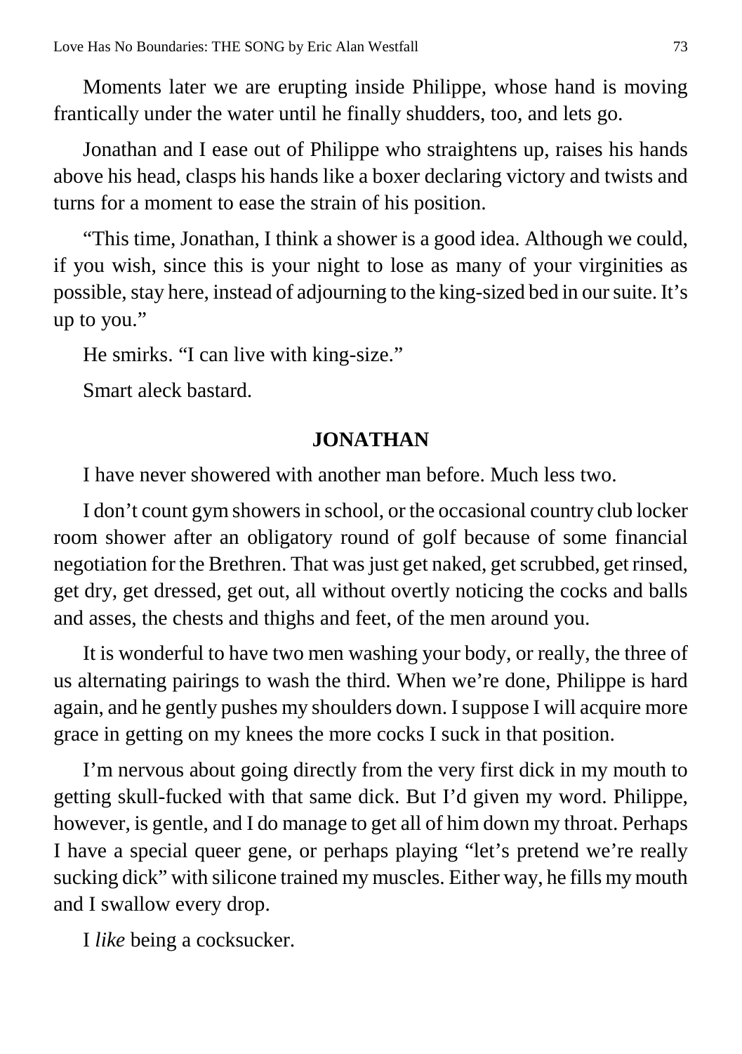Moments later we are erupting inside Philippe, whose hand is moving frantically under the water until he finally shudders, too, and lets go.

Jonathan and I ease out of Philippe who straightens up, raises his hands above his head, clasps his hands like a boxer declaring victory and twists and turns for a moment to ease the strain of his position.

"This time, Jonathan, I think a shower is a good idea. Although we could, if you wish, since this is your night to lose as many of your virginities as possible, stay here, instead of adjourning to the king-sized bed in our suite. It's up to you."

He smirks. "I can live with king-size."

Smart aleck bastard.

**JONATHAN**

I have never showered with another man before. Much less two.

I don't count gym showers in school, or the occasional country club locker room shower after an obligatory round of golf because of some financial negotiation for the Brethren. That was just get naked, get scrubbed, get rinsed, get dry, get dressed, get out, all without overtly noticing the cocks and balls and asses, the chests and thighs and feet, of the men around you.

It is wonderful to have two men washing your body, or really, the three of us alternating pairings to wash the third. When we're done, Philippe is hard again, and he gently pushes my shoulders down. I suppose I will acquire more grace in getting on my knees the more cocks I suck in that position.

I'm nervous about going directly from the very first dick in my mouth to getting skull-fucked with that same dick. But I'd given my word. Philippe, however, is gentle, and I do manage to get all of him down my throat. Perhaps I have a special queer gene, or perhaps playing "let's pretend we're really sucking dick" with silicone trained my muscles. Either way, he fills my mouth and I swallow every drop.

I *like* being a cocksucker.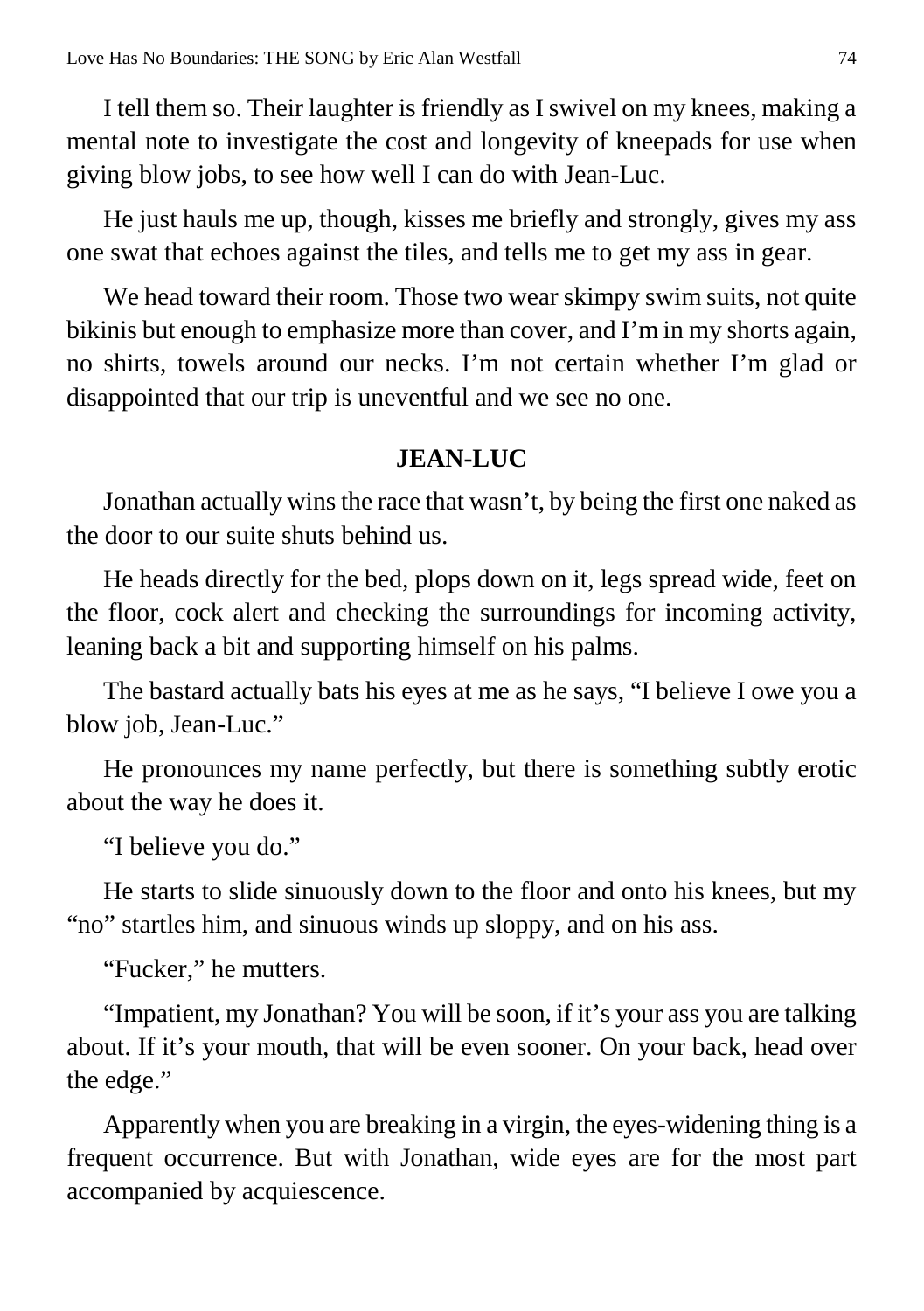I tell them so. Their laughter is friendly as I swivel on my knees, making a mental note to investigate the cost and longevity of kneepads for use when giving blow jobs, to see how well I can do with Jean-Luc.

He just hauls me up, though, kisses me briefly and strongly, gives my ass one swat that echoes against the tiles, and tells me to get my ass in gear.

We head toward their room. Those two wear skimpy swim suits, not quite bikinis but enough to emphasize more than cover, and I'm in my shorts again, no shirts, towels around our necks. I'm not certain whether I'm glad or disappointed that our trip is uneventful and we see no one.

**JEAN-LUC**

Jonathan actually wins the race that wasn't, by being the first one naked as the door to our suite shuts behind us.

He heads directly for the bed, plops down on it, legs spread wide, feet on the floor, cock alert and checking the surroundings for incoming activity, leaning back a bit and supporting himself on his palms.

The bastard actually bats his eyes at me as he says, "I believe I owe you a blow job, Jean-Luc."

He pronounces my name perfectly, but there is something subtly erotic about the way he does it.

"I believe you do."

He starts to slide sinuously down to the floor and onto his knees, but my "no" startles him, and sinuous winds up sloppy, and on his ass.

"Fucker," he mutters.

"Impatient, my Jonathan? You will be soon, if it's your ass you are talking about. If it's your mouth, that will be even sooner. On your back, head over the edge."

Apparently when you are breaking in a virgin, the eyes-widening thing is a frequent occurrence. But with Jonathan, wide eyes are for the most part accompanied by acquiescence.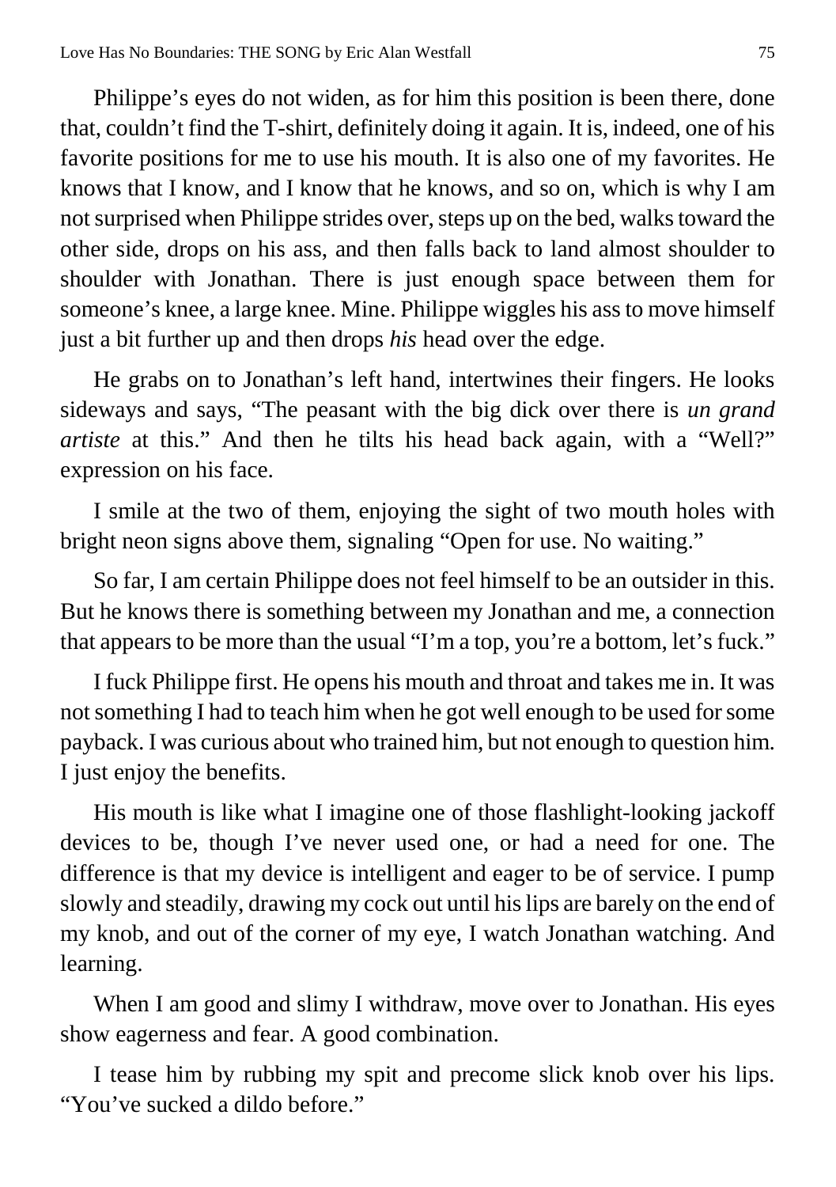Philippe's eyes do not widen, as for him this position is been there, done that, couldn't find the T-shirt, definitely doing it again. It is, indeed, one of his favorite positions for me to use his mouth. It is also one of my favorites. He knows that I know, and I know that he knows, and so on, which is why I am not surprised when Philippe strides over, steps up on the bed, walks toward the other side, drops on his ass, and then falls back to land almost shoulder to shoulder with Jonathan. There is just enough space between them for someone's knee, a large knee. Mine. Philippe wiggles his ass to move himself just a bit further up and then drops *his* head over the edge.

He grabs on to Jonathan's left hand, intertwines their fingers. He looks sideways and says, "The peasant with the big dick over there is *un grand artiste* at this." And then he tilts his head back again, with a "Well?" expression on his face.

I smile at the two of them, enjoying the sight of two mouth holes with bright neon signs above them, signaling "Open for use. No waiting."

So far, I am certain Philippe does not feel himself to be an outsider in this. But he knows there is something between my Jonathan and me, a connection that appears to be more than the usual "I'm a top, you're a bottom, let's fuck."

I fuck Philippe first. He opens his mouth and throat and takes me in. It was not something I had to teach him when he got well enough to be used for some payback. I was curious about who trained him, but not enough to question him. I just enjoy the benefits.

His mouth is like what I imagine one of those flashlight-looking jackoff devices to be, though I've never used one, or had a need for one. The difference is that my device is intelligent and eager to be of service. I pump slowly and steadily, drawing my cock out until his lips are barely on the end of my knob, and out of the corner of my eye, I watch Jonathan watching. And learning.

When I am good and slimy I withdraw, move over to Jonathan. His eyes show eagerness and fear. A good combination.

I tease him by rubbing my spit and precome slick knob over his lips. "You've sucked a dildo before."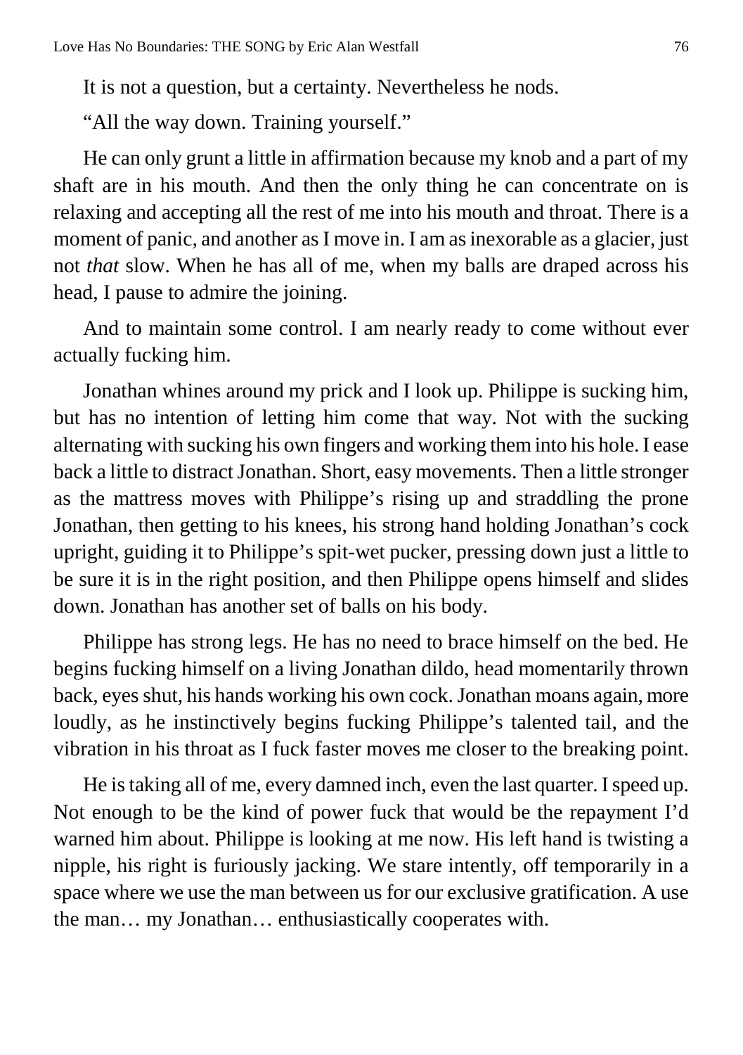It is not a question, but a certainty. Nevertheless he nods.

"All the way down. Training yourself."

He can only grunt a little in affirmation because my knob and a part of my shaft are in his mouth. And then the only thing he can concentrate on is relaxing and accepting all the rest of me into his mouth and throat. There is a moment of panic, and another as I move in. I am as inexorable as a glacier, just not *that* slow. When he has all of me, when my balls are draped across his head, I pause to admire the joining.

And to maintain some control. I am nearly ready to come without ever actually fucking him.

Jonathan whines around my prick and I look up. Philippe is sucking him, but has no intention of letting him come that way. Not with the sucking alternating with sucking his own fingers and working them into his hole. I ease back a little to distract Jonathan. Short, easy movements. Then a little stronger as the mattress moves with Philippe's rising up and straddling the prone Jonathan, then getting to his knees, his strong hand holding Jonathan's cock upright, guiding it to Philippe's spit-wet pucker, pressing down just a little to be sure it is in the right position, and then Philippe opens himself and slides down. Jonathan has another set of balls on his body.

Philippe has strong legs. He has no need to brace himself on the bed. He begins fucking himself on a living Jonathan dildo, head momentarily thrown back, eyes shut, his hands working his own cock. Jonathan moans again, more loudly, as he instinctively begins fucking Philippe's talented tail, and the vibration in his throat as I fuck faster moves me closer to the breaking point.

He is taking all of me, every damned inch, even the last quarter. I speed up. Not enough to be the kind of power fuck that would be the repayment I'd warned him about. Philippe is looking at me now. His left hand is twisting a nipple, his right is furiously jacking. We stare intently, off temporarily in a space where we use the man between us for our exclusive gratification. A use the man… my Jonathan… enthusiastically cooperates with.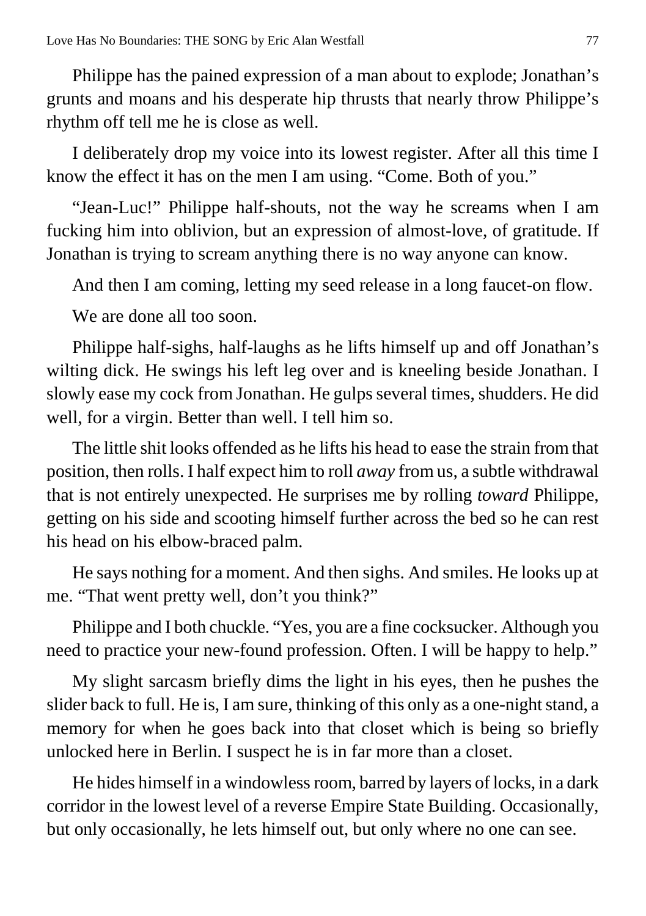Philippe has the pained expression of a man about to explode; Jonathan's grunts and moans and his desperate hip thrusts that nearly throw Philippe's rhythm off tell me he is close as well.

I deliberately drop my voice into its lowest register. After all this time I know the effect it has on the men I am using. "Come. Both of you."

"Jean-Luc!" Philippe half-shouts, not the way he screams when I am fucking him into oblivion, but an expression of almost-love, of gratitude. If Jonathan is trying to scream anything there is no way anyone can know.

And then I am coming, letting my seed release in a long faucet-on flow.

We are done all too soon.

Philippe half-sighs, half-laughs as he lifts himself up and off Jonathan's wilting dick. He swings his left leg over and is kneeling beside Jonathan. I slowly ease my cock from Jonathan. He gulps several times, shudders. He did well, for a virgin. Better than well. I tell him so.

The little shit looks offended as he lifts his head to ease the strain from that position, then rolls. I half expect him to roll *away* from us, a subtle withdrawal that is not entirely unexpected. He surprises me by rolling *toward* Philippe, getting on his side and scooting himself further across the bed so he can rest his head on his elbow-braced palm.

He says nothing for a moment. And then sighs. And smiles. He looks up at me. "That went pretty well, don't you think?"

Philippe and I both chuckle. "Yes, you are a fine cocksucker. Although you need to practice your new-found profession. Often. I will be happy to help."

My slight sarcasm briefly dims the light in his eyes, then he pushes the slider back to full. He is, I am sure, thinking of this only as a one-night stand, a memory for when he goes back into that closet which is being so briefly unlocked here in Berlin. I suspect he is in far more than a closet.

He hides himself in a windowless room, barred by layers of locks, in a dark corridor in the lowest level of a reverse Empire State Building. Occasionally, but only occasionally, he lets himself out, but only where no one can see.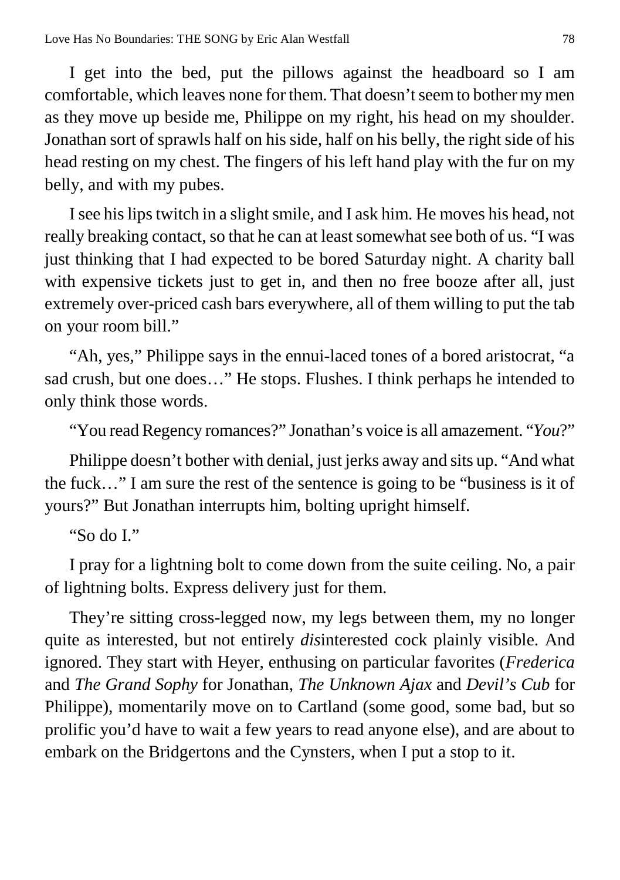I get into the bed, put the pillows against the headboard so I am comfortable, which leaves none for them. That doesn't seem to bother my men as they move up beside me, Philippe on my right, his head on my shoulder. Jonathan sort of sprawls half on his side, half on his belly, the right side of his head resting on my chest. The fingers of his left hand play with the fur on my belly, and with my pubes.

I see his lips twitch in a slight smile, and I ask him. He moves his head, not really breaking contact, so that he can at least somewhat see both of us. "I was just thinking that I had expected to be bored Saturday night. A charity ball with expensive tickets just to get in, and then no free booze after all, just extremely over-priced cash bars everywhere, all of them willing to put the tab on your room bill."

"Ah, yes," Philippe says in the ennui-laced tones of a bored aristocrat, "a sad crush, but one does…" He stops. Flushes. I think perhaps he intended to only think those words.

"You read Regency romances?" Jonathan's voice is all amazement. "*You*?"

Philippe doesn't bother with denial, just jerks away and sits up. "And what the fuck…" I am sure the rest of the sentence is going to be "business is it of yours?" But Jonathan interrupts him, bolting upright himself.

"So do I."

I pray for a lightning bolt to come down from the suite ceiling. No, a pair of lightning bolts. Express delivery just for them.

They're sitting cross-legged now, my legs between them, my no longer quite as interested, but not entirely *dis*interested cock plainly visible. And ignored. They start with Heyer, enthusing on particular favorites (*Frederica* and *The Grand Sophy* for Jonathan, *The Unknown Ajax* and *Devil's Cub* for Philippe), momentarily move on to Cartland (some good, some bad, but so prolific you'd have to wait a few years to read anyone else), and are about to embark on the Bridgertons and the Cynsters, when I put a stop to it.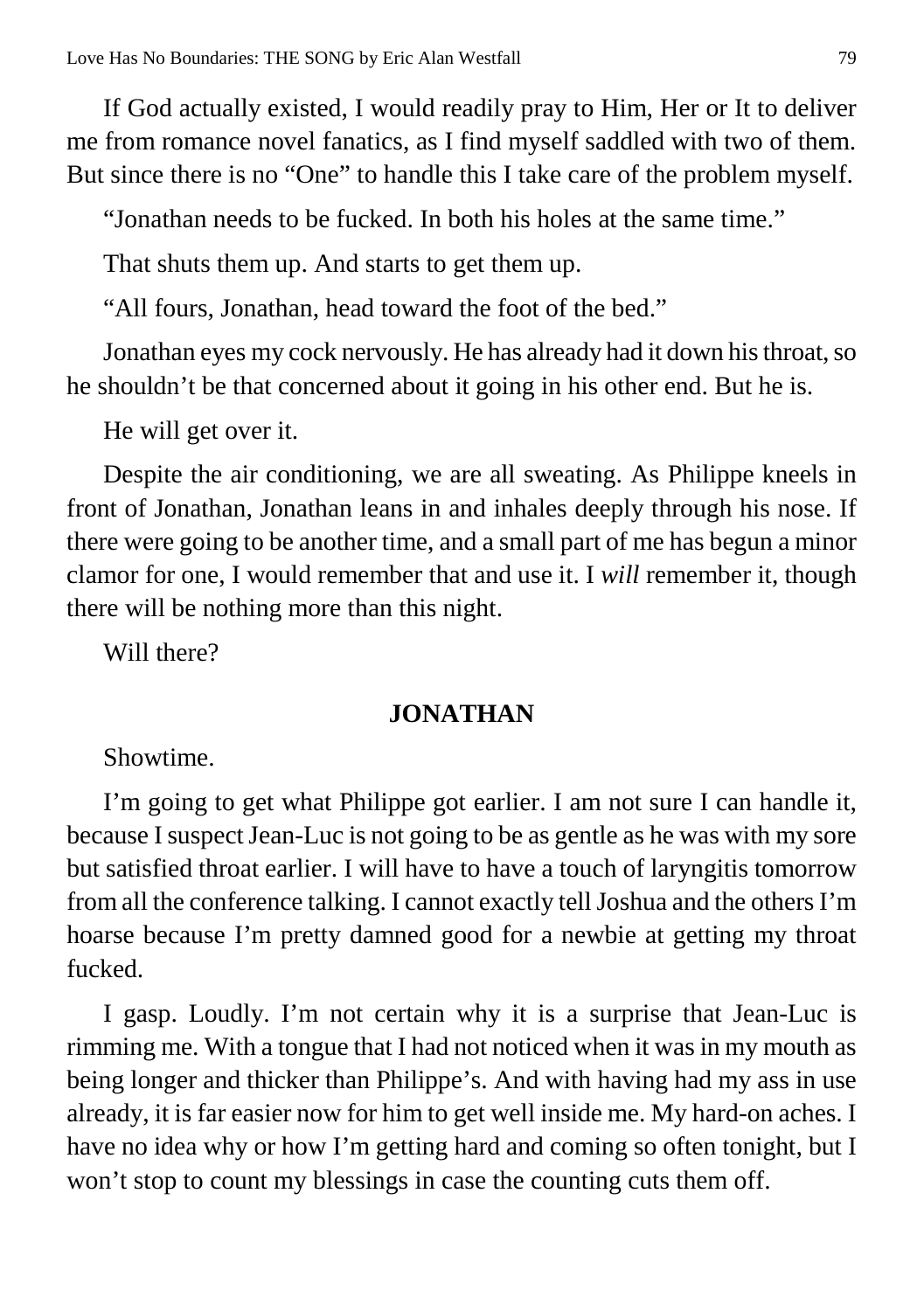If God actually existed, I would readily pray to Him, Her or It to deliver me from romance novel fanatics, as I find myself saddled with two of them. But since there is no "One" to handle this I take care of the problem myself.

"Jonathan needs to be fucked. In both his holes at the same time."

That shuts them up. And starts to get them up.

"All fours, Jonathan, head toward the foot of the bed."

Jonathan eyes my cock nervously. He has already had it down his throat, so he shouldn't be that concerned about it going in his other end. But he is.

He will get over it.

Despite the air conditioning, we are all sweating. As Philippe kneels in front of Jonathan, Jonathan leans in and inhales deeply through his nose. If there were going to be another time, and a small part of me has begun a minor clamor for one, I would remember that and use it. I *will* remember it, though there will be nothing more than this night.

Will there?

**JONATHAN**

Showtime.

I'm going to get what Philippe got earlier. I am not sure I can handle it, because I suspect Jean-Luc is not going to be as gentle as he was with my sore but satisfied throat earlier. I will have to have a touch of laryngitis tomorrow from all the conference talking. I cannot exactly tell Joshua and the others I'm hoarse because I'm pretty damned good for a newbie at getting my throat fucked.

I gasp. Loudly. I'm not certain why it is a surprise that Jean-Luc is rimming me. With a tongue that I had not noticed when it was in my mouth as being longer and thicker than Philippe's. And with having had my ass in use already, it is far easier now for him to get well inside me. My hard-on aches. I have no idea why or how I'm getting hard and coming so often tonight, but I won't stop to count my blessings in case the counting cuts them off.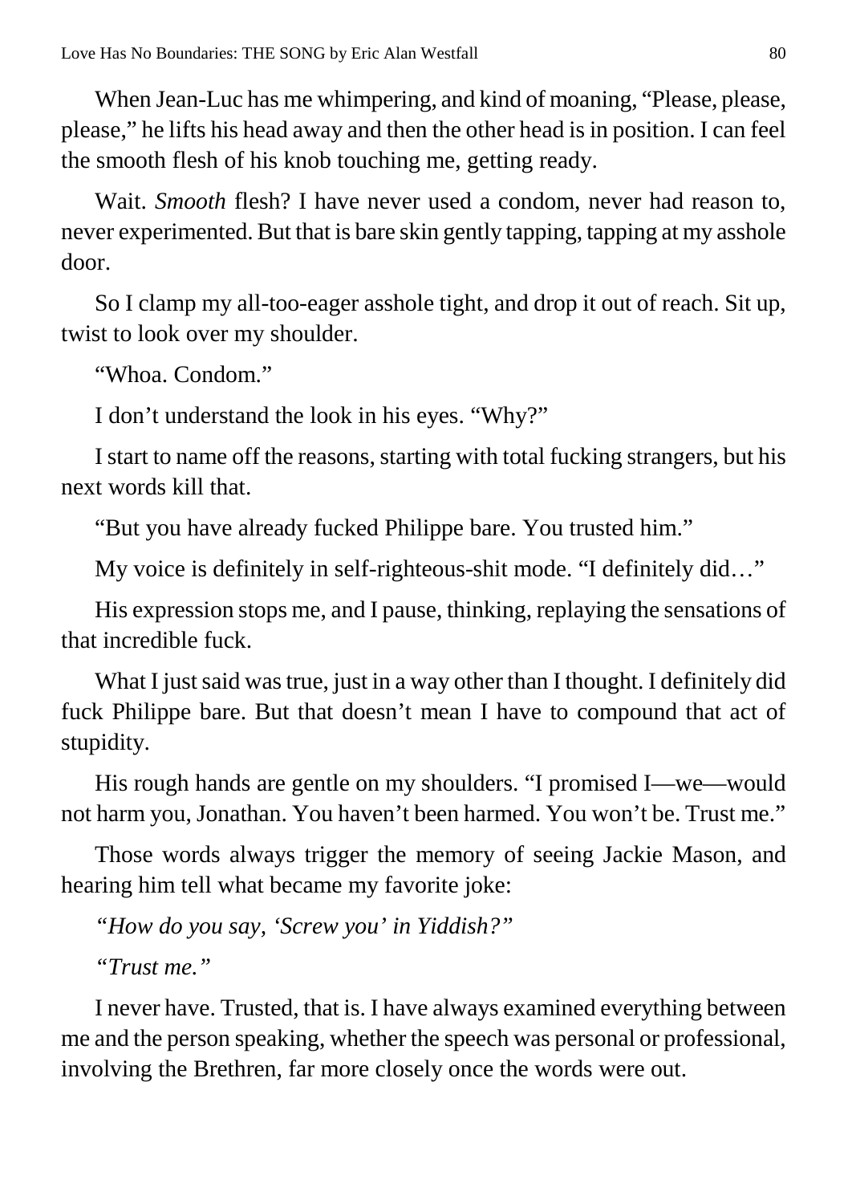When Jean-Luc has me whimpering, and kind of moaning, “Please, please, please,” he lifts his head away and then the other head is in position. I can feel the smooth flesh of his knob touching me, getting ready.

Wait. *Smooth* flesh? I have never used a condom, never had reason to, never experimented. But that is bare skin gently tapping, tapping at my asshole door.

So I clamp my all-too-eager asshole tight, and drop it out of reach. Sit up, twist to look over my shoulder.

“Whoa. Condom.”

I don’t understand the look in his eyes. “Why?”

I start to name off the reasons, starting with total fucking strangers, but his next words kill that.

“But you have already fucked Philippe bare. You trusted him.”

My voice is definitely in self-righteous-shit mode. “I definitely did…”

His expression stops me, and I pause, thinking, replaying the sensations of that incredible fuck.

What I just said was true, just in a way other than I thought. I definitely did fuck Philippe bare. But that doesn’t mean I have to compound that act of stupidity.

His rough hands are gentle on my shoulders. “I promised I—we—would not harm you, Jonathan. You haven’t been harmed. You won’t be. Trust me.”

Those words always trigger the memory of seeing Jackie Mason, and hearing him tell what became my favorite joke:

*“How do you say, ‘Screw you’ in Yiddish?”*

*“Trust me.”*

I never have. Trusted, that is. I have always examined everything between me and the person speaking, whether the speech was personal or professional, involving the Brethren, far more closely once the words were out.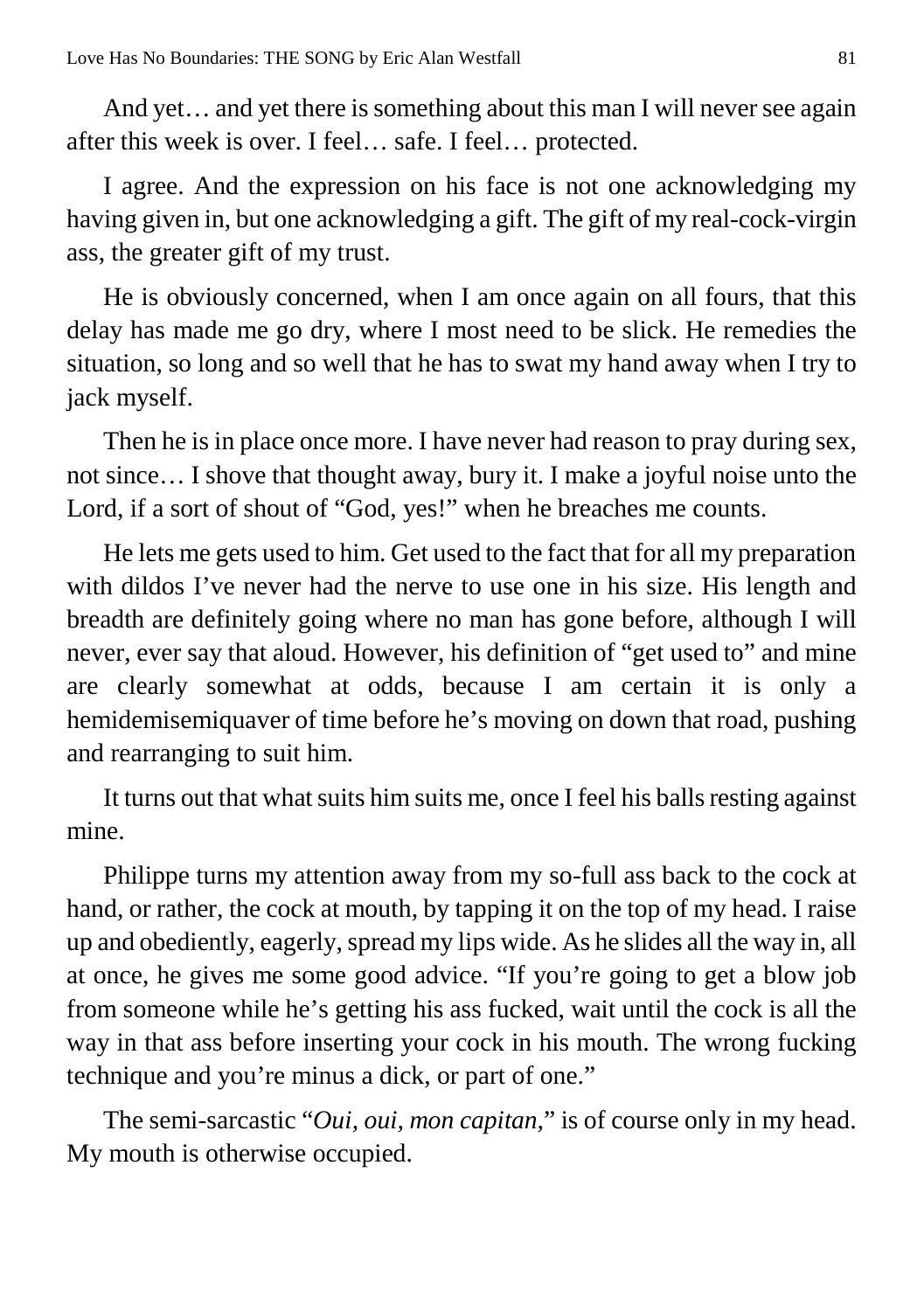And yet… and yet there is something about this man I will never see again after this week is over. I feel… safe. I feel… protected.

I agree. And the expression on his face is not one acknowledging my having given in, but one acknowledging a gift. The gift of my real-cock-virgin ass, the greater gift of my trust.

He is obviously concerned, when I am once again on all fours, that this delay has made me go dry, where I most need to be slick. He remedies the situation, so long and so well that he has to swat my hand away when I try to jack myself.

Then he is in place once more. I have never had reason to pray during sex, not since… I shove that thought away, bury it. I make a joyful noise unto the Lord, if a sort of shout of "God, yes!" when he breaches me counts.

He lets me gets used to him. Get used to the fact that for all my preparation with dildos I've never had the nerve to use one in his size. His length and breadth are definitely going where no man has gone before, although I will never, ever say that aloud. However, his definition of "get used to" and mine are clearly somewhat at odds, because I am certain it is only a hemidemisemiquaver of time before he's moving on down that road, pushing and rearranging to suit him.

It turns out that what suits him suits me, once I feel his balls resting against mine.

Philippe turns my attention away from my so-full ass back to the cock at hand, or rather, the cock at mouth, by tapping it on the top of my head. I raise up and obediently, eagerly, spread my lips wide. As he slides all the way in, all at once, he gives me some good advice. "If you're going to get a blow job from someone while he's getting his ass fucked, wait until the cock is all the way in that ass before inserting your cock in his mouth. The wrong fucking technique and you're minus a dick, or part of one."

The semi-sarcastic "*Oui, oui, mon capitan*," is of course only in my head. My mouth is otherwise occupied.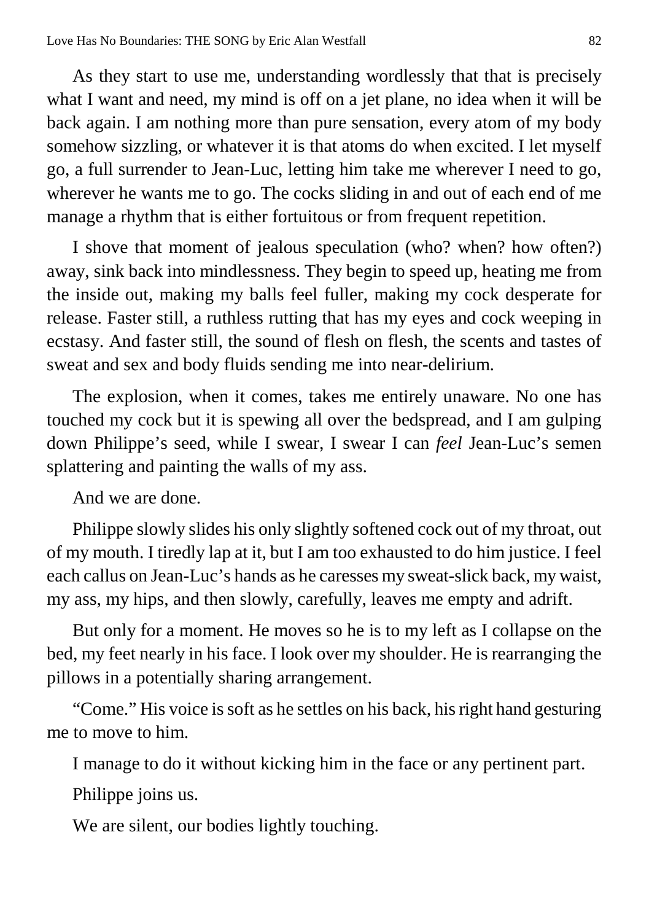As they start to use me, understanding wordlessly that that is precisely what I want and need, my mind is off on a jet plane, no idea when it will be back again. I am nothing more than pure sensation, every atom of my body somehow sizzling, or whatever it is that atoms do when excited. I let myself go, a full surrender to Jean-Luc, letting him take me wherever I need to go, wherever he wants me to go. The cocks sliding in and out of each end of me manage a rhythm that is either fortuitous or from frequent repetition.

I shove that moment of jealous speculation (who? when? how often?) away, sink back into mindlessness. They begin to speed up, heating me from the inside out, making my balls feel fuller, making my cock desperate for release. Faster still, a ruthless rutting that has my eyes and cock weeping in ecstasy. And faster still, the sound of flesh on flesh, the scents and tastes of sweat and sex and body fluids sending me into near-delirium.

The explosion, when it comes, takes me entirely unaware. No one has touched my cock but it is spewing all over the bedspread, and I am gulping down Philippe's seed, while I swear, I swear I can *feel* Jean-Luc's semen splattering and painting the walls of my ass.

And we are done.

Philippe slowly slides his only slightly softened cock out of my throat, out of my mouth. I tiredly lap at it, but I am too exhausted to do him justice. I feel each callus on Jean-Luc's hands as he caresses my sweat-slick back, my waist, my ass, my hips, and then slowly, carefully, leaves me empty and adrift.

But only for a moment. He moves so he is to my left as I collapse on the bed, my feet nearly in his face. I look over my shoulder. He is rearranging the pillows in a potentially sharing arrangement.

"Come." His voice is soft as he settles on his back, his right hand gesturing me to move to him.

I manage to do it without kicking him in the face or any pertinent part.

Philippe joins us.

We are silent, our bodies lightly touching.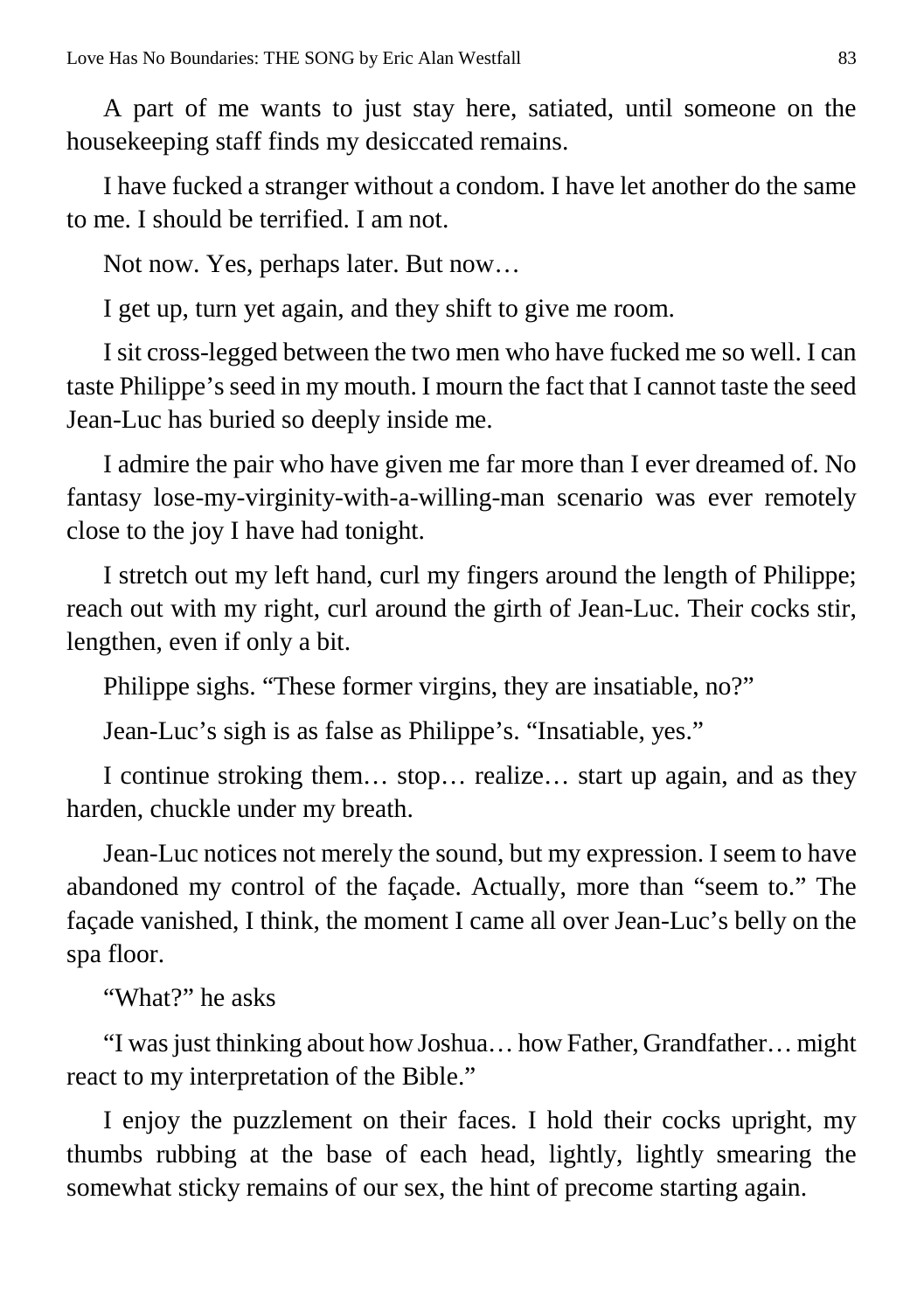A part of me wants to just stay here, satiated, until someone on the housekeeping staff finds my desiccated remains.

I have fucked a stranger without a condom. I have let another do the same to me. I should be terrified. I am not.

Not now. Yes, perhaps later. But now…

I get up, turn yet again, and they shift to give me room.

I sit cross-legged between the two men who have fucked me so well. I can taste Philippe's seed in my mouth. I mourn the fact that I cannot taste the seed Jean-Luc has buried so deeply inside me.

I admire the pair who have given me far more than I ever dreamed of. No fantasy lose-my-virginity-with-a-willing-man scenario was ever remotely close to the joy I have had tonight.

I stretch out my left hand, curl my fingers around the length of Philippe; reach out with my right, curl around the girth of Jean-Luc. Their cocks stir, lengthen, even if only a bit.

Philippe sighs. "These former virgins, they are insatiable, no?"

Jean-Luc's sigh is as false as Philippe's. "Insatiable, yes."

I continue stroking them… stop… realize… start up again, and as they harden, chuckle under my breath.

Jean-Luc notices not merely the sound, but my expression. I seem to have abandoned my control of the façade. Actually, more than "seem to." The façade vanished, I think, the moment I came all over Jean-Luc's belly on the spa floor.

"What?" he asks

"I was just thinking about how Joshua… how Father, Grandfather… might react to my interpretation of the Bible."

I enjoy the puzzlement on their faces. I hold their cocks upright, my thumbs rubbing at the base of each head, lightly, lightly smearing the somewhat sticky remains of our sex, the hint of precome starting again.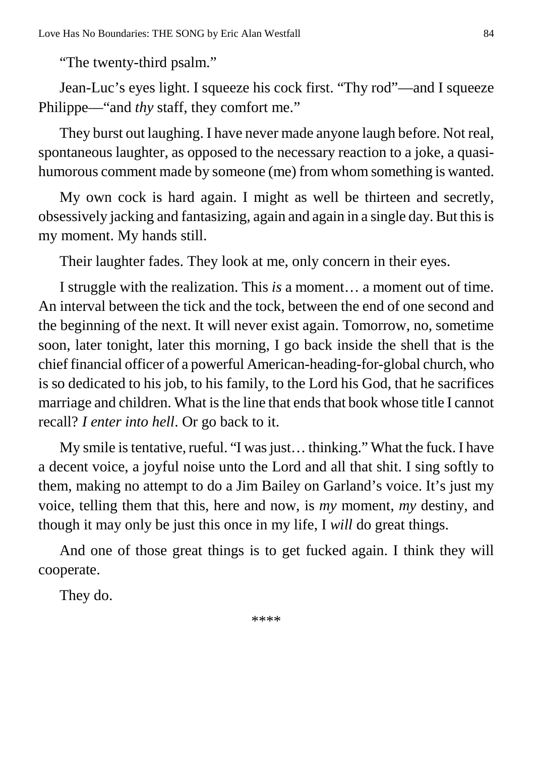"The twenty-third psalm."

Jean-Luc's eyes light. I squeeze his cock first. "Thy rod"—and I squeeze Philippe—"and *thy* staff, they comfort me."

They burst out laughing. I have never made anyone laugh before. Not real, spontaneous laughter, as opposed to the necessary reaction to a joke, a quasi-humorous comment made by someone (me) from whom something is wanted.

My own cock is hard again. I might as well be thirteen and secretly, obsessively jacking and fantasizing, again and again in a single day. But this is my moment. My hands still.

Their laughter fades. They look at me, only concern in their eyes.

I struggle with the realization. This *is* a moment… a moment out of time. An interval between the tick and the tock, between the end of one second and the beginning of the next. It will never exist again. Tomorrow, no, sometime soon, later tonight, later this morning, I go back inside the shell that is the chief financial officer of a powerful American-heading-for-global church, who is so dedicated to his job, to his family, to the Lord his God, that he sacrifices marriage and children. What is the line that ends that book whose title I cannot recall? *I enter into hell*. Or go back to it.

My smile is tentative, rueful. "I was just… thinking." What the fuck. I have a decent voice, a joyful noise unto the Lord and all that shit. I sing softly to them, making no attempt to do a Jim Bailey on Garland's voice. It's just my voice, telling them that this, here and now, is *my* moment, *my* destiny, and though it may only be just this once in my life, I *will* do great things.

And one of those great things is to get fucked again. I think they will cooperate.

They do.

****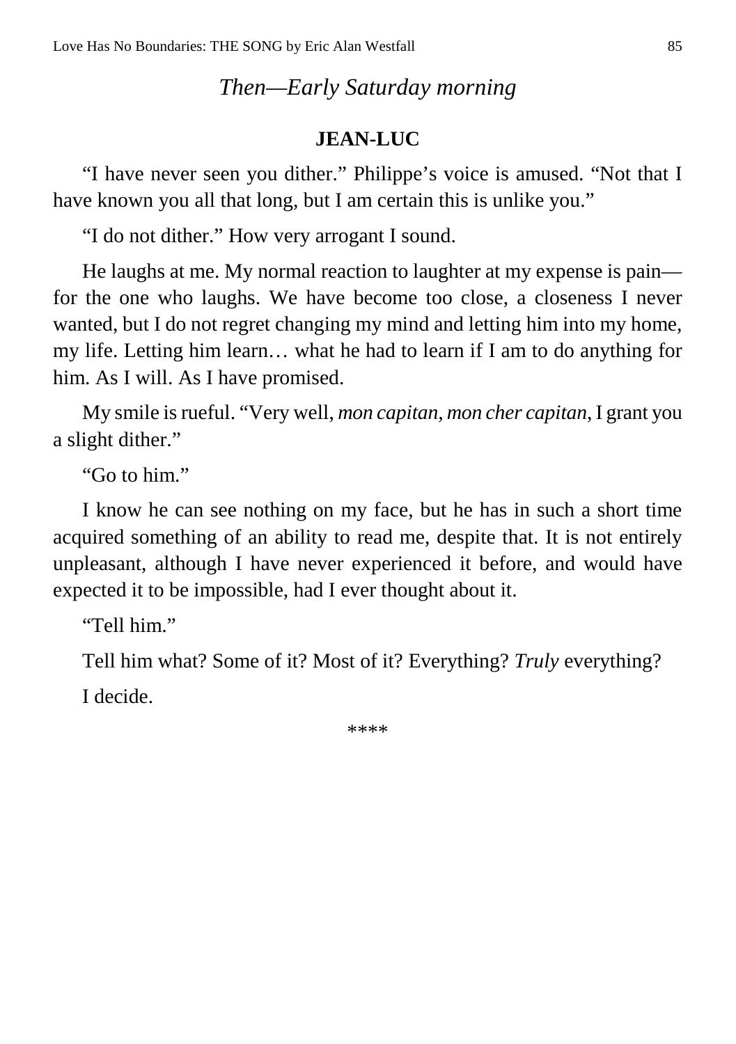*Then—Early Saturday morning*

**JEAN-LUC**

"I have never seen you dither." Philippe's voice is amused. "Not that I have known you all that long, but I am certain this is unlike you."

"I do not dither." How very arrogant I sound.

He laughs at me. My normal reaction to laughter at my expense is pain—for the one who laughs. We have become too close, a closeness I never wanted, but I do not regret changing my mind and letting him into my home, my life. Letting him learn… what he had to learn if I am to do anything for him. As I will. As I have promised.

My smile is rueful. "Very well, *mon capitan, mon cher capitan,* I grant you a slight dither."

"Go to him."

I know he can see nothing on my face, but he has in such a short time acquired something of an ability to read me, despite that. It is not entirely unpleasant, although I have never experienced it before, and would have expected it to be impossible, had I ever thought about it.

"Tell him."

Tell him what? Some of it? Most of it? Everything? *Truly* everything?

I decide.

****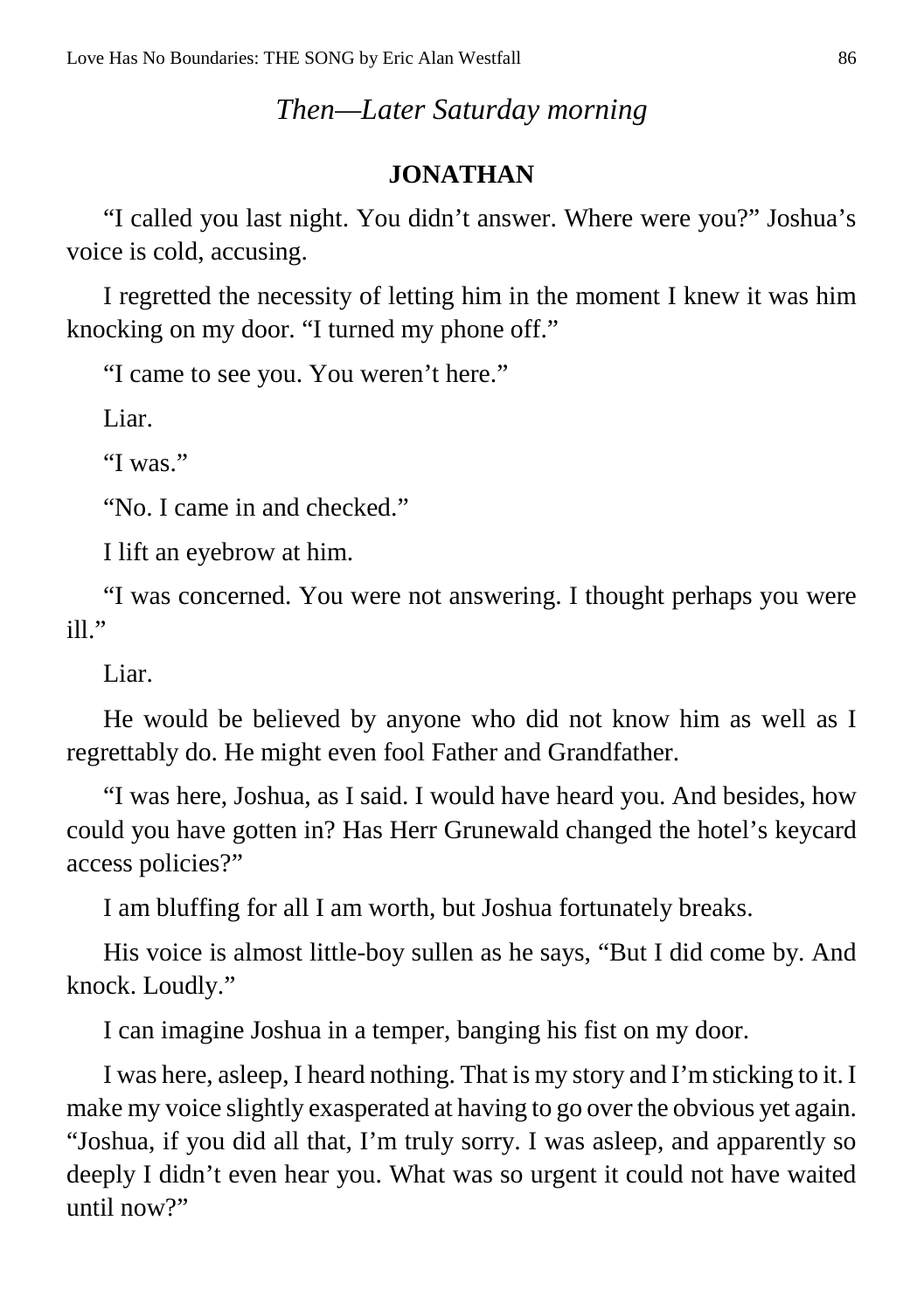*Then—Later Saturday morning*

**JONATHAN**

"I called you last night. You didn't answer. Where were you?" Joshua's voice is cold, accusing.

I regretted the necessity of letting him in the moment I knew it was him knocking on my door. "I turned my phone off."

"I came to see you. You weren't here."

Liar.

"I was."

"No. I came in and checked."

I lift an eyebrow at him.

"I was concerned. You were not answering. I thought perhaps you were ill."

Liar.

He would be believed by anyone who did not know him as well as I regrettably do. He might even fool Father and Grandfather.

"I was here, Joshua, as I said. I would have heard you. And besides, how could you have gotten in? Has Herr Grunewald changed the hotel's keycard access policies?"

I am bluffing for all I am worth, but Joshua fortunately breaks.

His voice is almost little-boy sullen as he says, "But I did come by. And knock. Loudly."

I can imagine Joshua in a temper, banging his fist on my door.

I was here, asleep, I heard nothing. That is my story and I'm sticking to it. I make my voice slightly exasperated at having to go over the obvious yet again. "Joshua, if you did all that, I'm truly sorry. I was asleep, and apparently so deeply I didn't even hear you. What was so urgent it could not have waited until now?"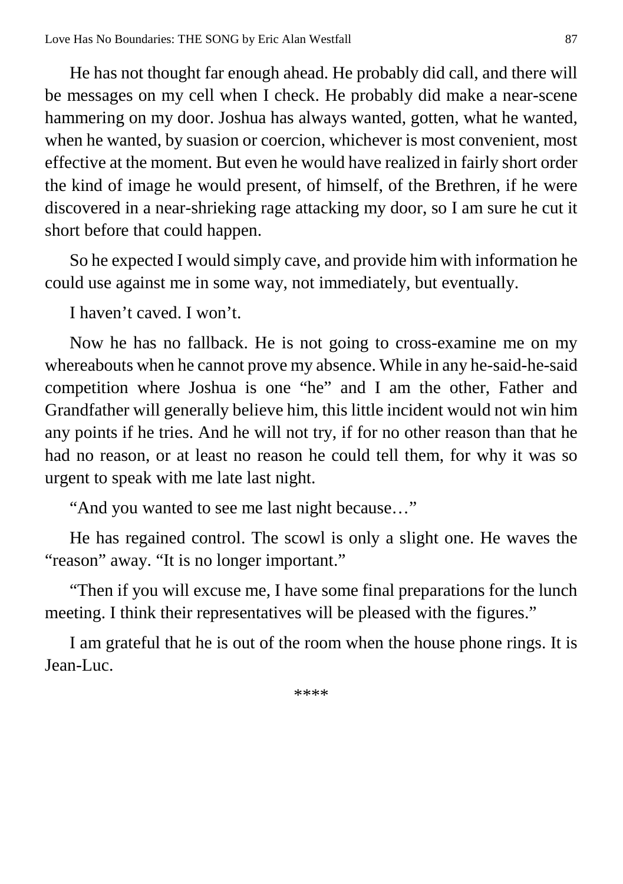He has not thought far enough ahead. He probably did call, and there will be messages on my cell when I check. He probably did make a near-scene hammering on my door. Joshua has always wanted, gotten, what he wanted, when he wanted, by suasion or coercion, whichever is most convenient, most effective at the moment. But even he would have realized in fairly short order the kind of image he would present, of himself, of the Brethren, if he were discovered in a near-shrieking rage attacking my door, so I am sure he cut it short before that could happen.

So he expected I would simply cave, and provide him with information he could use against me in some way, not immediately, but eventually.

I haven't caved. I won't.

Now he has no fallback. He is not going to cross-examine me on my whereabouts when he cannot prove my absence. While in any he-said-he-said competition where Joshua is one "he" and I am the other, Father and Grandfather will generally believe him, this little incident would not win him any points if he tries. And he will not try, if for no other reason than that he had no reason, or at least no reason he could tell them, for why it was so urgent to speak with me late last night.

"And you wanted to see me last night because…"

He has regained control. The scowl is only a slight one. He waves the "reason" away. "It is no longer important."

"Then if you will excuse me, I have some final preparations for the lunch meeting. I think their representatives will be pleased with the figures."

I am grateful that he is out of the room when the house phone rings. It is Jean-Luc.

****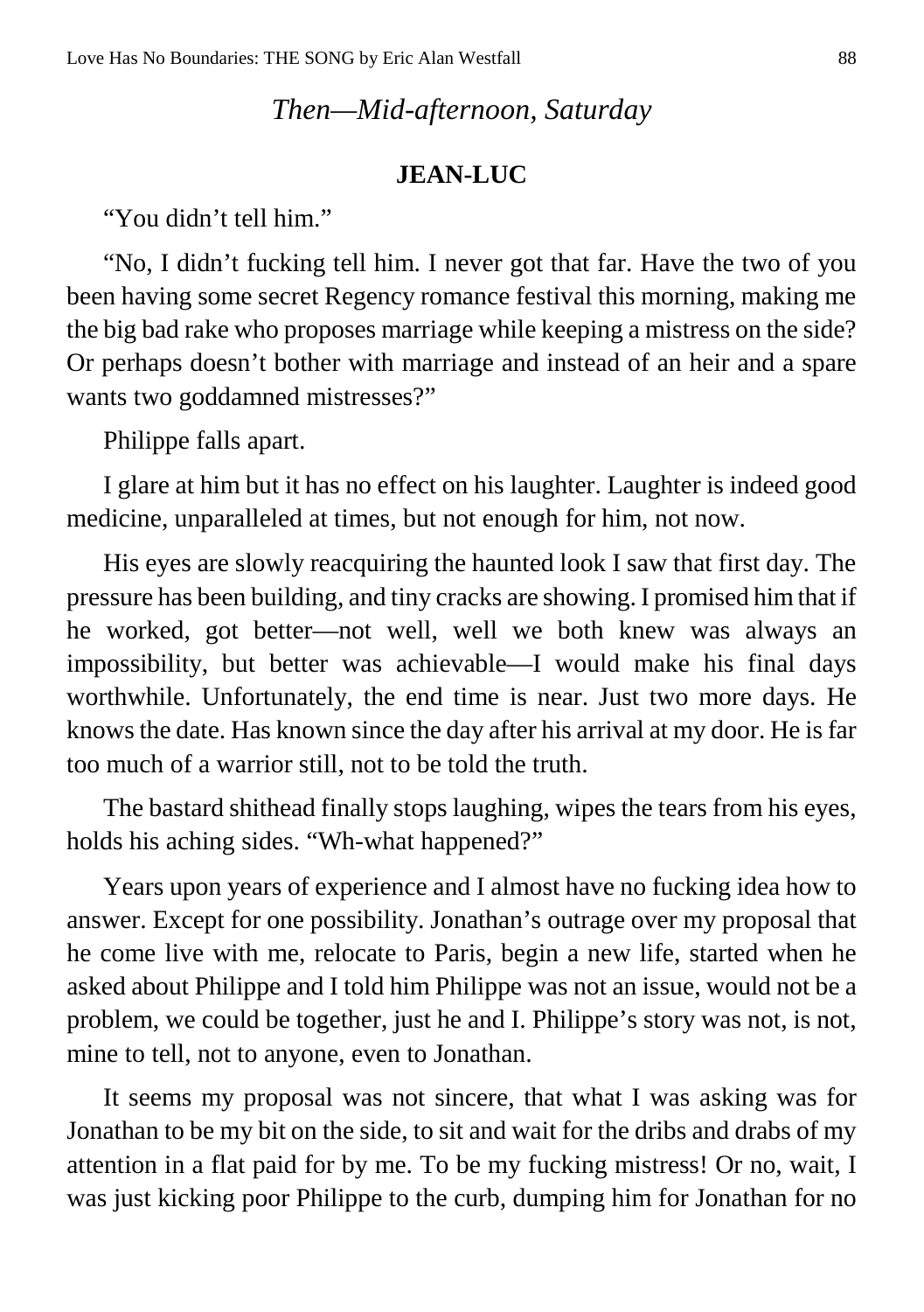*Then—Mid-afternoon, Saturday*

**JEAN-LUC**

"You didn't tell him."

"No, I didn't fucking tell him. I never got that far. Have the two of you been having some secret Regency romance festival this morning, making me the big bad rake who proposes marriage while keeping a mistress on the side? Or perhaps doesn't bother with marriage and instead of an heir and a spare wants two goddamned mistresses?"

Philippe falls apart.

I glare at him but it has no effect on his laughter. Laughter is indeed good medicine, unparalleled at times, but not enough for him, not now.

His eyes are slowly reacquiring the haunted look I saw that first day. The pressure has been building, and tiny cracks are showing. I promised him that if he worked, got better—not well, well we both knew was always an impossibility, but better was achievable—I would make his final days worthwhile. Unfortunately, the end time is near. Just two more days. He knows the date. Has known since the day after his arrival at my door. He is far too much of a warrior still, not to be told the truth.

The bastard shithead finally stops laughing, wipes the tears from his eyes, holds his aching sides. "Wh-what happened?"

Years upon years of experience and I almost have no fucking idea how to answer. Except for one possibility. Jonathan's outrage over my proposal that he come live with me, relocate to Paris, begin a new life, started when he asked about Philippe and I told him Philippe was not an issue, would not be a problem, we could be together, just he and I. Philippe's story was not, is not, mine to tell, not to anyone, even to Jonathan.

It seems my proposal was not sincere, that what I was asking was for Jonathan to be my bit on the side, to sit and wait for the dribs and drabs of my attention in a flat paid for by me. To be my fucking mistress! Or no, wait, I was just kicking poor Philippe to the curb, dumping him for Jonathan for no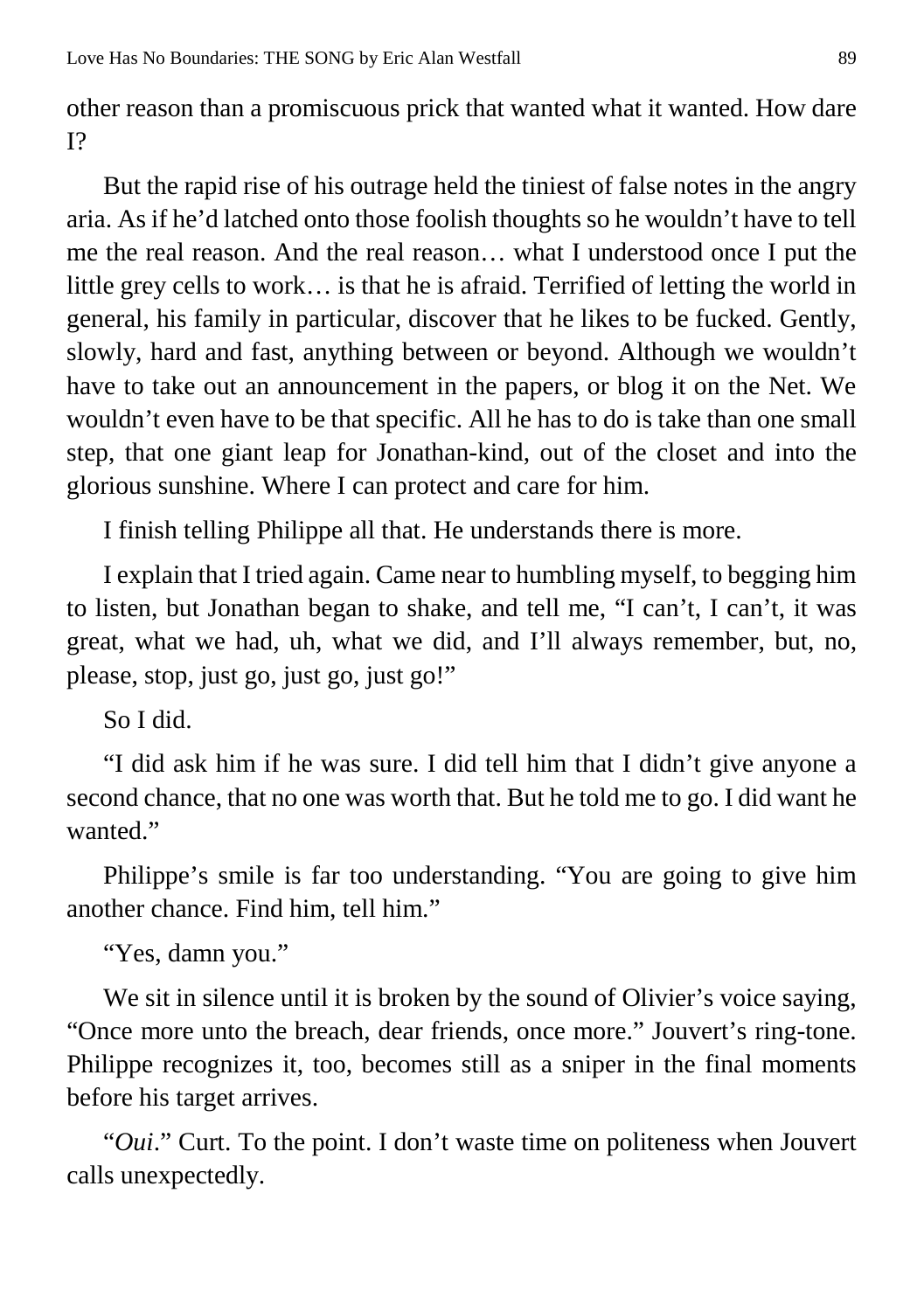other reason than a promiscuous prick that wanted what it wanted. How dare I?

But the rapid rise of his outrage held the tiniest of false notes in the angry aria. As if he'd latched onto those foolish thoughts so he wouldn't have to tell me the real reason. And the real reason… what I understood once I put the little grey cells to work… is that he is afraid. Terrified of letting the world in general, his family in particular, discover that he likes to be fucked. Gently, slowly, hard and fast, anything between or beyond. Although we wouldn't have to take out an announcement in the papers, or blog it on the Net. We wouldn't even have to be that specific. All he has to do is take than one small step, that one giant leap for Jonathan-kind, out of the closet and into the glorious sunshine. Where I can protect and care for him.

I finish telling Philippe all that. He understands there is more.

I explain that I tried again. Came near to humbling myself, to begging him to listen, but Jonathan began to shake, and tell me, "I can't, I can't, it was great, what we had, uh, what we did, and I'll always remember, but, no, please, stop, just go, just go, just go!"

So I did.

"I did ask him if he was sure. I did tell him that I didn't give anyone a second chance, that no one was worth that. But he told me to go. I did want he wanted."

Philippe's smile is far too understanding. "You are going to give him another chance. Find him, tell him."

"Yes, damn you."

We sit in silence until it is broken by the sound of Olivier's voice saying, "Once more unto the breach, dear friends, once more." Jouvert's ring-tone. Philippe recognizes it, too, becomes still as a sniper in the final moments before his target arrives.

"*Oui*." Curt. To the point. I don't waste time on politeness when Jouvert calls unexpectedly.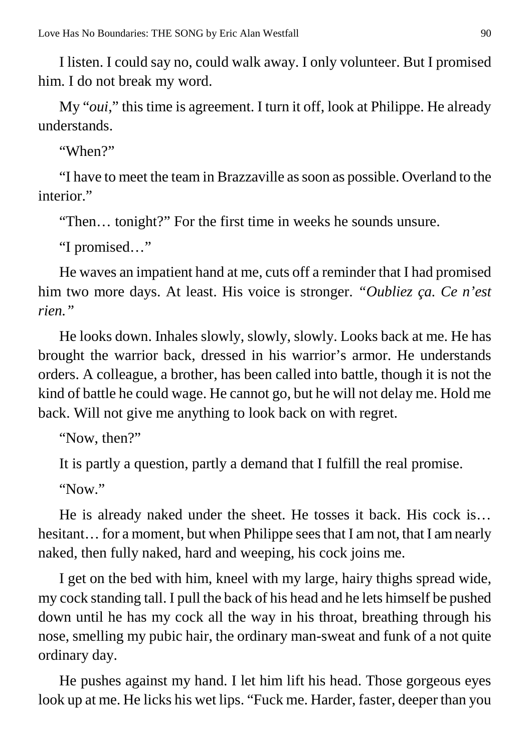I listen. I could say no, could walk away. I only volunteer. But I promised him. I do not break my word.

My "*oui*," this time is agreement. I turn it off, look at Philippe. He already understands.

"When?"

"I have to meet the team in Brazzaville as soon as possible. Overland to the interior."

"Then… tonight?" For the first time in weeks he sounds unsure.

"I promised…"

He waves an impatient hand at me, cuts off a reminder that I had promised him two more days. At least. His voice is stronger. "*Oubliez ça. Ce n'est rien.*"

He looks down. Inhales slowly, slowly, slowly. Looks back at me. He has brought the warrior back, dressed in his warrior's armor. He understands orders. A colleague, a brother, has been called into battle, though it is not the kind of battle he could wage. He cannot go, but he will not delay me. Hold me back. Will not give me anything to look back on with regret.

"Now, then?"

It is partly a question, partly a demand that I fulfill the real promise.

"Now."

He is already naked under the sheet. He tosses it back. His cock is… hesitant… for a moment, but when Philippe sees that I am not, that I am nearly naked, then fully naked, hard and weeping, his cock joins me.

I get on the bed with him, kneel with my large, hairy thighs spread wide, my cock standing tall. I pull the back of his head and he lets himself be pushed down until he has my cock all the way in his throat, breathing through his nose, smelling my pubic hair, the ordinary man-sweat and funk of a not quite ordinary day.

He pushes against my hand. I let him lift his head. Those gorgeous eyes look up at me. He licks his wet lips. "Fuck me. Harder, faster, deeper than you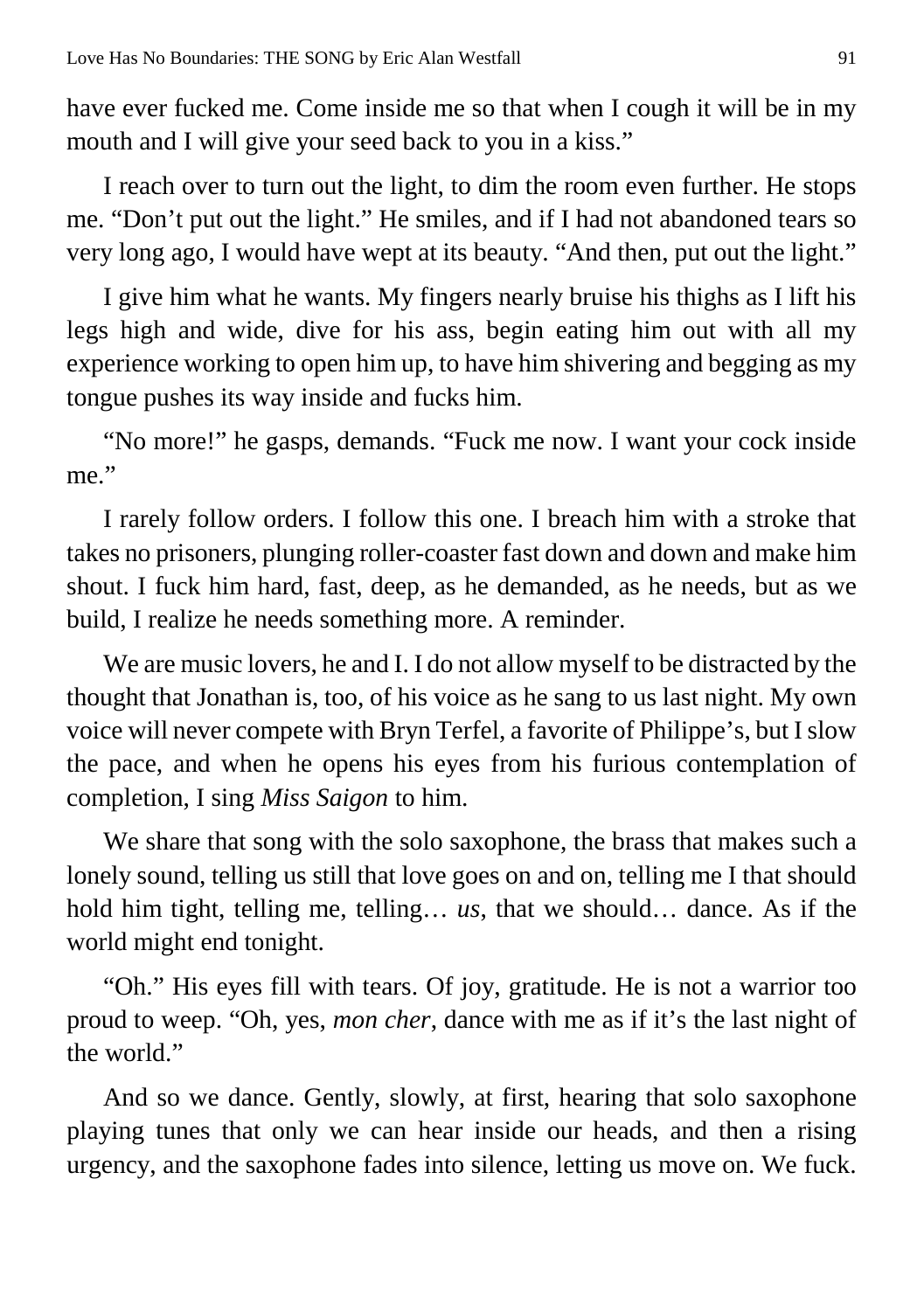have ever fucked me. Come inside me so that when I cough it will be in my mouth and I will give your seed back to you in a kiss."

I reach over to turn out the light, to dim the room even further. He stops me. "Don't put out the light." He smiles, and if I had not abandoned tears so very long ago, I would have wept at its beauty. "And then, put out the light."

I give him what he wants. My fingers nearly bruise his thighs as I lift his legs high and wide, dive for his ass, begin eating him out with all my experience working to open him up, to have him shivering and begging as my tongue pushes its way inside and fucks him.

"No more!" he gasps, demands. "Fuck me now. I want your cock inside me."

I rarely follow orders. I follow this one. I breach him with a stroke that takes no prisoners, plunging roller-coaster fast down and down and make him shout. I fuck him hard, fast, deep, as he demanded, as he needs, but as we build, I realize he needs something more. A reminder.

We are music lovers, he and I. I do not allow myself to be distracted by the thought that Jonathan is, too, of his voice as he sang to us last night. My own voice will never compete with Bryn Terfel, a favorite of Philippe's, but I slow the pace, and when he opens his eyes from his furious contemplation of completion, I sing *Miss Saigon* to him.

We share that song with the solo saxophone, the brass that makes such a lonely sound, telling us still that love goes on and on, telling me I that should hold him tight, telling me, telling… *us*, that we should… dance. As if the world might end tonight.

"Oh." His eyes fill with tears. Of joy, gratitude. He is not a warrior too proud to weep. "Oh, yes, *mon cher*, dance with me as if it's the last night of the world."

And so we dance. Gently, slowly, at first, hearing that solo saxophone playing tunes that only we can hear inside our heads, and then a rising urgency, and the saxophone fades into silence, letting us move on. We fuck.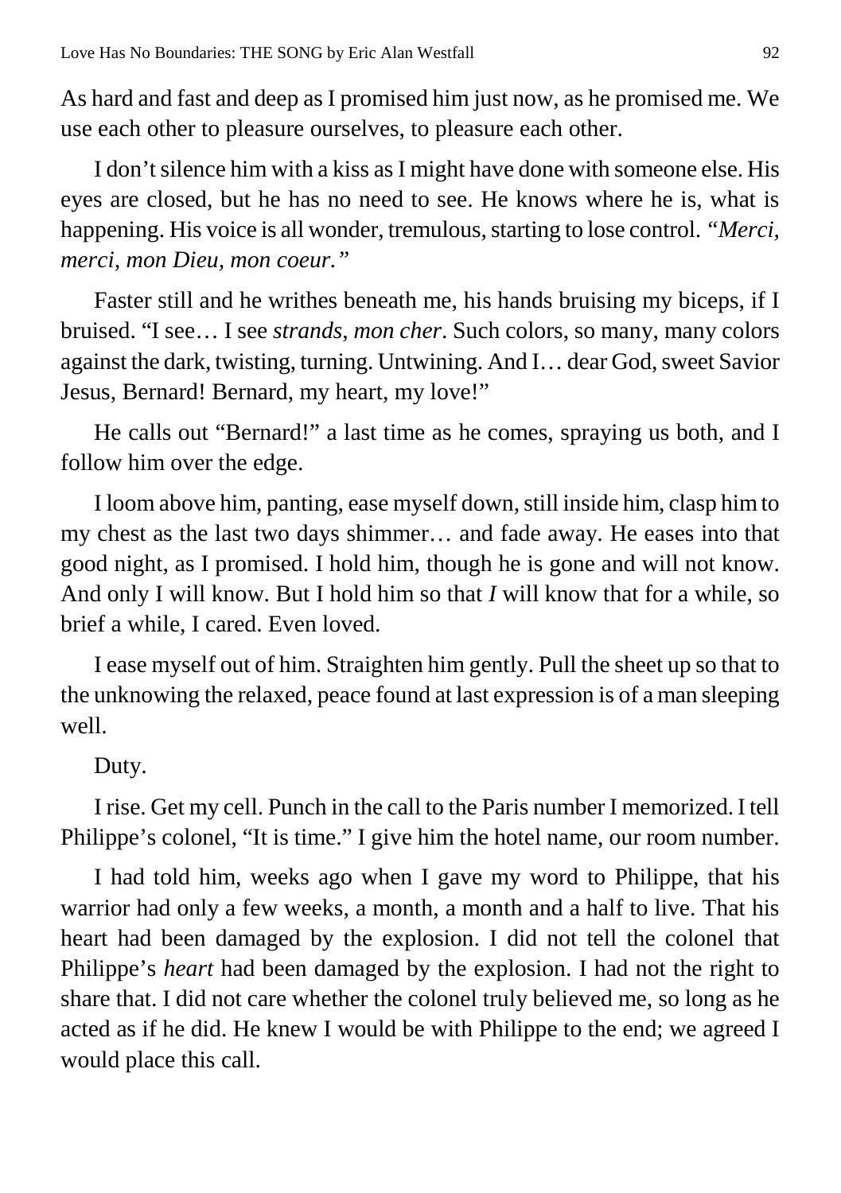As hard and fast and deep as I promised him just now, as he promised me. We use each other to pleasure ourselves, to pleasure each other.

I don't silence him with a kiss as I might have done with someone else. His eyes are closed, but he has no need to see. He knows where he is, what is happening. His voice is all wonder, tremulous, starting to lose control. *"Merci, merci, mon Dieu, mon coeur."*

Faster still and he writhes beneath me, his hands bruising my biceps, if I bruised. "I see… I see *strands, mon cher*. Such colors, so many, many colors against the dark, twisting, turning. Untwining. And I… dear God, sweet Savior Jesus, Bernard! Bernard, my heart, my love!"

He calls out "Bernard!" a last time as he comes, spraying us both, and I follow him over the edge.

I loom above him, panting, ease myself down, still inside him, clasp him to my chest as the last two days shimmer… and fade away. He eases into that good night, as I promised. I hold him, though he is gone and will not know. And only I will know. But I hold him so that *I* will know that for a while, so brief a while, I cared. Even loved.

I ease myself out of him. Straighten him gently. Pull the sheet up so that to the unknowing the relaxed, peace found at last expression is of a man sleeping well.

Duty.

I rise. Get my cell. Punch in the call to the Paris number I memorized. I tell Philippe's colonel, "It is time." I give him the hotel name, our room number.

I had told him, weeks ago when I gave my word to Philippe, that his warrior had only a few weeks, a month, a month and a half to live. That his heart had been damaged by the explosion. I did not tell the colonel that Philippe's *heart* had been damaged by the explosion. I had not the right to share that. I did not care whether the colonel truly believed me, so long as he acted as if he did. He knew I would be with Philippe to the end; we agreed I would place this call.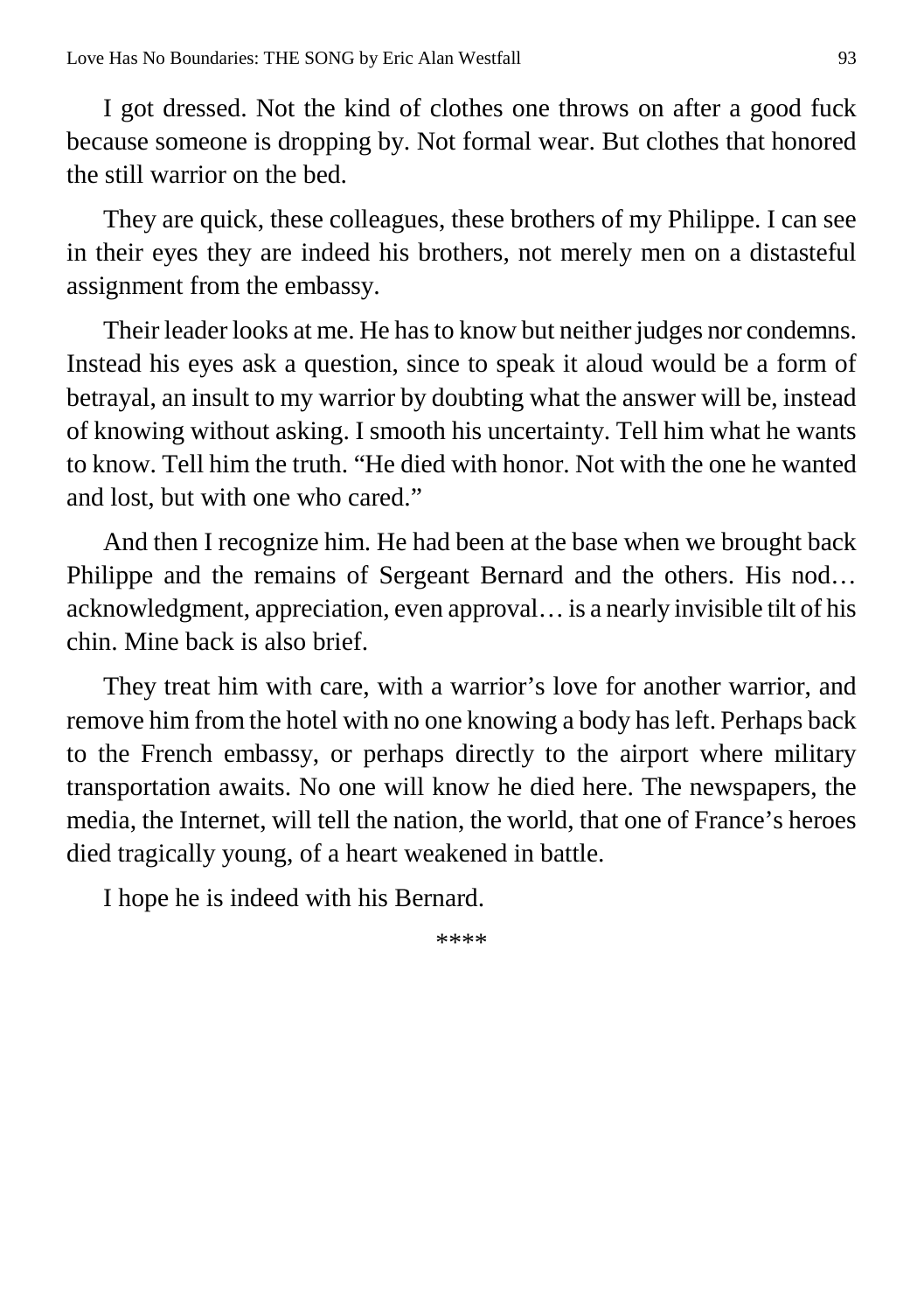I got dressed. Not the kind of clothes one throws on after a good fuck because someone is dropping by. Not formal wear. But clothes that honored the still warrior on the bed.

They are quick, these colleagues, these brothers of my Philippe. I can see in their eyes they are indeed his brothers, not merely men on a distasteful assignment from the embassy.

Their leader looks at me. He has to know but neither judges nor condemns. Instead his eyes ask a question, since to speak it aloud would be a form of betrayal, an insult to my warrior by doubting what the answer will be, instead of knowing without asking. I smooth his uncertainty. Tell him what he wants to know. Tell him the truth. "He died with honor. Not with the one he wanted and lost, but with one who cared."

And then I recognize him. He had been at the base when we brought back Philippe and the remains of Sergeant Bernard and the others. His nod… acknowledgment, appreciation, even approval… is a nearly invisible tilt of his chin. Mine back is also brief.

They treat him with care, with a warrior's love for another warrior, and remove him from the hotel with no one knowing a body has left. Perhaps back to the French embassy, or perhaps directly to the airport where military transportation awaits. No one will know he died here. The newspapers, the media, the Internet, will tell the nation, the world, that one of France's heroes died tragically young, of a heart weakened in battle.

I hope he is indeed with his Bernard.

****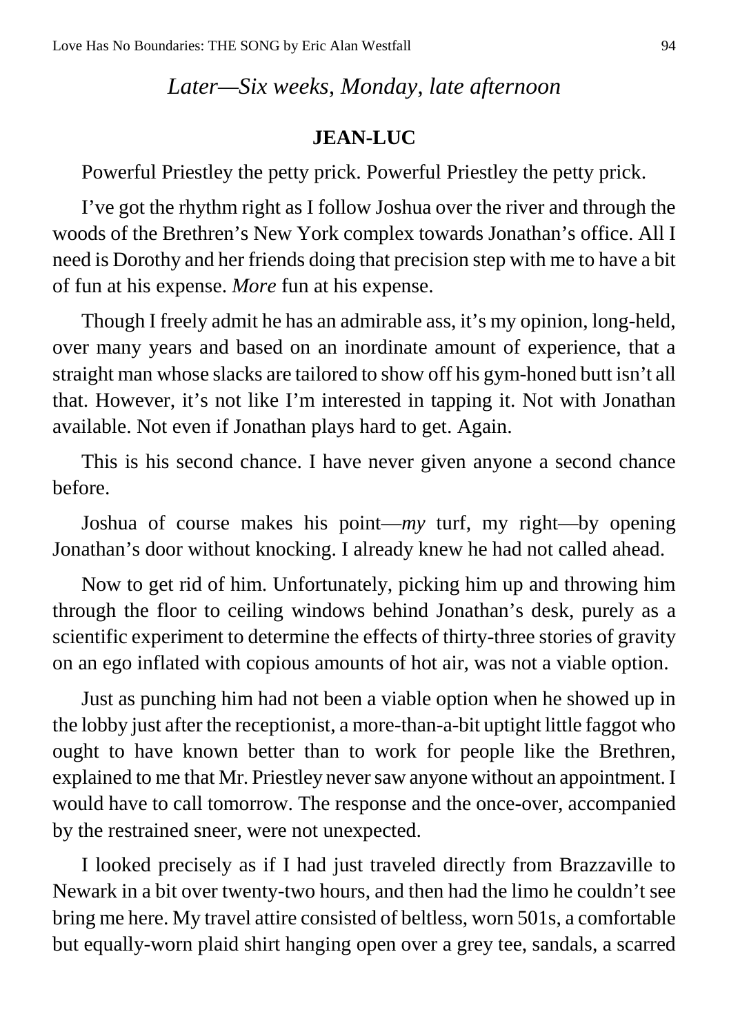*Later—Six weeks, Monday, late afternoon*

**JEAN-LUC**

Powerful Priestley the petty prick. Powerful Priestley the petty prick.

I've got the rhythm right as I follow Joshua over the river and through the woods of the Brethren's New York complex towards Jonathan's office. All I need is Dorothy and her friends doing that precision step with me to have a bit of fun at his expense. *More* fun at his expense.

Though I freely admit he has an admirable ass, it's my opinion, long-held, over many years and based on an inordinate amount of experience, that a straight man whose slacks are tailored to show off his gym-honed butt isn't all that. However, it's not like I'm interested in tapping it. Not with Jonathan available. Not even if Jonathan plays hard to get. Again.

This is his second chance. I have never given anyone a second chance before.

Joshua of course makes his point—*my* turf, my right—by opening Jonathan's door without knocking. I already knew he had not called ahead.

Now to get rid of him. Unfortunately, picking him up and throwing him through the floor to ceiling windows behind Jonathan's desk, purely as a scientific experiment to determine the effects of thirty-three stories of gravity on an ego inflated with copious amounts of hot air, was not a viable option.

Just as punching him had not been a viable option when he showed up in the lobby just after the receptionist, a more-than-a-bit uptight little faggot who ought to have known better than to work for people like the Brethren, explained to me that Mr. Priestley never saw anyone without an appointment. I would have to call tomorrow. The response and the once-over, accompanied by the restrained sneer, were not unexpected.

I looked precisely as if I had just traveled directly from Brazzaville to Newark in a bit over twenty-two hours, and then had the limo he couldn't see bring me here. My travel attire consisted of beltless, worn 501s, a comfortable but equally-worn plaid shirt hanging open over a grey tee, sandals, a scarred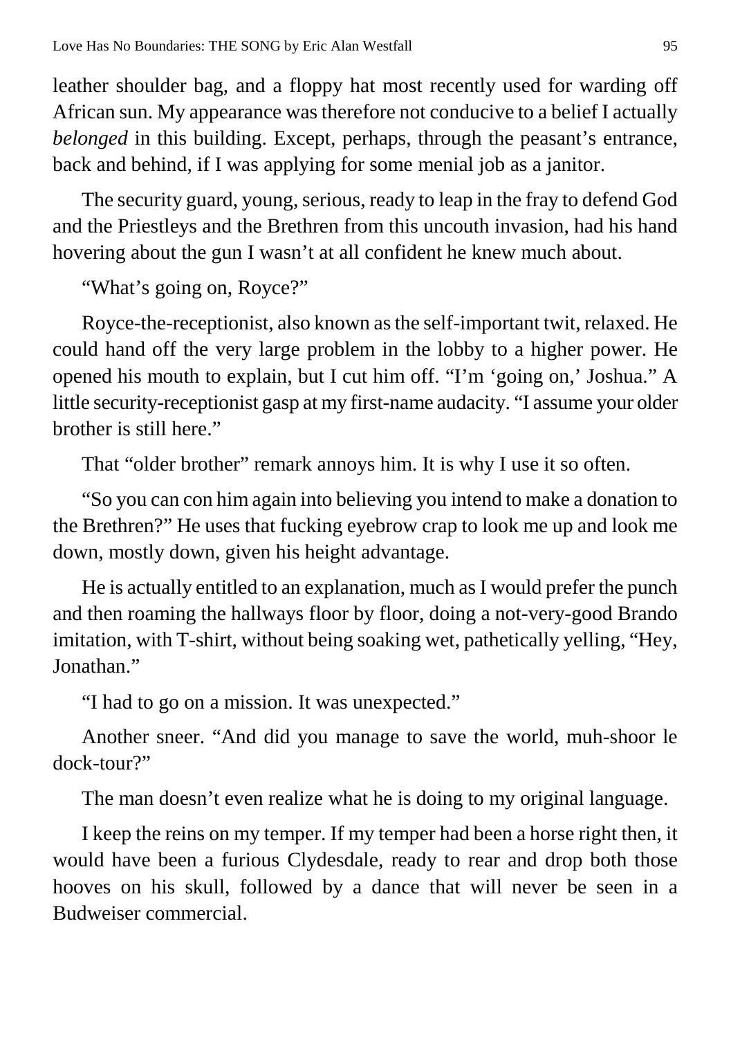leather shoulder bag, and a floppy hat most recently used for warding off African sun. My appearance was therefore not conducive to a belief I actually *belonged* in this building. Except, perhaps, through the peasant's entrance, back and behind, if I was applying for some menial job as a janitor.

The security guard, young, serious, ready to leap in the fray to defend God and the Priestleys and the Brethren from this uncouth invasion, had his hand hovering about the gun I wasn't at all confident he knew much about.

"What's going on, Royce?"

Royce-the-receptionist, also known as the self-important twit, relaxed. He could hand off the very large problem in the lobby to a higher power. He opened his mouth to explain, but I cut him off. "I'm 'going on,' Joshua." A little security-receptionist gasp at my first-name audacity. "I assume your older brother is still here."

That "older brother" remark annoys him. It is why I use it so often.

"So you can con him again into believing you intend to make a donation to the Brethren?" He uses that fucking eyebrow crap to look me up and look me down, mostly down, given his height advantage.

He is actually entitled to an explanation, much as I would prefer the punch and then roaming the hallways floor by floor, doing a not-very-good Brando imitation, with T-shirt, without being soaking wet, pathetically yelling, "Hey, Jonathan."

"I had to go on a mission. It was unexpected."

Another sneer. "And did you manage to save the world, muh-shoor le dock-tour?"

The man doesn't even realize what he is doing to my original language.

I keep the reins on my temper. If my temper had been a horse right then, it would have been a furious Clydesdale, ready to rear and drop both those hooves on his skull, followed by a dance that will never be seen in a Budweiser commercial.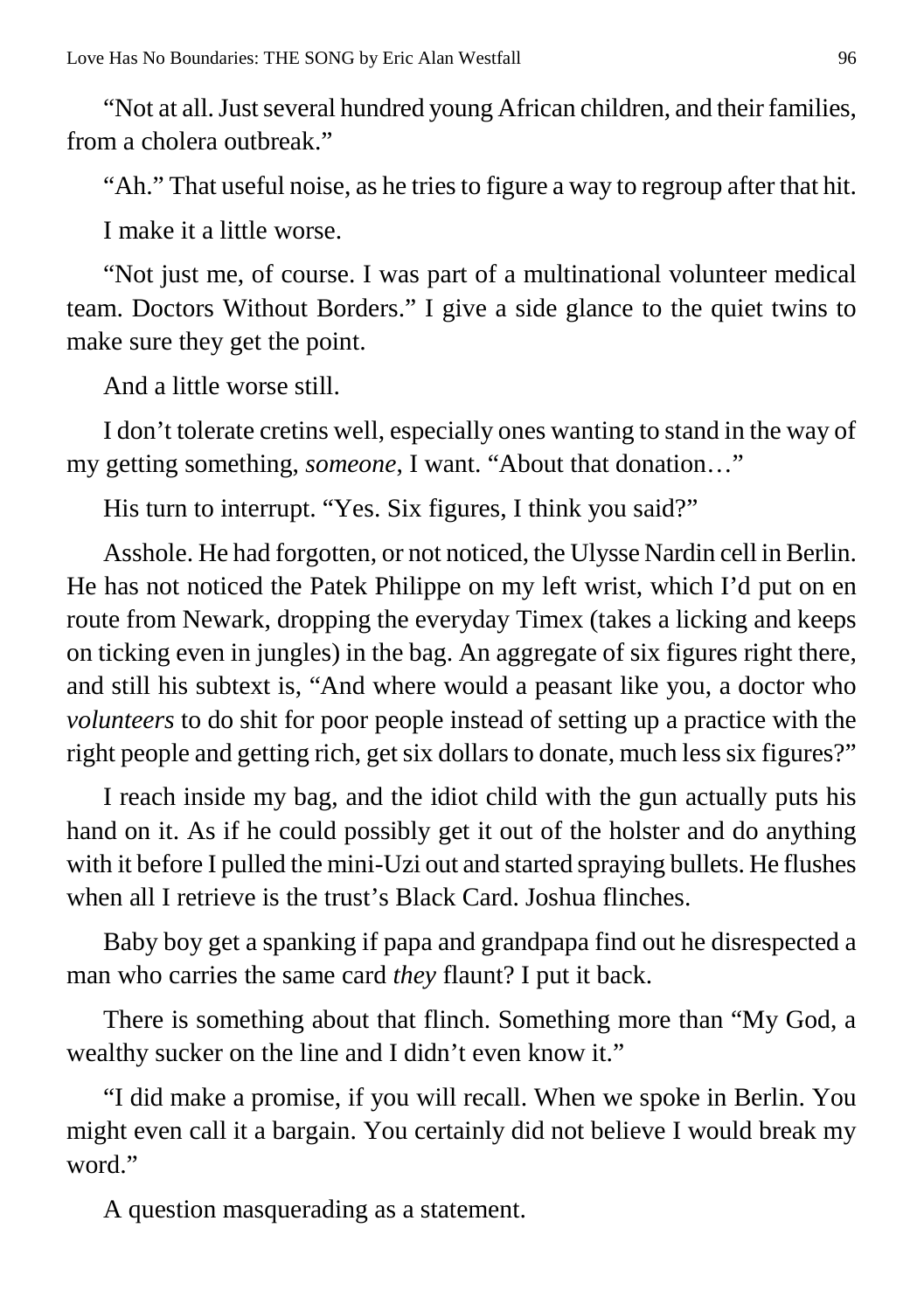"Not at all. Just several hundred young African children, and their families, from a cholera outbreak."

"Ah." That useful noise, as he tries to figure a way to regroup after that hit.

I make it a little worse.

"Not just me, of course. I was part of a multinational volunteer medical team. Doctors Without Borders." I give a side glance to the quiet twins to make sure they get the point.

And a little worse still.

I don't tolerate cretins well, especially ones wanting to stand in the way of my getting something, *someone*, I want. "About that donation…"

His turn to interrupt. "Yes. Six figures, I think you said?"

Asshole. He had forgotten, or not noticed, the Ulysse Nardin cell in Berlin. He has not noticed the Patek Philippe on my left wrist, which I'd put on en route from Newark, dropping the everyday Timex (takes a licking and keeps on ticking even in jungles) in the bag. An aggregate of six figures right there, and still his subtext is, "And where would a peasant like you, a doctor who *volunteers* to do shit for poor people instead of setting up a practice with the right people and getting rich, get six dollars to donate, much less six figures?"

I reach inside my bag, and the idiot child with the gun actually puts his hand on it. As if he could possibly get it out of the holster and do anything with it before I pulled the mini-Uzi out and started spraying bullets. He flushes when all I retrieve is the trust's Black Card. Joshua flinches.

Baby boy get a spanking if papa and grandpapa find out he disrespected a man who carries the same card *they* flaunt? I put it back.

There is something about that flinch. Something more than "My God, a wealthy sucker on the line and I didn't even know it."

"I did make a promise, if you will recall. When we spoke in Berlin. You might even call it a bargain. You certainly did not believe I would break my word."

A question masquerading as a statement.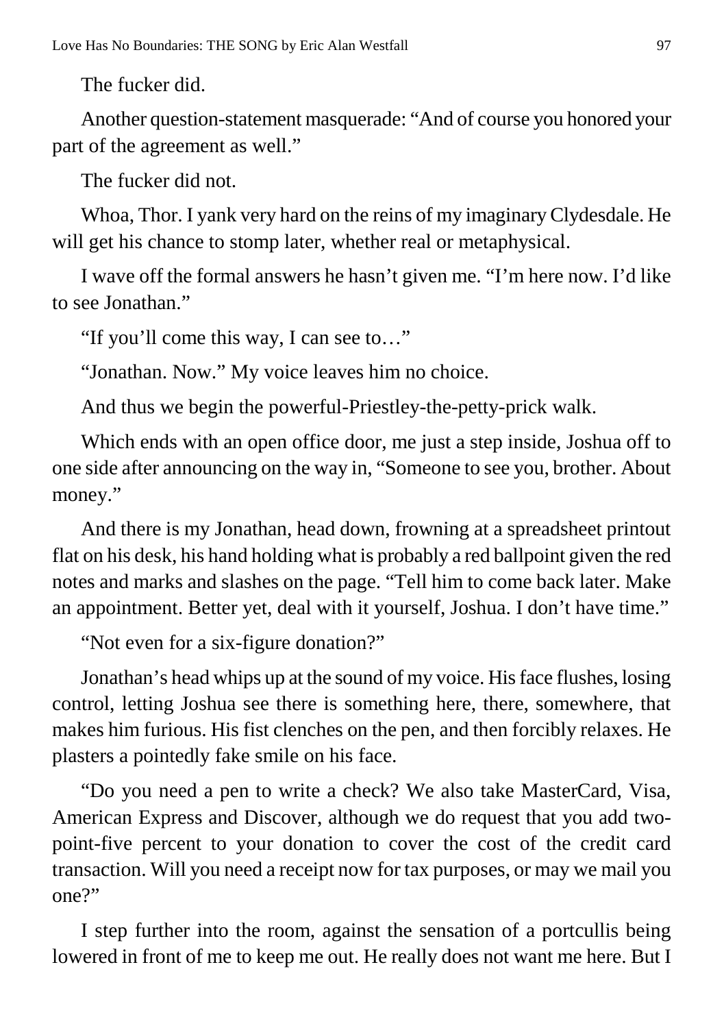The fucker did.

Another question-statement masquerade: "And of course you honored your part of the agreement as well."

The fucker did not.

Whoa, Thor. I yank very hard on the reins of my imaginary Clydesdale. He will get his chance to stomp later, whether real or metaphysical.

I wave off the formal answers he hasn't given me. "I'm here now. I'd like to see Jonathan."

"If you'll come this way, I can see to…"

"Jonathan. Now." My voice leaves him no choice.

And thus we begin the powerful-Priestley-the-petty-prick walk.

Which ends with an open office door, me just a step inside, Joshua off to one side after announcing on the way in, "Someone to see you, brother. About money."

And there is my Jonathan, head down, frowning at a spreadsheet printout flat on his desk, his hand holding what is probably a red ballpoint given the red notes and marks and slashes on the page. "Tell him to come back later. Make an appointment. Better yet, deal with it yourself, Joshua. I don't have time."

"Not even for a six-figure donation?"

Jonathan's head whips up at the sound of my voice. His face flushes, losing control, letting Joshua see there is something here, there, somewhere, that makes him furious. His fist clenches on the pen, and then forcibly relaxes. He plasters a pointedly fake smile on his face.

"Do you need a pen to write a check? We also take MasterCard, Visa, American Express and Discover, although we do request that you add two-point-five percent to your donation to cover the cost of the credit card transaction. Will you need a receipt now for tax purposes, or may we mail you one?"

I step further into the room, against the sensation of a portcullis being lowered in front of me to keep me out. He really does not want me here. But I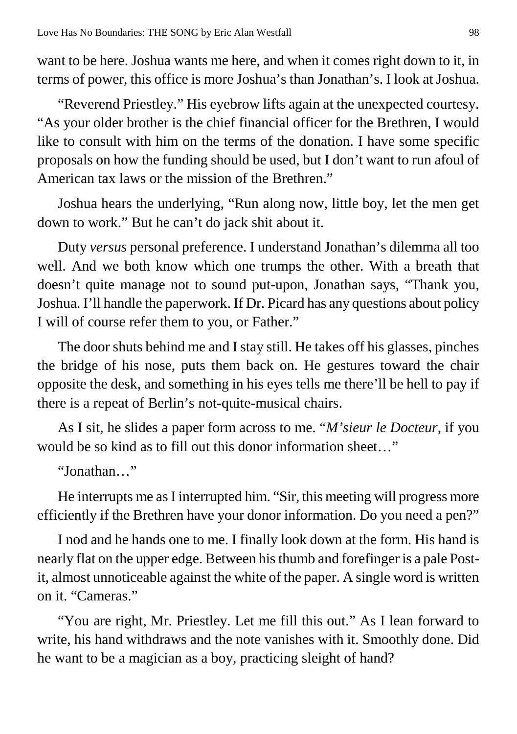want to be here. Joshua wants me here, and when it comes right down to it, in terms of power, this office is more Joshua's than Jonathan's. I look at Joshua.

"Reverend Priestley." His eyebrow lifts again at the unexpected courtesy. "As your older brother is the chief financial officer for the Brethren, I would like to consult with him on the terms of the donation. I have some specific proposals on how the funding should be used, but I don't want to run afoul of American tax laws or the mission of the Brethren."

Joshua hears the underlying, "Run along now, little boy, let the men get down to work." But he can't do jack shit about it.

Duty *versus* personal preference. I understand Jonathan's dilemma all too well. And we both know which one trumps the other. With a breath that doesn't quite manage not to sound put-upon, Jonathan says, "Thank you, Joshua. I'll handle the paperwork. If Dr. Picard has any questions about policy I will of course refer them to you, or Father."

The door shuts behind me and I stay still. He takes off his glasses, pinches the bridge of his nose, puts them back on. He gestures toward the chair opposite the desk, and something in his eyes tells me there'll be hell to pay if there is a repeat of Berlin's not-quite-musical chairs.

As I sit, he slides a paper form across to me. "*M'sieur le Docteur*, if you would be so kind as to fill out this donor information sheet…"

"Jonathan…"

He interrupts me as I interrupted him. "Sir, this meeting will progress more efficiently if the Brethren have your donor information. Do you need a pen?"

I nod and he hands one to me. I finally look down at the form. His hand is nearly flat on the upper edge. Between his thumb and forefinger is a pale Post-it, almost unnoticeable against the white of the paper. A single word is written on it. "Cameras."

"You are right, Mr. Priestley. Let me fill this out." As I lean forward to write, his hand withdraws and the note vanishes with it. Smoothly done. Did he want to be a magician as a boy, practicing sleight of hand?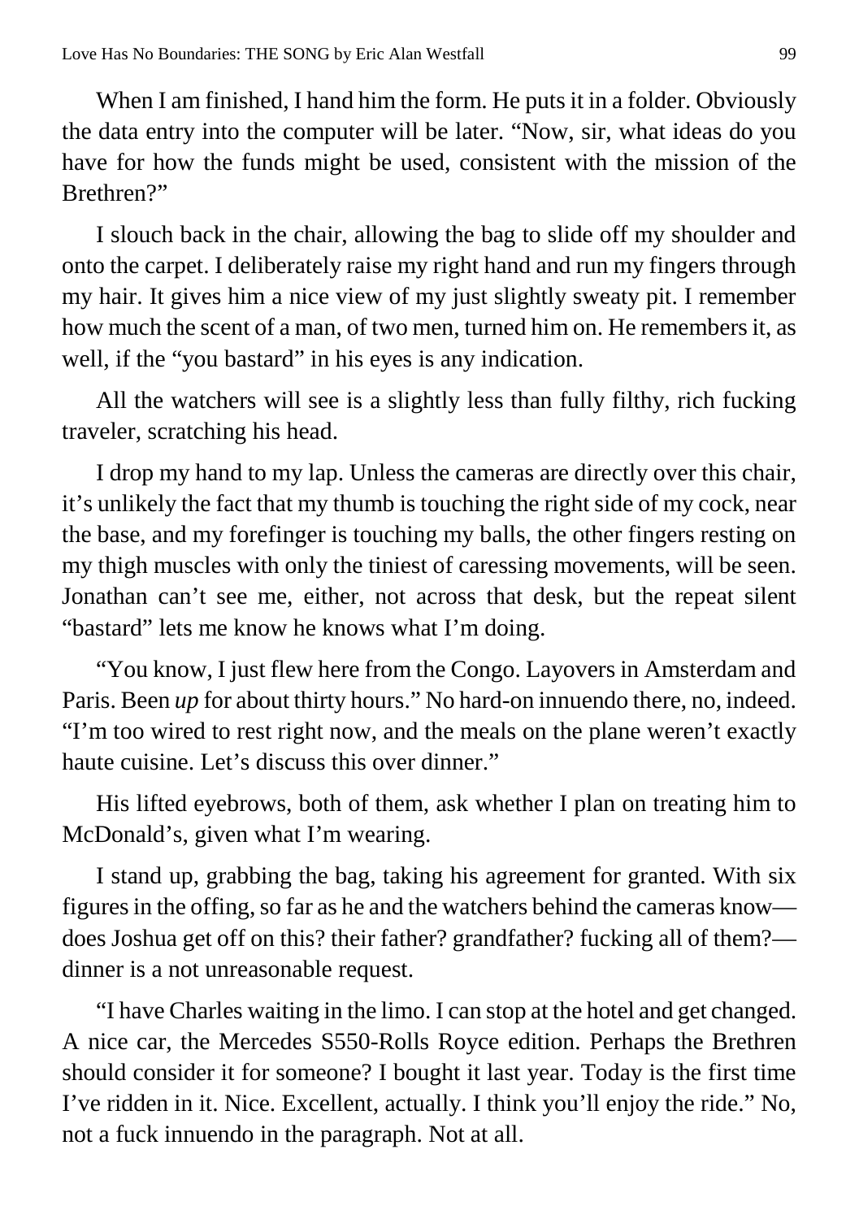When I am finished, I hand him the form. He puts it in a folder. Obviously the data entry into the computer will be later. "Now, sir, what ideas do you have for how the funds might be used, consistent with the mission of the Brethren?"

I slouch back in the chair, allowing the bag to slide off my shoulder and onto the carpet. I deliberately raise my right hand and run my fingers through my hair. It gives him a nice view of my just slightly sweaty pit. I remember how much the scent of a man, of two men, turned him on. He remembers it, as well, if the "you bastard" in his eyes is any indication.

All the watchers will see is a slightly less than fully filthy, rich fucking traveler, scratching his head.

I drop my hand to my lap. Unless the cameras are directly over this chair, it's unlikely the fact that my thumb is touching the right side of my cock, near the base, and my forefinger is touching my balls, the other fingers resting on my thigh muscles with only the tiniest of caressing movements, will be seen. Jonathan can't see me, either, not across that desk, but the repeat silent "bastard" lets me know he knows what I'm doing.

"You know, I just flew here from the Congo. Layovers in Amsterdam and Paris. Been *up* for about thirty hours." No hard-on innuendo there, no, indeed. "I'm too wired to rest right now, and the meals on the plane weren't exactly haute cuisine. Let's discuss this over dinner."

His lifted eyebrows, both of them, ask whether I plan on treating him to McDonald's, given what I'm wearing.

I stand up, grabbing the bag, taking his agreement for granted. With six figures in the offing, so far as he and the watchers behind the cameras know—does Joshua get off on this? their father? grandfather? fucking all of them?—dinner is a not unreasonable request.

"I have Charles waiting in the limo. I can stop at the hotel and get changed. A nice car, the Mercedes S550-Rolls Royce edition. Perhaps the Brethren should consider it for someone? I bought it last year. Today is the first time I've ridden in it. Nice. Excellent, actually. I think you'll enjoy the ride." No, not a fuck innuendo in the paragraph. Not at all.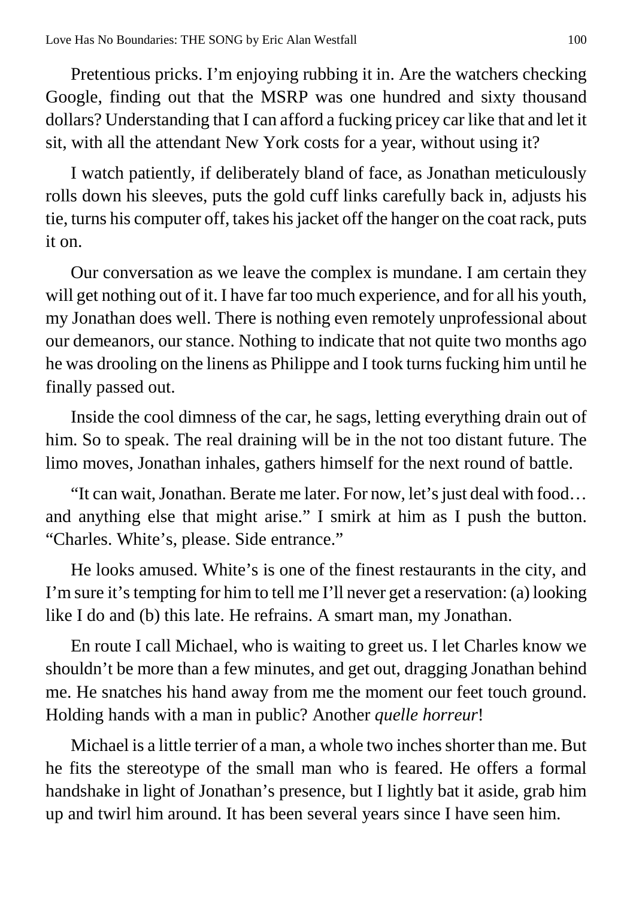Pretentious pricks. I'm enjoying rubbing it in. Are the watchers checking Google, finding out that the MSRP was one hundred and sixty thousand dollars? Understanding that I can afford a fucking pricey car like that and let it sit, with all the attendant New York costs for a year, without using it?

I watch patiently, if deliberately bland of face, as Jonathan meticulously rolls down his sleeves, puts the gold cuff links carefully back in, adjusts his tie, turns his computer off, takes his jacket off the hanger on the coat rack, puts it on.

Our conversation as we leave the complex is mundane. I am certain they will get nothing out of it. I have far too much experience, and for all his youth, my Jonathan does well. There is nothing even remotely unprofessional about our demeanors, our stance. Nothing to indicate that not quite two months ago he was drooling on the linens as Philippe and I took turns fucking him until he finally passed out.

Inside the cool dimness of the car, he sags, letting everything drain out of him. So to speak. The real draining will be in the not too distant future. The limo moves, Jonathan inhales, gathers himself for the next round of battle.

"It can wait, Jonathan. Berate me later. For now, let's just deal with food… and anything else that might arise." I smirk at him as I push the button. "Charles. White's, please. Side entrance."

He looks amused. White's is one of the finest restaurants in the city, and I'm sure it's tempting for him to tell me I'll never get a reservation: (a) looking like I do and (b) this late. He refrains. A smart man, my Jonathan.

En route I call Michael, who is waiting to greet us. I let Charles know we shouldn't be more than a few minutes, and get out, dragging Jonathan behind me. He snatches his hand away from me the moment our feet touch ground. Holding hands with a man in public? Another *quelle horreur*!

Michael is a little terrier of a man, a whole two inches shorter than me. But he fits the stereotype of the small man who is feared. He offers a formal handshake in light of Jonathan's presence, but I lightly bat it aside, grab him up and twirl him around. It has been several years since I have seen him.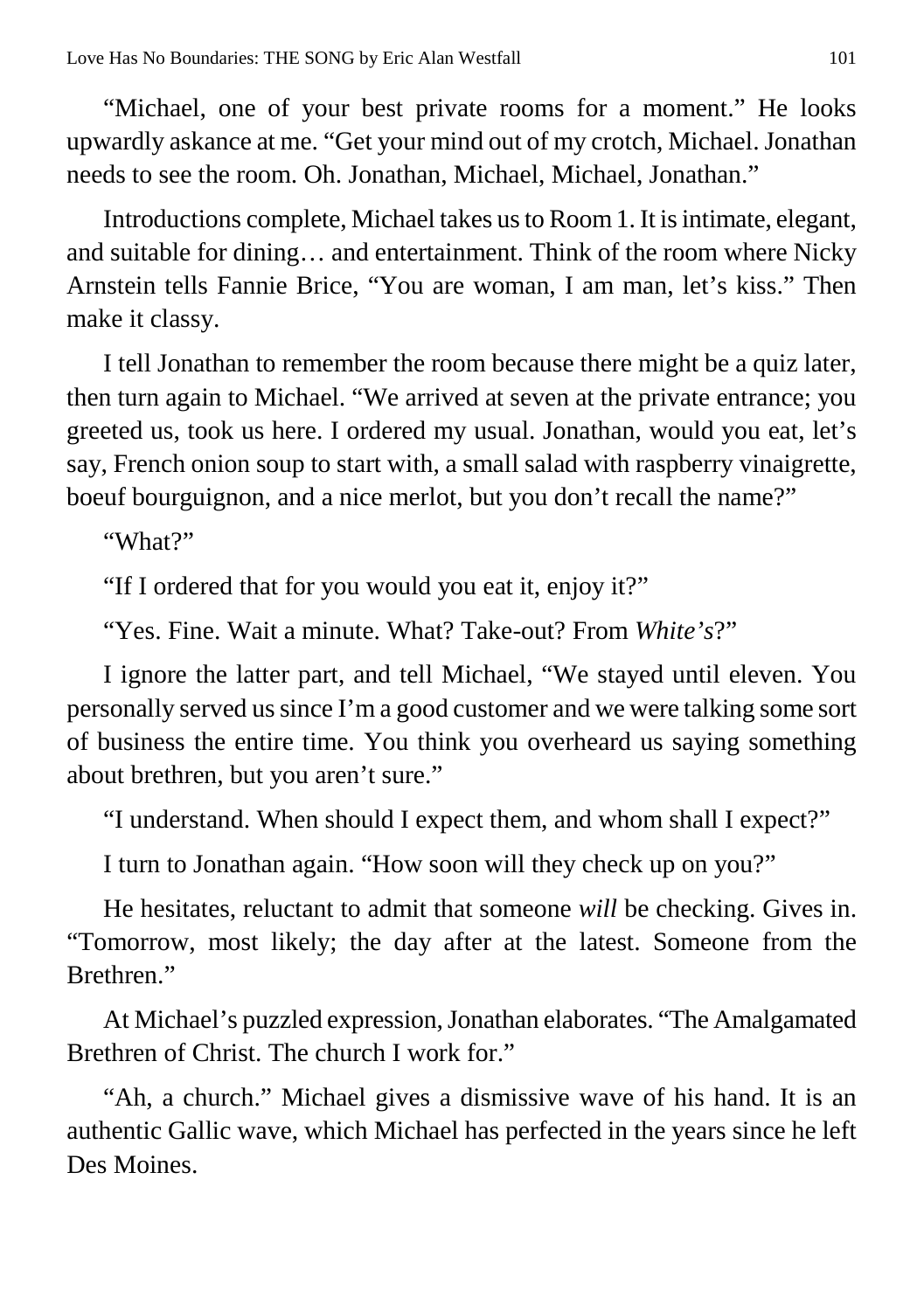"Michael, one of your best private rooms for a moment." He looks upwardly askance at me. "Get your mind out of my crotch, Michael. Jonathan needs to see the room. Oh. Jonathan, Michael, Michael, Jonathan."

Introductions complete, Michael takes us to Room 1. It is intimate, elegant, and suitable for dining… and entertainment. Think of the room where Nicky Arnstein tells Fannie Brice, "You are woman, I am man, let's kiss." Then make it classy.

I tell Jonathan to remember the room because there might be a quiz later, then turn again to Michael. "We arrived at seven at the private entrance; you greeted us, took us here. I ordered my usual. Jonathan, would you eat, let's say, French onion soup to start with, a small salad with raspberry vinaigrette, boeuf bourguignon, and a nice merlot, but you don't recall the name?"

"What?"

"If I ordered that for you would you eat it, enjoy it?"

"Yes. Fine. Wait a minute. What? Take-out? From *White's*?"

I ignore the latter part, and tell Michael, "We stayed until eleven. You personally served us since I'm a good customer and we were talking some sort of business the entire time. You think you overheard us saying something about brethren, but you aren't sure."

"I understand. When should I expect them, and whom shall I expect?"

I turn to Jonathan again. "How soon will they check up on you?"

He hesitates, reluctant to admit that someone *will* be checking. Gives in. "Tomorrow, most likely; the day after at the latest. Someone from the Brethren."

At Michael's puzzled expression, Jonathan elaborates. "The Amalgamated Brethren of Christ. The church I work for."

"Ah, a church." Michael gives a dismissive wave of his hand. It is an authentic Gallic wave, which Michael has perfected in the years since he left Des Moines.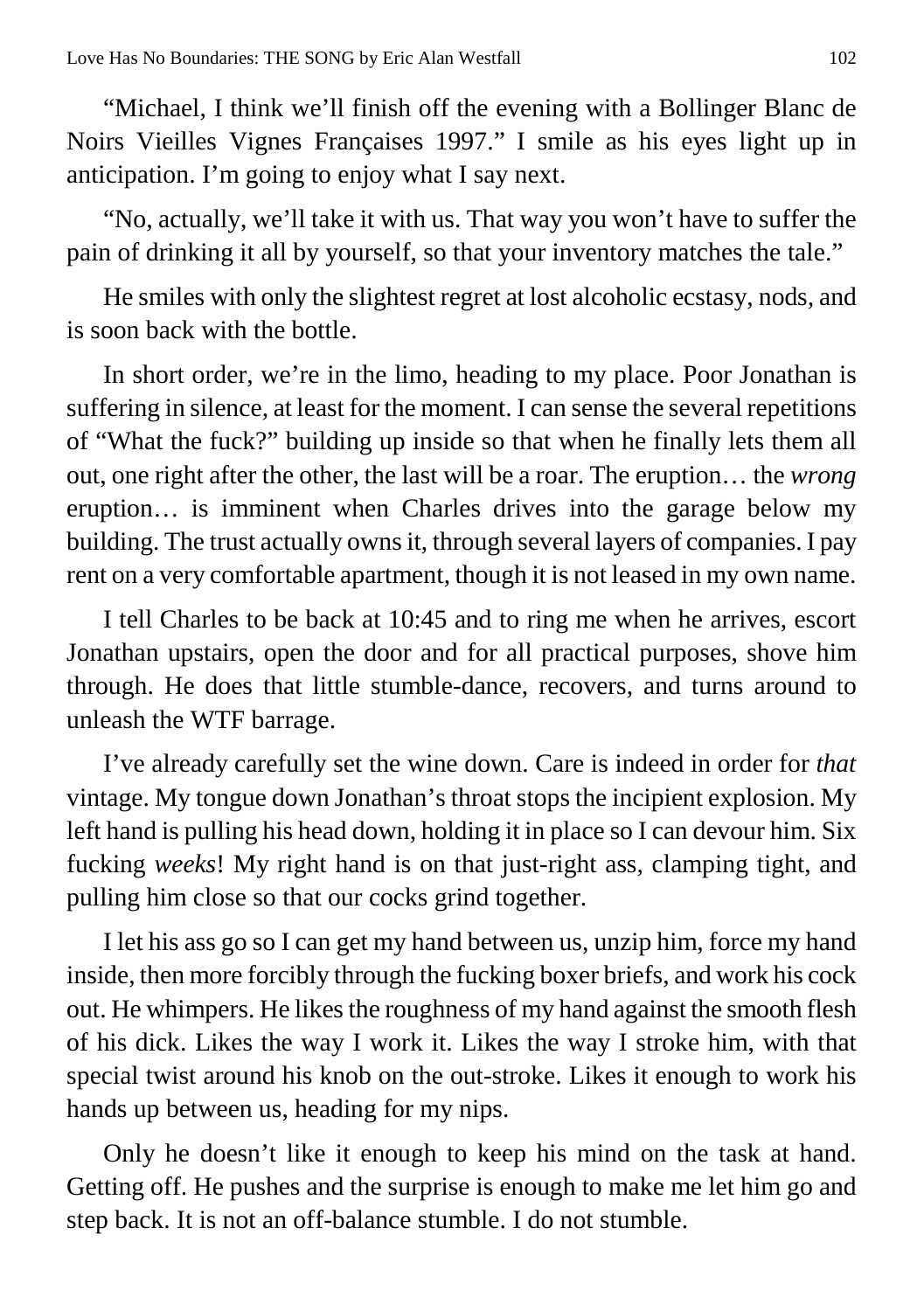“Michael, I think we’ll finish off the evening with a Bollinger Blanc de Noirs Vieilles Vignes Françaises 1997.” I smile as his eyes light up in anticipation. I’m going to enjoy what I say next.

“No, actually, we’ll take it with us. That way you won’t have to suffer the pain of drinking it all by yourself, so that your inventory matches the tale.”

He smiles with only the slightest regret at lost alcoholic ecstasy, nods, and is soon back with the bottle.

In short order, we’re in the limo, heading to my place. Poor Jonathan is suffering in silence, at least for the moment. I can sense the several repetitions of “What the fuck?” building up inside so that when he finally lets them all out, one right after the other, the last will be a roar. The eruption… the *wrong* eruption… is imminent when Charles drives into the garage below my building. The trust actually owns it, through several layers of companies. I pay rent on a very comfortable apartment, though it is not leased in my own name.

I tell Charles to be back at 10:45 and to ring me when he arrives, escort Jonathan upstairs, open the door and for all practical purposes, shove him through. He does that little stumble-dance, recovers, and turns around to unleash the WTF barrage.

I’ve already carefully set the wine down. Care is indeed in order for *that* vintage. My tongue down Jonathan’s throat stops the incipient explosion. My left hand is pulling his head down, holding it in place so I can devour him. Six fucking *weeks*! My right hand is on that just-right ass, clamping tight, and pulling him close so that our cocks grind together.

I let his ass go so I can get my hand between us, unzip him, force my hand inside, then more forcibly through the fucking boxer briefs, and work his cock out. He whimpers. He likes the roughness of my hand against the smooth flesh of his dick. Likes the way I work it. Likes the way I stroke him, with that special twist around his knob on the out-stroke. Likes it enough to work his hands up between us, heading for my nips.

Only he doesn’t like it enough to keep his mind on the task at hand. Getting off. He pushes and the surprise is enough to make me let him go and step back. It is not an off-balance stumble. I do not stumble.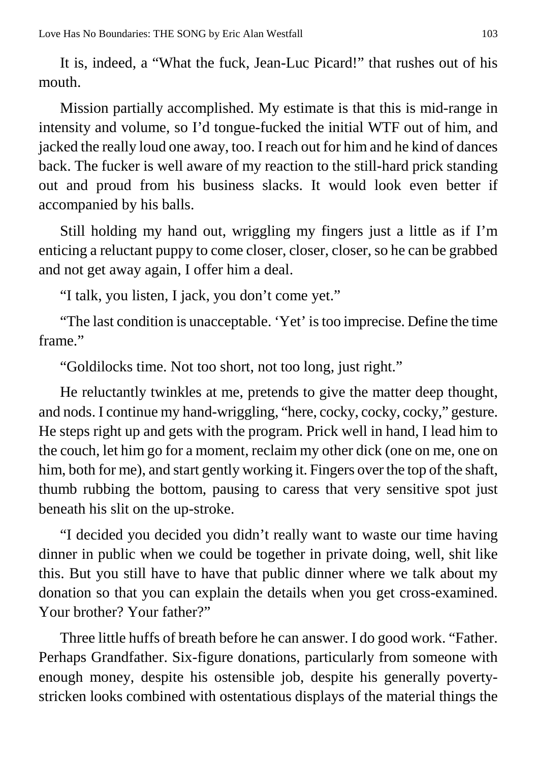It is, indeed, a "What the fuck, Jean-Luc Picard!" that rushes out of his mouth.

Mission partially accomplished. My estimate is that this is mid-range in intensity and volume, so I'd tongue-fucked the initial WTF out of him, and jacked the really loud one away, too. I reach out for him and he kind of dances back. The fucker is well aware of my reaction to the still-hard prick standing out and proud from his business slacks. It would look even better if accompanied by his balls.

Still holding my hand out, wriggling my fingers just a little as if I'm enticing a reluctant puppy to come closer, closer, closer, so he can be grabbed and not get away again, I offer him a deal.

"I talk, you listen, I jack, you don't come yet."

"The last condition is unacceptable. 'Yet' is too imprecise. Define the time frame."

"Goldilocks time. Not too short, not too long, just right."

He reluctantly twinkles at me, pretends to give the matter deep thought, and nods. I continue my hand-wriggling, "here, cocky, cocky, cocky," gesture. He steps right up and gets with the program. Prick well in hand, I lead him to the couch, let him go for a moment, reclaim my other dick (one on me, one on him, both for me), and start gently working it. Fingers over the top of the shaft, thumb rubbing the bottom, pausing to caress that very sensitive spot just beneath his slit on the up-stroke.

"I decided you decided you didn't really want to waste our time having dinner in public when we could be together in private doing, well, shit like this. But you still have to have that public dinner where we talk about my donation so that you can explain the details when you get cross-examined. Your brother? Your father?"

Three little huffs of breath before he can answer. I do good work. "Father. Perhaps Grandfather. Six-figure donations, particularly from someone with enough money, despite his ostensible job, despite his generally poverty-stricken looks combined with ostentatious displays of the material things the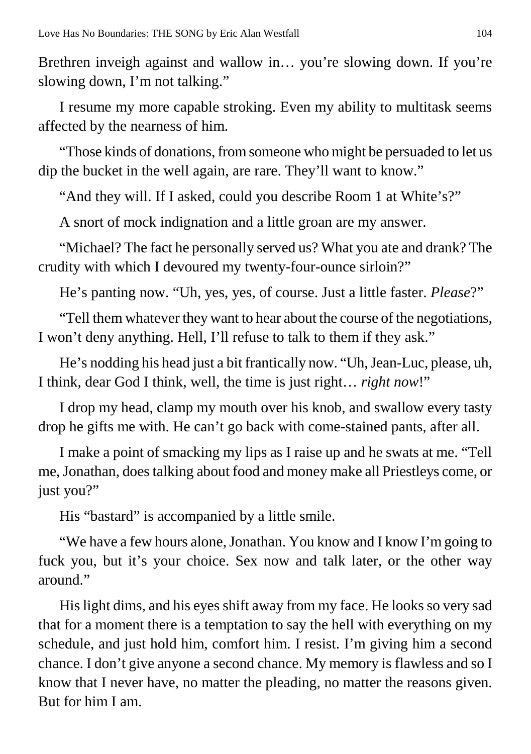Brethren inveigh against and wallow in… you're slowing down. If you're slowing down, I'm not talking."

I resume my more capable stroking. Even my ability to multitask seems affected by the nearness of him.

"Those kinds of donations, from someone who might be persuaded to let us dip the bucket in the well again, are rare. They'll want to know."

"And they will. If I asked, could you describe Room 1 at White's?"

A snort of mock indignation and a little groan are my answer.

"Michael? The fact he personally served us? What you ate and drank? The crudity with which I devoured my twenty-four-ounce sirloin?"

He's panting now. "Uh, yes, yes, of course. Just a little faster. *Please*?"

"Tell them whatever they want to hear about the course of the negotiations, I won't deny anything. Hell, I'll refuse to talk to them if they ask."

He's nodding his head just a bit frantically now. "Uh, Jean-Luc, please, uh, I think, dear God I think, well, the time is just right… *right now*!"

I drop my head, clamp my mouth over his knob, and swallow every tasty drop he gifts me with. He can't go back with come-stained pants, after all.

I make a point of smacking my lips as I raise up and he swats at me. "Tell me, Jonathan, does talking about food and money make all Priestleys come, or just you?"

His "bastard" is accompanied by a little smile.

"We have a few hours alone, Jonathan. You know and I know I'm going to fuck you, but it's your choice. Sex now and talk later, or the other way around."

His light dims, and his eyes shift away from my face. He looks so very sad that for a moment there is a temptation to say the hell with everything on my schedule, and just hold him, comfort him. I resist. I'm giving him a second chance. I don't give anyone a second chance. My memory is flawless and so I know that I never have, no matter the pleading, no matter the reasons given. But for him I am.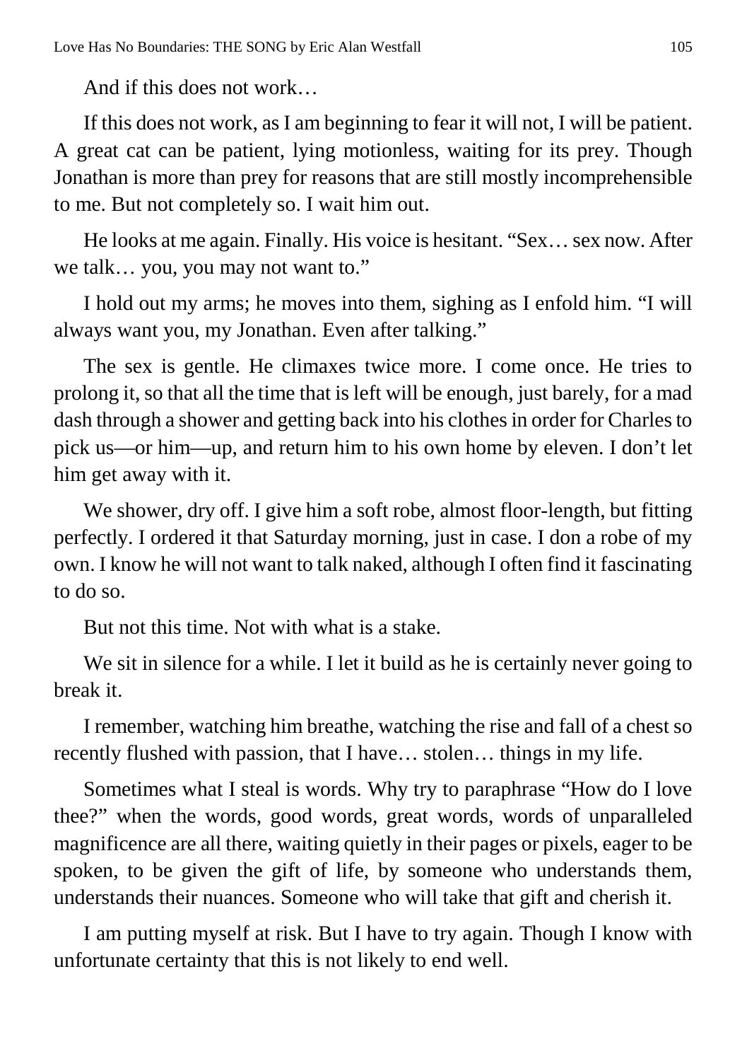And if this does not work…

If this does not work, as I am beginning to fear it will not, I will be patient. A great cat can be patient, lying motionless, waiting for its prey. Though Jonathan is more than prey for reasons that are still mostly incomprehensible to me. But not completely so. I wait him out.

He looks at me again. Finally. His voice is hesitant. "Sex… sex now. After we talk… you, you may not want to."

I hold out my arms; he moves into them, sighing as I enfold him. "I will always want you, my Jonathan. Even after talking."

The sex is gentle. He climaxes twice more. I come once. He tries to prolong it, so that all the time that is left will be enough, just barely, for a mad dash through a shower and getting back into his clothes in order for Charles to pick us—or him—up, and return him to his own home by eleven. I don't let him get away with it.

We shower, dry off. I give him a soft robe, almost floor-length, but fitting perfectly. I ordered it that Saturday morning, just in case. I don a robe of my own. I know he will not want to talk naked, although I often find it fascinating to do so.

But not this time. Not with what is a stake.

We sit in silence for a while. I let it build as he is certainly never going to break it.

I remember, watching him breathe, watching the rise and fall of a chest so recently flushed with passion, that I have… stolen… things in my life.

Sometimes what I steal is words. Why try to paraphrase "How do I love thee?" when the words, good words, great words, words of unparalleled magnificence are all there, waiting quietly in their pages or pixels, eager to be spoken, to be given the gift of life, by someone who understands them, understands their nuances. Someone who will take that gift and cherish it.

I am putting myself at risk. But I have to try again. Though I know with unfortunate certainty that this is not likely to end well.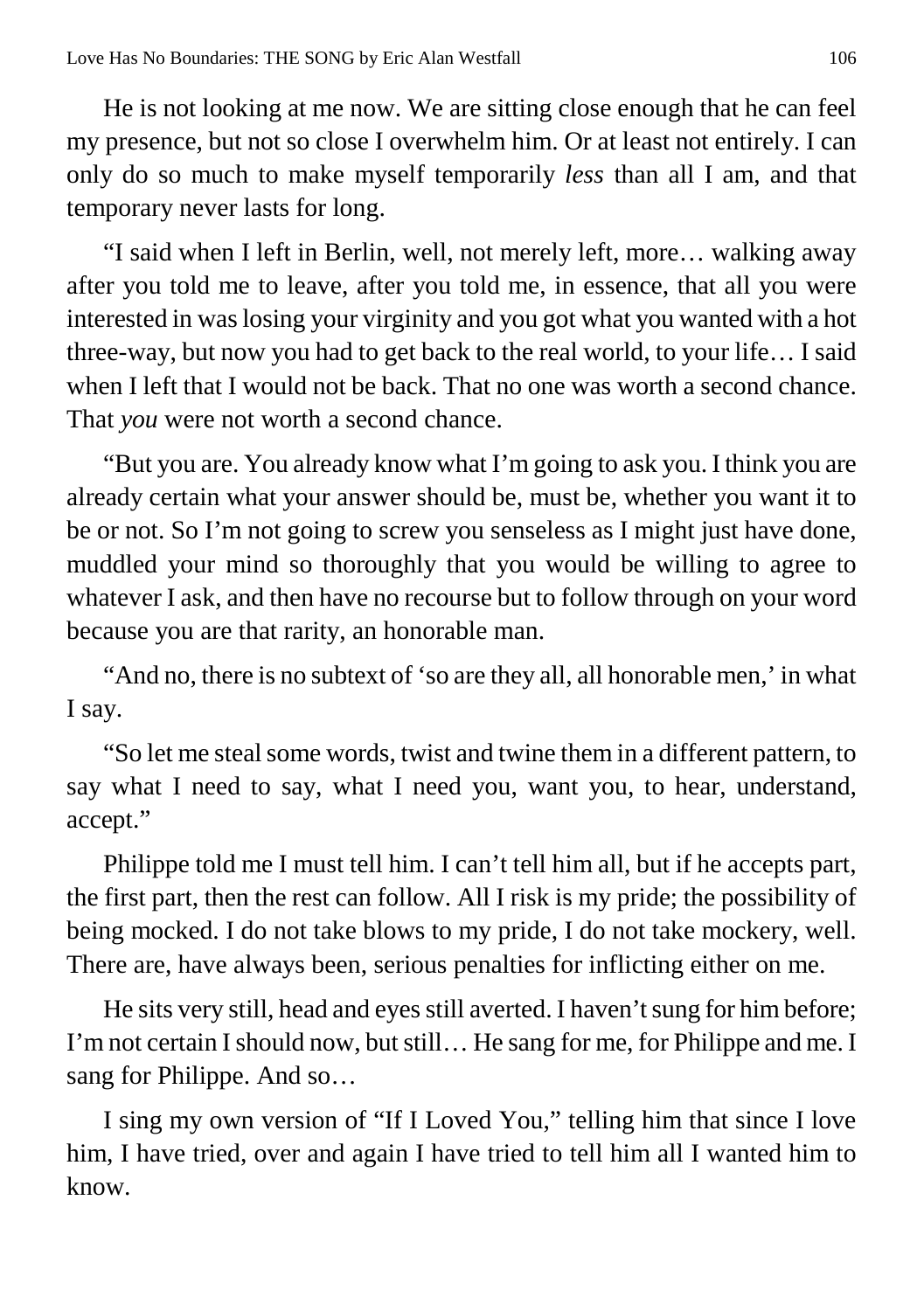He is not looking at me now. We are sitting close enough that he can feel my presence, but not so close I overwhelm him. Or at least not entirely. I can only do so much to make myself temporarily *less* than all I am, and that temporary never lasts for long.

"I said when I left in Berlin, well, not merely left, more… walking away after you told me to leave, after you told me, in essence, that all you were interested in was losing your virginity and you got what you wanted with a hot three-way, but now you had to get back to the real world, to your life… I said when I left that I would not be back. That no one was worth a second chance. That *you* were not worth a second chance.

"But you are. You already know what I'm going to ask you. I think you are already certain what your answer should be, must be, whether you want it to be or not. So I'm not going to screw you senseless as I might just have done, muddled your mind so thoroughly that you would be willing to agree to whatever I ask, and then have no recourse but to follow through on your word because you are that rarity, an honorable man.

"And no, there is no subtext of 'so are they all, all honorable men,' in what I say.

"So let me steal some words, twist and twine them in a different pattern, to say what I need to say, what I need you, want you, to hear, understand, accept."

Philippe told me I must tell him. I can't tell him all, but if he accepts part, the first part, then the rest can follow. All I risk is my pride; the possibility of being mocked. I do not take blows to my pride, I do not take mockery, well. There are, have always been, serious penalties for inflicting either on me.

He sits very still, head and eyes still averted. I haven't sung for him before; I'm not certain I should now, but still… He sang for me, for Philippe and me. I sang for Philippe. And so…

I sing my own version of "If I Loved You," telling him that since I love him, I have tried, over and again I have tried to tell him all I wanted him to know.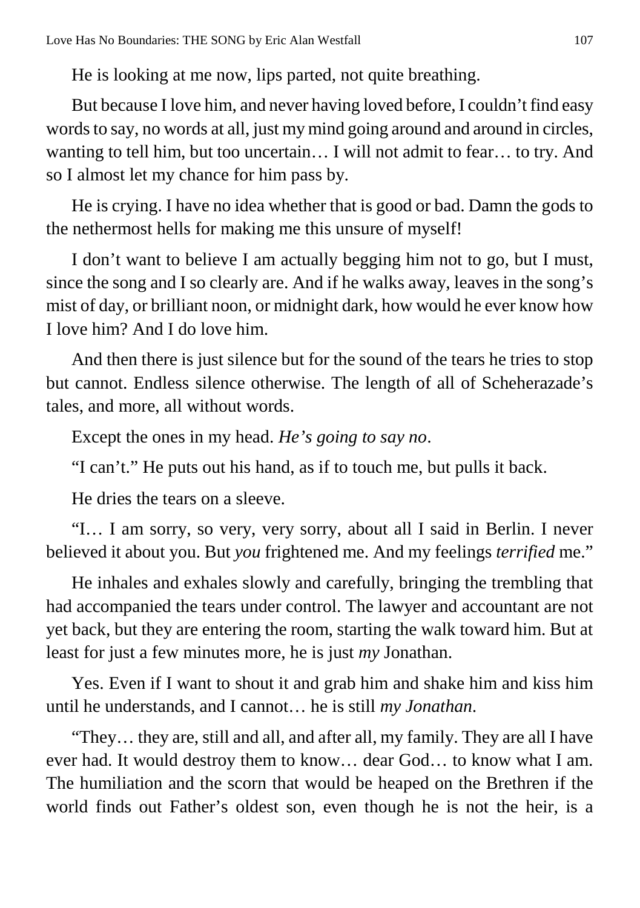He is looking at me now, lips parted, not quite breathing.

But because I love him, and never having loved before, I couldn't find easy words to say, no words at all, just my mind going around and around in circles, wanting to tell him, but too uncertain… I will not admit to fear… to try. And so I almost let my chance for him pass by.

He is crying. I have no idea whether that is good or bad. Damn the gods to the nethermost hells for making me this unsure of myself!

I don't want to believe I am actually begging him not to go, but I must, since the song and I so clearly are. And if he walks away, leaves in the song's mist of day, or brilliant noon, or midnight dark, how would he ever know how I love him? And I do love him.

And then there is just silence but for the sound of the tears he tries to stop but cannot. Endless silence otherwise. The length of all of Scheherazade's tales, and more, all without words.

Except the ones in my head. *He's going to say no*.

"I can't." He puts out his hand, as if to touch me, but pulls it back.

He dries the tears on a sleeve.

"I… I am sorry, so very, very sorry, about all I said in Berlin. I never believed it about you. But *you* frightened me. And my feelings *terrified* me."

He inhales and exhales slowly and carefully, bringing the trembling that had accompanied the tears under control. The lawyer and accountant are not yet back, but they are entering the room, starting the walk toward him. But at least for just a few minutes more, he is just *my* Jonathan.

Yes. Even if I want to shout it and grab him and shake him and kiss him until he understands, and I cannot… he is still *my Jonathan*.

"They… they are, still and all, and after all, my family. They are all I have ever had. It would destroy them to know… dear God… to know what I am. The humiliation and the scorn that would be heaped on the Brethren if the world finds out Father's oldest son, even though he is not the heir, is a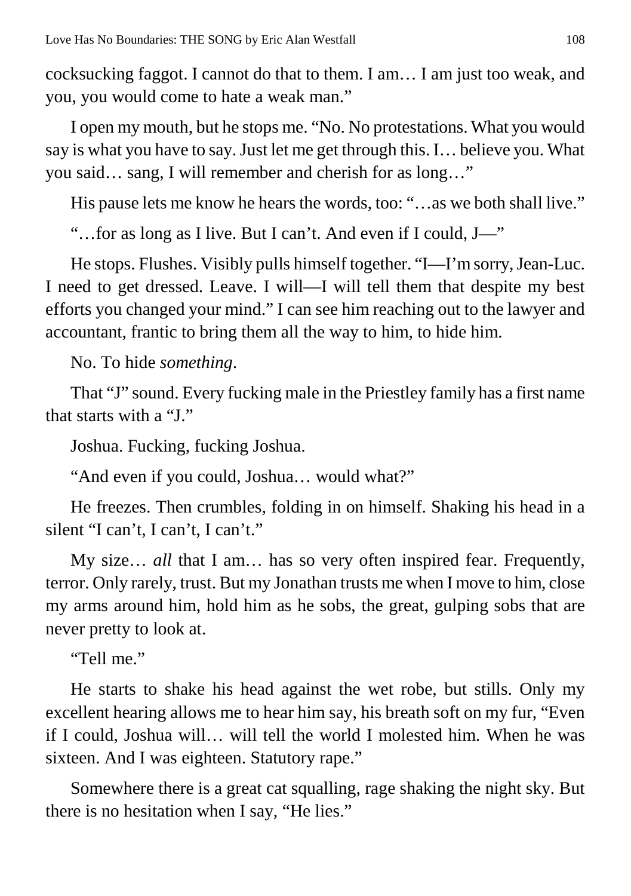cocksucking faggot. I cannot do that to them. I am… I am just too weak, and you, you would come to hate a weak man."

I open my mouth, but he stops me. "No. No protestations. What you would say is what you have to say. Just let me get through this. I… believe you. What you said… sang, I will remember and cherish for as long…"

His pause lets me know he hears the words, too: "…as we both shall live."

"…for as long as I live. But I can't. And even if I could, J—"

He stops. Flushes. Visibly pulls himself together. "I—I'm sorry, Jean-Luc. I need to get dressed. Leave. I will—I will tell them that despite my best efforts you changed your mind." I can see him reaching out to the lawyer and accountant, frantic to bring them all the way to him, to hide him.

No. To hide *something*.

That "J" sound. Every fucking male in the Priestley family has a first name that starts with a "J."

Joshua. Fucking, fucking Joshua.

"And even if you could, Joshua… would what?"

He freezes. Then crumbles, folding in on himself. Shaking his head in a silent "I can't, I can't, I can't."

My size… *all* that I am… has so very often inspired fear. Frequently, terror. Only rarely, trust. But my Jonathan trusts me when I move to him, close my arms around him, hold him as he sobs, the great, gulping sobs that are never pretty to look at.

"Tell me."

He starts to shake his head against the wet robe, but stills. Only my excellent hearing allows me to hear him say, his breath soft on my fur, "Even if I could, Joshua will… will tell the world I molested him. When he was sixteen. And I was eighteen. Statutory rape."

Somewhere there is a great cat squalling, rage shaking the night sky. But there is no hesitation when I say, "He lies."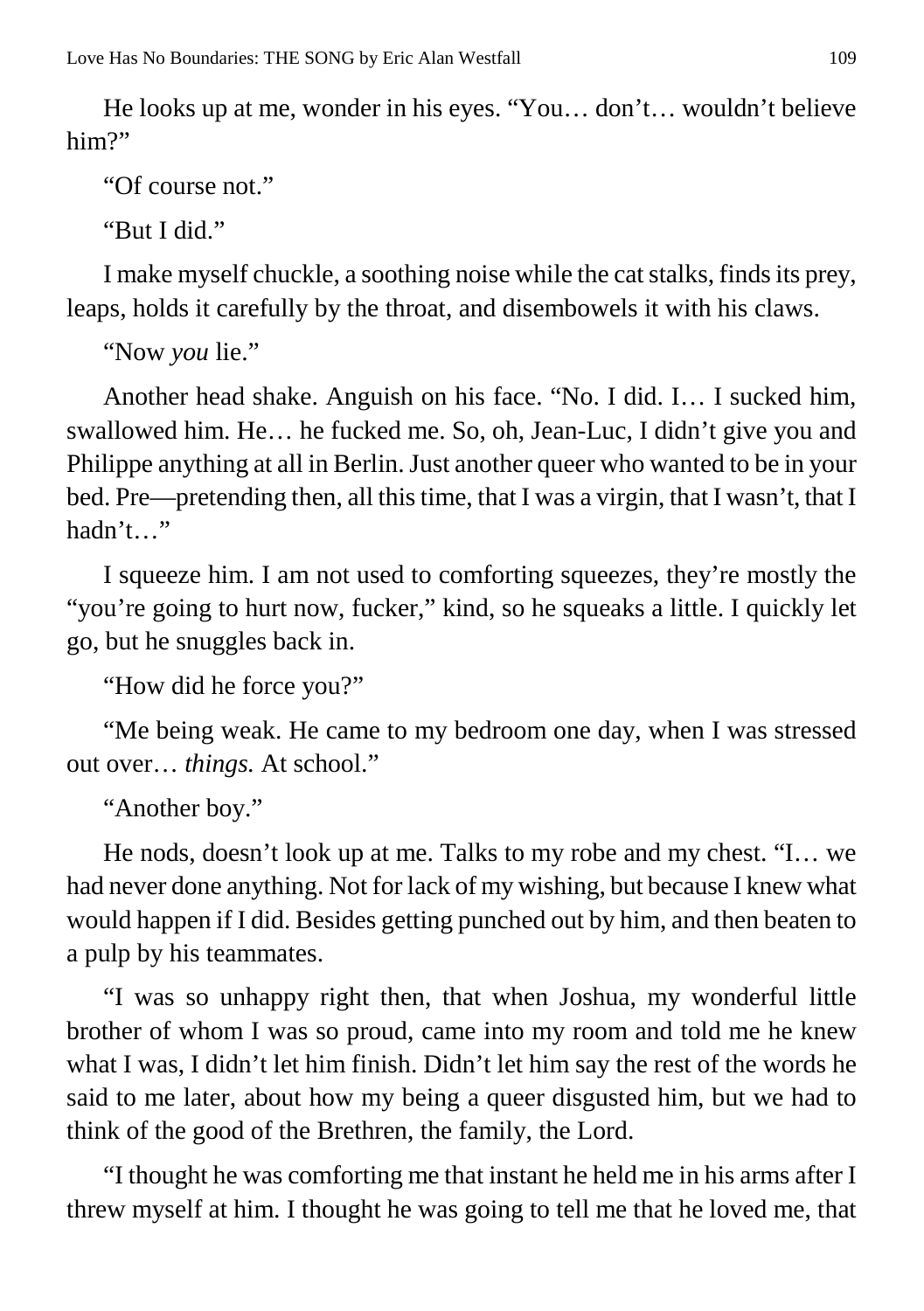He looks up at me, wonder in his eyes. "You… don't… wouldn't believe him?"

"Of course not."

"But I did."

I make myself chuckle, a soothing noise while the cat stalks, finds its prey, leaps, holds it carefully by the throat, and disembowels it with his claws.

"Now *you* lie."

Another head shake. Anguish on his face. "No. I did. I… I sucked him, swallowed him. He… he fucked me. So, oh, Jean-Luc, I didn't give you and Philippe anything at all in Berlin. Just another queer who wanted to be in your bed. Pre—pretending then, all this time, that I was a virgin, that I wasn't, that I hadn't…"

I squeeze him. I am not used to comforting squeezes, they're mostly the "you're going to hurt now, fucker," kind, so he squeaks a little. I quickly let go, but he snuggles back in.

"How did he force you?"

"Me being weak. He came to my bedroom one day, when I was stressed out over… *things.* At school."

"Another boy."

He nods, doesn't look up at me. Talks to my robe and my chest. "I… we had never done anything. Not for lack of my wishing, but because I knew what would happen if I did. Besides getting punched out by him, and then beaten to a pulp by his teammates.

"I was so unhappy right then, that when Joshua, my wonderful little brother of whom I was so proud, came into my room and told me he knew what I was, I didn't let him finish. Didn't let him say the rest of the words he said to me later, about how my being a queer disgusted him, but we had to think of the good of the Brethren, the family, the Lord.

"I thought he was comforting me that instant he held me in his arms after I threw myself at him. I thought he was going to tell me that he loved me, that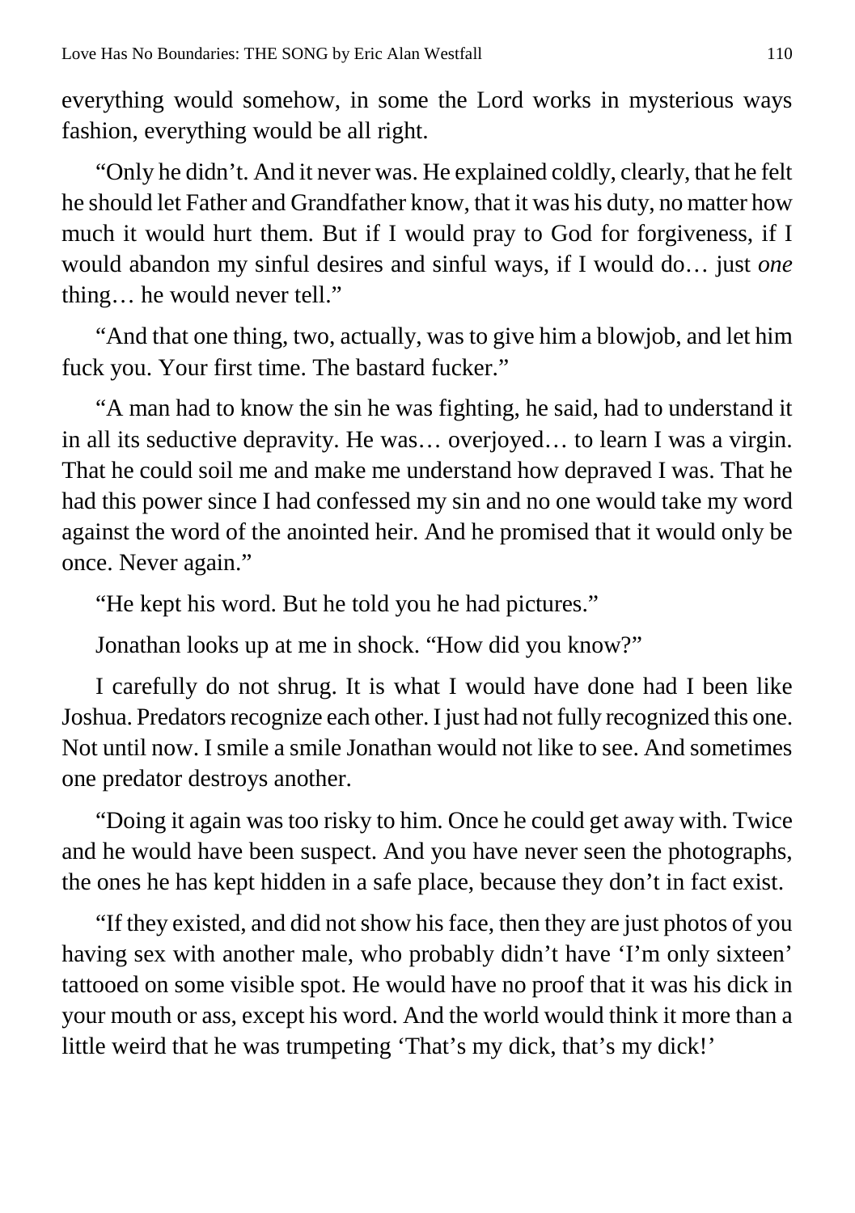everything would somehow, in some the Lord works in mysterious ways fashion, everything would be all right.

"Only he didn't. And it never was. He explained coldly, clearly, that he felt he should let Father and Grandfather know, that it was his duty, no matter how much it would hurt them. But if I would pray to God for forgiveness, if I would abandon my sinful desires and sinful ways, if I would do… just *one* thing… he would never tell."

"And that one thing, two, actually, was to give him a blowjob, and let him fuck you. Your first time. The bastard fucker."

"A man had to know the sin he was fighting, he said, had to understand it in all its seductive depravity. He was… overjoyed… to learn I was a virgin. That he could soil me and make me understand how depraved I was. That he had this power since I had confessed my sin and no one would take my word against the word of the anointed heir. And he promised that it would only be once. Never again."

"He kept his word. But he told you he had pictures."

Jonathan looks up at me in shock. "How did you know?"

I carefully do not shrug. It is what I would have done had I been like Joshua. Predators recognize each other. I just had not fully recognized this one. Not until now. I smile a smile Jonathan would not like to see. And sometimes one predator destroys another.

"Doing it again was too risky to him. Once he could get away with. Twice and he would have been suspect. And you have never seen the photographs, the ones he has kept hidden in a safe place, because they don't in fact exist.

"If they existed, and did not show his face, then they are just photos of you having sex with another male, who probably didn't have 'I'm only sixteen' tattooed on some visible spot. He would have no proof that it was his dick in your mouth or ass, except his word. And the world would think it more than a little weird that he was trumpeting 'That's my dick, that's my dick!'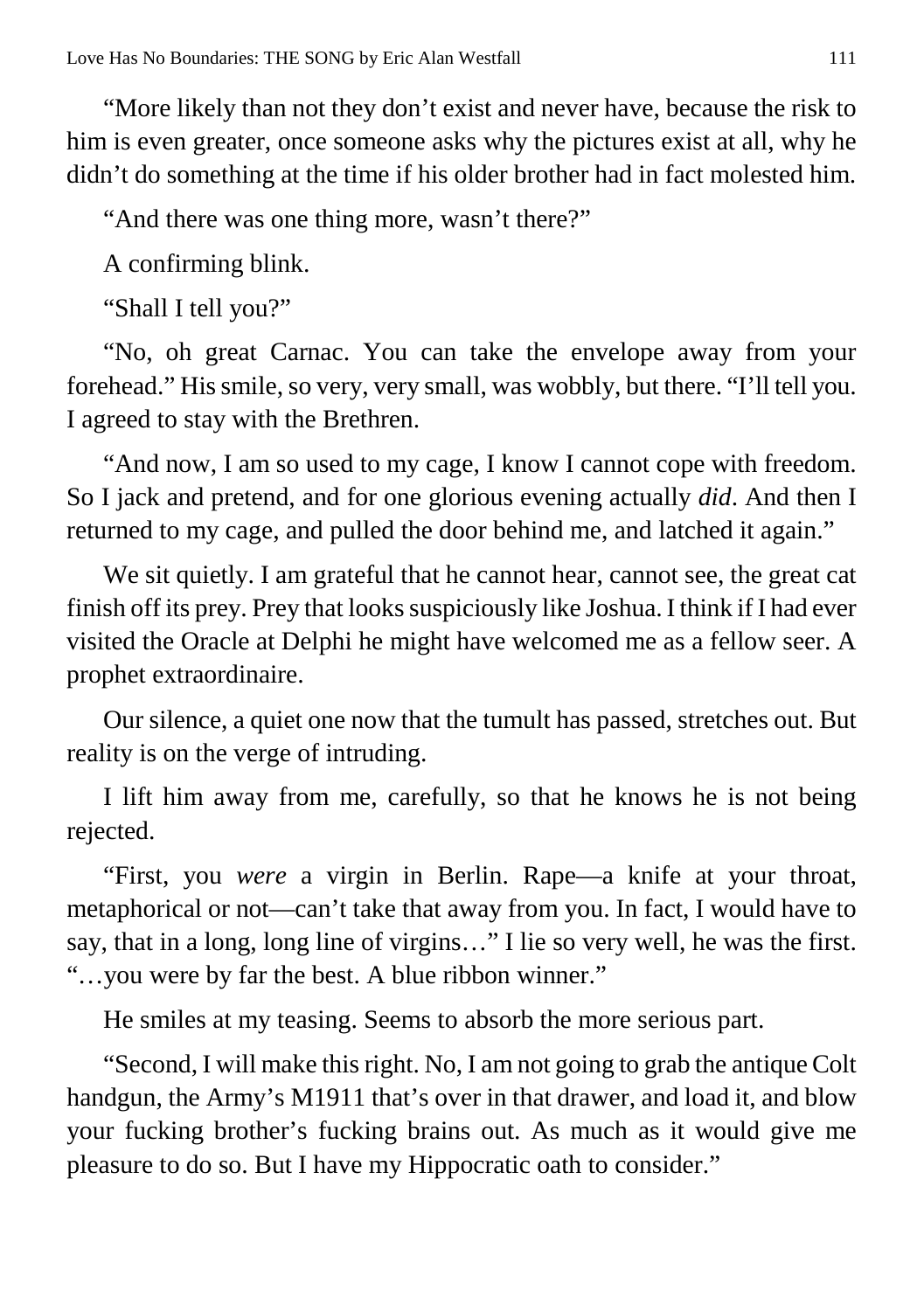"More likely than not they don't exist and never have, because the risk to him is even greater, once someone asks why the pictures exist at all, why he didn't do something at the time if his older brother had in fact molested him.

"And there was one thing more, wasn't there?"

A confirming blink.

"Shall I tell you?"

"No, oh great Carnac. You can take the envelope away from your forehead." His smile, so very, very small, was wobbly, but there. "I'll tell you. I agreed to stay with the Brethren.

"And now, I am so used to my cage, I know I cannot cope with freedom. So I jack and pretend, and for one glorious evening actually *did*. And then I returned to my cage, and pulled the door behind me, and latched it again."

We sit quietly. I am grateful that he cannot hear, cannot see, the great cat finish off its prey. Prey that looks suspiciously like Joshua. I think if I had ever visited the Oracle at Delphi he might have welcomed me as a fellow seer. A prophet extraordinaire.

Our silence, a quiet one now that the tumult has passed, stretches out. But reality is on the verge of intruding.

I lift him away from me, carefully, so that he knows he is not being rejected.

"First, you *were* a virgin in Berlin. Rape—a knife at your throat, metaphorical or not—can't take that away from you. In fact, I would have to say, that in a long, long line of virgins…" I lie so very well, he was the first. "…you were by far the best. A blue ribbon winner."

He smiles at my teasing. Seems to absorb the more serious part.

"Second, I will make this right. No, I am not going to grab the antique Colt handgun, the Army's M1911 that's over in that drawer, and load it, and blow your fucking brother's fucking brains out. As much as it would give me pleasure to do so. But I have my Hippocratic oath to consider."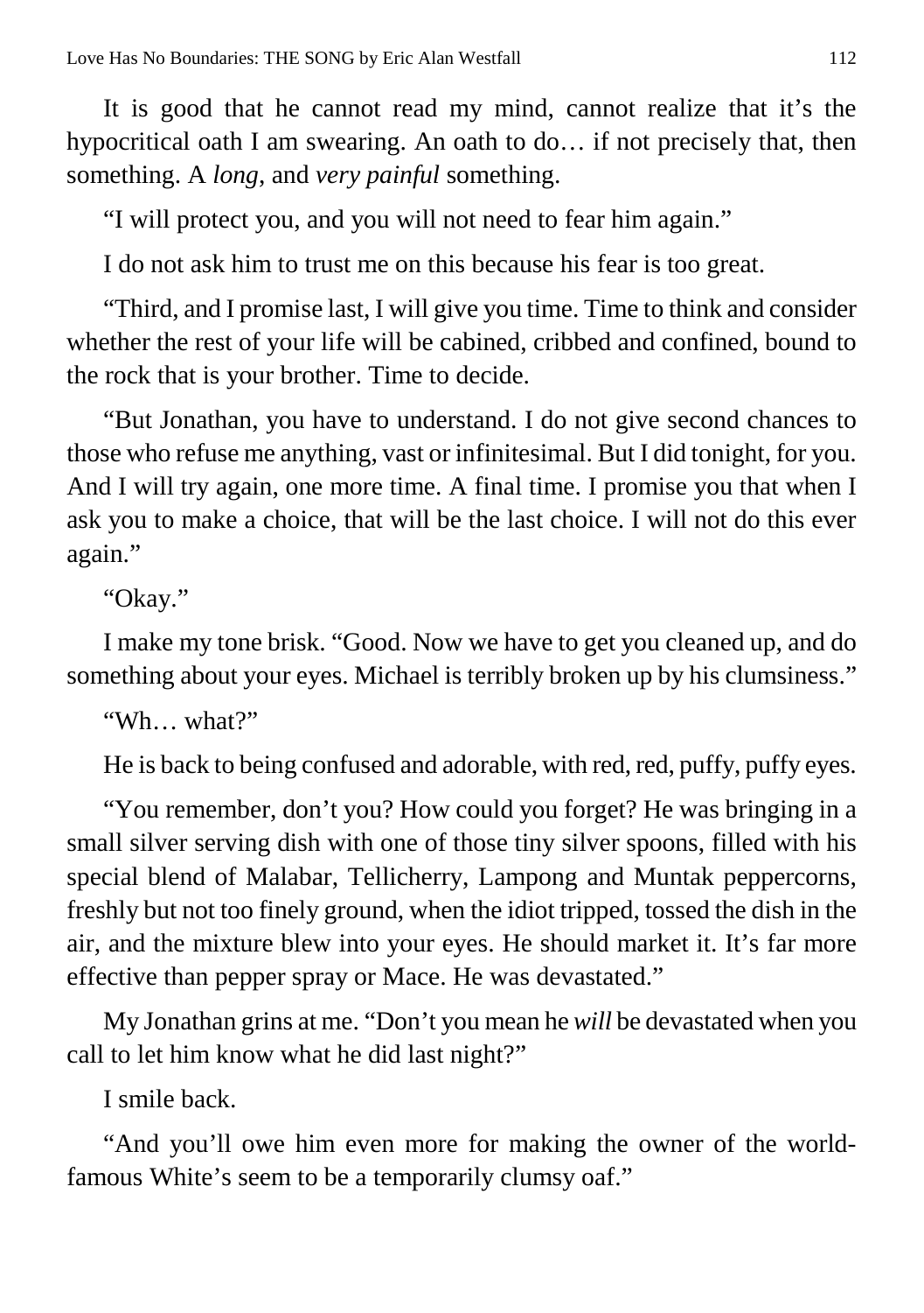It is good that he cannot read my mind, cannot realize that it's the hypocritical oath I am swearing. An oath to do… if not precisely that, then something. A *long,* and *very painful* something.

"I will protect you, and you will not need to fear him again."

I do not ask him to trust me on this because his fear is too great.

"Third, and I promise last, I will give you time. Time to think and consider whether the rest of your life will be cabined, cribbed and confined, bound to the rock that is your brother. Time to decide.

"But Jonathan, you have to understand. I do not give second chances to those who refuse me anything, vast or infinitesimal. But I did tonight, for you. And I will try again, one more time. A final time. I promise you that when I ask you to make a choice, that will be the last choice. I will not do this ever again."

"Okay."

I make my tone brisk. "Good. Now we have to get you cleaned up, and do something about your eyes. Michael is terribly broken up by his clumsiness."

"Wh… what?"

He is back to being confused and adorable, with red, red, puffy, puffy eyes.

"You remember, don't you? How could you forget? He was bringing in a small silver serving dish with one of those tiny silver spoons, filled with his special blend of Malabar, Tellicherry, Lampong and Muntak peppercorns, freshly but not too finely ground, when the idiot tripped, tossed the dish in the air, and the mixture blew into your eyes. He should market it. It's far more effective than pepper spray or Mace. He was devastated."

My Jonathan grins at me. "Don't you mean he *will* be devastated when you call to let him know what he did last night?"

I smile back.

"And you'll owe him even more for making the owner of the world-famous White's seem to be a temporarily clumsy oaf."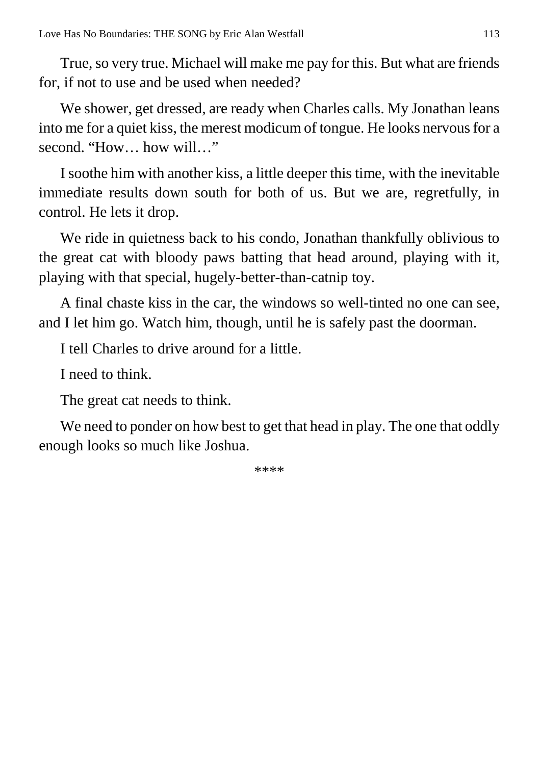True, so very true. Michael will make me pay for this. But what are friends for, if not to use and be used when needed?

We shower, get dressed, are ready when Charles calls. My Jonathan leans into me for a quiet kiss, the merest modicum of tongue. He looks nervous for a second. "How… how will…"

I soothe him with another kiss, a little deeper this time, with the inevitable immediate results down south for both of us. But we are, regretfully, in control. He lets it drop.

We ride in quietness back to his condo, Jonathan thankfully oblivious to the great cat with bloody paws batting that head around, playing with it, playing with that special, hugely-better-than-catnip toy.

A final chaste kiss in the car, the windows so well-tinted no one can see, and I let him go. Watch him, though, until he is safely past the doorman.

I tell Charles to drive around for a little.

I need to think.

The great cat needs to think.

We need to ponder on how best to get that head in play. The one that oddly enough looks so much like Joshua.

****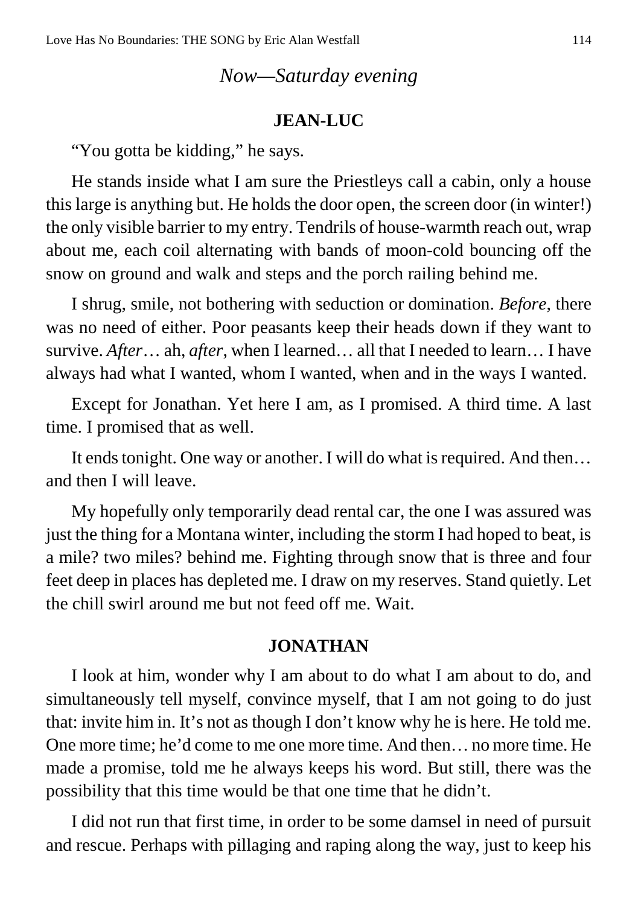*Now—Saturday evening*

**JEAN-LUC**

"You gotta be kidding," he says.

He stands inside what I am sure the Priestleys call a cabin, only a house this large is anything but. He holds the door open, the screen door (in winter!) the only visible barrier to my entry. Tendrils of house-warmth reach out, wrap about me, each coil alternating with bands of moon-cold bouncing off the snow on ground and walk and steps and the porch railing behind me.

I shrug, smile, not bothering with seduction or domination. *Before*, there was no need of either. Poor peasants keep their heads down if they want to survive. *After*… ah, *after*, when I learned… all that I needed to learn… I have always had what I wanted, whom I wanted, when and in the ways I wanted.

Except for Jonathan. Yet here I am, as I promised. A third time. A last time. I promised that as well.

It ends tonight. One way or another. I will do what is required. And then… and then I will leave.

My hopefully only temporarily dead rental car, the one I was assured was just the thing for a Montana winter, including the storm I had hoped to beat, is a mile? two miles? behind me. Fighting through snow that is three and four feet deep in places has depleted me. I draw on my reserves. Stand quietly. Let the chill swirl around me but not feed off me. Wait.

**JONATHAN**

I look at him, wonder why I am about to do what I am about to do, and simultaneously tell myself, convince myself, that I am not going to do just that: invite him in. It's not as though I don't know why he is here. He told me. One more time; he'd come to me one more time. And then… no more time. He made a promise, told me he always keeps his word. But still, there was the possibility that this time would be that one time that he didn't.

I did not run that first time, in order to be some damsel in need of pursuit and rescue. Perhaps with pillaging and raping along the way, just to keep his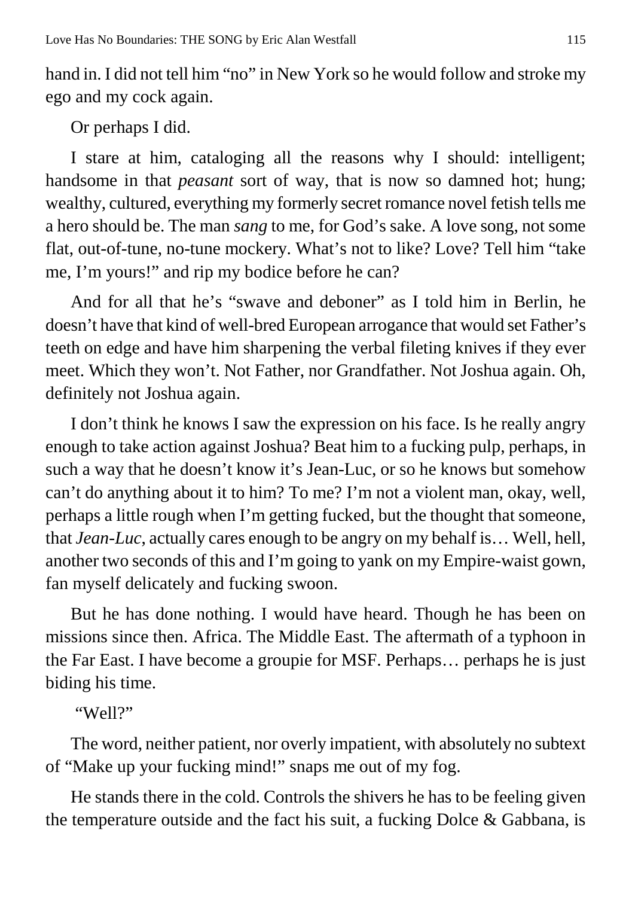hand in. I did not tell him "no" in New York so he would follow and stroke my ego and my cock again.

Or perhaps I did.

I stare at him, cataloging all the reasons why I should: intelligent; handsome in that *peasant* sort of way, that is now so damned hot; hung; wealthy, cultured, everything my formerly secret romance novel fetish tells me a hero should be. The man *sang* to me, for God's sake. A love song, not some flat, out-of-tune, no-tune mockery. What's not to like? Love? Tell him "take me, I'm yours!" and rip my bodice before he can?

And for all that he's "swave and deboner" as I told him in Berlin, he doesn't have that kind of well-bred European arrogance that would set Father's teeth on edge and have him sharpening the verbal fileting knives if they ever meet. Which they won't. Not Father, nor Grandfather. Not Joshua again. Oh, definitely not Joshua again.

I don't think he knows I saw the expression on his face. Is he really angry enough to take action against Joshua? Beat him to a fucking pulp, perhaps, in such a way that he doesn't know it's Jean-Luc, or so he knows but somehow can't do anything about it to him? To me? I'm not a violent man, okay, well, perhaps a little rough when I'm getting fucked, but the thought that someone, that *Jean-Luc*, actually cares enough to be angry on my behalf is… Well, hell, another two seconds of this and I'm going to yank on my Empire-waist gown, fan myself delicately and fucking swoon.

But he has done nothing. I would have heard. Though he has been on missions since then. Africa. The Middle East. The aftermath of a typhoon in the Far East. I have become a groupie for MSF. Perhaps… perhaps he is just biding his time.

"Well?"

The word, neither patient, nor overly impatient, with absolutely no subtext of "Make up your fucking mind!" snaps me out of my fog.

He stands there in the cold. Controls the shivers he has to be feeling given the temperature outside and the fact his suit, a fucking Dolce & Gabbana, is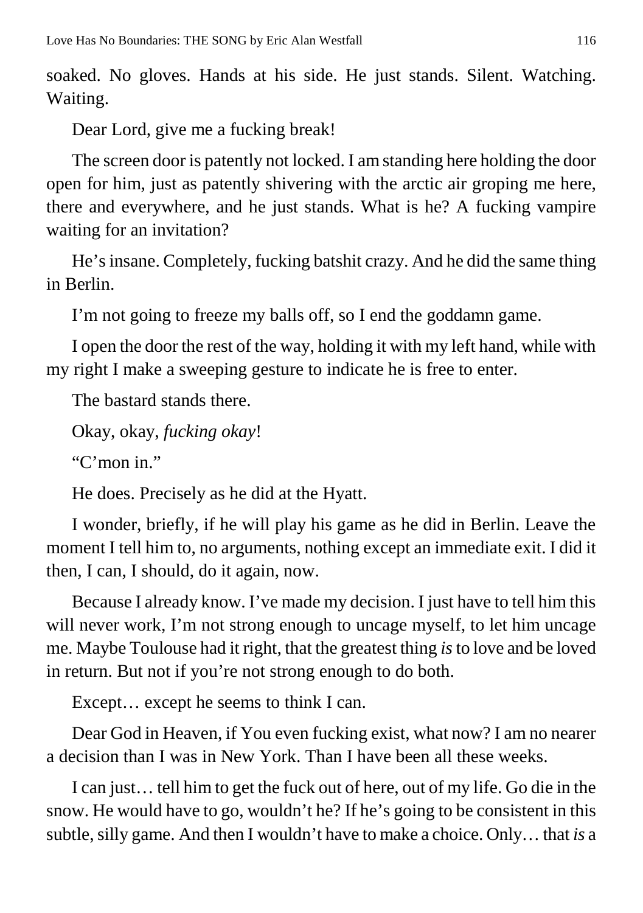soaked. No gloves. Hands at his side. He just stands. Silent. Watching. Waiting.

Dear Lord, give me a fucking break!

The screen door is patently not locked. I am standing here holding the door open for him, just as patently shivering with the arctic air groping me here, there and everywhere, and he just stands. What is he? A fucking vampire waiting for an invitation?

He's insane. Completely, fucking batshit crazy. And he did the same thing in Berlin.

I'm not going to freeze my balls off, so I end the goddamn game.

I open the door the rest of the way, holding it with my left hand, while with my right I make a sweeping gesture to indicate he is free to enter.

The bastard stands there.

Okay, okay, *fucking okay*!

"C'mon in."

He does. Precisely as he did at the Hyatt.

I wonder, briefly, if he will play his game as he did in Berlin. Leave the moment I tell him to, no arguments, nothing except an immediate exit. I did it then, I can, I should, do it again, now.

Because I already know. I've made my decision. I just have to tell him this will never work, I'm not strong enough to uncage myself, to let him uncage me. Maybe Toulouse had it right, that the greatest thing *is* to love and be loved in return. But not if you're not strong enough to do both.

Except… except he seems to think I can.

Dear God in Heaven, if You even fucking exist, what now? I am no nearer a decision than I was in New York. Than I have been all these weeks.

I can just… tell him to get the fuck out of here, out of my life. Go die in the snow. He would have to go, wouldn't he? If he's going to be consistent in this subtle, silly game. And then I wouldn't have to make a choice. Only… that *is* a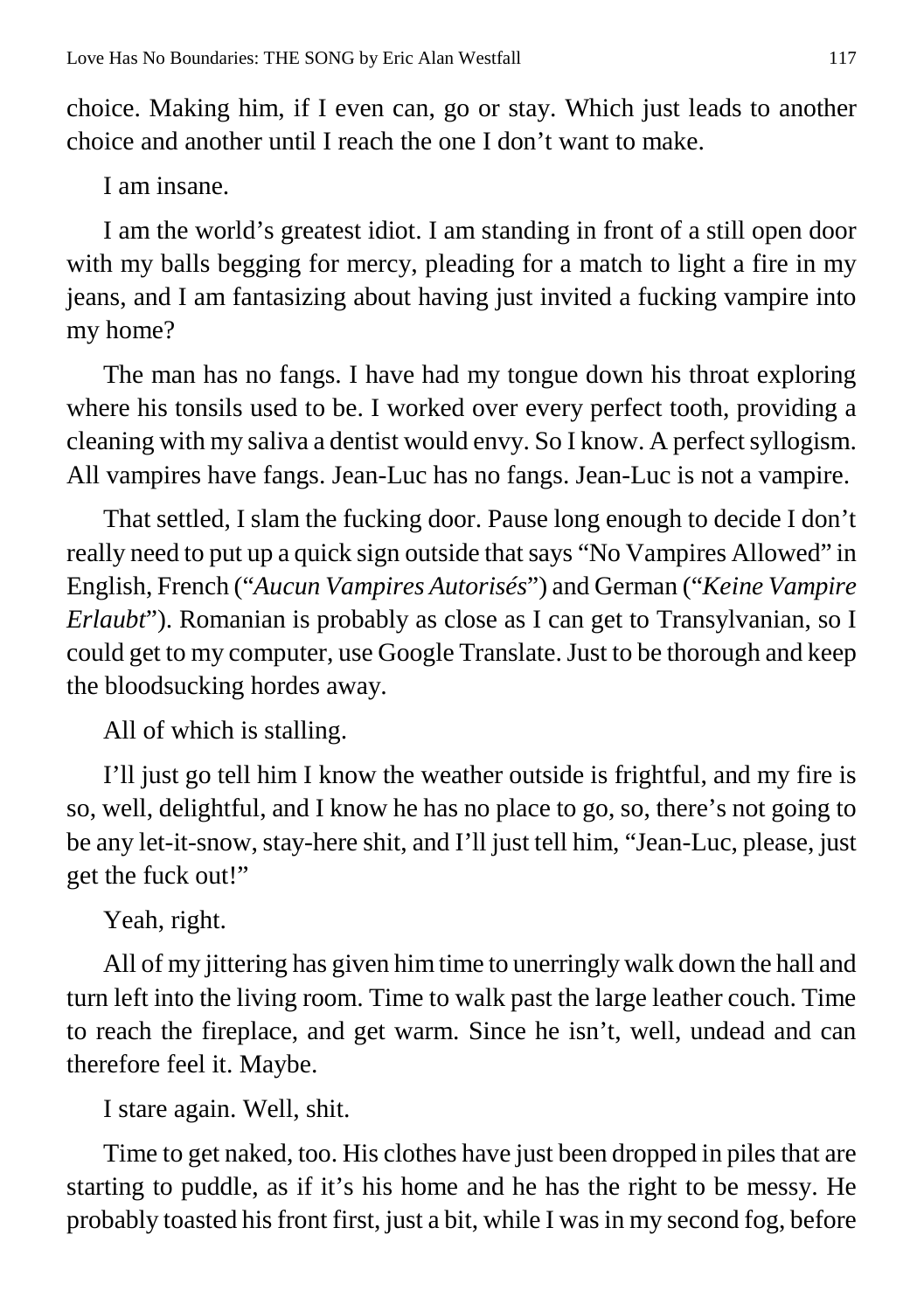choice. Making him, if I even can, go or stay. Which just leads to another choice and another until I reach the one I don't want to make.

I am insane.

I am the world's greatest idiot. I am standing in front of a still open door with my balls begging for mercy, pleading for a match to light a fire in my jeans, and I am fantasizing about having just invited a fucking vampire into my home?

The man has no fangs. I have had my tongue down his throat exploring where his tonsils used to be. I worked over every perfect tooth, providing a cleaning with my saliva a dentist would envy. So I know. A perfect syllogism. All vampires have fangs. Jean-Luc has no fangs. Jean-Luc is not a vampire.

That settled, I slam the fucking door. Pause long enough to decide I don't really need to put up a quick sign outside that says "No Vampires Allowed" in English, French ("*Aucun Vampires Autorisés*") and German ("*Keine Vampire Erlaubt*"). Romanian is probably as close as I can get to Transylvanian, so I could get to my computer, use Google Translate. Just to be thorough and keep the bloodsucking hordes away.

All of which is stalling.

I'll just go tell him I know the weather outside is frightful, and my fire is so, well, delightful, and I know he has no place to go, so, there's not going to be any let-it-snow, stay-here shit, and I'll just tell him, "Jean-Luc, please, just get the fuck out!"

Yeah, right.

All of my jittering has given him time to unerringly walk down the hall and turn left into the living room. Time to walk past the large leather couch. Time to reach the fireplace, and get warm. Since he isn't, well, undead and can therefore feel it. Maybe.

I stare again. Well, shit.

Time to get naked, too. His clothes have just been dropped in piles that are starting to puddle, as if it's his home and he has the right to be messy. He probably toasted his front first, just a bit, while I was in my second fog, before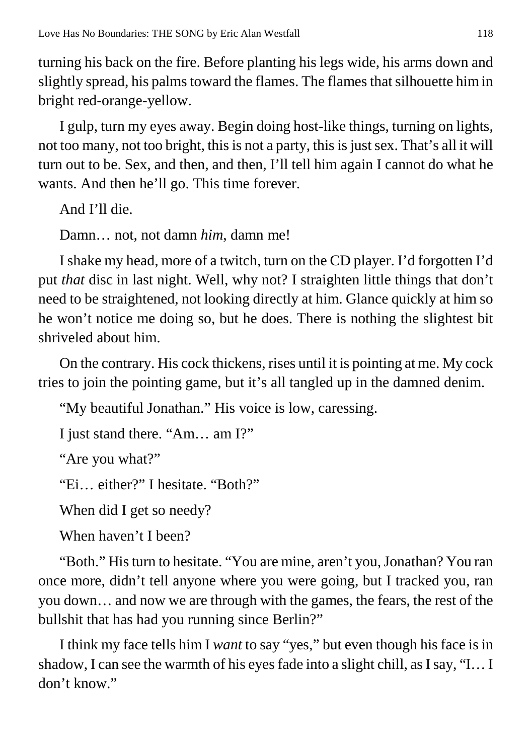turning his back on the fire. Before planting his legs wide, his arms down and slightly spread, his palms toward the flames. The flames that silhouette him in bright red-orange-yellow.

I gulp, turn my eyes away. Begin doing host-like things, turning on lights, not too many, not too bright, this is not a party, this is just sex. That's all it will turn out to be. Sex, and then, and then, I'll tell him again I cannot do what he wants. And then he'll go. This time forever.

And I'll die.

Damn… not, not damn *him*, damn me!

I shake my head, more of a twitch, turn on the CD player. I'd forgotten I'd put *that* disc in last night. Well, why not? I straighten little things that don't need to be straightened, not looking directly at him. Glance quickly at him so he won't notice me doing so, but he does. There is nothing the slightest bit shriveled about him.

On the contrary. His cock thickens, rises until it is pointing at me. My cock tries to join the pointing game, but it's all tangled up in the damned denim.

"My beautiful Jonathan." His voice is low, caressing.

I just stand there. "Am… am I?"

"Are you what?"

"Ei… either?" I hesitate. "Both?"

When did I get so needy?

When haven't I been?

"Both." His turn to hesitate. "You are mine, aren't you, Jonathan? You ran once more, didn't tell anyone where you were going, but I tracked you, ran you down… and now we are through with the games, the fears, the rest of the bullshit that has had you running since Berlin?"

I think my face tells him I *want* to say "yes," but even though his face is in shadow, I can see the warmth of his eyes fade into a slight chill, as I say, "I… I don't know."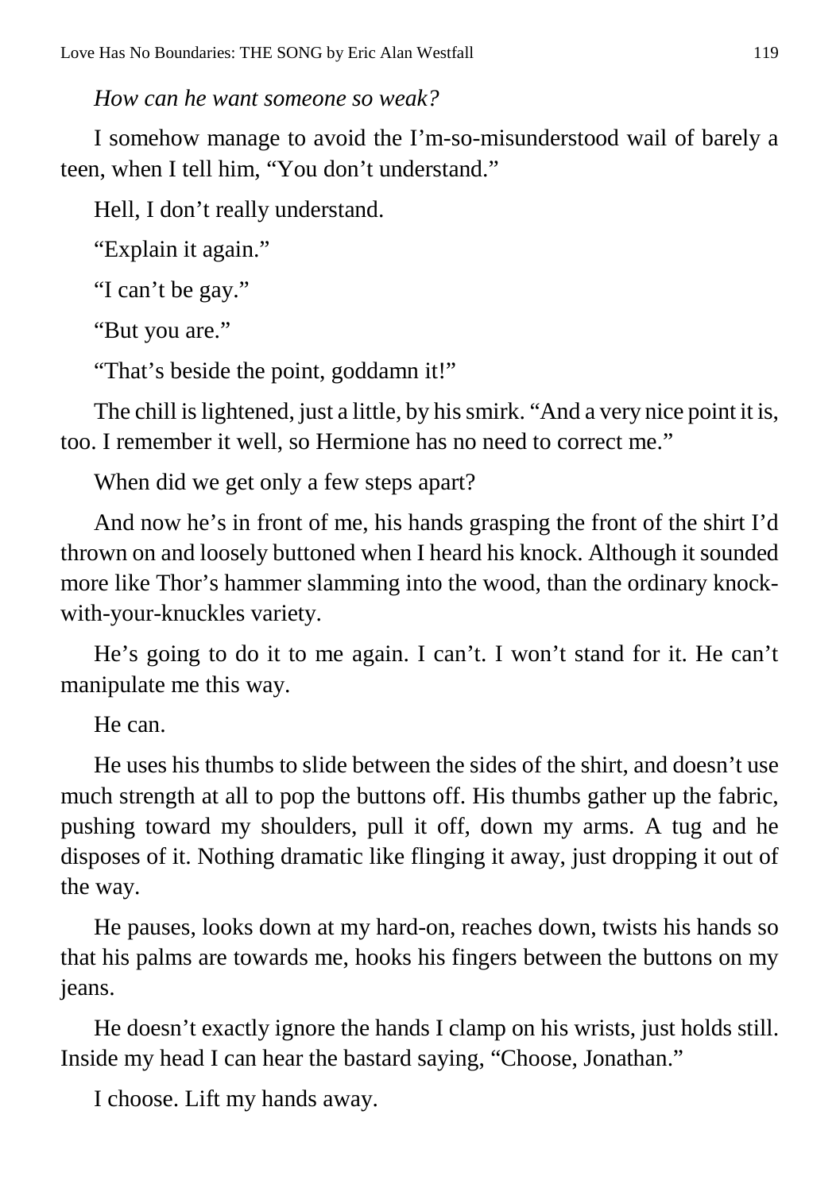*How can he want someone so weak?*

I somehow manage to avoid the I'm-so-misunderstood wail of barely a teen, when I tell him, "You don't understand."

Hell, I don't really understand.

"Explain it again."

"I can't be gay."

"But you are."

"That's beside the point, goddamn it!"

The chill is lightened, just a little, by his smirk. "And a very nice point it is, too. I remember it well, so Hermione has no need to correct me."

When did we get only a few steps apart?

And now he's in front of me, his hands grasping the front of the shirt I'd thrown on and loosely buttoned when I heard his knock. Although it sounded more like Thor's hammer slamming into the wood, than the ordinary knock-with-your-knuckles variety.

He's going to do it to me again. I can't. I won't stand for it. He can't manipulate me this way.

He can.

He uses his thumbs to slide between the sides of the shirt, and doesn't use much strength at all to pop the buttons off. His thumbs gather up the fabric, pushing toward my shoulders, pull it off, down my arms. A tug and he disposes of it. Nothing dramatic like flinging it away, just dropping it out of the way.

He pauses, looks down at my hard-on, reaches down, twists his hands so that his palms are towards me, hooks his fingers between the buttons on my jeans.

He doesn't exactly ignore the hands I clamp on his wrists, just holds still. Inside my head I can hear the bastard saying, "Choose, Jonathan."

I choose. Lift my hands away.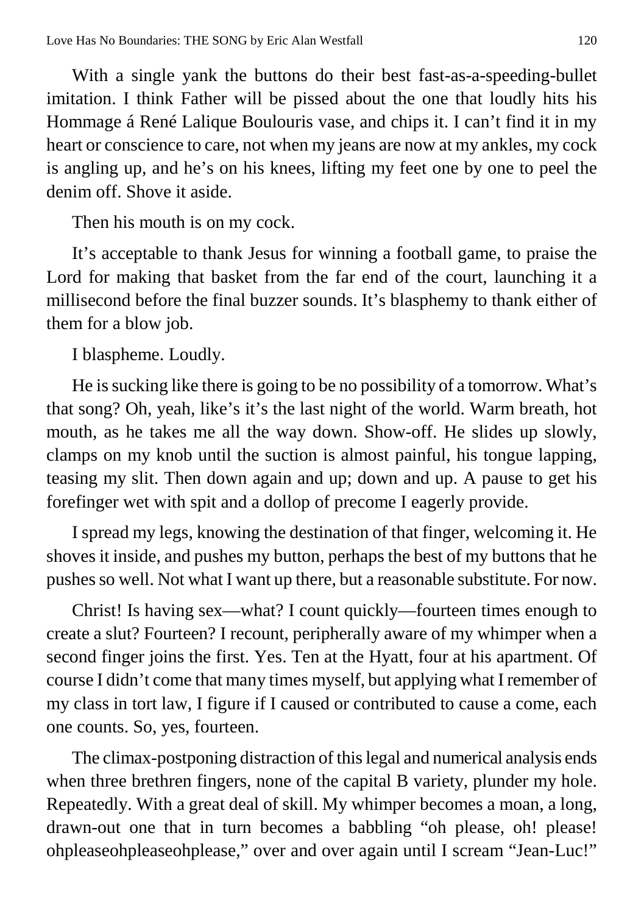With a single yank the buttons do their best fast-as-a-speeding-bullet imitation. I think Father will be pissed about the one that loudly hits his Hommage á René Lalique Boulouris vase, and chips it. I can't find it in my heart or conscience to care, not when my jeans are now at my ankles, my cock is angling up, and he's on his knees, lifting my feet one by one to peel the denim off. Shove it aside.

Then his mouth is on my cock.

It's acceptable to thank Jesus for winning a football game, to praise the Lord for making that basket from the far end of the court, launching it a millisecond before the final buzzer sounds. It's blasphemy to thank either of them for a blow job.

I blaspheme. Loudly.

He is sucking like there is going to be no possibility of a tomorrow. What's that song? Oh, yeah, like's it's the last night of the world. Warm breath, hot mouth, as he takes me all the way down. Show-off. He slides up slowly, clamps on my knob until the suction is almost painful, his tongue lapping, teasing my slit. Then down again and up; down and up. A pause to get his forefinger wet with spit and a dollop of precome I eagerly provide.

I spread my legs, knowing the destination of that finger, welcoming it. He shoves it inside, and pushes my button, perhaps the best of my buttons that he pushes so well. Not what I want up there, but a reasonable substitute. For now.

Christ! Is having sex—what? I count quickly—fourteen times enough to create a slut? Fourteen? I recount, peripherally aware of my whimper when a second finger joins the first. Yes. Ten at the Hyatt, four at his apartment. Of course I didn't come that many times myself, but applying what I remember of my class in tort law, I figure if I caused or contributed to cause a come, each one counts. So, yes, fourteen.

The climax-postponing distraction of this legal and numerical analysis ends when three brethren fingers, none of the capital B variety, plunder my hole. Repeatedly. With a great deal of skill. My whimper becomes a moan, a long, drawn-out one that in turn becomes a babbling "oh please, oh! please! ohpleaseohpleaseohplease," over and over again until I scream "Jean-Luc!"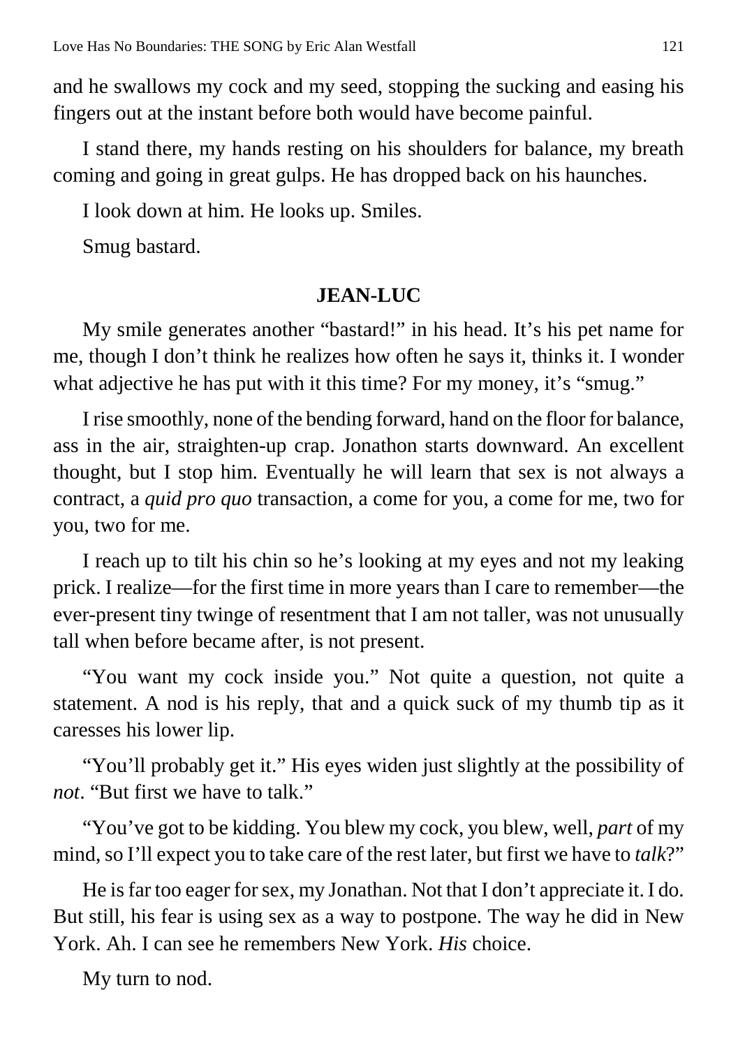and he swallows my cock and my seed, stopping the sucking and easing his fingers out at the instant before both would have become painful.

I stand there, my hands resting on his shoulders for balance, my breath coming and going in great gulps. He has dropped back on his haunches.

I look down at him. He looks up. Smiles.

Smug bastard.

**JEAN-LUC**

My smile generates another "bastard!" in his head. It's his pet name for me, though I don't think he realizes how often he says it, thinks it. I wonder what adjective he has put with it this time? For my money, it's "smug."

I rise smoothly, none of the bending forward, hand on the floor for balance, ass in the air, straighten-up crap. Jonathon starts downward. An excellent thought, but I stop him. Eventually he will learn that sex is not always a contract, a *quid pro quo* transaction, a come for you, a come for me, two for you, two for me.

I reach up to tilt his chin so he's looking at my eyes and not my leaking prick. I realize—for the first time in more years than I care to remember—the ever-present tiny twinge of resentment that I am not taller, was not unusually tall when before became after, is not present.

"You want my cock inside you." Not quite a question, not quite a statement. A nod is his reply, that and a quick suck of my thumb tip as it caresses his lower lip.

"You'll probably get it." His eyes widen just slightly at the possibility of *not*. "But first we have to talk."

"You've got to be kidding. You blew my cock, you blew, well, *part* of my mind, so I'll expect you to take care of the rest later, but first we have to *talk*?"

He is far too eager for sex, my Jonathan. Not that I don't appreciate it. I do. But still, his fear is using sex as a way to postpone. The way he did in New York. Ah. I can see he remembers New York. *His* choice.

My turn to nod.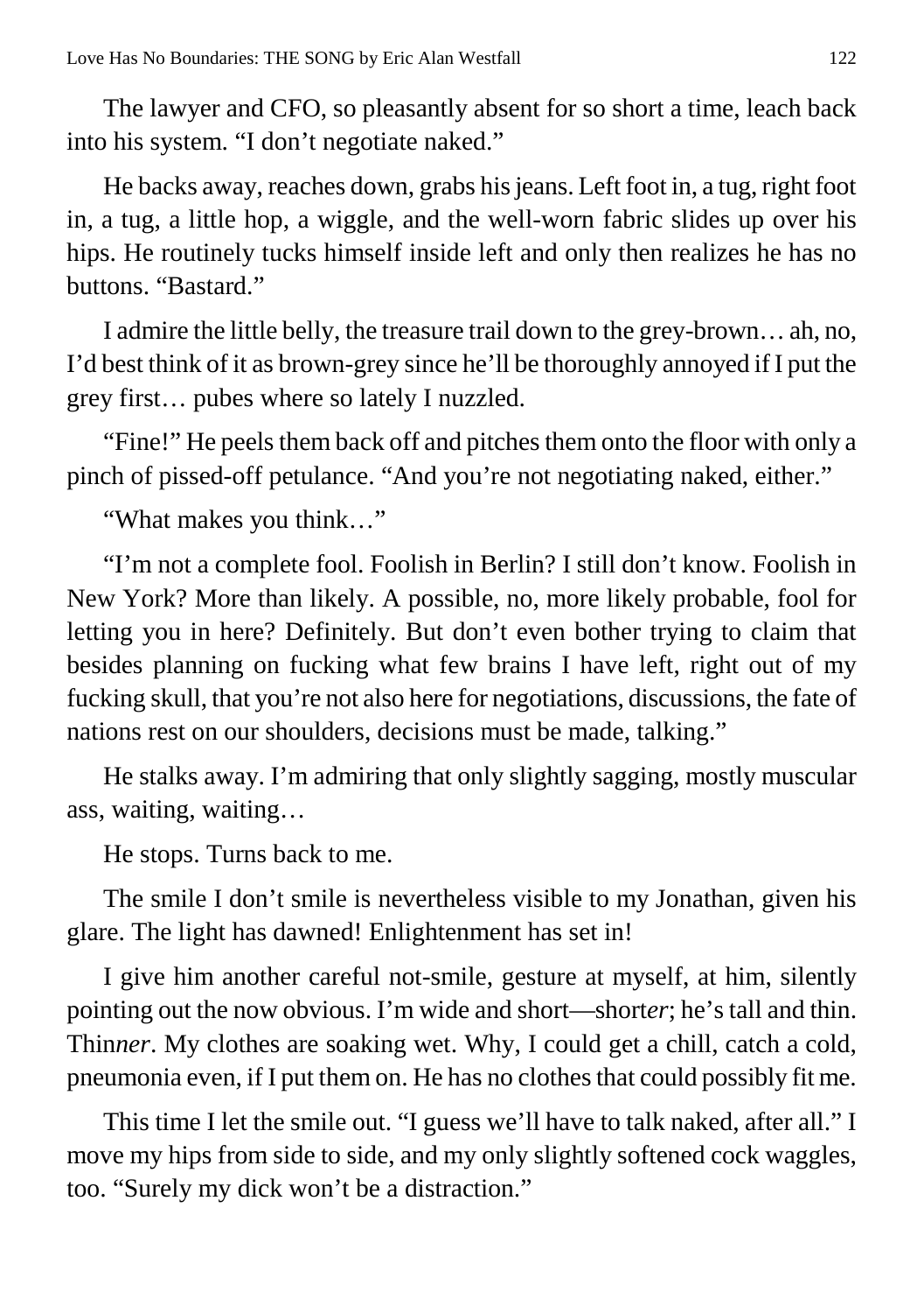The lawyer and CFO, so pleasantly absent for so short a time, leach back into his system. "I don't negotiate naked."

He backs away, reaches down, grabs his jeans. Left foot in, a tug, right foot in, a tug, a little hop, a wiggle, and the well-worn fabric slides up over his hips. He routinely tucks himself inside left and only then realizes he has no buttons. "Bastard."

I admire the little belly, the treasure trail down to the grey-brown… ah, no, I'd best think of it as brown-grey since he'll be thoroughly annoyed if I put the grey first… pubes where so lately I nuzzled.

"Fine!" He peels them back off and pitches them onto the floor with only a pinch of pissed-off petulance. "And you're not negotiating naked, either."

"What makes you think…"

"I'm not a complete fool. Foolish in Berlin? I still don't know. Foolish in New York? More than likely. A possible, no, more likely probable, fool for letting you in here? Definitely. But don't even bother trying to claim that besides planning on fucking what few brains I have left, right out of my fucking skull, that you're not also here for negotiations, discussions, the fate of nations rest on our shoulders, decisions must be made, talking."

He stalks away. I'm admiring that only slightly sagging, mostly muscular ass, waiting, waiting…

He stops. Turns back to me.

The smile I don't smile is nevertheless visible to my Jonathan, given his glare. The light has dawned! Enlightenment has set in!

I give him another careful not-smile, gesture at myself, at him, silently pointing out the now obvious. I'm wide and short—short*er*; he's tall and thin. Thin*ner*. My clothes are soaking wet. Why, I could get a chill, catch a cold, pneumonia even, if I put them on. He has no clothes that could possibly fit me.

This time I let the smile out. "I guess we'll have to talk naked, after all." I move my hips from side to side, and my only slightly softened cock waggles, too. "Surely my dick won't be a distraction."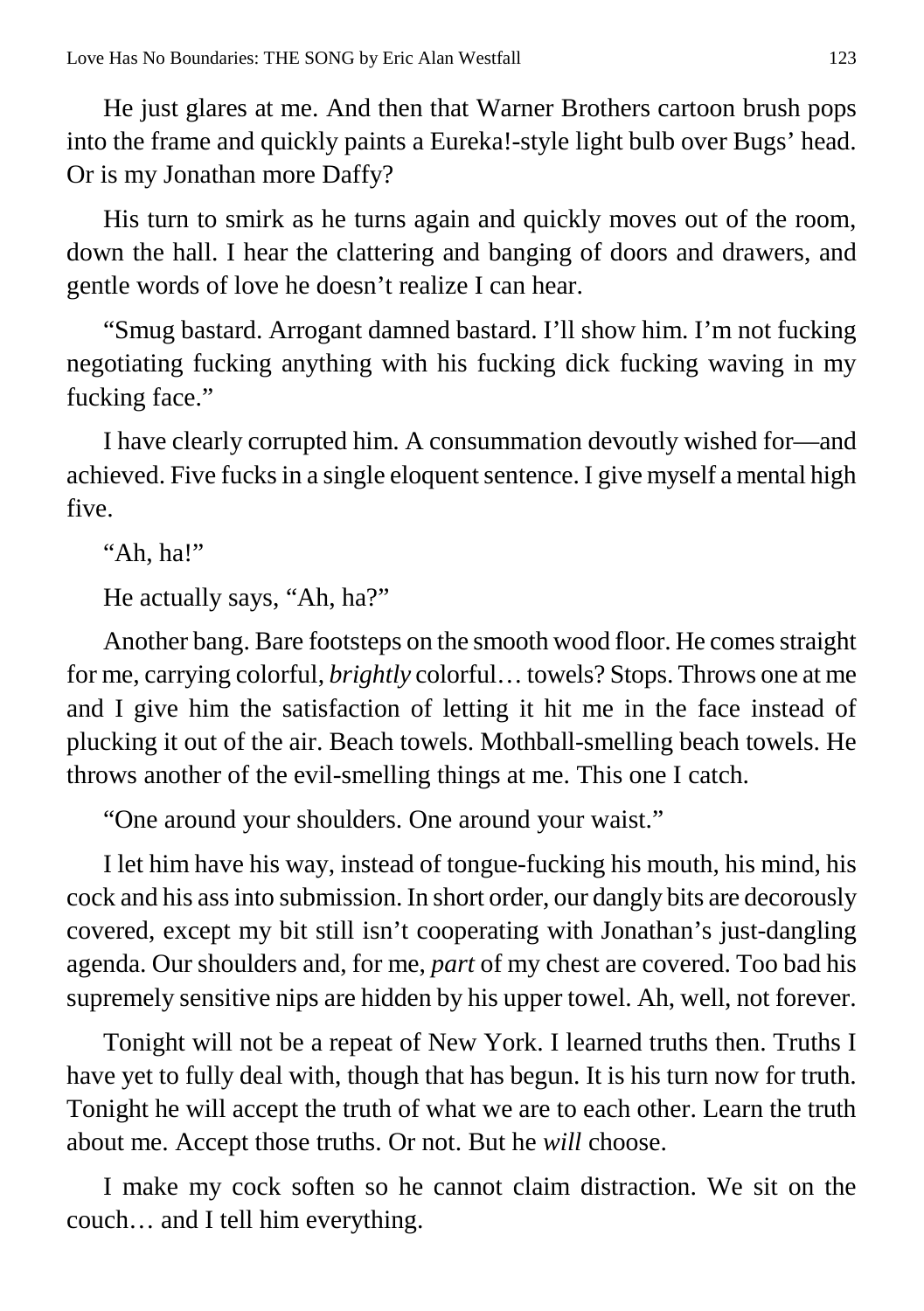He just glares at me. And then that Warner Brothers cartoon brush pops into the frame and quickly paints a Eureka!-style light bulb over Bugs' head. Or is my Jonathan more Daffy?

His turn to smirk as he turns again and quickly moves out of the room, down the hall. I hear the clattering and banging of doors and drawers, and gentle words of love he doesn't realize I can hear.

"Smug bastard. Arrogant damned bastard. I'll show him. I'm not fucking negotiating fucking anything with his fucking dick fucking waving in my fucking face."

I have clearly corrupted him. A consummation devoutly wished for—and achieved. Five fucks in a single eloquent sentence. I give myself a mental high five.

"Ah, ha!"

He actually says, "Ah, ha?"

Another bang. Bare footsteps on the smooth wood floor. He comes straight for me, carrying colorful, *brightly* colorful… towels? Stops. Throws one at me and I give him the satisfaction of letting it hit me in the face instead of plucking it out of the air. Beach towels. Mothball-smelling beach towels. He throws another of the evil-smelling things at me. This one I catch.

"One around your shoulders. One around your waist."

I let him have his way, instead of tongue-fucking his mouth, his mind, his cock and his ass into submission. In short order, our dangly bits are decorously covered, except my bit still isn't cooperating with Jonathan's just-dangling agenda. Our shoulders and, for me, *part* of my chest are covered. Too bad his supremely sensitive nips are hidden by his upper towel. Ah, well, not forever.

Tonight will not be a repeat of New York. I learned truths then. Truths I have yet to fully deal with, though that has begun. It is his turn now for truth. Tonight he will accept the truth of what we are to each other. Learn the truth about me. Accept those truths. Or not. But he *will* choose.

I make my cock soften so he cannot claim distraction. We sit on the couch… and I tell him everything.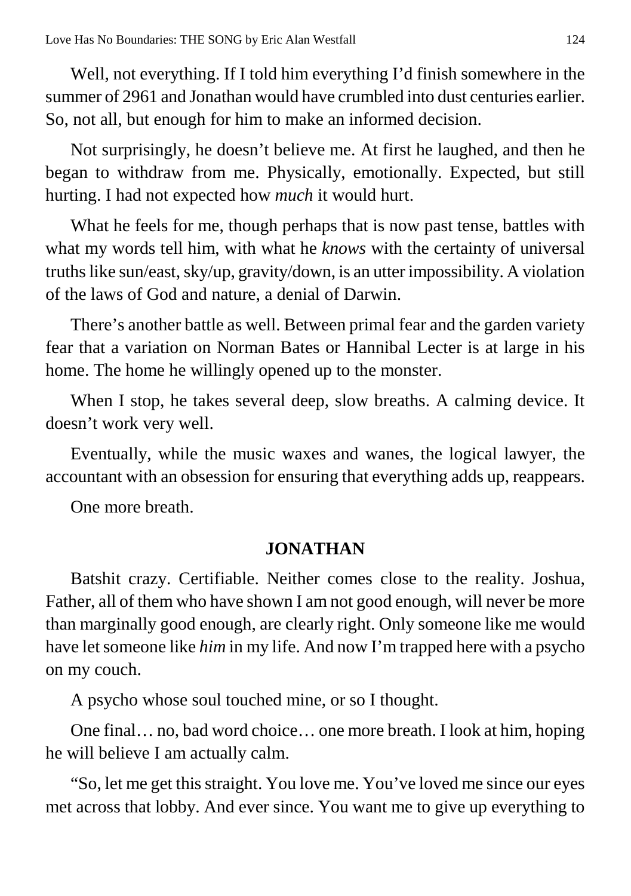Well, not everything. If I told him everything I'd finish somewhere in the summer of 2961 and Jonathan would have crumbled into dust centuries earlier. So, not all, but enough for him to make an informed decision.

Not surprisingly, he doesn't believe me. At first he laughed, and then he began to withdraw from me. Physically, emotionally. Expected, but still hurting. I had not expected how *much* it would hurt.

What he feels for me, though perhaps that is now past tense, battles with what my words tell him, with what he *knows* with the certainty of universal truths like sun/east, sky/up, gravity/down, is an utter impossibility. A violation of the laws of God and nature, a denial of Darwin.

There's another battle as well. Between primal fear and the garden variety fear that a variation on Norman Bates or Hannibal Lecter is at large in his home. The home he willingly opened up to the monster.

When I stop, he takes several deep, slow breaths. A calming device. It doesn't work very well.

Eventually, while the music waxes and wanes, the logical lawyer, the accountant with an obsession for ensuring that everything adds up, reappears.

One more breath.

**JONATHAN**

Batshit crazy. Certifiable. Neither comes close to the reality. Joshua, Father, all of them who have shown I am not good enough, will never be more than marginally good enough, are clearly right. Only someone like me would have let someone like *him* in my life. And now I'm trapped here with a psycho on my couch.

A psycho whose soul touched mine, or so I thought.

One final… no, bad word choice… one more breath. I look at him, hoping he will believe I am actually calm.

"So, let me get this straight. You love me. You've loved me since our eyes met across that lobby. And ever since. You want me to give up everything to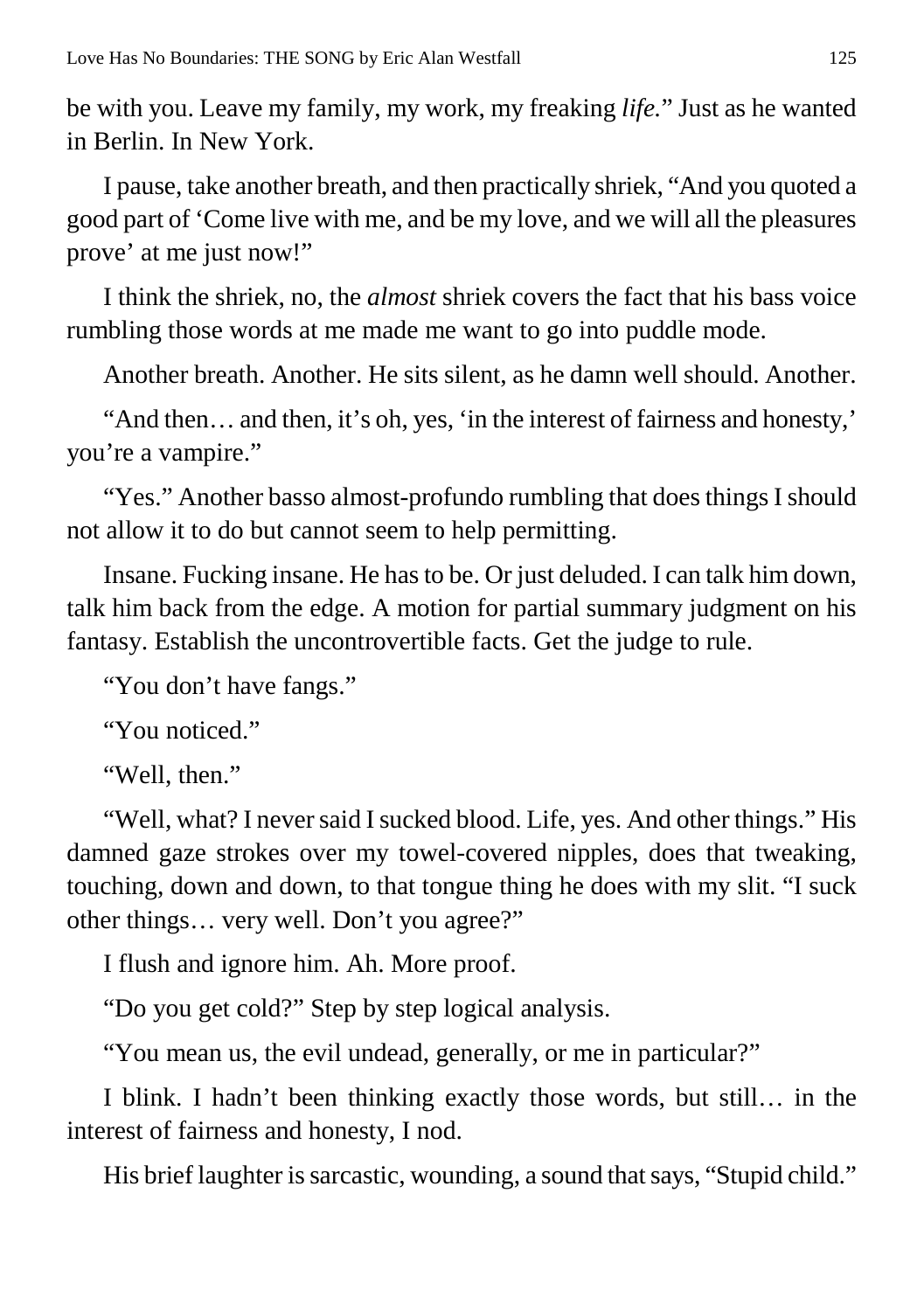be with you. Leave my family, my work, my freaking *life.*" Just as he wanted in Berlin. In New York.

I pause, take another breath, and then practically shriek, "And you quoted a good part of 'Come live with me, and be my love, and we will all the pleasures prove' at me just now!"

I think the shriek, no, the *almost* shriek covers the fact that his bass voice rumbling those words at me made me want to go into puddle mode.

Another breath. Another. He sits silent, as he damn well should. Another.

"And then… and then, it's oh, yes, 'in the interest of fairness and honesty,' you're a vampire."

"Yes." Another basso almost-profundo rumbling that does things I should not allow it to do but cannot seem to help permitting.

Insane. Fucking insane. He has to be. Or just deluded. I can talk him down, talk him back from the edge. A motion for partial summary judgment on his fantasy. Establish the uncontrovertible facts. Get the judge to rule.

"You don't have fangs."

"You noticed."

"Well, then."

"Well, what? I never said I sucked blood. Life, yes. And other things." His damned gaze strokes over my towel-covered nipples, does that tweaking, touching, down and down, to that tongue thing he does with my slit. "I suck other things… very well. Don't you agree?"

I flush and ignore him. Ah. More proof.

"Do you get cold?" Step by step logical analysis.

"You mean us, the evil undead, generally, or me in particular?"

I blink. I hadn't been thinking exactly those words, but still… in the interest of fairness and honesty, I nod.

His brief laughter is sarcastic, wounding, a sound that says, "Stupid child."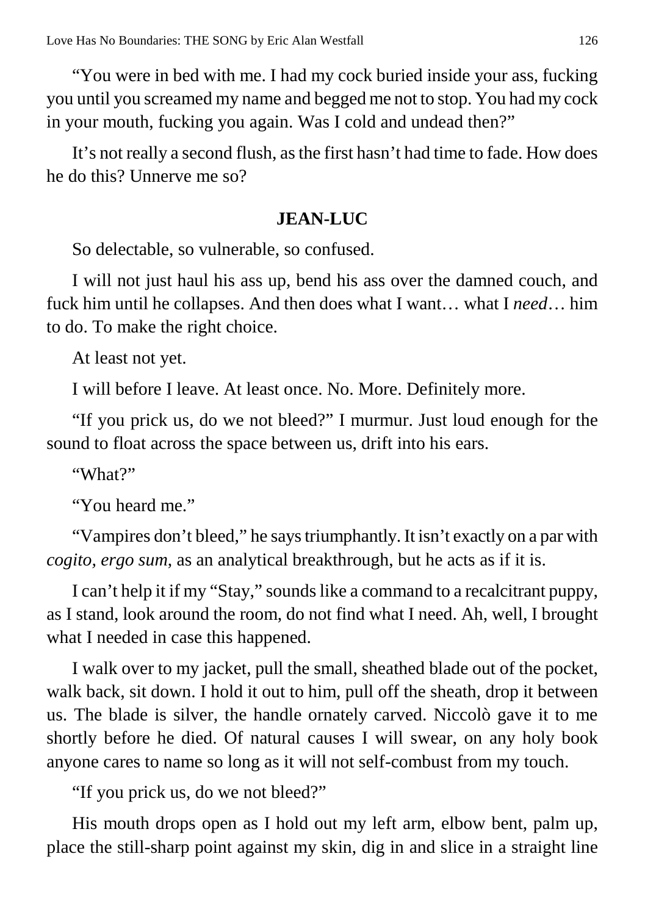"You were in bed with me. I had my cock buried inside your ass, fucking you until you screamed my name and begged me not to stop. You had my cock in your mouth, fucking you again. Was I cold and undead then?"

It's not really a second flush, as the first hasn't had time to fade. How does he do this? Unnerve me so?

**JEAN-LUC**

So delectable, so vulnerable, so confused.

I will not just haul his ass up, bend his ass over the damned couch, and fuck him until he collapses. And then does what I want… what I *need*… him to do. To make the right choice.

At least not yet.

I will before I leave. At least once. No. More. Definitely more.

"If you prick us, do we not bleed?" I murmur. Just loud enough for the sound to float across the space between us, drift into his ears.

"What?"

"You heard me."

"Vampires don't bleed," he says triumphantly. It isn't exactly on a par with *cogito, ergo sum*, as an analytical breakthrough, but he acts as if it is.

I can't help it if my "Stay," sounds like a command to a recalcitrant puppy, as I stand, look around the room, do not find what I need. Ah, well, I brought what I needed in case this happened.

I walk over to my jacket, pull the small, sheathed blade out of the pocket, walk back, sit down. I hold it out to him, pull off the sheath, drop it between us. The blade is silver, the handle ornately carved. Niccolò gave it to me shortly before he died. Of natural causes I will swear, on any holy book anyone cares to name so long as it will not self-combust from my touch.

"If you prick us, do we not bleed?"

His mouth drops open as I hold out my left arm, elbow bent, palm up, place the still-sharp point against my skin, dig in and slice in a straight line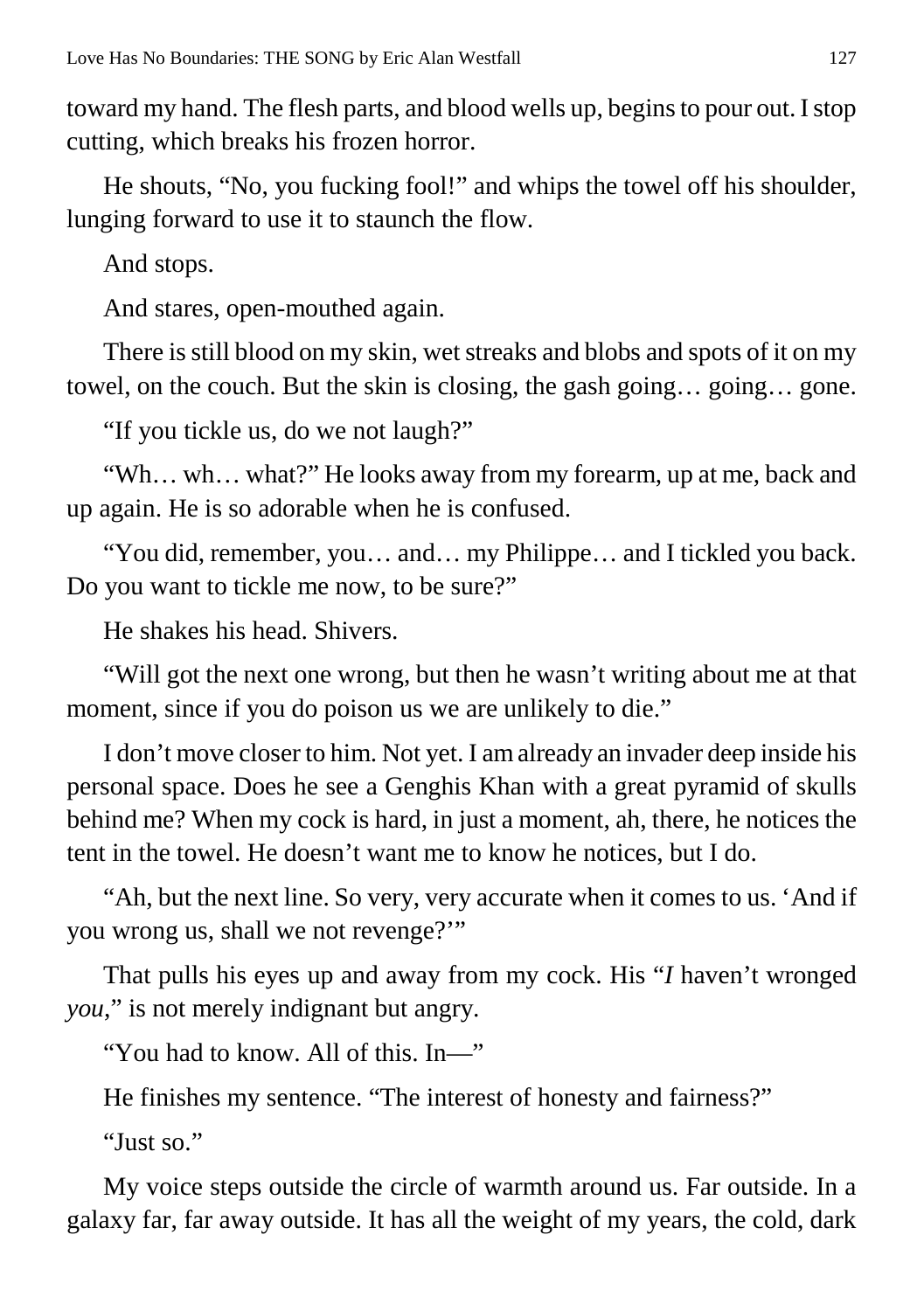toward my hand. The flesh parts, and blood wells up, begins to pour out. I stop cutting, which breaks his frozen horror.

He shouts, "No, you fucking fool!" and whips the towel off his shoulder, lunging forward to use it to staunch the flow.

And stops.

And stares, open-mouthed again.

There is still blood on my skin, wet streaks and blobs and spots of it on my towel, on the couch. But the skin is closing, the gash going… going… gone.

"If you tickle us, do we not laugh?"

"Wh… wh… what?" He looks away from my forearm, up at me, back and up again. He is so adorable when he is confused.

"You did, remember, you… and… my Philippe… and I tickled you back. Do you want to tickle me now, to be sure?"

He shakes his head. Shivers.

"Will got the next one wrong, but then he wasn't writing about me at that moment, since if you do poison us we are unlikely to die."

I don't move closer to him. Not yet. I am already an invader deep inside his personal space. Does he see a Genghis Khan with a great pyramid of skulls behind me? When my cock is hard, in just a moment, ah, there, he notices the tent in the towel. He doesn't want me to know he notices, but I do.

"Ah, but the next line. So very, very accurate when it comes to us. 'And if you wrong us, shall we not revenge?'"

That pulls his eyes up and away from my cock. His "*I* haven't wronged *you*," is not merely indignant but angry.

"You had to know. All of this. In—"

He finishes my sentence. "The interest of honesty and fairness?"

"Just so."

My voice steps outside the circle of warmth around us. Far outside. In a galaxy far, far away outside. It has all the weight of my years, the cold, dark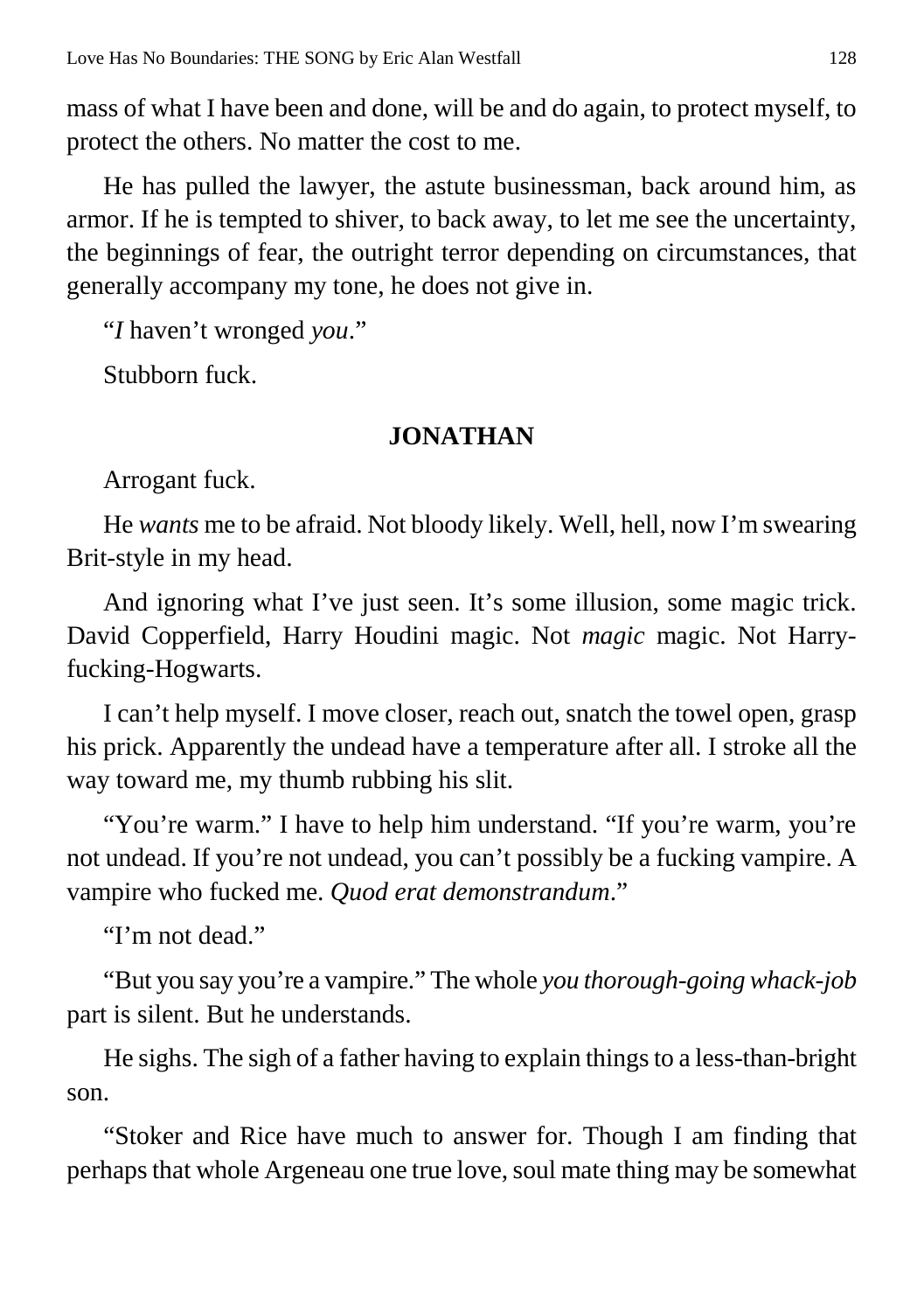mass of what I have been and done, will be and do again, to protect myself, to protect the others. No matter the cost to me.

He has pulled the lawyer, the astute businessman, back around him, as armor. If he is tempted to shiver, to back away, to let me see the uncertainty, the beginnings of fear, the outright terror depending on circumstances, that generally accompany my tone, he does not give in.

"*I* haven't wronged *you*."

Stubborn fuck.

**JONATHAN**

Arrogant fuck.

He *wants* me to be afraid. Not bloody likely. Well, hell, now I'm swearing Brit-style in my head.

And ignoring what I've just seen. It's some illusion, some magic trick. David Copperfield, Harry Houdini magic. Not *magic* magic. Not Harry-fucking-Hogwarts.

I can't help myself. I move closer, reach out, snatch the towel open, grasp his prick. Apparently the undead have a temperature after all. I stroke all the way toward me, my thumb rubbing his slit.

"You're warm." I have to help him understand. "If you're warm, you're not undead. If you're not undead, you can't possibly be a fucking vampire. A vampire who fucked me. *Quod erat demonstrandum*."

"I'm not dead."

"But you say you're a vampire." The whole *you thorough-going whack-job* part is silent. But he understands.

He sighs. The sigh of a father having to explain things to a less-than-bright son.

"Stoker and Rice have much to answer for. Though I am finding that perhaps that whole Argeneau one true love, soul mate thing may be somewhat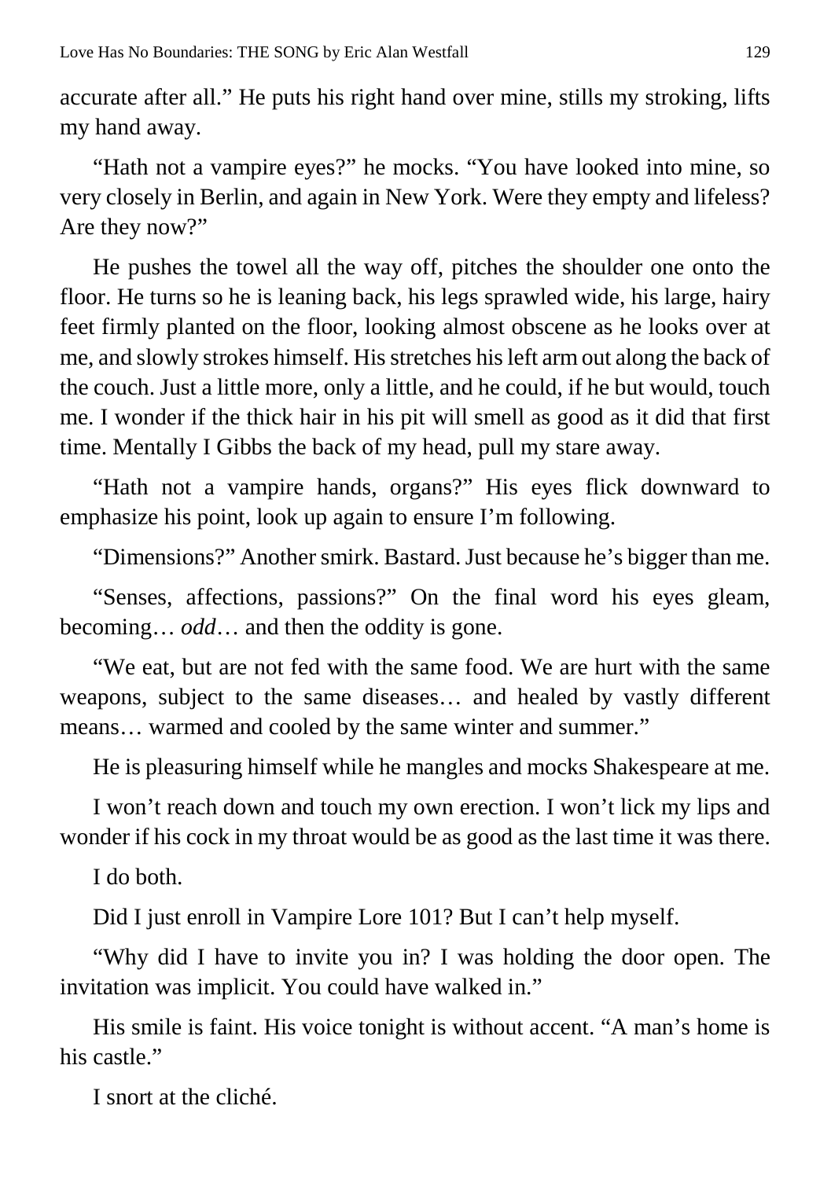accurate after all." He puts his right hand over mine, stills my stroking, lifts my hand away.

"Hath not a vampire eyes?" he mocks. "You have looked into mine, so very closely in Berlin, and again in New York. Were they empty and lifeless? Are they now?"

He pushes the towel all the way off, pitches the shoulder one onto the floor. He turns so he is leaning back, his legs sprawled wide, his large, hairy feet firmly planted on the floor, looking almost obscene as he looks over at me, and slowly strokes himself. His stretches his left arm out along the back of the couch. Just a little more, only a little, and he could, if he but would, touch me. I wonder if the thick hair in his pit will smell as good as it did that first time. Mentally I Gibbs the back of my head, pull my stare away.

"Hath not a vampire hands, organs?" His eyes flick downward to emphasize his point, look up again to ensure I'm following.

"Dimensions?" Another smirk. Bastard. Just because he's bigger than me.

"Senses, affections, passions?" On the final word his eyes gleam, becoming… *odd*… and then the oddity is gone.

"We eat, but are not fed with the same food. We are hurt with the same weapons, subject to the same diseases… and healed by vastly different means… warmed and cooled by the same winter and summer."

He is pleasuring himself while he mangles and mocks Shakespeare at me.

I won't reach down and touch my own erection. I won't lick my lips and wonder if his cock in my throat would be as good as the last time it was there.

I do both.

Did I just enroll in Vampire Lore 101? But I can't help myself.

"Why did I have to invite you in? I was holding the door open. The invitation was implicit. You could have walked in."

His smile is faint. His voice tonight is without accent. "A man's home is his castle."

I snort at the cliché.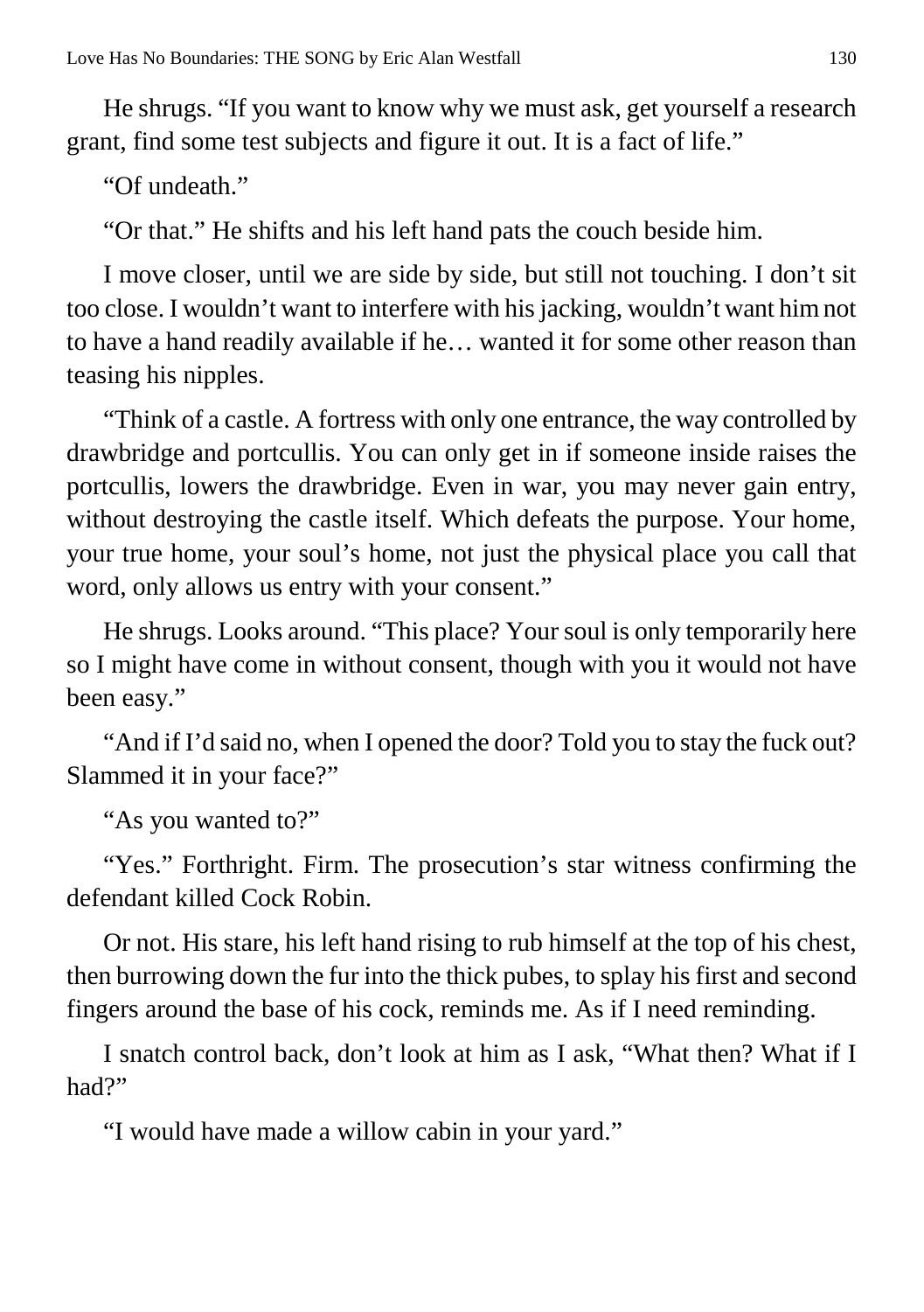He shrugs. "If you want to know why we must ask, get yourself a research grant, find some test subjects and figure it out. It is a fact of life."

"Of undeath."

"Or that." He shifts and his left hand pats the couch beside him.

I move closer, until we are side by side, but still not touching. I don't sit too close. I wouldn't want to interfere with his jacking, wouldn't want him not to have a hand readily available if he… wanted it for some other reason than teasing his nipples.

"Think of a castle. A fortress with only one entrance, the way controlled by drawbridge and portcullis. You can only get in if someone inside raises the portcullis, lowers the drawbridge. Even in war, you may never gain entry, without destroying the castle itself. Which defeats the purpose. Your home, your true home, your soul's home, not just the physical place you call that word, only allows us entry with your consent."

He shrugs. Looks around. "This place? Your soul is only temporarily here so I might have come in without consent, though with you it would not have been easy."

"And if I'd said no, when I opened the door? Told you to stay the fuck out? Slammed it in your face?"

"As you wanted to?"

"Yes." Forthright. Firm. The prosecution's star witness confirming the defendant killed Cock Robin.

Or not. His stare, his left hand rising to rub himself at the top of his chest, then burrowing down the fur into the thick pubes, to splay his first and second fingers around the base of his cock, reminds me. As if I need reminding.

I snatch control back, don't look at him as I ask, "What then? What if I had?"

"I would have made a willow cabin in your yard."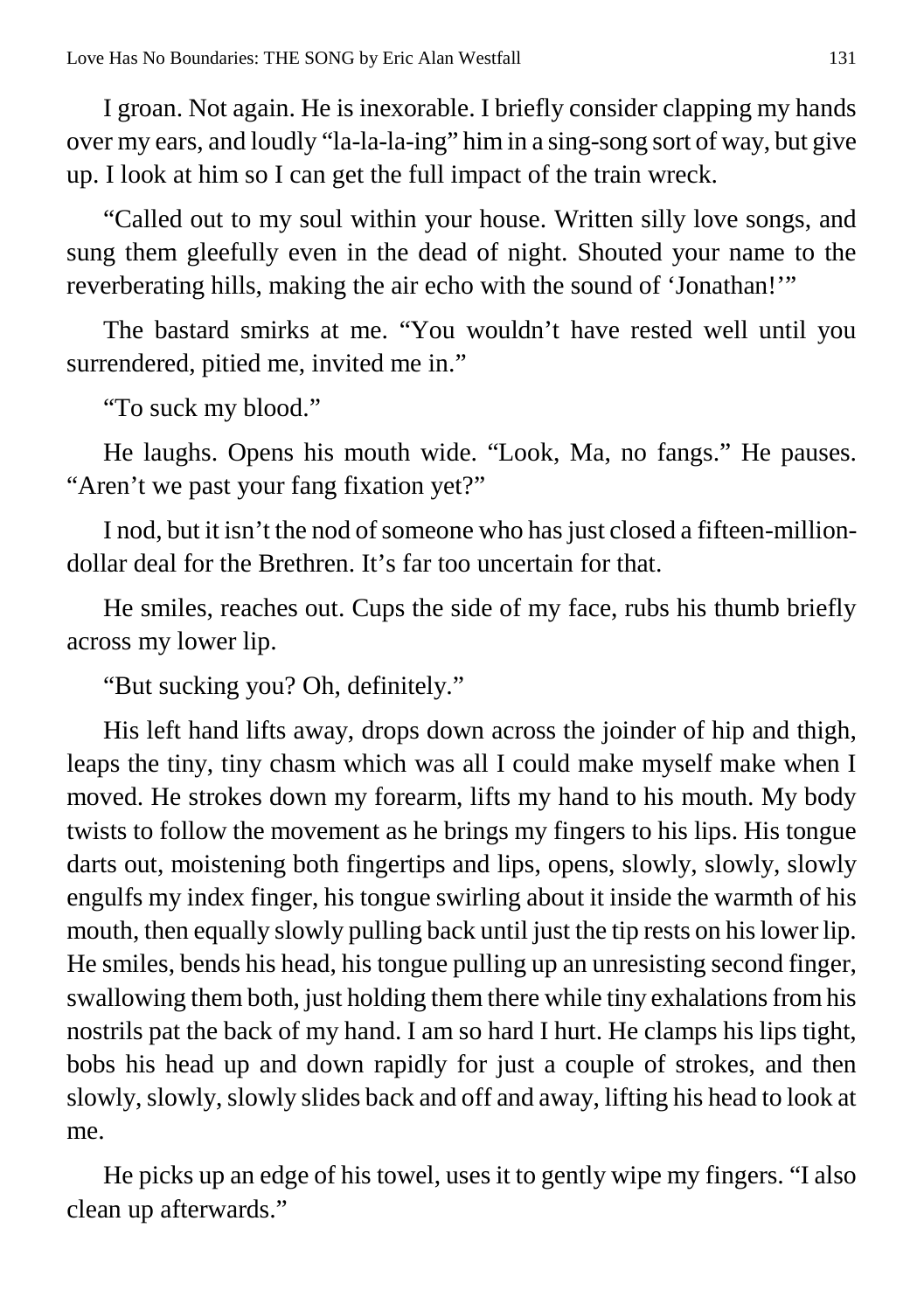I groan. Not again. He is inexorable. I briefly consider clapping my hands over my ears, and loudly "la-la-la-ing" him in a sing-song sort of way, but give up. I look at him so I can get the full impact of the train wreck.

"Called out to my soul within your house. Written silly love songs, and sung them gleefully even in the dead of night. Shouted your name to the reverberating hills, making the air echo with the sound of 'Jonathan!'"

The bastard smirks at me. "You wouldn't have rested well until you surrendered, pitied me, invited me in."

"To suck my blood."

He laughs. Opens his mouth wide. "Look, Ma, no fangs." He pauses. "Aren't we past your fang fixation yet?"

I nod, but it isn't the nod of someone who has just closed a fifteen-million-dollar deal for the Brethren. It's far too uncertain for that.

He smiles, reaches out. Cups the side of my face, rubs his thumb briefly across my lower lip.

"But sucking you? Oh, definitely."

His left hand lifts away, drops down across the joinder of hip and thigh, leaps the tiny, tiny chasm which was all I could make myself make when I moved. He strokes down my forearm, lifts my hand to his mouth. My body twists to follow the movement as he brings my fingers to his lips. His tongue darts out, moistening both fingertips and lips, opens, slowly, slowly, slowly engulfs my index finger, his tongue swirling about it inside the warmth of his mouth, then equally slowly pulling back until just the tip rests on his lower lip. He smiles, bends his head, his tongue pulling up an unresisting second finger, swallowing them both, just holding them there while tiny exhalations from his nostrils pat the back of my hand. I am so hard I hurt. He clamps his lips tight, bobs his head up and down rapidly for just a couple of strokes, and then slowly, slowly, slowly slides back and off and away, lifting his head to look at me.

He picks up an edge of his towel, uses it to gently wipe my fingers. "I also clean up afterwards."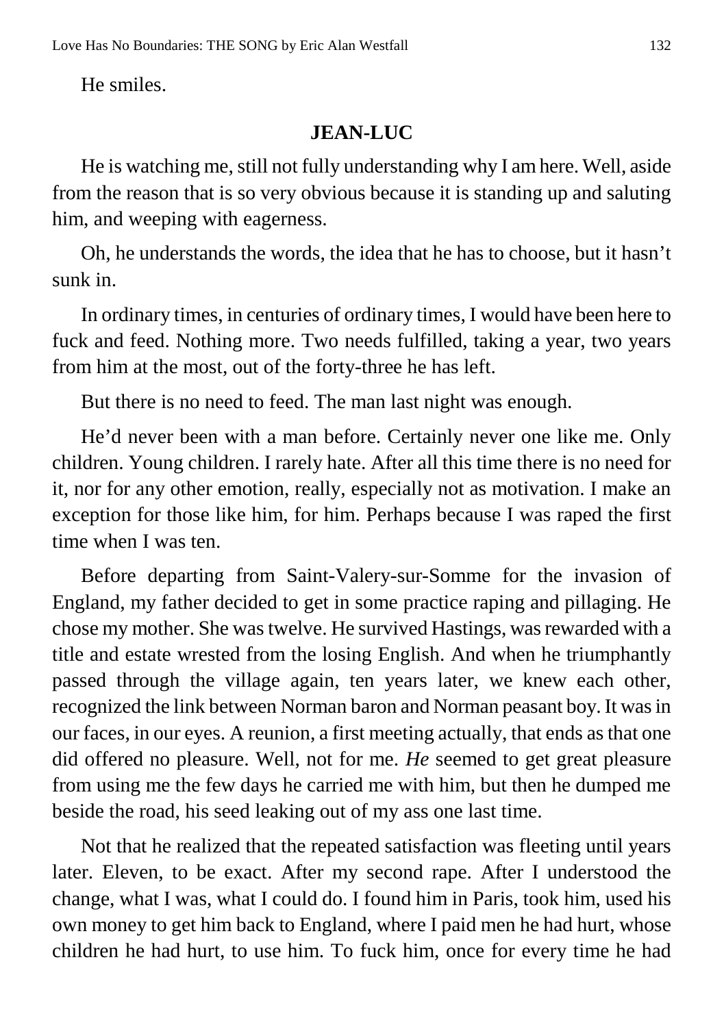He smiles.

**JEAN-LUC**

He is watching me, still not fully understanding why I am here. Well, aside from the reason that is so very obvious because it is standing up and saluting him, and weeping with eagerness.

Oh, he understands the words, the idea that he has to choose, but it hasn't sunk in.

In ordinary times, in centuries of ordinary times, I would have been here to fuck and feed. Nothing more. Two needs fulfilled, taking a year, two years from him at the most, out of the forty-three he has left.

But there is no need to feed. The man last night was enough.

He'd never been with a man before. Certainly never one like me. Only children. Young children. I rarely hate. After all this time there is no need for it, nor for any other emotion, really, especially not as motivation. I make an exception for those like him, for him. Perhaps because I was raped the first time when I was ten.

Before departing from Saint-Valery-sur-Somme for the invasion of England, my father decided to get in some practice raping and pillaging. He chose my mother. She was twelve. He survived Hastings, was rewarded with a title and estate wrested from the losing English. And when he triumphantly passed through the village again, ten years later, we knew each other, recognized the link between Norman baron and Norman peasant boy. It was in our faces, in our eyes. A reunion, a first meeting actually, that ends as that one did offered no pleasure. Well, not for me. *He* seemed to get great pleasure from using me the few days he carried me with him, but then he dumped me beside the road, his seed leaking out of my ass one last time.

Not that he realized that the repeated satisfaction was fleeting until years later. Eleven, to be exact. After my second rape. After I understood the change, what I was, what I could do. I found him in Paris, took him, used his own money to get him back to England, where I paid men he had hurt, whose children he had hurt, to use him. To fuck him, once for every time he had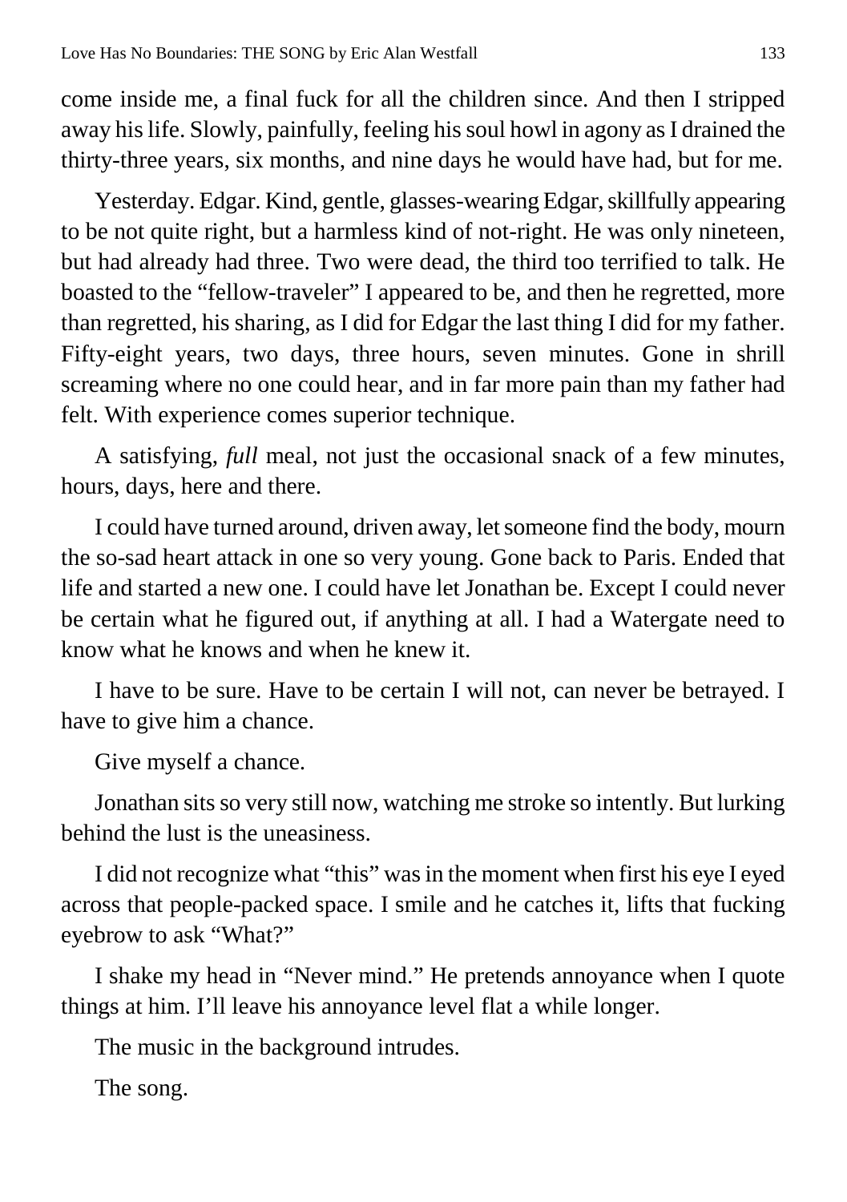come inside me, a final fuck for all the children since. And then I stripped away his life. Slowly, painfully, feeling his soul howl in agony as I drained the thirty-three years, six months, and nine days he would have had, but for me.

Yesterday. Edgar. Kind, gentle, glasses-wearing Edgar, skillfully appearing to be not quite right, but a harmless kind of not-right. He was only nineteen, but had already had three. Two were dead, the third too terrified to talk. He boasted to the "fellow-traveler" I appeared to be, and then he regretted, more than regretted, his sharing, as I did for Edgar the last thing I did for my father. Fifty-eight years, two days, three hours, seven minutes. Gone in shrill screaming where no one could hear, and in far more pain than my father had felt. With experience comes superior technique.

A satisfying, *full* meal, not just the occasional snack of a few minutes, hours, days, here and there.

I could have turned around, driven away, let someone find the body, mourn the so-sad heart attack in one so very young. Gone back to Paris. Ended that life and started a new one. I could have let Jonathan be. Except I could never be certain what he figured out, if anything at all. I had a Watergate need to know what he knows and when he knew it.

I have to be sure. Have to be certain I will not, can never be betrayed. I have to give him a chance.

Give myself a chance.

Jonathan sits so very still now, watching me stroke so intently. But lurking behind the lust is the uneasiness.

I did not recognize what "this" was in the moment when first his eye I eyed across that people-packed space. I smile and he catches it, lifts that fucking eyebrow to ask "What?"

I shake my head in "Never mind." He pretends annoyance when I quote things at him. I'll leave his annoyance level flat a while longer.

The music in the background intrudes.

The song.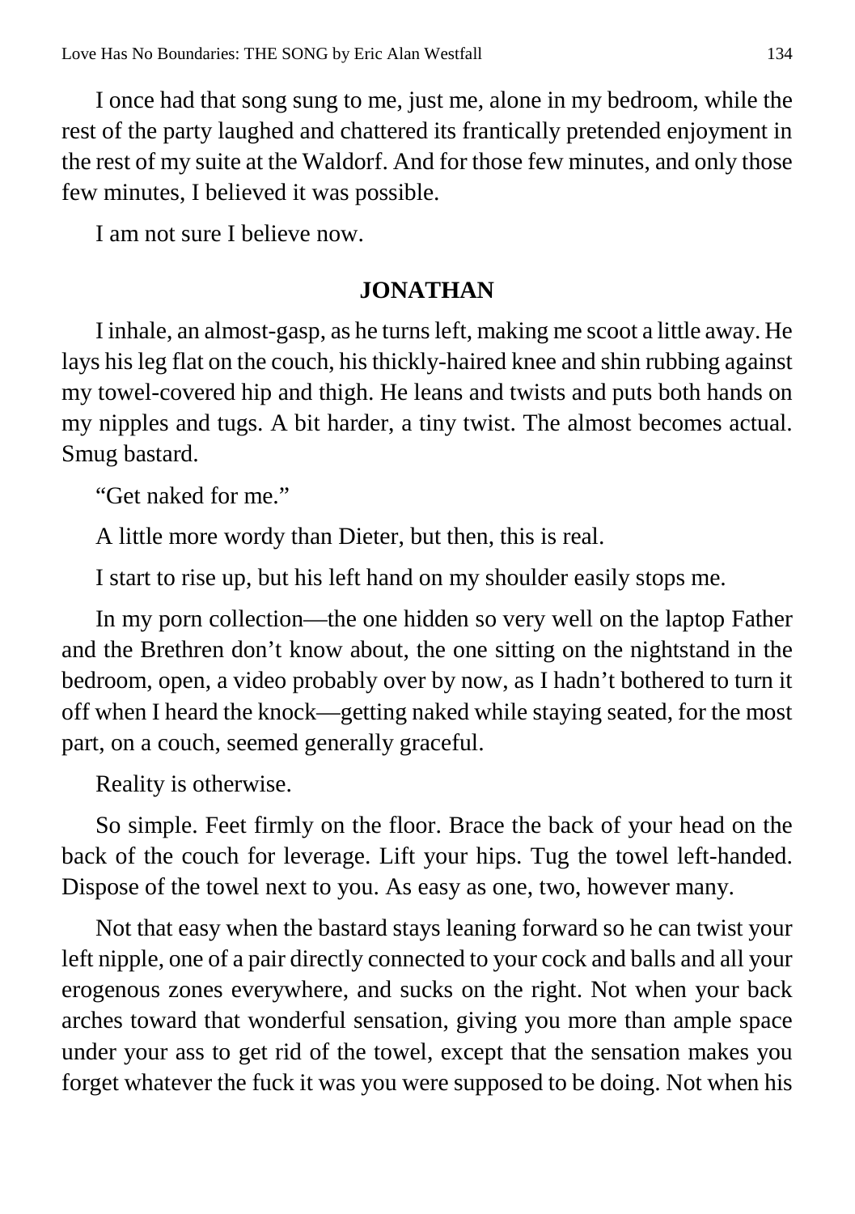I once had that song sung to me, just me, alone in my bedroom, while the rest of the party laughed and chattered its frantically pretended enjoyment in the rest of my suite at the Waldorf. And for those few minutes, and only those few minutes, I believed it was possible.

I am not sure I believe now.

## JONATHAN

I inhale, an almost-gasp, as he turns left, making me scoot a little away. He lays his leg flat on the couch, his thickly-haired knee and shin rubbing against my towel-covered hip and thigh. He leans and twists and puts both hands on my nipples and tugs. A bit harder, a tiny twist. The almost becomes actual. Smug bastard.

"Get naked for me."

A little more wordy than Dieter, but then, this is real.

I start to rise up, but his left hand on my shoulder easily stops me.

In my porn collection—the one hidden so very well on the laptop Father and the Brethren don't know about, the one sitting on the nightstand in the bedroom, open, a video probably over by now, as I hadn't bothered to turn it off when I heard the knock—getting naked while staying seated, for the most part, on a couch, seemed generally graceful.

Reality is otherwise.

So simple. Feet firmly on the floor. Brace the back of your head on the back of the couch for leverage. Lift your hips. Tug the towel left-handed. Dispose of the towel next to you. As easy as one, two, however many.

Not that easy when the bastard stays leaning forward so he can twist your left nipple, one of a pair directly connected to your cock and balls and all your erogenous zones everywhere, and sucks on the right. Not when your back arches toward that wonderful sensation, giving you more than ample space under your ass to get rid of the towel, except that the sensation makes you forget whatever the fuck it was you were supposed to be doing. Not when his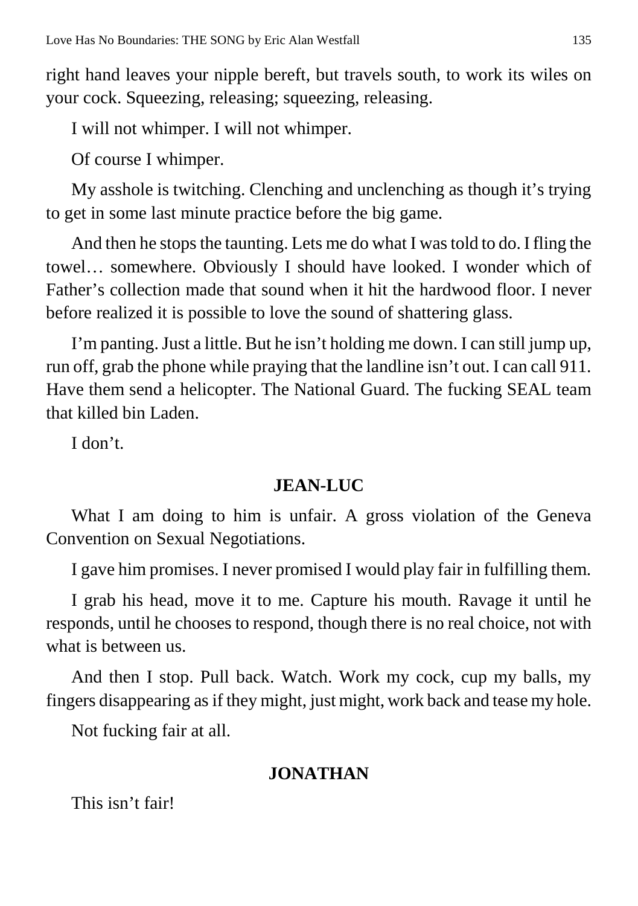right hand leaves your nipple bereft, but travels south, to work its wiles on your cock. Squeezing, releasing; squeezing, releasing.

I will not whimper. I will not whimper.

Of course I whimper.

My asshole is twitching. Clenching and unclenching as though it's trying to get in some last minute practice before the big game.

And then he stops the taunting. Lets me do what I was told to do. I fling the towel… somewhere. Obviously I should have looked. I wonder which of Father's collection made that sound when it hit the hardwood floor. I never before realized it is possible to love the sound of shattering glass.

I'm panting. Just a little. But he isn't holding me down. I can still jump up, run off, grab the phone while praying that the landline isn't out. I can call 911. Have them send a helicopter. The National Guard. The fucking SEAL team that killed bin Laden.

I don't.

**JEAN-LUC**

What I am doing to him is unfair. A gross violation of the Geneva Convention on Sexual Negotiations.

I gave him promises. I never promised I would play fair in fulfilling them.

I grab his head, move it to me. Capture his mouth. Ravage it until he responds, until he chooses to respond, though there is no real choice, not with what is between us.

And then I stop. Pull back. Watch. Work my cock, cup my balls, my fingers disappearing as if they might, just might, work back and tease my hole.

Not fucking fair at all.

**JONATHAN**

This isn't fair!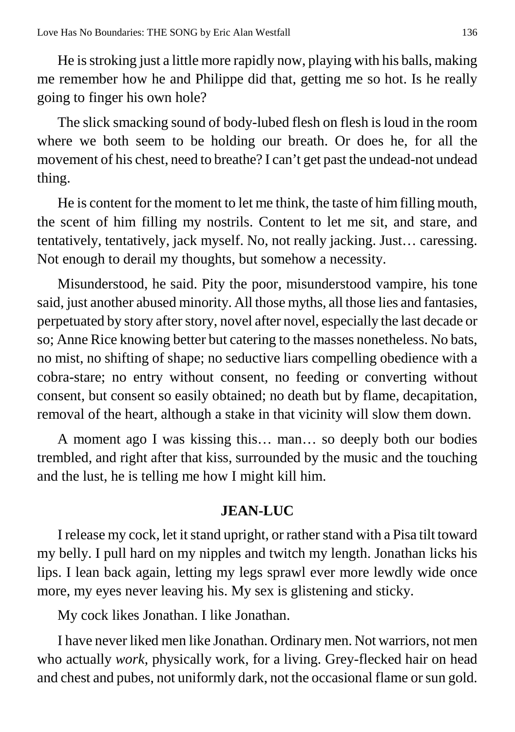He is stroking just a little more rapidly now, playing with his balls, making me remember how he and Philippe did that, getting me so hot. Is he really going to finger his own hole?

The slick smacking sound of body-lubed flesh on flesh is loud in the room where we both seem to be holding our breath. Or does he, for all the movement of his chest, need to breathe? I can't get past the undead-not undead thing.

He is content for the moment to let me think, the taste of him filling mouth, the scent of him filling my nostrils. Content to let me sit, and stare, and tentatively, tentatively, jack myself. No, not really jacking. Just… caressing. Not enough to derail my thoughts, but somehow a necessity.

Misunderstood, he said. Pity the poor, misunderstood vampire, his tone said, just another abused minority. All those myths, all those lies and fantasies, perpetuated by story after story, novel after novel, especially the last decade or so; Anne Rice knowing better but catering to the masses nonetheless. No bats, no mist, no shifting of shape; no seductive liars compelling obedience with a cobra-stare; no entry without consent, no feeding or converting without consent, but consent so easily obtained; no death but by flame, decapitation, removal of the heart, although a stake in that vicinity will slow them down.

A moment ago I was kissing this… man… so deeply both our bodies trembled, and right after that kiss, surrounded by the music and the touching and the lust, he is telling me how I might kill him.

**JEAN-LUC**

I release my cock, let it stand upright, or rather stand with a Pisa tilt toward my belly. I pull hard on my nipples and twitch my length. Jonathan licks his lips. I lean back again, letting my legs sprawl ever more lewdly wide once more, my eyes never leaving his. My sex is glistening and sticky.

My cock likes Jonathan. I like Jonathan.

I have never liked men like Jonathan. Ordinary men. Not warriors, not men who actually *work*, physically work, for a living. Grey-flecked hair on head and chest and pubes, not uniformly dark, not the occasional flame or sun gold.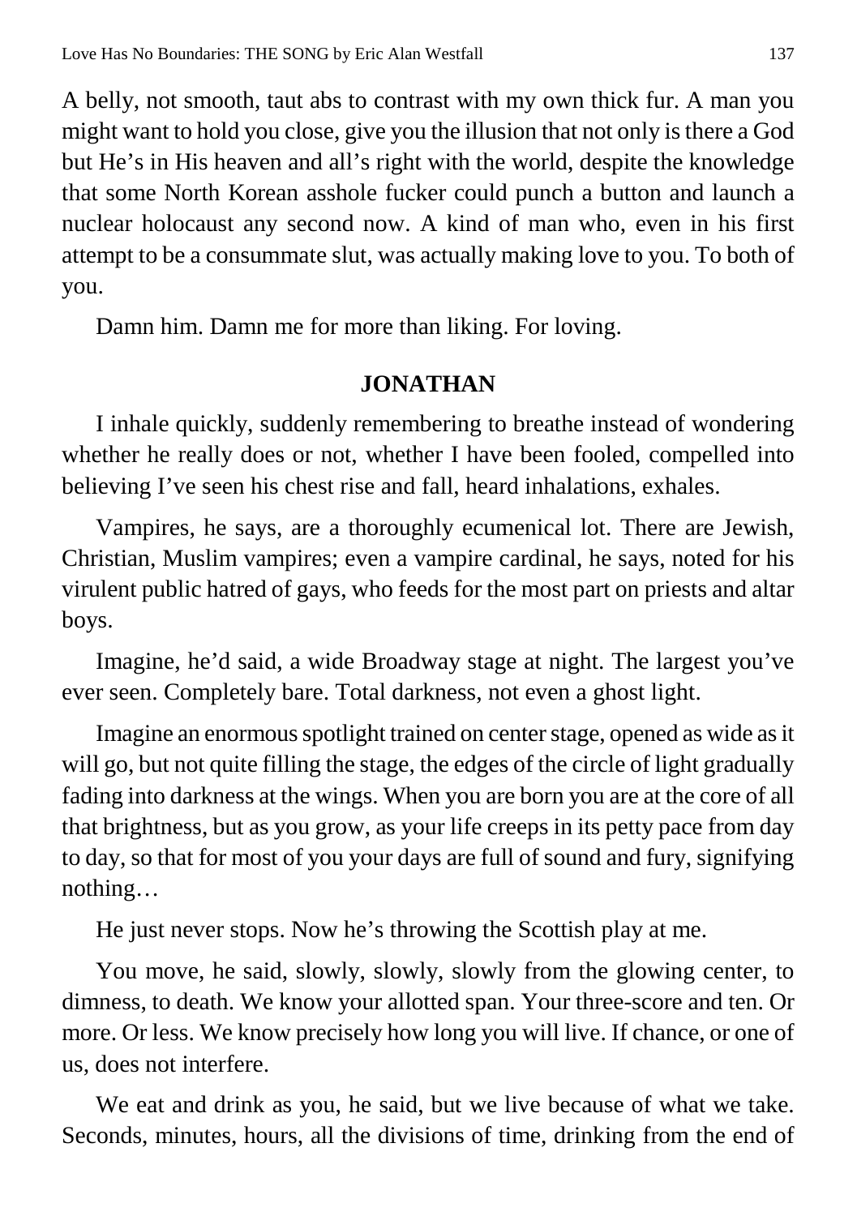A belly, not smooth, taut abs to contrast with my own thick fur. A man you might want to hold you close, give you the illusion that not only is there a God but He's in His heaven and all's right with the world, despite the knowledge that some North Korean asshole fucker could punch a button and launch a nuclear holocaust any second now. A kind of man who, even in his first attempt to be a consummate slut, was actually making love to you. To both of you.

Damn him. Damn me for more than liking. For loving.

**JONATHAN**

I inhale quickly, suddenly remembering to breathe instead of wondering whether he really does or not, whether I have been fooled, compelled into believing I've seen his chest rise and fall, heard inhalations, exhales.

Vampires, he says, are a thoroughly ecumenical lot. There are Jewish, Christian, Muslim vampires; even a vampire cardinal, he says, noted for his virulent public hatred of gays, who feeds for the most part on priests and altar boys.

Imagine, he'd said, a wide Broadway stage at night. The largest you've ever seen. Completely bare. Total darkness, not even a ghost light.

Imagine an enormous spotlight trained on center stage, opened as wide as it will go, but not quite filling the stage, the edges of the circle of light gradually fading into darkness at the wings. When you are born you are at the core of all that brightness, but as you grow, as your life creeps in its petty pace from day to day, so that for most of you your days are full of sound and fury, signifying nothing…

He just never stops. Now he's throwing the Scottish play at me.

You move, he said, slowly, slowly, slowly from the glowing center, to dimness, to death. We know your allotted span. Your three-score and ten. Or more. Or less. We know precisely how long you will live. If chance, or one of us, does not interfere.

We eat and drink as you, he said, but we live because of what we take. Seconds, minutes, hours, all the divisions of time, drinking from the end of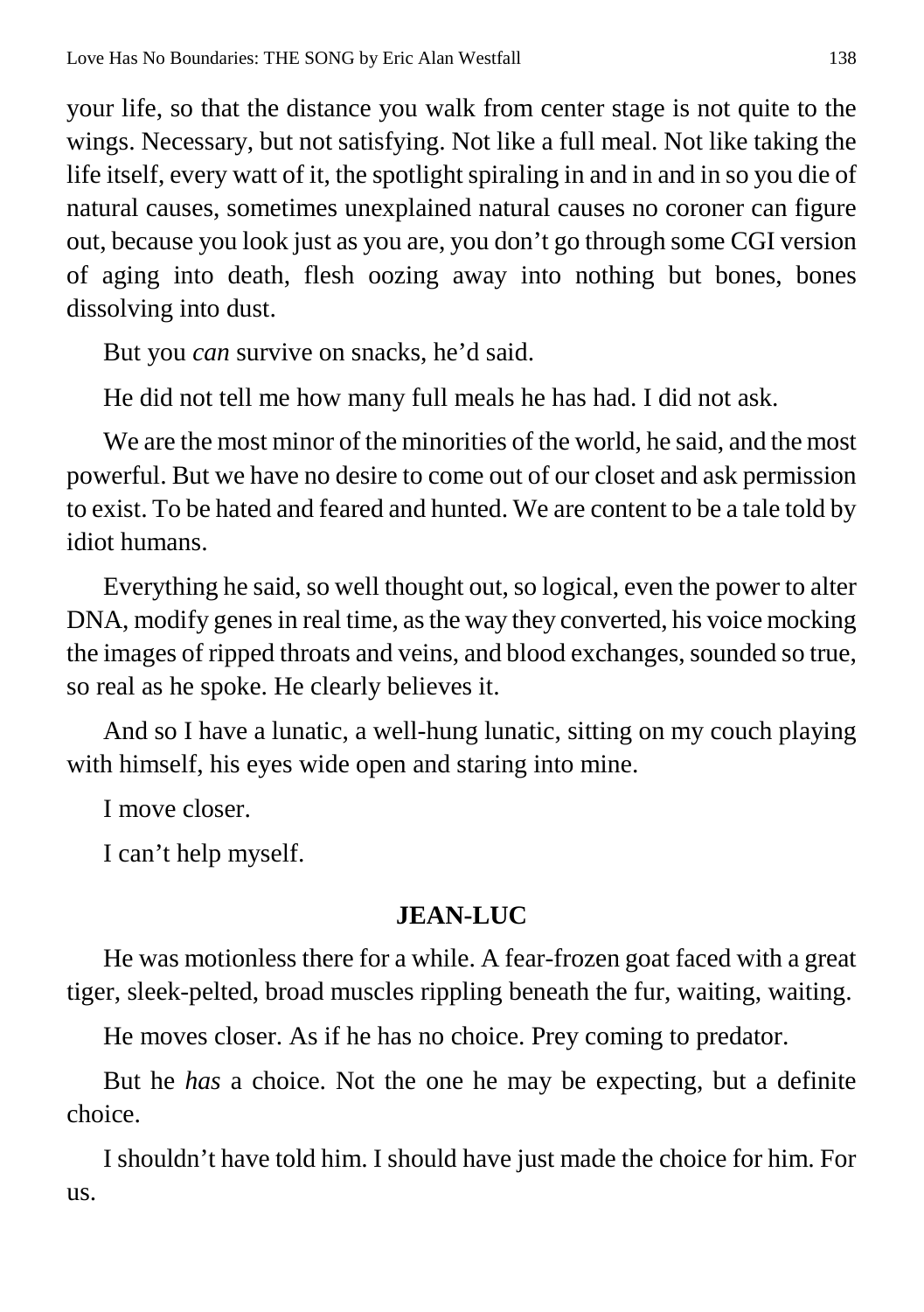your life, so that the distance you walk from center stage is not quite to the wings. Necessary, but not satisfying. Not like a full meal. Not like taking the life itself, every watt of it, the spotlight spiraling in and in and in so you die of natural causes, sometimes unexplained natural causes no coroner can figure out, because you look just as you are, you don't go through some CGI version of aging into death, flesh oozing away into nothing but bones, bones dissolving into dust.

But you *can* survive on snacks, he'd said.

He did not tell me how many full meals he has had. I did not ask.

We are the most minor of the minorities of the world, he said, and the most powerful. But we have no desire to come out of our closet and ask permission to exist. To be hated and feared and hunted. We are content to be a tale told by idiot humans.

Everything he said, so well thought out, so logical, even the power to alter DNA, modify genes in real time, as the way they converted, his voice mocking the images of ripped throats and veins, and blood exchanges, sounded so true, so real as he spoke. He clearly believes it.

And so I have a lunatic, a well-hung lunatic, sitting on my couch playing with himself, his eyes wide open and staring into mine.

I move closer.

I can't help myself.

**JEAN-LUC**

He was motionless there for a while. A fear-frozen goat faced with a great tiger, sleek-pelted, broad muscles rippling beneath the fur, waiting, waiting.

He moves closer. As if he has no choice. Prey coming to predator.

But he *has* a choice. Not the one he may be expecting, but a definite choice.

I shouldn't have told him. I should have just made the choice for him. For us.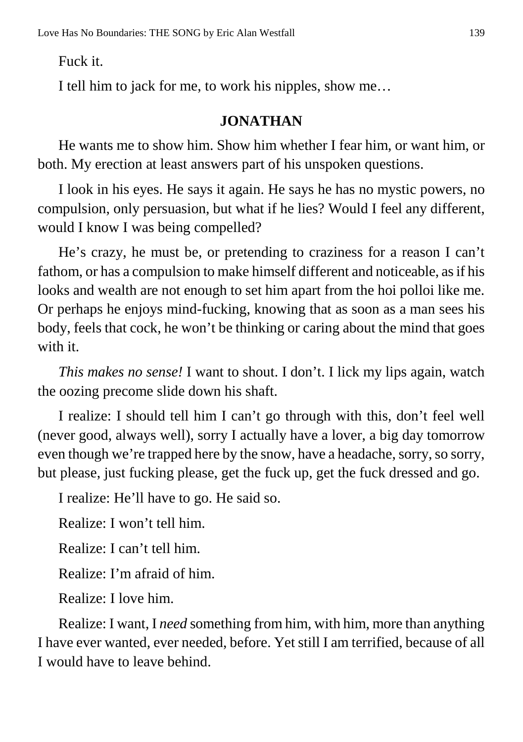Fuck it.

I tell him to jack for me, to work his nipples, show me…

**JONATHAN**

He wants me to show him. Show him whether I fear him, or want him, or both. My erection at least answers part of his unspoken questions.

I look in his eyes. He says it again. He says he has no mystic powers, no compulsion, only persuasion, but what if he lies? Would I feel any different, would I know I was being compelled?

He's crazy, he must be, or pretending to craziness for a reason I can't fathom, or has a compulsion to make himself different and noticeable, as if his looks and wealth are not enough to set him apart from the hoi polloi like me. Or perhaps he enjoys mind-fucking, knowing that as soon as a man sees his body, feels that cock, he won't be thinking or caring about the mind that goes with it.

*This makes no sense!* I want to shout. I don't. I lick my lips again, watch the oozing precome slide down his shaft.

I realize: I should tell him I can't go through with this, don't feel well (never good, always well), sorry I actually have a lover, a big day tomorrow even though we're trapped here by the snow, have a headache, sorry, so sorry, but please, just fucking please, get the fuck up, get the fuck dressed and go.

I realize: He'll have to go. He said so.

Realize: I won't tell him.

Realize: I can't tell him.

Realize: I'm afraid of him.

Realize: I love him.

Realize: I want, I *need* something from him, with him, more than anything I have ever wanted, ever needed, before. Yet still I am terrified, because of all I would have to leave behind.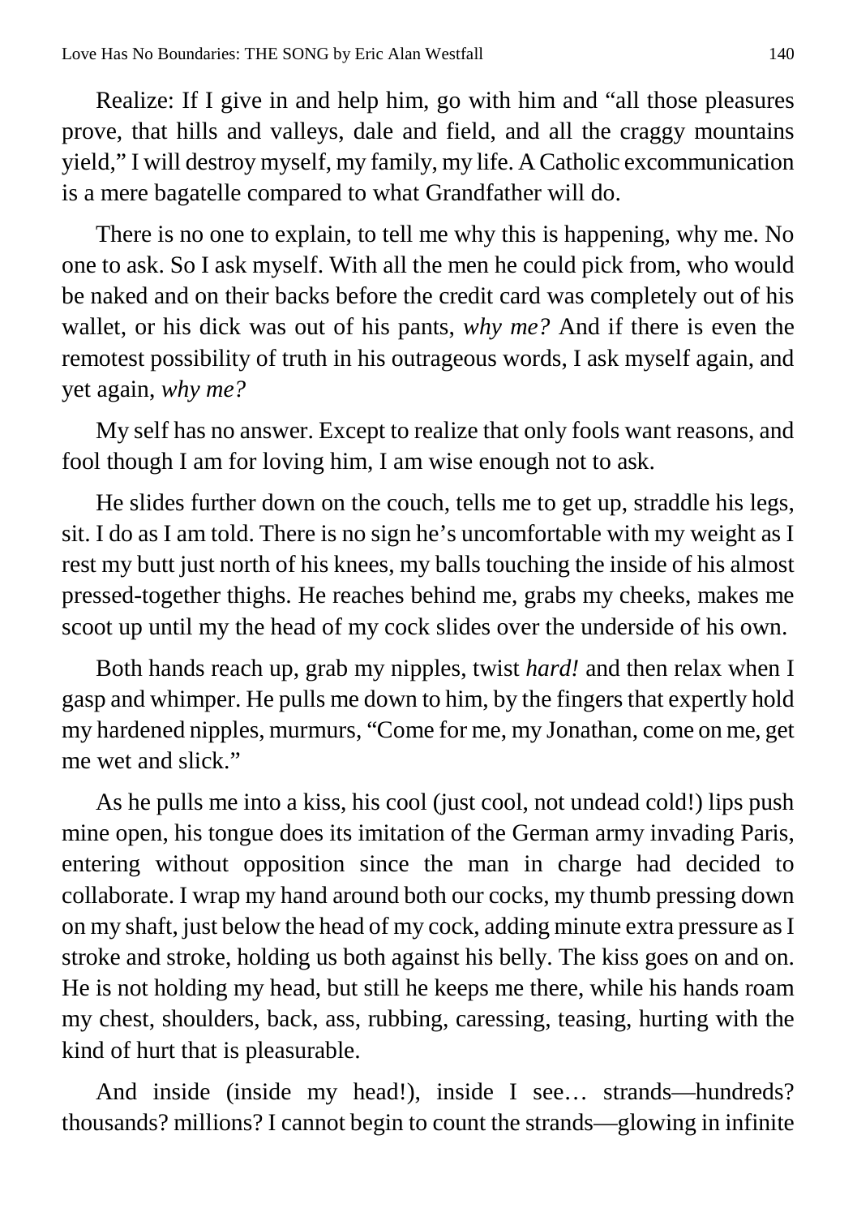Realize: If I give in and help him, go with him and "all those pleasures prove, that hills and valleys, dale and field, and all the craggy mountains yield," I will destroy myself, my family, my life. A Catholic excommunication is a mere bagatelle compared to what Grandfather will do.

There is no one to explain, to tell me why this is happening, why me. No one to ask. So I ask myself. With all the men he could pick from, who would be naked and on their backs before the credit card was completely out of his wallet, or his dick was out of his pants, *why me?* And if there is even the remotest possibility of truth in his outrageous words, I ask myself again, and yet again, *why me?*

My self has no answer. Except to realize that only fools want reasons, and fool though I am for loving him, I am wise enough not to ask.

He slides further down on the couch, tells me to get up, straddle his legs, sit. I do as I am told. There is no sign he's uncomfortable with my weight as I rest my butt just north of his knees, my balls touching the inside of his almost pressed-together thighs. He reaches behind me, grabs my cheeks, makes me scoot up until my the head of my cock slides over the underside of his own.

Both hands reach up, grab my nipples, twist *hard!* and then relax when I gasp and whimper. He pulls me down to him, by the fingers that expertly hold my hardened nipples, murmurs, "Come for me, my Jonathan, come on me, get me wet and slick."

As he pulls me into a kiss, his cool (just cool, not undead cold!) lips push mine open, his tongue does its imitation of the German army invading Paris, entering without opposition since the man in charge had decided to collaborate. I wrap my hand around both our cocks, my thumb pressing down on my shaft, just below the head of my cock, adding minute extra pressure as I stroke and stroke, holding us both against his belly. The kiss goes on and on. He is not holding my head, but still he keeps me there, while his hands roam my chest, shoulders, back, ass, rubbing, caressing, teasing, hurting with the kind of hurt that is pleasurable.

And inside (inside my head!), inside I see… strands—hundreds? thousands? millions? I cannot begin to count the strands—glowing in infinite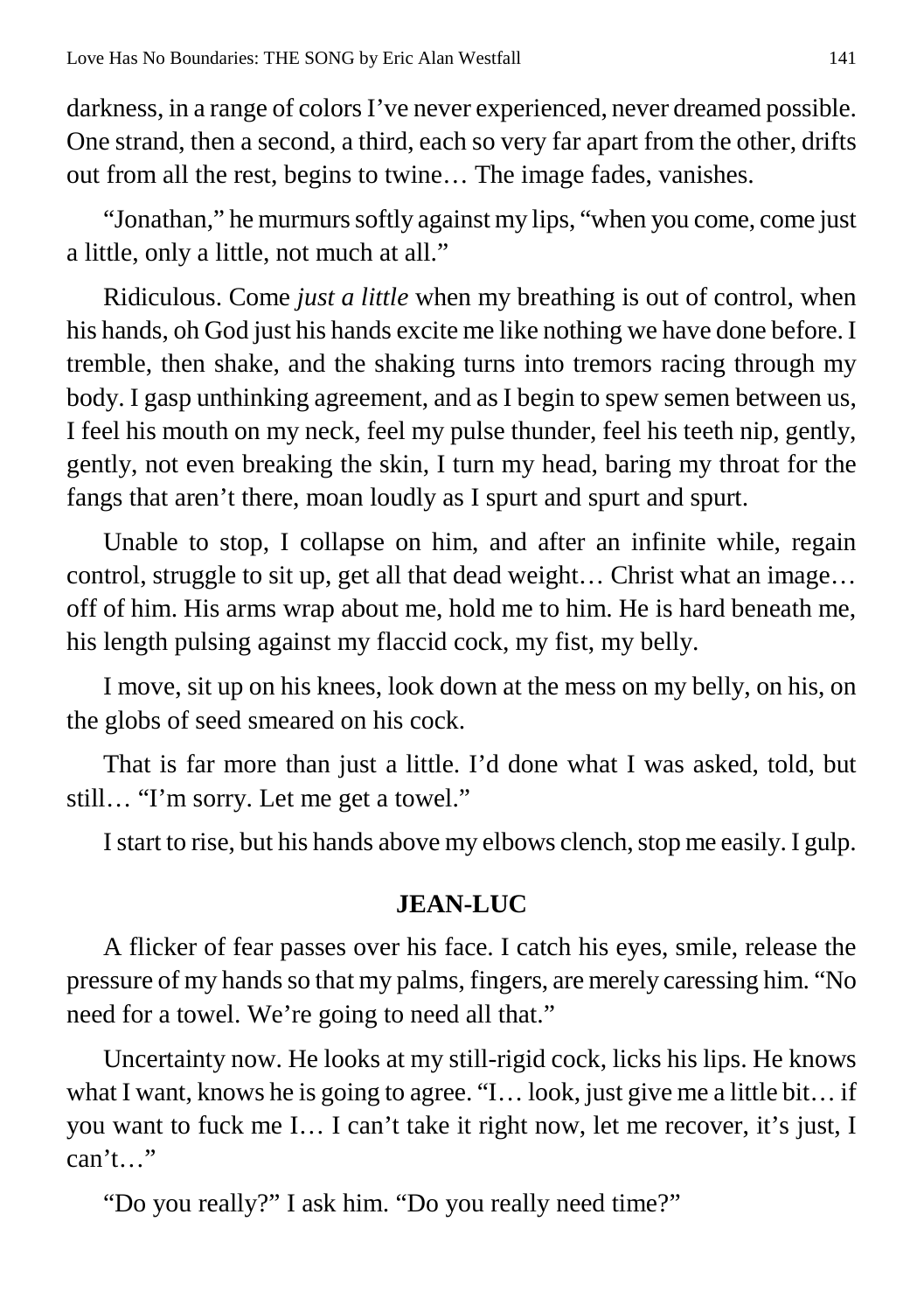darkness, in a range of colors I've never experienced, never dreamed possible. One strand, then a second, a third, each so very far apart from the other, drifts out from all the rest, begins to twine… The image fades, vanishes.

"Jonathan," he murmurs softly against my lips, "when you come, come just a little, only a little, not much at all."

Ridiculous. Come *just a little* when my breathing is out of control, when his hands, oh God just his hands excite me like nothing we have done before. I tremble, then shake, and the shaking turns into tremors racing through my body. I gasp unthinking agreement, and as I begin to spew semen between us, I feel his mouth on my neck, feel my pulse thunder, feel his teeth nip, gently, gently, not even breaking the skin, I turn my head, baring my throat for the fangs that aren't there, moan loudly as I spurt and spurt and spurt.

Unable to stop, I collapse on him, and after an infinite while, regain control, struggle to sit up, get all that dead weight… Christ what an image… off of him. His arms wrap about me, hold me to him. He is hard beneath me, his length pulsing against my flaccid cock, my fist, my belly.

I move, sit up on his knees, look down at the mess on my belly, on his, on the globs of seed smeared on his cock.

That is far more than just a little. I'd done what I was asked, told, but still… "I'm sorry. Let me get a towel."

I start to rise, but his hands above my elbows clench, stop me easily. I gulp.

**JEAN-LUC**

A flicker of fear passes over his face. I catch his eyes, smile, release the pressure of my hands so that my palms, fingers, are merely caressing him. "No need for a towel. We're going to need all that."

Uncertainty now. He looks at my still-rigid cock, licks his lips. He knows what I want, knows he is going to agree. "I… look, just give me a little bit… if you want to fuck me I… I can't take it right now, let me recover, it's just, I can't…"

"Do you really?" I ask him. "Do you really need time?"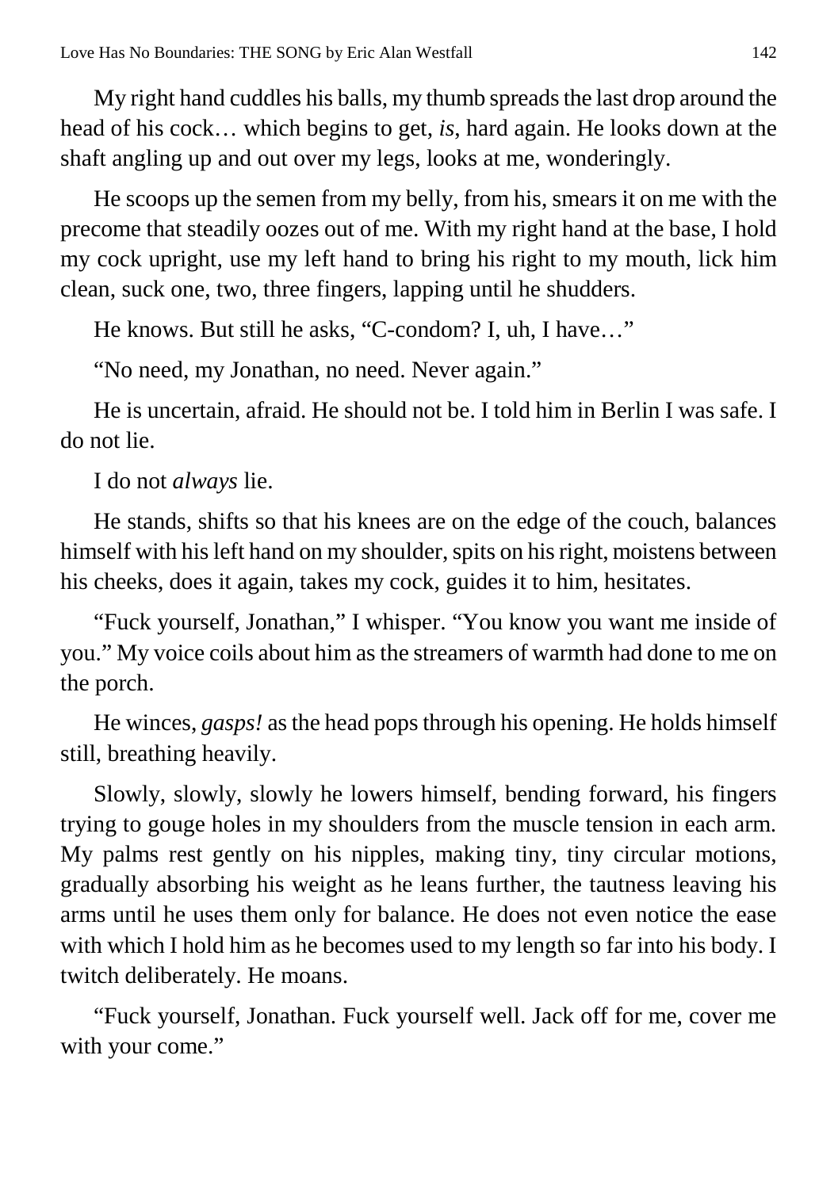My right hand cuddles his balls, my thumb spreads the last drop around the head of his cock… which begins to get, *is*, hard again. He looks down at the shaft angling up and out over my legs, looks at me, wonderingly.

He scoops up the semen from my belly, from his, smears it on me with the precome that steadily oozes out of me. With my right hand at the base, I hold my cock upright, use my left hand to bring his right to my mouth, lick him clean, suck one, two, three fingers, lapping until he shudders.

He knows. But still he asks, "C-condom? I, uh, I have…"

"No need, my Jonathan, no need. Never again."

He is uncertain, afraid. He should not be. I told him in Berlin I was safe. I do not lie.

I do not *always* lie.

He stands, shifts so that his knees are on the edge of the couch, balances himself with his left hand on my shoulder, spits on his right, moistens between his cheeks, does it again, takes my cock, guides it to him, hesitates.

"Fuck yourself, Jonathan," I whisper. "You know you want me inside of you." My voice coils about him as the streamers of warmth had done to me on the porch.

He winces, *gasps!* as the head pops through his opening. He holds himself still, breathing heavily.

Slowly, slowly, slowly he lowers himself, bending forward, his fingers trying to gouge holes in my shoulders from the muscle tension in each arm. My palms rest gently on his nipples, making tiny, tiny circular motions, gradually absorbing his weight as he leans further, the tautness leaving his arms until he uses them only for balance. He does not even notice the ease with which I hold him as he becomes used to my length so far into his body. I twitch deliberately. He moans.

"Fuck yourself, Jonathan. Fuck yourself well. Jack off for me, cover me with your come."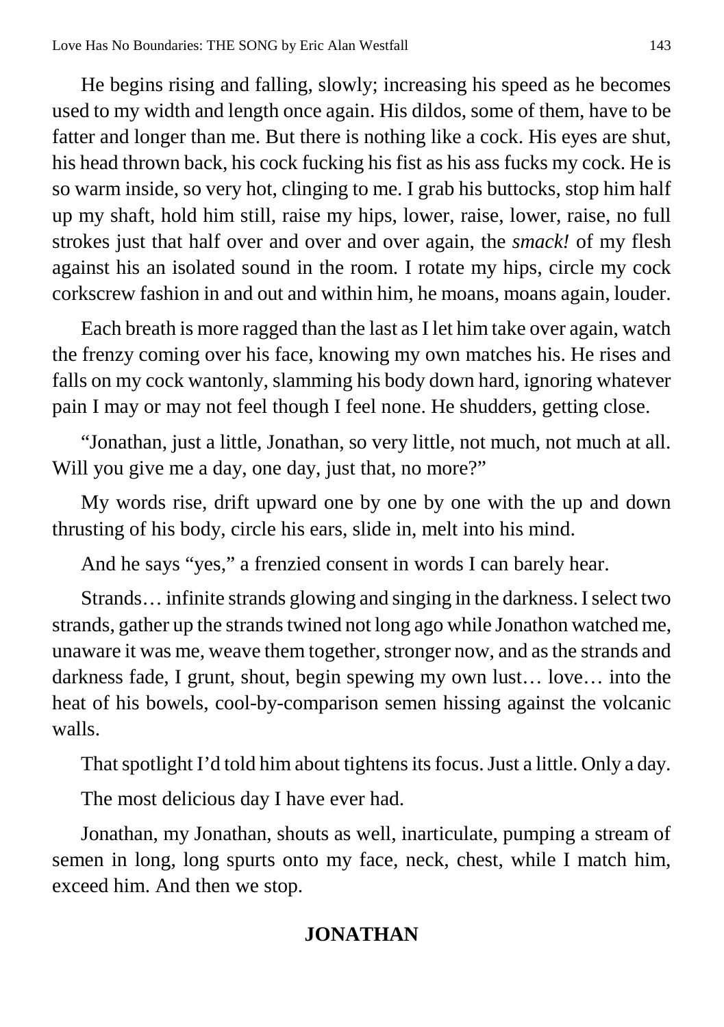He begins rising and falling, slowly; increasing his speed as he becomes used to my width and length once again. His dildos, some of them, have to be fatter and longer than me. But there is nothing like a cock. His eyes are shut, his head thrown back, his cock fucking his fist as his ass fucks my cock. He is so warm inside, so very hot, clinging to me. I grab his buttocks, stop him half up my shaft, hold him still, raise my hips, lower, raise, lower, raise, no full strokes just that half over and over and over again, the *smack!* of my flesh against his an isolated sound in the room. I rotate my hips, circle my cock corkscrew fashion in and out and within him, he moans, moans again, louder.

Each breath is more ragged than the last as I let him take over again, watch the frenzy coming over his face, knowing my own matches his. He rises and falls on my cock wantonly, slamming his body down hard, ignoring whatever pain I may or may not feel though I feel none. He shudders, getting close.

"Jonathan, just a little, Jonathan, so very little, not much, not much at all. Will you give me a day, one day, just that, no more?"

My words rise, drift upward one by one by one with the up and down thrusting of his body, circle his ears, slide in, melt into his mind.

And he says "yes," a frenzied consent in words I can barely hear.

Strands… infinite strands glowing and singing in the darkness. I select two strands, gather up the strands twined not long ago while Jonathon watched me, unaware it was me, weave them together, stronger now, and as the strands and darkness fade, I grunt, shout, begin spewing my own lust… love… into the heat of his bowels, cool-by-comparison semen hissing against the volcanic walls.

That spotlight I'd told him about tightens its focus. Just a little. Only a day.

The most delicious day I have ever had.

Jonathan, my Jonathan, shouts as well, inarticulate, pumping a stream of semen in long, long spurts onto my face, neck, chest, while I match him, exceed him. And then we stop.

## JONATHAN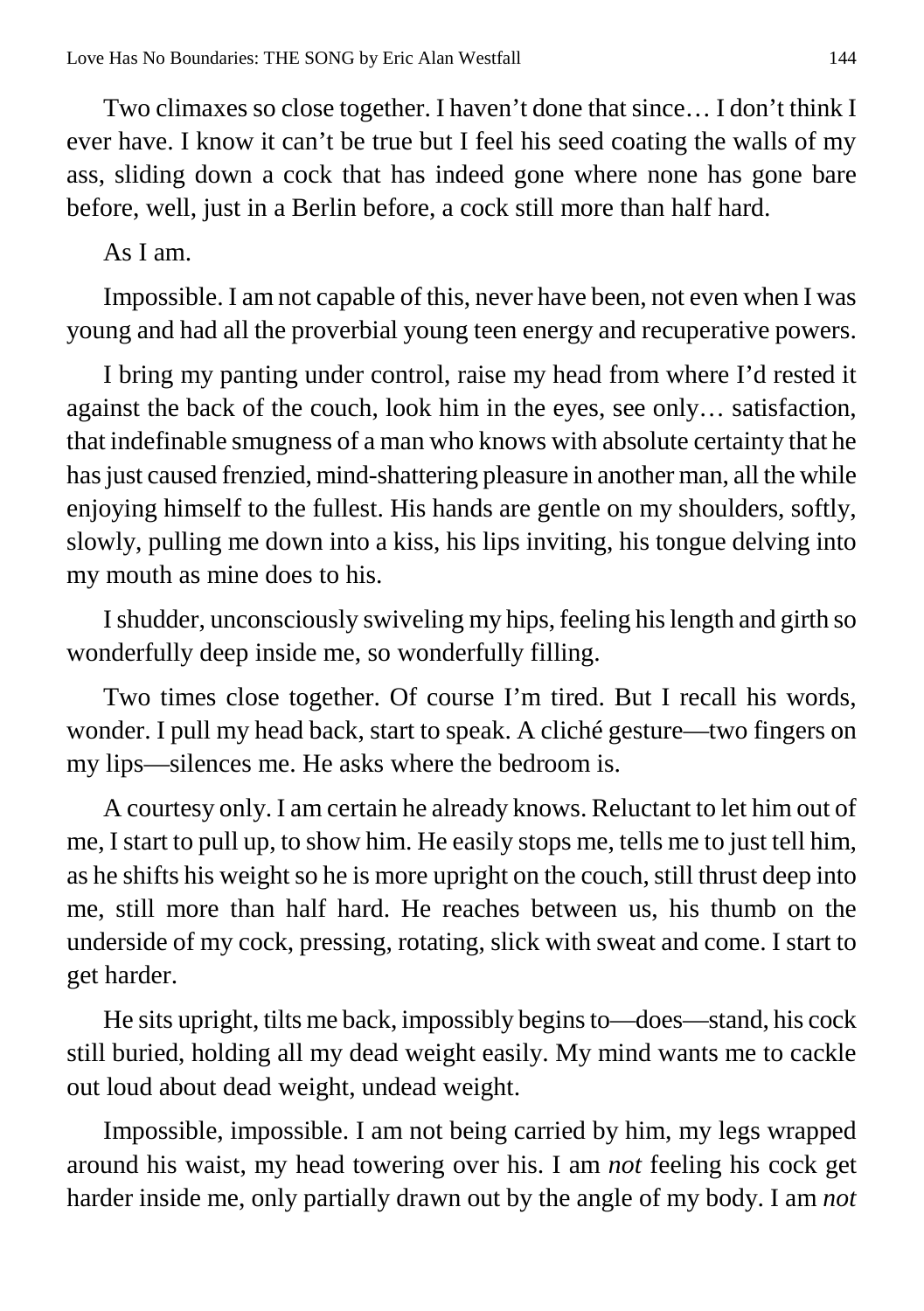Two climaxes so close together. I haven't done that since… I don't think I ever have. I know it can't be true but I feel his seed coating the walls of my ass, sliding down a cock that has indeed gone where none has gone bare before, well, just in a Berlin before, a cock still more than half hard.

As I am.

Impossible. I am not capable of this, never have been, not even when I was young and had all the proverbial young teen energy and recuperative powers.

I bring my panting under control, raise my head from where I'd rested it against the back of the couch, look him in the eyes, see only… satisfaction, that indefinable smugness of a man who knows with absolute certainty that he has just caused frenzied, mind-shattering pleasure in another man, all the while enjoying himself to the fullest. His hands are gentle on my shoulders, softly, slowly, pulling me down into a kiss, his lips inviting, his tongue delving into my mouth as mine does to his.

I shudder, unconsciously swiveling my hips, feeling his length and girth so wonderfully deep inside me, so wonderfully filling.

Two times close together. Of course I'm tired. But I recall his words, wonder. I pull my head back, start to speak. A cliché gesture—two fingers on my lips—silences me. He asks where the bedroom is.

A courtesy only. I am certain he already knows. Reluctant to let him out of me, I start to pull up, to show him. He easily stops me, tells me to just tell him, as he shifts his weight so he is more upright on the couch, still thrust deep into me, still more than half hard. He reaches between us, his thumb on the underside of my cock, pressing, rotating, slick with sweat and come. I start to get harder.

He sits upright, tilts me back, impossibly begins to—does—stand, his cock still buried, holding all my dead weight easily. My mind wants me to cackle out loud about dead weight, undead weight.

Impossible, impossible. I am not being carried by him, my legs wrapped around his waist, my head towering over his. I am *not* feeling his cock get harder inside me, only partially drawn out by the angle of my body. I am *not*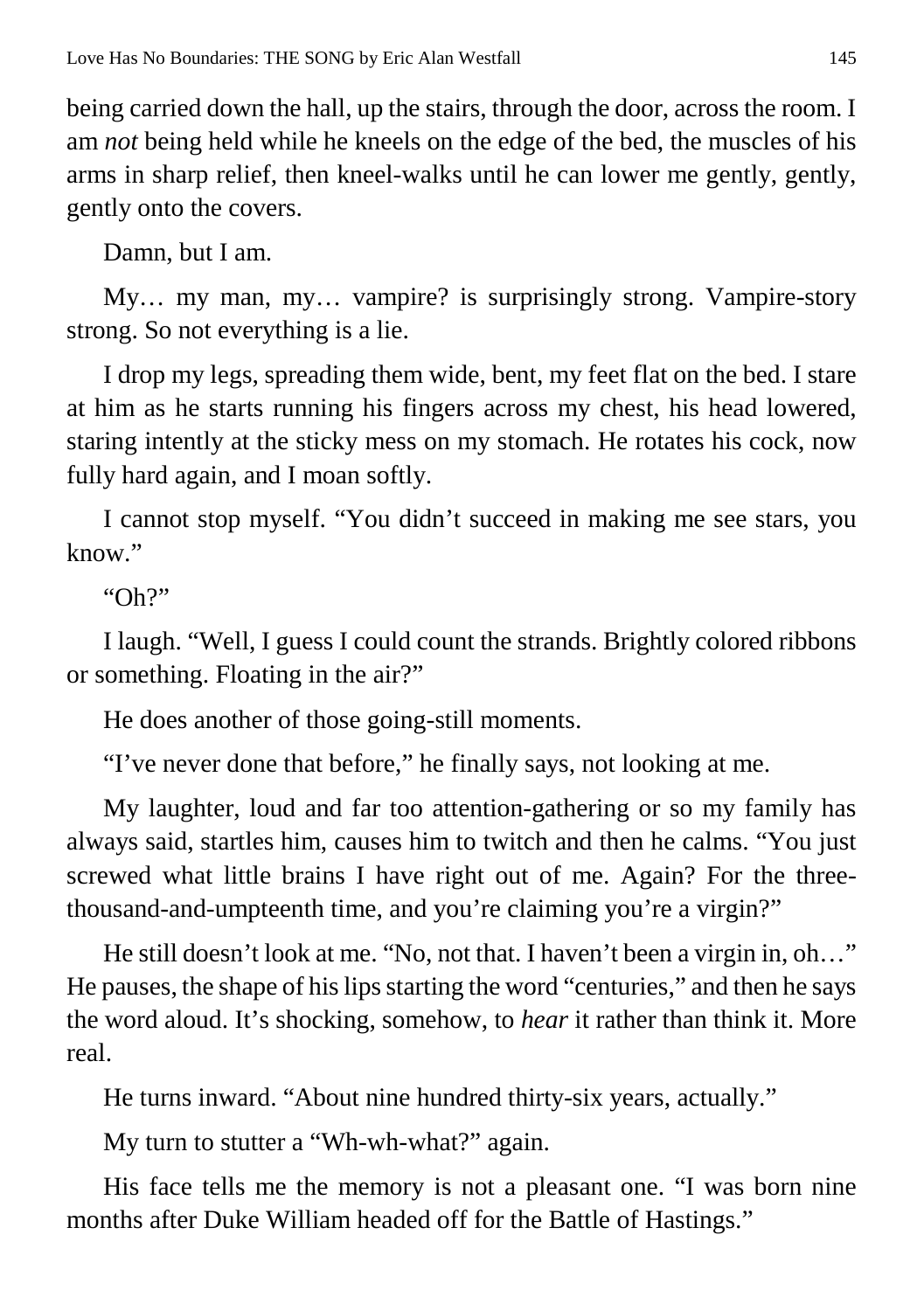being carried down the hall, up the stairs, through the door, across the room. I am *not* being held while he kneels on the edge of the bed, the muscles of his arms in sharp relief, then kneel-walks until he can lower me gently, gently, gently onto the covers.

Damn, but I am.

My… my man, my… vampire? is surprisingly strong. Vampire-story strong. So not everything is a lie.

I drop my legs, spreading them wide, bent, my feet flat on the bed. I stare at him as he starts running his fingers across my chest, his head lowered, staring intently at the sticky mess on my stomach. He rotates his cock, now fully hard again, and I moan softly.

I cannot stop myself. "You didn't succeed in making me see stars, you know."

"Oh?"

I laugh. "Well, I guess I could count the strands. Brightly colored ribbons or something. Floating in the air?"

He does another of those going-still moments.

"I've never done that before," he finally says, not looking at me.

My laughter, loud and far too attention-gathering or so my family has always said, startles him, causes him to twitch and then he calms. "You just screwed what little brains I have right out of me. Again? For the three-thousand-and-umpteenth time, and you're claiming you're a virgin?"

He still doesn't look at me. "No, not that. I haven't been a virgin in, oh…" He pauses, the shape of his lips starting the word "centuries," and then he says the word aloud. It's shocking, somehow, to *hear* it rather than think it. More real.

He turns inward. "About nine hundred thirty-six years, actually."

My turn to stutter a "Wh-wh-what?" again.

His face tells me the memory is not a pleasant one. "I was born nine months after Duke William headed off for the Battle of Hastings."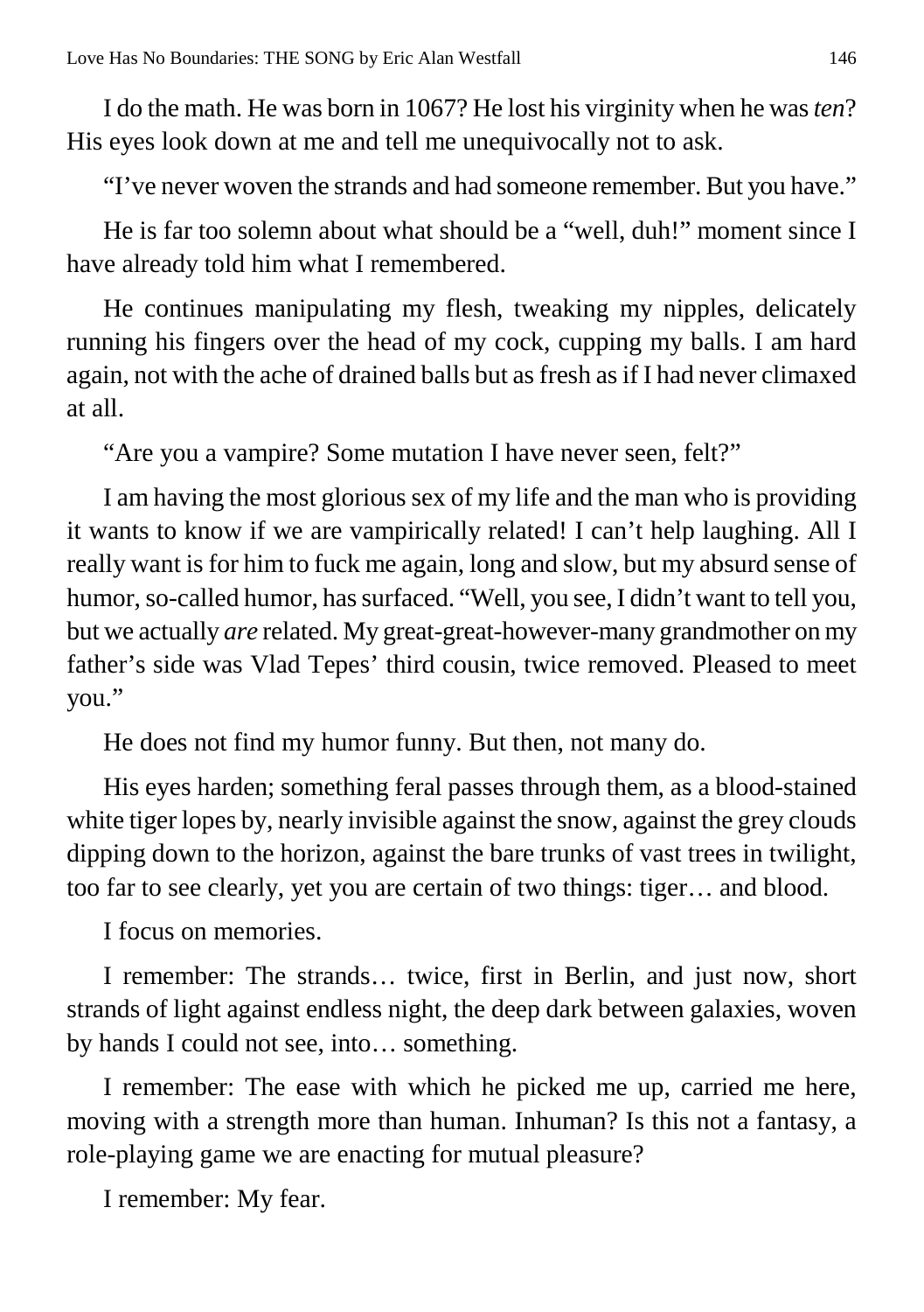I do the math. He was born in 1067? He lost his virginity when he was *ten*? His eyes look down at me and tell me unequivocally not to ask.

"I've never woven the strands and had someone remember. But you have."

He is far too solemn about what should be a "well, duh!" moment since I have already told him what I remembered.

He continues manipulating my flesh, tweaking my nipples, delicately running his fingers over the head of my cock, cupping my balls. I am hard again, not with the ache of drained balls but as fresh as if I had never climaxed at all.

"Are you a vampire? Some mutation I have never seen, felt?"

I am having the most glorious sex of my life and the man who is providing it wants to know if we are vampirically related! I can't help laughing. All I really want is for him to fuck me again, long and slow, but my absurd sense of humor, so-called humor, has surfaced. "Well, you see, I didn't want to tell you, but we actually *are* related. My great-great-however-many grandmother on my father's side was Vlad Tepes' third cousin, twice removed. Pleased to meet you."

He does not find my humor funny. But then, not many do.

His eyes harden; something feral passes through them, as a blood-stained white tiger lopes by, nearly invisible against the snow, against the grey clouds dipping down to the horizon, against the bare trunks of vast trees in twilight, too far to see clearly, yet you are certain of two things: tiger… and blood.

I focus on memories.

I remember: The strands… twice, first in Berlin, and just now, short strands of light against endless night, the deep dark between galaxies, woven by hands I could not see, into… something.

I remember: The ease with which he picked me up, carried me here, moving with a strength more than human. Inhuman? Is this not a fantasy, a role-playing game we are enacting for mutual pleasure?

I remember: My fear.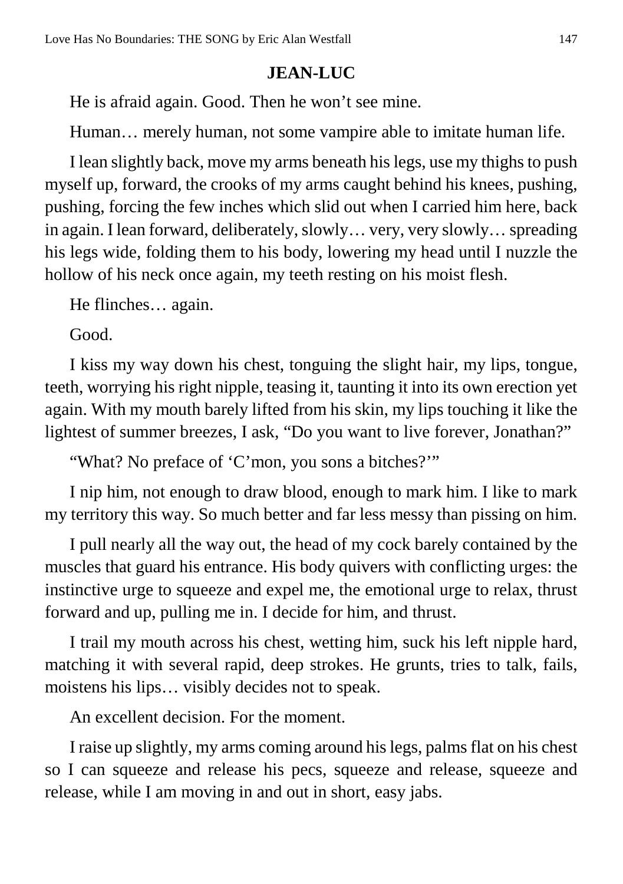**JEAN-LUC**

He is afraid again. Good. Then he won't see mine.

Human… merely human, not some vampire able to imitate human life.

I lean slightly back, move my arms beneath his legs, use my thighs to push myself up, forward, the crooks of my arms caught behind his knees, pushing, pushing, forcing the few inches which slid out when I carried him here, back in again. I lean forward, deliberately, slowly… very, very slowly… spreading his legs wide, folding them to his body, lowering my head until I nuzzle the hollow of his neck once again, my teeth resting on his moist flesh.

He flinches… again.

Good.

I kiss my way down his chest, tonguing the slight hair, my lips, tongue, teeth, worrying his right nipple, teasing it, taunting it into its own erection yet again. With my mouth barely lifted from his skin, my lips touching it like the lightest of summer breezes, I ask, "Do you want to live forever, Jonathan?"

"What? No preface of 'C'mon, you sons a bitches?'"

I nip him, not enough to draw blood, enough to mark him. I like to mark my territory this way. So much better and far less messy than pissing on him.

I pull nearly all the way out, the head of my cock barely contained by the muscles that guard his entrance. His body quivers with conflicting urges: the instinctive urge to squeeze and expel me, the emotional urge to relax, thrust forward and up, pulling me in. I decide for him, and thrust.

I trail my mouth across his chest, wetting him, suck his left nipple hard, matching it with several rapid, deep strokes. He grunts, tries to talk, fails, moistens his lips… visibly decides not to speak.

An excellent decision. For the moment.

I raise up slightly, my arms coming around his legs, palms flat on his chest so I can squeeze and release his pecs, squeeze and release, squeeze and release, while I am moving in and out in short, easy jabs.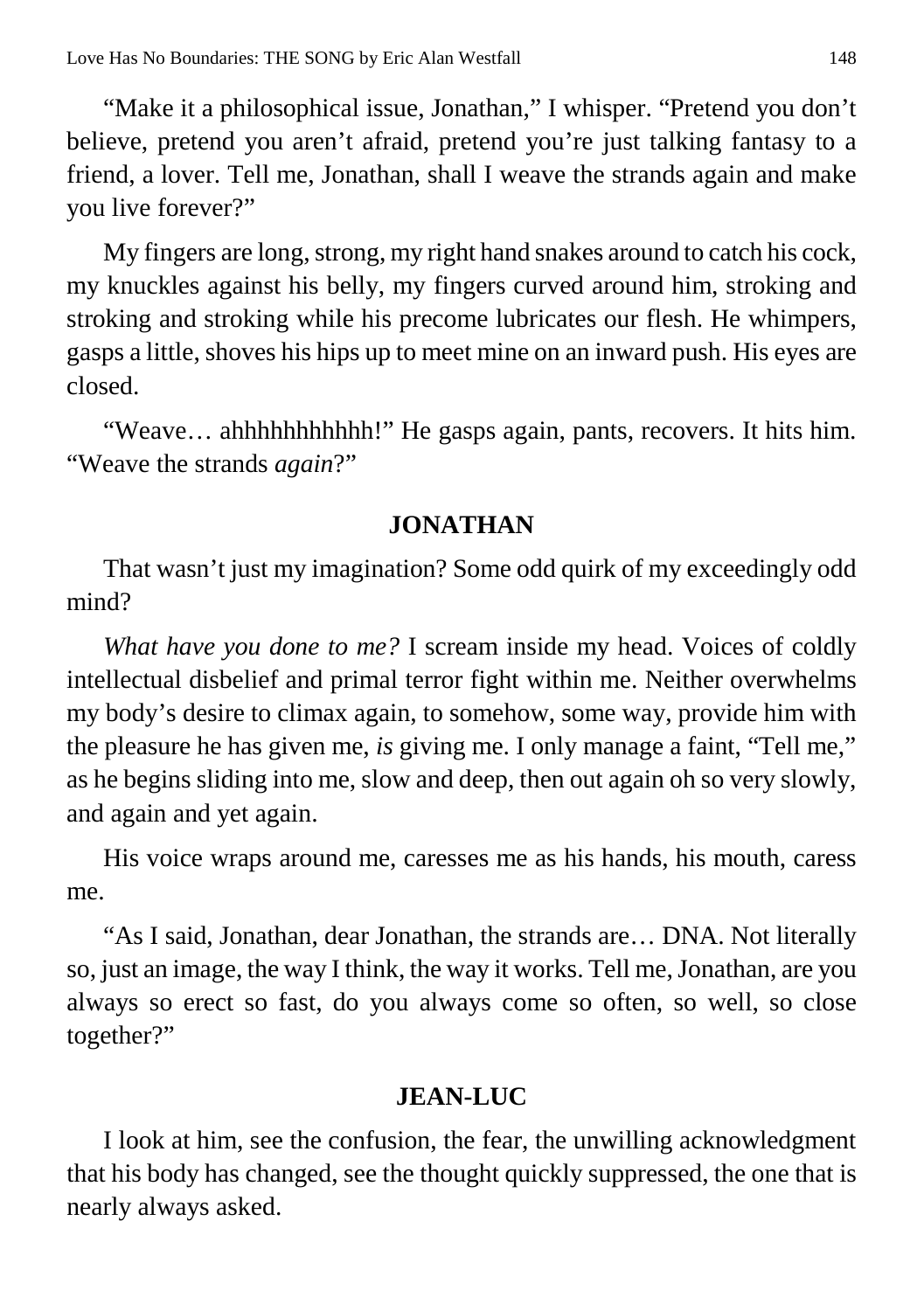"Make it a philosophical issue, Jonathan," I whisper. "Pretend you don't believe, pretend you aren't afraid, pretend you're just talking fantasy to a friend, a lover. Tell me, Jonathan, shall I weave the strands again and make you live forever?"

My fingers are long, strong, my right hand snakes around to catch his cock, my knuckles against his belly, my fingers curved around him, stroking and stroking and stroking while his precome lubricates our flesh. He whimpers, gasps a little, shoves his hips up to meet mine on an inward push. His eyes are closed.

"Weave… ahhhhhhhhhhh!" He gasps again, pants, recovers. It hits him. "Weave the strands *again*?"

**JONATHAN**

That wasn't just my imagination? Some odd quirk of my exceedingly odd mind?

*What have you done to me?* I scream inside my head. Voices of coldly intellectual disbelief and primal terror fight within me. Neither overwhelms my body's desire to climax again, to somehow, some way, provide him with the pleasure he has given me, *is* giving me. I only manage a faint, "Tell me," as he begins sliding into me, slow and deep, then out again oh so very slowly, and again and yet again.

His voice wraps around me, caresses me as his hands, his mouth, caress me.

"As I said, Jonathan, dear Jonathan, the strands are… DNA. Not literally so, just an image, the way I think, the way it works. Tell me, Jonathan, are you always so erect so fast, do you always come so often, so well, so close together?"

**JEAN-LUC**

I look at him, see the confusion, the fear, the unwilling acknowledgment that his body has changed, see the thought quickly suppressed, the one that is nearly always asked.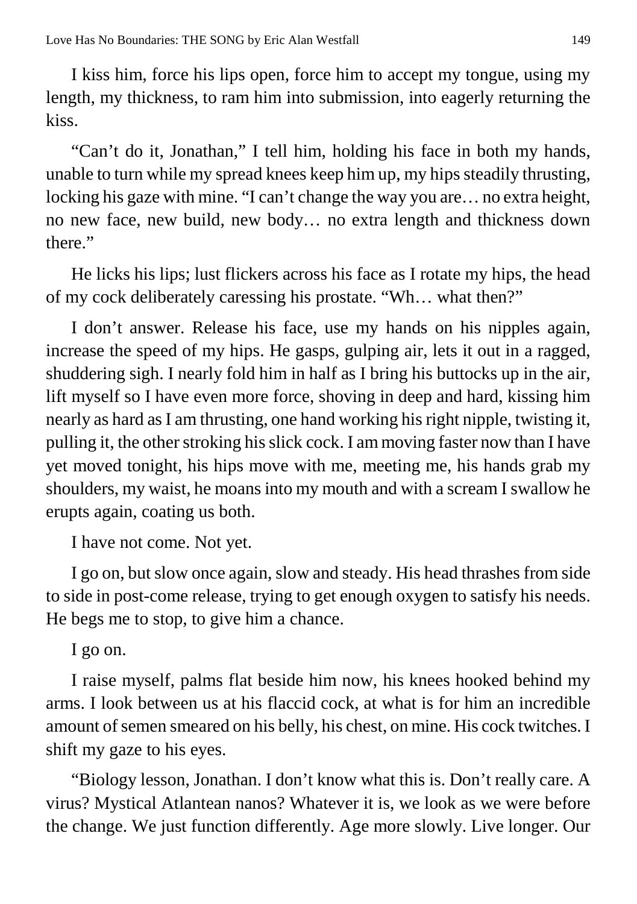I kiss him, force his lips open, force him to accept my tongue, using my length, my thickness, to ram him into submission, into eagerly returning the kiss.

“Can’t do it, Jonathan,” I tell him, holding his face in both my hands, unable to turn while my spread knees keep him up, my hips steadily thrusting, locking his gaze with mine. “I can’t change the way you are… no extra height, no new face, new build, new body… no extra length and thickness down there.”

He licks his lips; lust flickers across his face as I rotate my hips, the head of my cock deliberately caressing his prostate. “Wh… what then?”

I don’t answer. Release his face, use my hands on his nipples again, increase the speed of my hips. He gasps, gulping air, lets it out in a ragged, shuddering sigh. I nearly fold him in half as I bring his buttocks up in the air, lift myself so I have even more force, shoving in deep and hard, kissing him nearly as hard as I am thrusting, one hand working his right nipple, twisting it, pulling it, the other stroking his slick cock. I am moving faster now than I have yet moved tonight, his hips move with me, meeting me, his hands grab my shoulders, my waist, he moans into my mouth and with a scream I swallow he erupts again, coating us both.

I have not come. Not yet.

I go on, but slow once again, slow and steady. His head thrashes from side to side in post-come release, trying to get enough oxygen to satisfy his needs. He begs me to stop, to give him a chance.

I go on.

I raise myself, palms flat beside him now, his knees hooked behind my arms. I look between us at his flaccid cock, at what is for him an incredible amount of semen smeared on his belly, his chest, on mine. His cock twitches. I shift my gaze to his eyes.

“Biology lesson, Jonathan. I don’t know what this is. Don’t really care. A virus? Mystical Atlantean nanos? Whatever it is, we look as we were before the change. We just function differently. Age more slowly. Live longer. Our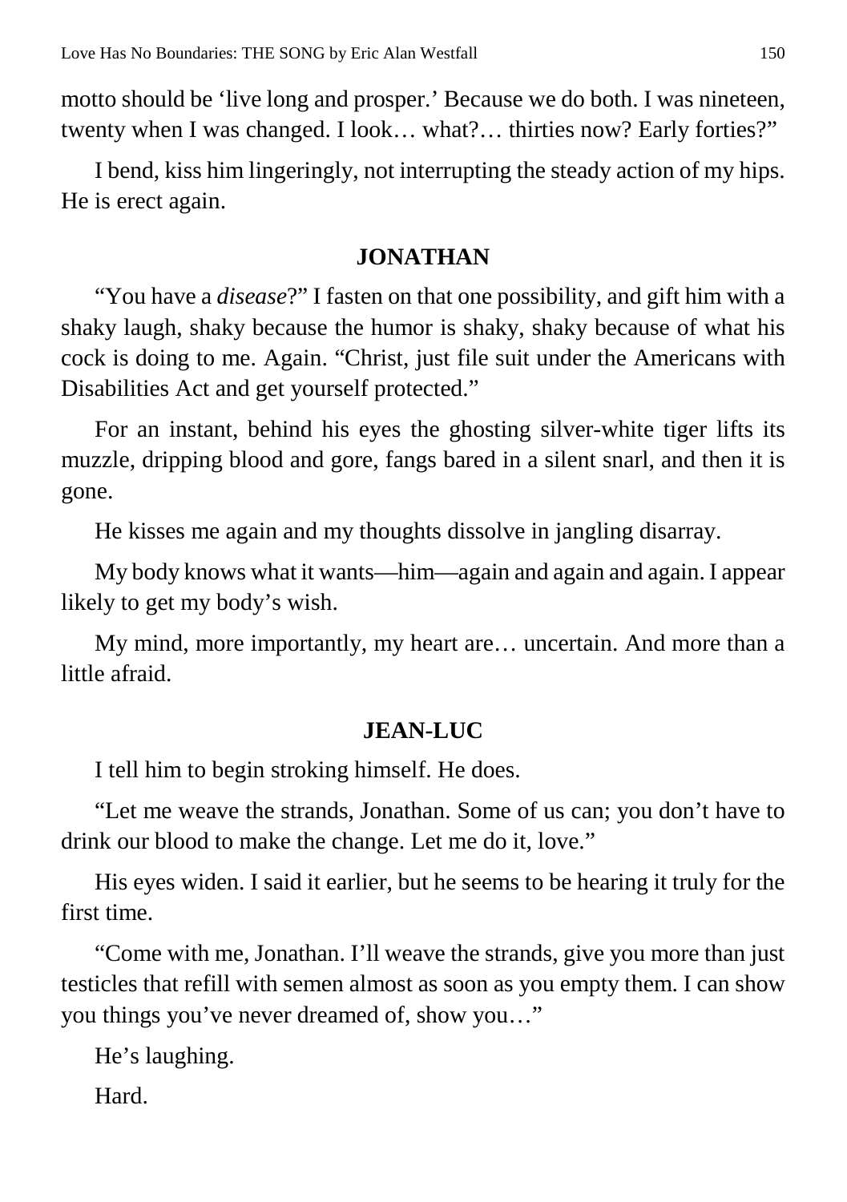motto should be 'live long and prosper.' Because we do both. I was nineteen, twenty when I was changed. I look… what?… thirties now? Early forties?"

I bend, kiss him lingeringly, not interrupting the steady action of my hips. He is erect again.

**JONATHAN**

"You have a *disease*?" I fasten on that one possibility, and gift him with a shaky laugh, shaky because the humor is shaky, shaky because of what his cock is doing to me. Again. "Christ, just file suit under the Americans with Disabilities Act and get yourself protected."

For an instant, behind his eyes the ghosting silver-white tiger lifts its muzzle, dripping blood and gore, fangs bared in a silent snarl, and then it is gone.

He kisses me again and my thoughts dissolve in jangling disarray.

My body knows what it wants—him—again and again and again. I appear likely to get my body's wish.

My mind, more importantly, my heart are… uncertain. And more than a little afraid.

**JEAN-LUC**

I tell him to begin stroking himself. He does.

"Let me weave the strands, Jonathan. Some of us can; you don't have to drink our blood to make the change. Let me do it, love."

His eyes widen. I said it earlier, but he seems to be hearing it truly for the first time.

"Come with me, Jonathan. I'll weave the strands, give you more than just testicles that refill with semen almost as soon as you empty them. I can show you things you've never dreamed of, show you…"

He's laughing.

Hard.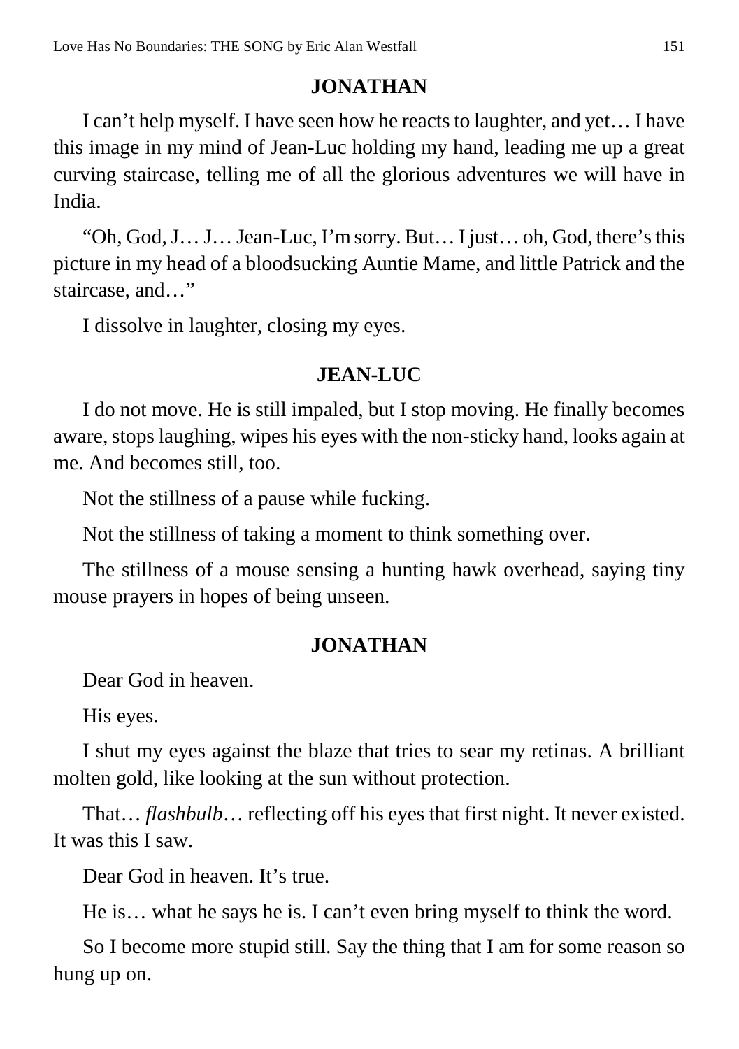## JONATHAN

I can't help myself. I have seen how he reacts to laughter, and yet… I have this image in my mind of Jean-Luc holding my hand, leading me up a great curving staircase, telling me of all the glorious adventures we will have in India.

"Oh, God, J… J… Jean-Luc, I'm sorry. But… I just… oh, God, there's this picture in my head of a bloodsucking Auntie Mame, and little Patrick and the staircase, and…"

I dissolve in laughter, closing my eyes.

## JEAN-LUC

I do not move. He is still impaled, but I stop moving. He finally becomes aware, stops laughing, wipes his eyes with the non-sticky hand, looks again at me. And becomes still, too.

Not the stillness of a pause while fucking.

Not the stillness of taking a moment to think something over.

The stillness of a mouse sensing a hunting hawk overhead, saying tiny mouse prayers in hopes of being unseen.

## JONATHAN

Dear God in heaven.

His eyes.

I shut my eyes against the blaze that tries to sear my retinas. A brilliant molten gold, like looking at the sun without protection.

That… *flashbulb*… reflecting off his eyes that first night. It never existed. It was this I saw.

Dear God in heaven. It's true.

He is… what he says he is. I can't even bring myself to think the word.

So I become more stupid still. Say the thing that I am for some reason so hung up on.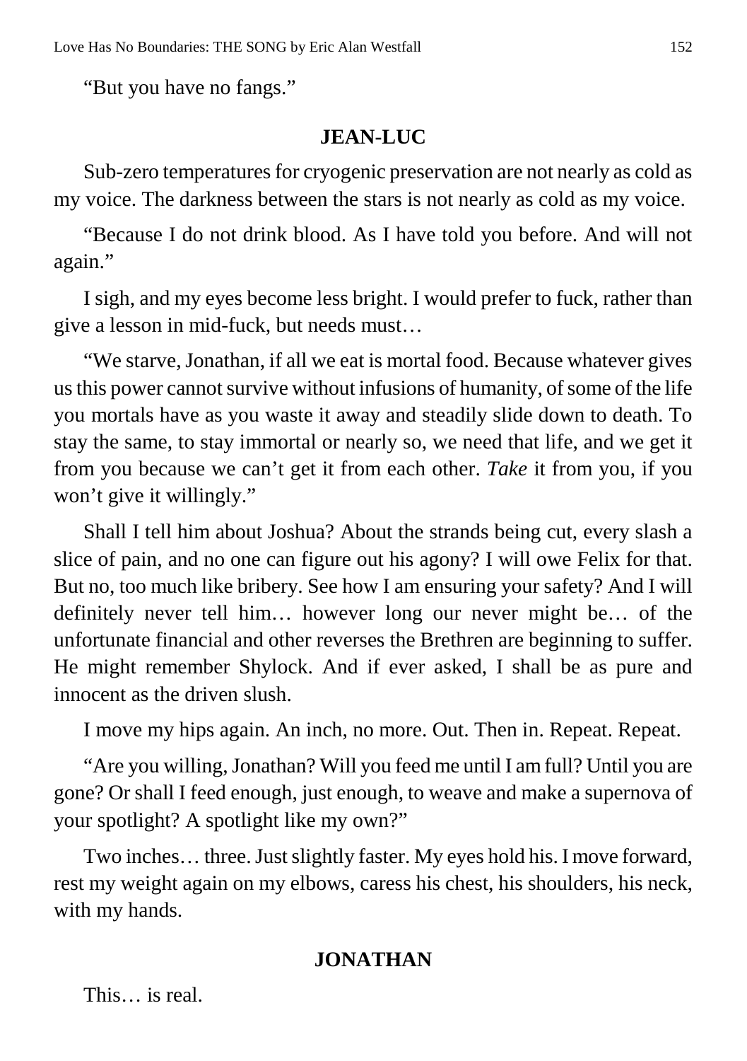"But you have no fangs."

**JEAN-LUC**

Sub-zero temperatures for cryogenic preservation are not nearly as cold as my voice. The darkness between the stars is not nearly as cold as my voice.

"Because I do not drink blood. As I have told you before. And will not again."

I sigh, and my eyes become less bright. I would prefer to fuck, rather than give a lesson in mid-fuck, but needs must…

"We starve, Jonathan, if all we eat is mortal food. Because whatever gives us this power cannot survive without infusions of humanity, of some of the life you mortals have as you waste it away and steadily slide down to death. To stay the same, to stay immortal or nearly so, we need that life, and we get it from you because we can't get it from each other. *Take* it from you, if you won't give it willingly."

Shall I tell him about Joshua? About the strands being cut, every slash a slice of pain, and no one can figure out his agony? I will owe Felix for that. But no, too much like bribery. See how I am ensuring your safety? And I will definitely never tell him… however long our never might be… of the unfortunate financial and other reverses the Brethren are beginning to suffer. He might remember Shylock. And if ever asked, I shall be as pure and innocent as the driven slush.

I move my hips again. An inch, no more. Out. Then in. Repeat. Repeat.

"Are you willing, Jonathan? Will you feed me until I am full? Until you are gone? Or shall I feed enough, just enough, to weave and make a supernova of your spotlight? A spotlight like my own?"

Two inches… three. Just slightly faster. My eyes hold his. I move forward, rest my weight again on my elbows, caress his chest, his shoulders, his neck, with my hands.

**JONATHAN**

This… is real.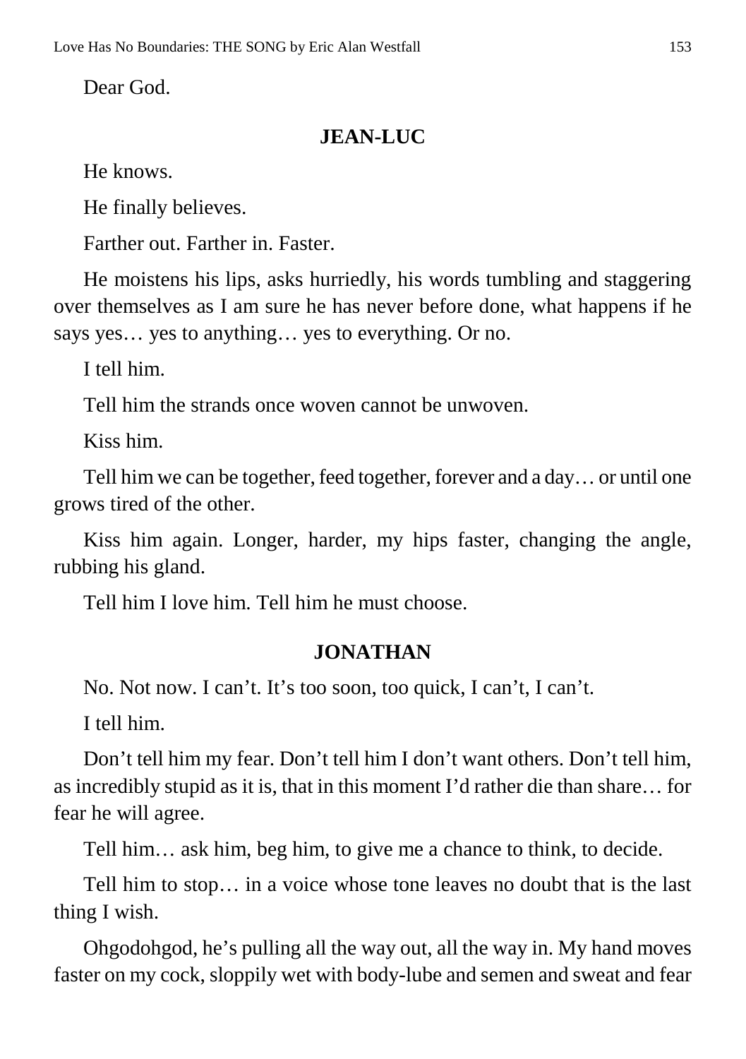Dear God.

**JEAN-LUC**

He knows.

He finally believes.

Farther out. Farther in. Faster.

He moistens his lips, asks hurriedly, his words tumbling and staggering over themselves as I am sure he has never before done, what happens if he says yes… yes to anything… yes to everything. Or no.

I tell him.

Tell him the strands once woven cannot be unwoven.

Kiss him.

Tell him we can be together, feed together, forever and a day… or until one grows tired of the other.

Kiss him again. Longer, harder, my hips faster, changing the angle, rubbing his gland.

Tell him I love him. Tell him he must choose.

**JONATHAN**

No. Not now. I can't. It's too soon, too quick, I can't, I can't.

I tell him.

Don't tell him my fear. Don't tell him I don't want others. Don't tell him, as incredibly stupid as it is, that in this moment I'd rather die than share… for fear he will agree.

Tell him… ask him, beg him, to give me a chance to think, to decide.

Tell him to stop… in a voice whose tone leaves no doubt that is the last thing I wish.

Ohgodohgod, he's pulling all the way out, all the way in. My hand moves faster on my cock, sloppily wet with body-lube and semen and sweat and fear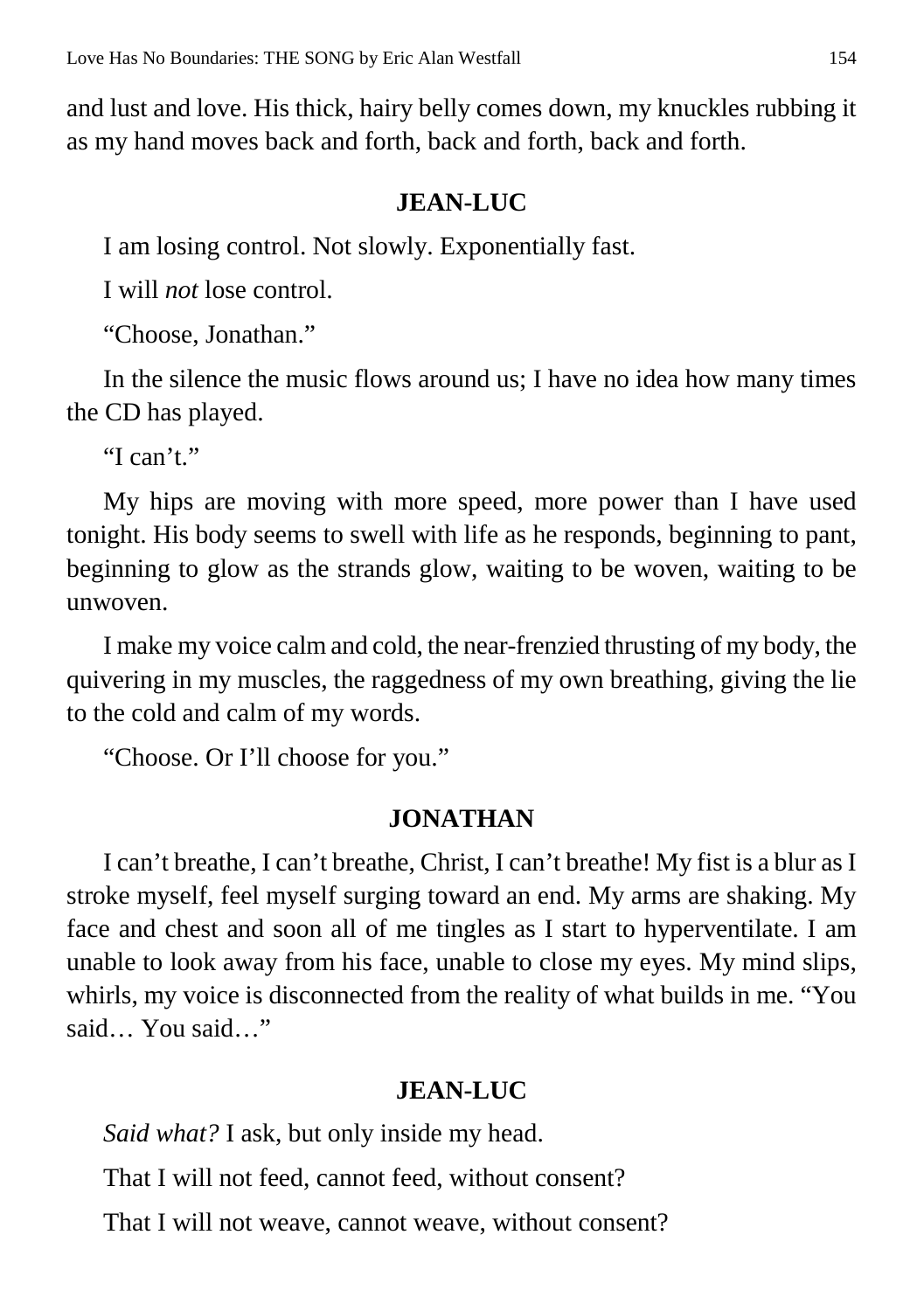and lust and love. His thick, hairy belly comes down, my knuckles rubbing it as my hand moves back and forth, back and forth, back and forth.

**JEAN-LUC**

I am losing control. Not slowly. Exponentially fast.

I will *not* lose control.

"Choose, Jonathan."

In the silence the music flows around us; I have no idea how many times the CD has played.

"I can't."

My hips are moving with more speed, more power than I have used tonight. His body seems to swell with life as he responds, beginning to pant, beginning to glow as the strands glow, waiting to be woven, waiting to be unwoven.

I make my voice calm and cold, the near-frenzied thrusting of my body, the quivering in my muscles, the raggedness of my own breathing, giving the lie to the cold and calm of my words.

"Choose. Or I'll choose for you."

**JONATHAN**

I can't breathe, I can't breathe, Christ, I can't breathe! My fist is a blur as I stroke myself, feel myself surging toward an end. My arms are shaking. My face and chest and soon all of me tingles as I start to hyperventilate. I am unable to look away from his face, unable to close my eyes. My mind slips, whirls, my voice is disconnected from the reality of what builds in me. "You said… You said…"

**JEAN-LUC**

*Said what?* I ask, but only inside my head.

That I will not feed, cannot feed, without consent?

That I will not weave, cannot weave, without consent?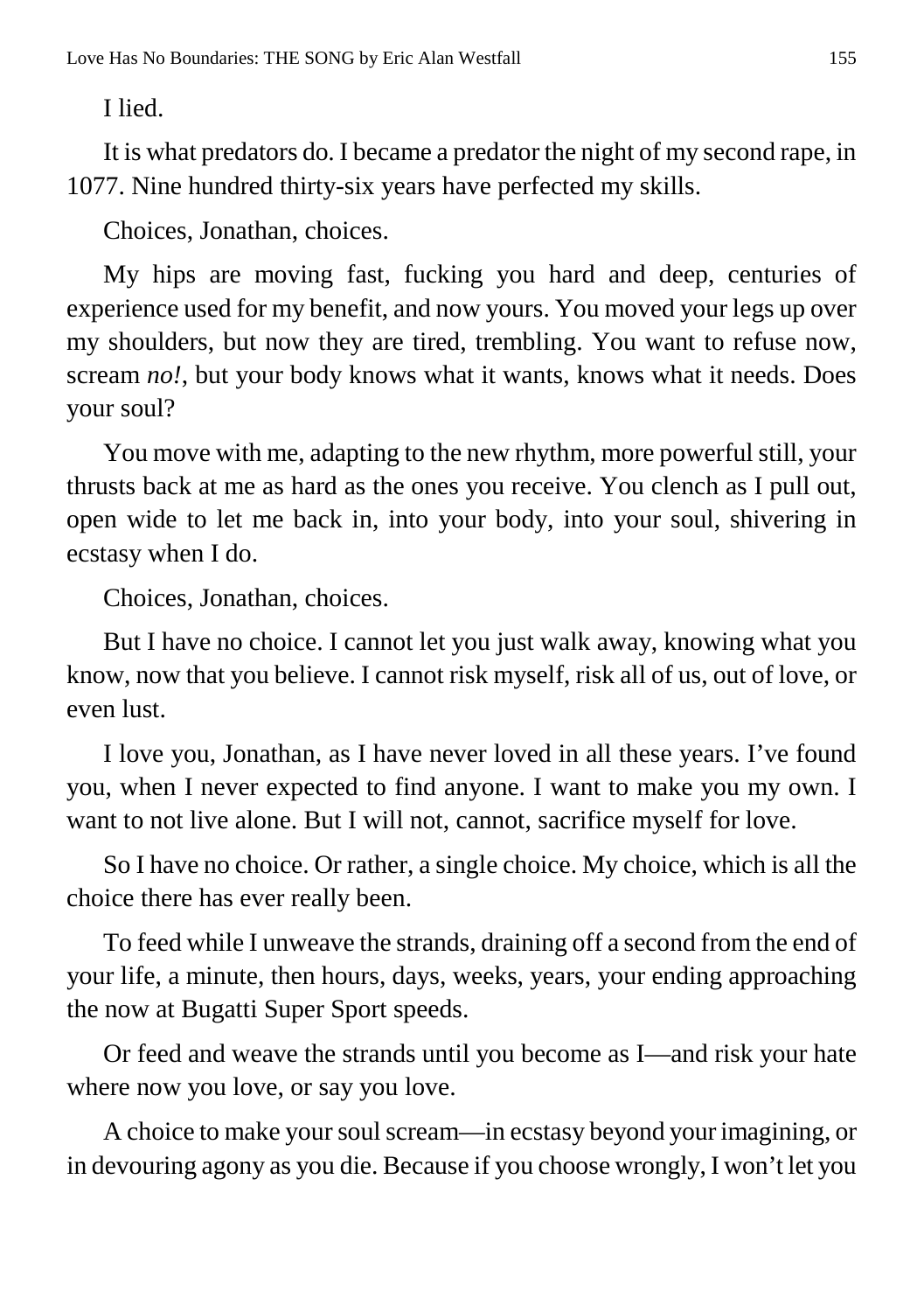I lied.

It is what predators do. I became a predator the night of my second rape, in 1077. Nine hundred thirty-six years have perfected my skills.

Choices, Jonathan, choices.

My hips are moving fast, fucking you hard and deep, centuries of experience used for my benefit, and now yours. You moved your legs up over my shoulders, but now they are tired, trembling. You want to refuse now, scream *no!*, but your body knows what it wants, knows what it needs. Does your soul?

You move with me, adapting to the new rhythm, more powerful still, your thrusts back at me as hard as the ones you receive. You clench as I pull out, open wide to let me back in, into your body, into your soul, shivering in ecstasy when I do.

Choices, Jonathan, choices.

But I have no choice. I cannot let you just walk away, knowing what you know, now that you believe. I cannot risk myself, risk all of us, out of love, or even lust.

I love you, Jonathan, as I have never loved in all these years. I've found you, when I never expected to find anyone. I want to make you my own. I want to not live alone. But I will not, cannot, sacrifice myself for love.

So I have no choice. Or rather, a single choice. My choice, which is all the choice there has ever really been.

To feed while I unweave the strands, draining off a second from the end of your life, a minute, then hours, days, weeks, years, your ending approaching the now at Bugatti Super Sport speeds.

Or feed and weave the strands until you become as I—and risk your hate where now you love, or say you love.

A choice to make your soul scream—in ecstasy beyond your imagining, or in devouring agony as you die. Because if you choose wrongly, I won't let you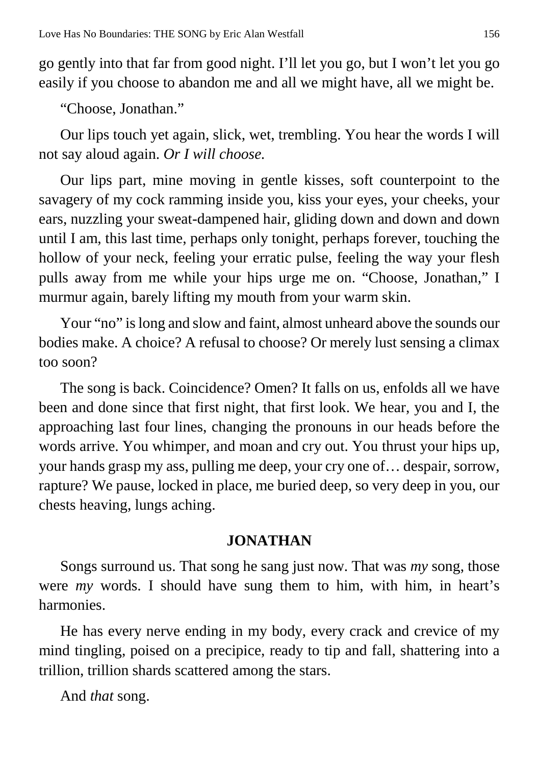go gently into that far from good night. I'll let you go, but I won't let you go easily if you choose to abandon me and all we might have, all we might be.

"Choose, Jonathan."

Our lips touch yet again, slick, wet, trembling. You hear the words I will not say aloud again. *Or I will choose.*

Our lips part, mine moving in gentle kisses, soft counterpoint to the savagery of my cock ramming inside you, kiss your eyes, your cheeks, your ears, nuzzling your sweat-dampened hair, gliding down and down and down until I am, this last time, perhaps only tonight, perhaps forever, touching the hollow of your neck, feeling your erratic pulse, feeling the way your flesh pulls away from me while your hips urge me on. "Choose, Jonathan," I murmur again, barely lifting my mouth from your warm skin.

Your "no" is long and slow and faint, almost unheard above the sounds our bodies make. A choice? A refusal to choose? Or merely lust sensing a climax too soon?

The song is back. Coincidence? Omen? It falls on us, enfolds all we have been and done since that first night, that first look. We hear, you and I, the approaching last four lines, changing the pronouns in our heads before the words arrive. You whimper, and moan and cry out. You thrust your hips up, your hands grasp my ass, pulling me deep, your cry one of… despair, sorrow, rapture? We pause, locked in place, me buried deep, so very deep in you, our chests heaving, lungs aching.

**JONATHAN**

Songs surround us. That song he sang just now. That was *my* song, those were *my* words. I should have sung them to him, with him, in heart's harmonies.

He has every nerve ending in my body, every crack and crevice of my mind tingling, poised on a precipice, ready to tip and fall, shattering into a trillion, trillion shards scattered among the stars.

And *that* song.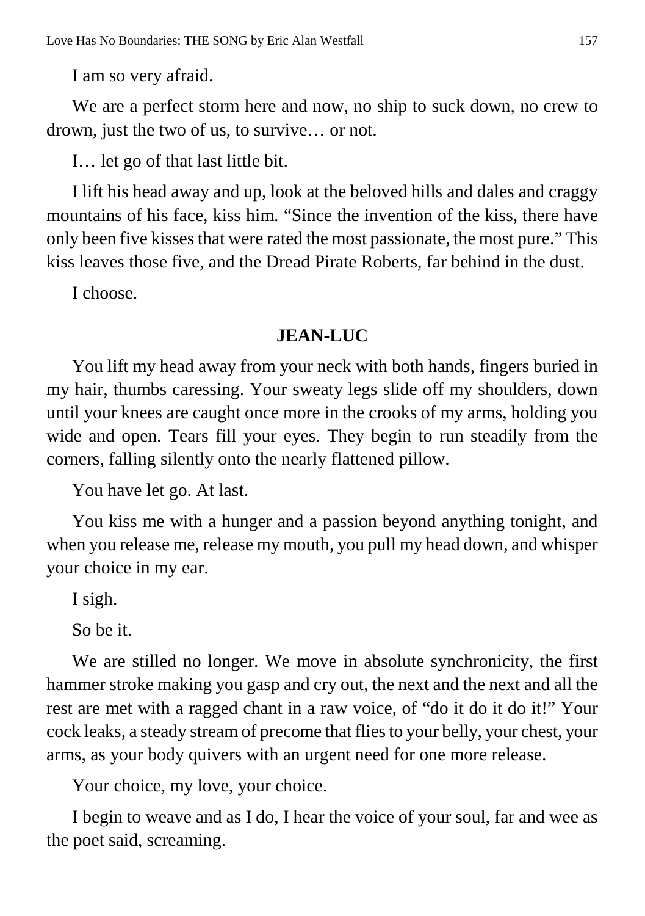I am so very afraid.

We are a perfect storm here and now, no ship to suck down, no crew to drown, just the two of us, to survive… or not.

I… let go of that last little bit.

I lift his head away and up, look at the beloved hills and dales and craggy mountains of his face, kiss him. "Since the invention of the kiss, there have only been five kisses that were rated the most passionate, the most pure." This kiss leaves those five, and the Dread Pirate Roberts, far behind in the dust.

I choose.

**JEAN-LUC**

You lift my head away from your neck with both hands, fingers buried in my hair, thumbs caressing. Your sweaty legs slide off my shoulders, down until your knees are caught once more in the crooks of my arms, holding you wide and open. Tears fill your eyes. They begin to run steadily from the corners, falling silently onto the nearly flattened pillow.

You have let go. At last.

You kiss me with a hunger and a passion beyond anything tonight, and when you release me, release my mouth, you pull my head down, and whisper your choice in my ear.

I sigh.

So be it.

We are stilled no longer. We move in absolute synchronicity, the first hammer stroke making you gasp and cry out, the next and the next and all the rest are met with a ragged chant in a raw voice, of "do it do it do it!" Your cock leaks, a steady stream of precome that flies to your belly, your chest, your arms, as your body quivers with an urgent need for one more release.

Your choice, my love, your choice.

I begin to weave and as I do, I hear the voice of your soul, far and wee as the poet said, screaming.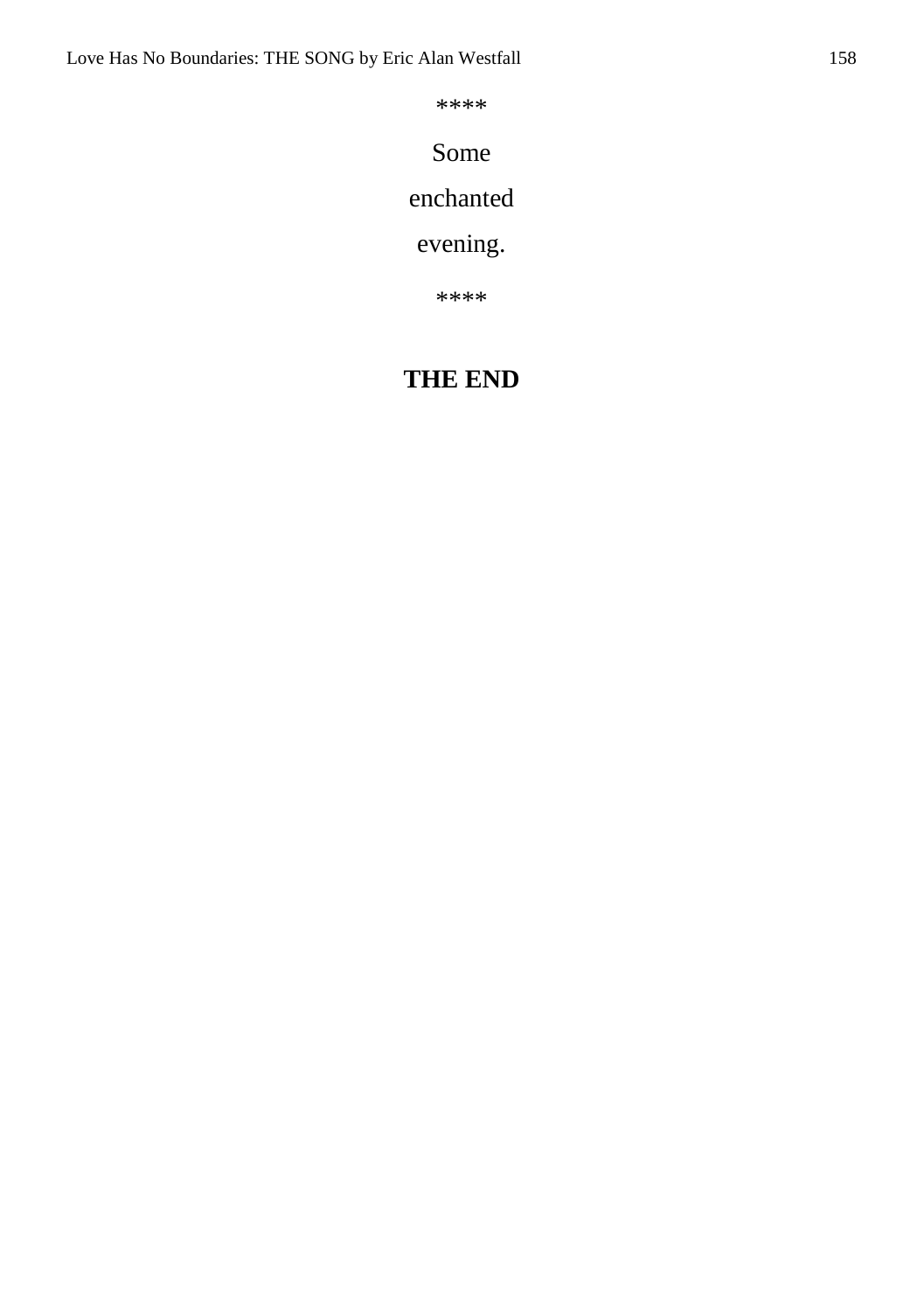****

Some

enchanted

evening.

****

**THE END**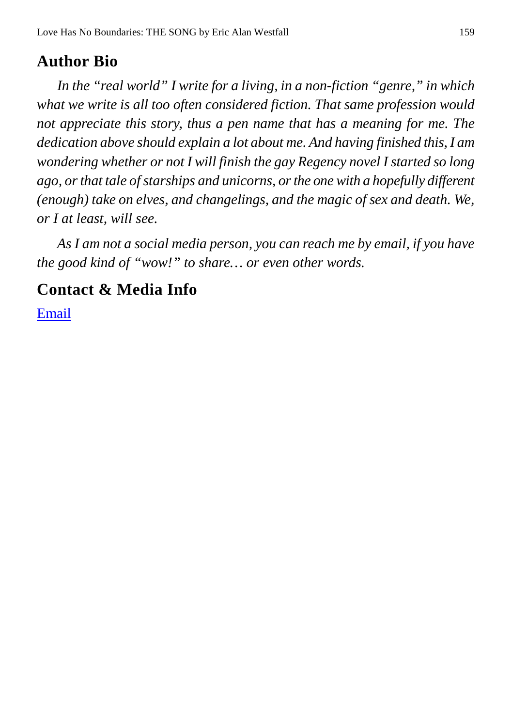## Author Bio

*In the "real world" I write for a living, in a non-fiction "genre," in which what we write is all too often considered fiction. That same profession would not appreciate this story, thus a pen name that has a meaning for me. The dedication above should explain a lot about me. And having finished this, I am wondering whether or not I will finish the gay Regency novel I started so long ago, or that tale of starships and unicorns, or the one with a hopefully different (enough) take on elves, and changelings, and the magic of sex and death. We, or I at least, will see.*

*As I am not a social media person, you can reach me by email, if you have the good kind of "wow!" to share… or even other words.*

## Contact & Media Info

Email